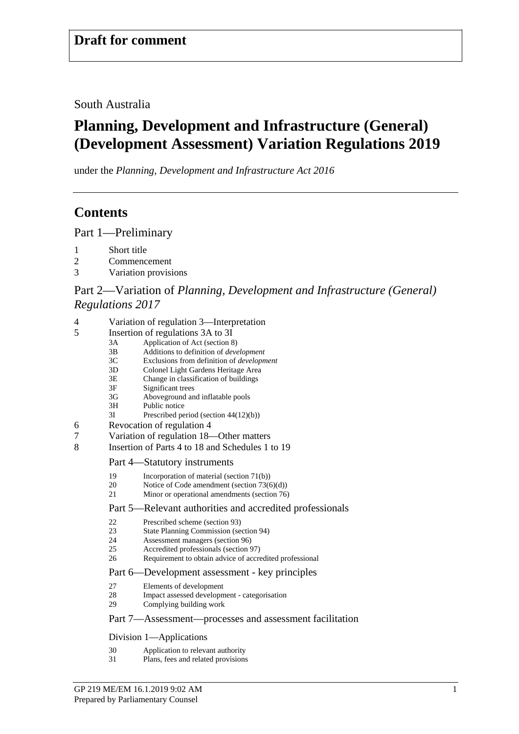**Draft for comment**

South Australia

# Planning, Development and Infrastructure (General) (Development Assessment) Variation Regulations 2019

under the *Planning, Development and Infrastructure Act 2016*

## Contents

### Part 1—Preliminary

1 Short title
2 Commencement
3 Variation provisions

### Part 2—Variation of *Planning, Development and Infrastructure (General) Regulations 2017*

4 Variation of regulation 3—Interpretation
5 Insertion of regulations 3A to 3I
- 3A Application of Act (section 8)
- 3B Additions to definition of *development*
- 3C Exclusions from definition of *development*
- 3D Colonel Light Gardens Heritage Area
- 3E Change in classification of buildings
- 3F Significant trees
- 3G Aboveground and inflatable pools
- 3H Public notice
- 3I Prescribed period (section 44(12)(b))

6 Revocation of regulation 4
7 Variation of regulation 18—Other matters
8 Insertion of Parts 4 to 18 and Schedules 1 to 19

#### Part 4—Statutory instruments

- 19 Incorporation of material (section 71(b))
- 20 Notice of Code amendment (section 73(6)(d))
- 21 Minor or operational amendments (section 76)

#### Part 5—Relevant authorities and accredited professionals

- 22 Prescribed scheme (section 93)
- 23 State Planning Commission (section 94)
- 24 Assessment managers (section 96)
- 25 Accredited professionals (section 97)
- 26 Requirement to obtain advice of accredited professional

#### Part 6—Development assessment - key principles

- 27 Elements of development
- 28 Impact assessed development - categorisation
- 29 Complying building work

#### Part 7—Assessment—processes and assessment facilitation

##### Division 1—Applications

- 30 Application to relevant authority
- 31 Plans, fees and related provisions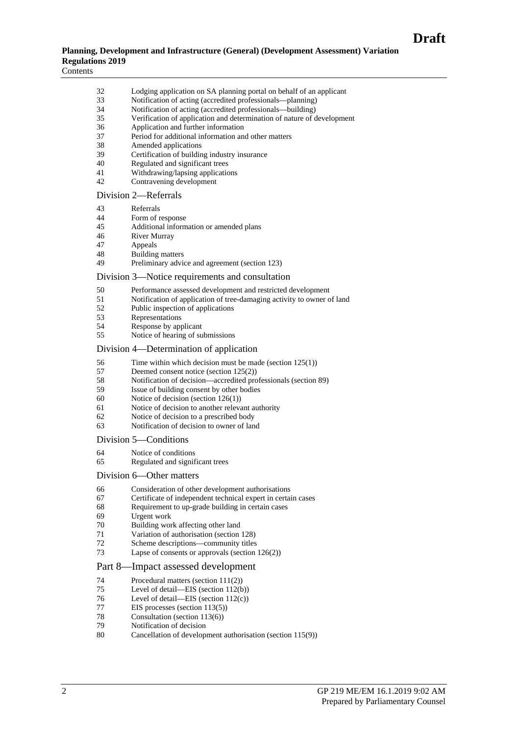32 Lodging application on SA planning portal on behalf of an applicant
33 Notification of acting (accredited professionals—planning)
34 Notification of acting (accredited professionals—building)
35 Verification of application and determination of nature of development
36 Application and further information
37 Period for additional information and other matters
38 Amended applications
39 Certification of building industry insurance
40 Regulated and significant trees
41 Withdrawing/lapsing applications
42 Contravening development

### Division 2—Referrals

43 Referrals
44 Form of response
45 Additional information or amended plans
46 River Murray
47 Appeals
48 Building matters
49 Preliminary advice and agreement (section 123)

### Division 3—Notice requirements and consultation

50 Performance assessed development and restricted development
51 Notification of application of tree-damaging activity to owner of land
52 Public inspection of applications
53 Representations
54 Response by applicant
55 Notice of hearing of submissions

### Division 4—Determination of application

56 Time within which decision must be made (section 125(1))
57 Deemed consent notice (section 125(2))
58 Notification of decision—accredited professionals (section 89)
59 Issue of building consent by other bodies
60 Notice of decision (section 126(1))
61 Notice of decision to another relevant authority
62 Notice of decision to a prescribed body
63 Notification of decision to owner of land

### Division 5—Conditions

64 Notice of conditions
65 Regulated and significant trees

### Division 6—Other matters

66 Consideration of other development authorisations
67 Certificate of independent technical expert in certain cases
68 Requirement to up-grade building in certain cases
69 Urgent work
70 Building work affecting other land
71 Variation of authorisation (section 128)
72 Scheme descriptions—community titles
73 Lapse of consents or approvals (section 126(2))

## Part 8—Impact assessed development

74 Procedural matters (section 111(2))
75 Level of detail—EIS (section 112(b))
76 Level of detail—EIS (section 112(c))
77 EIS processes (section 113(5))
78 Consultation (section 113(6))
79 Notification of decision
80 Cancellation of development authorisation (section 115(9))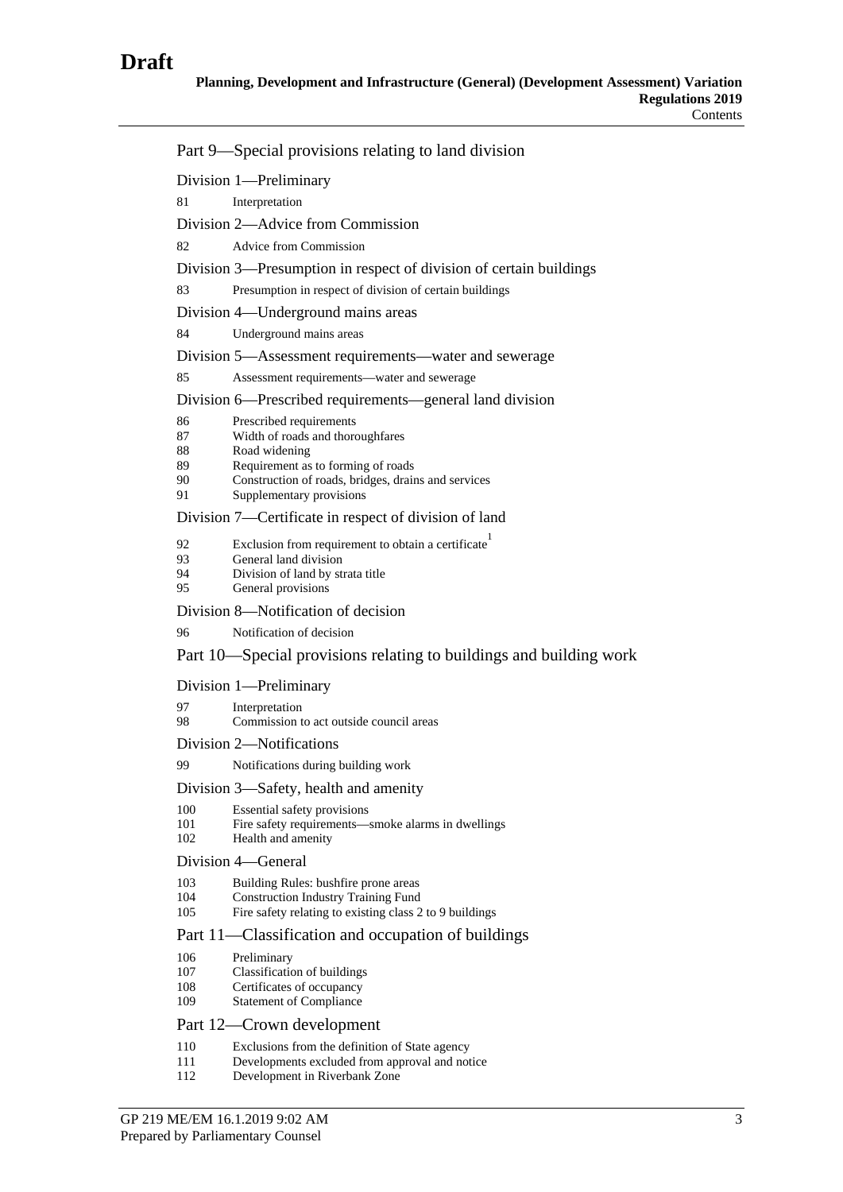## Part 9—Special provisions relating to land division

### Division 1—Preliminary

81 Interpretation

### Division 2—Advice from Commission

82 Advice from Commission

### Division 3—Presumption in respect of division of certain buildings

83 Presumption in respect of division of certain buildings

### Division 4—Underground mains areas

84 Underground mains areas

### Division 5—Assessment requirements—water and sewerage

85 Assessment requirements—water and sewerage

### Division 6—Prescribed requirements—general land division

86 Prescribed requirements
87 Width of roads and thoroughfares
88 Road widening
89 Requirement as to forming of roads
90 Construction of roads, bridges, drains and services
91 Supplementary provisions

### Division 7—Certificate in respect of division of land

92 Exclusion from requirement to obtain a certificate[1]
93 General land division
94 Division of land by strata title
95 General provisions

### Division 8—Notification of decision

96 Notification of decision

## Part 10—Special provisions relating to buildings and building work

### Division 1—Preliminary

97 Interpretation
98 Commission to act outside council areas

### Division 2—Notifications

99 Notifications during building work

### Division 3—Safety, health and amenity

100 Essential safety provisions
101 Fire safety requirements—smoke alarms in dwellings
102 Health and amenity

### Division 4—General

103 Building Rules: bushfire prone areas
104 Construction Industry Training Fund
105 Fire safety relating to existing class 2 to 9 buildings

## Part 11—Classification and occupation of buildings

106 Preliminary
107 Classification of buildings
108 Certificates of occupancy
109 Statement of Compliance

## Part 12—Crown development

110 Exclusions from the definition of State agency
111 Developments excluded from approval and notice
112 Development in Riverbank Zone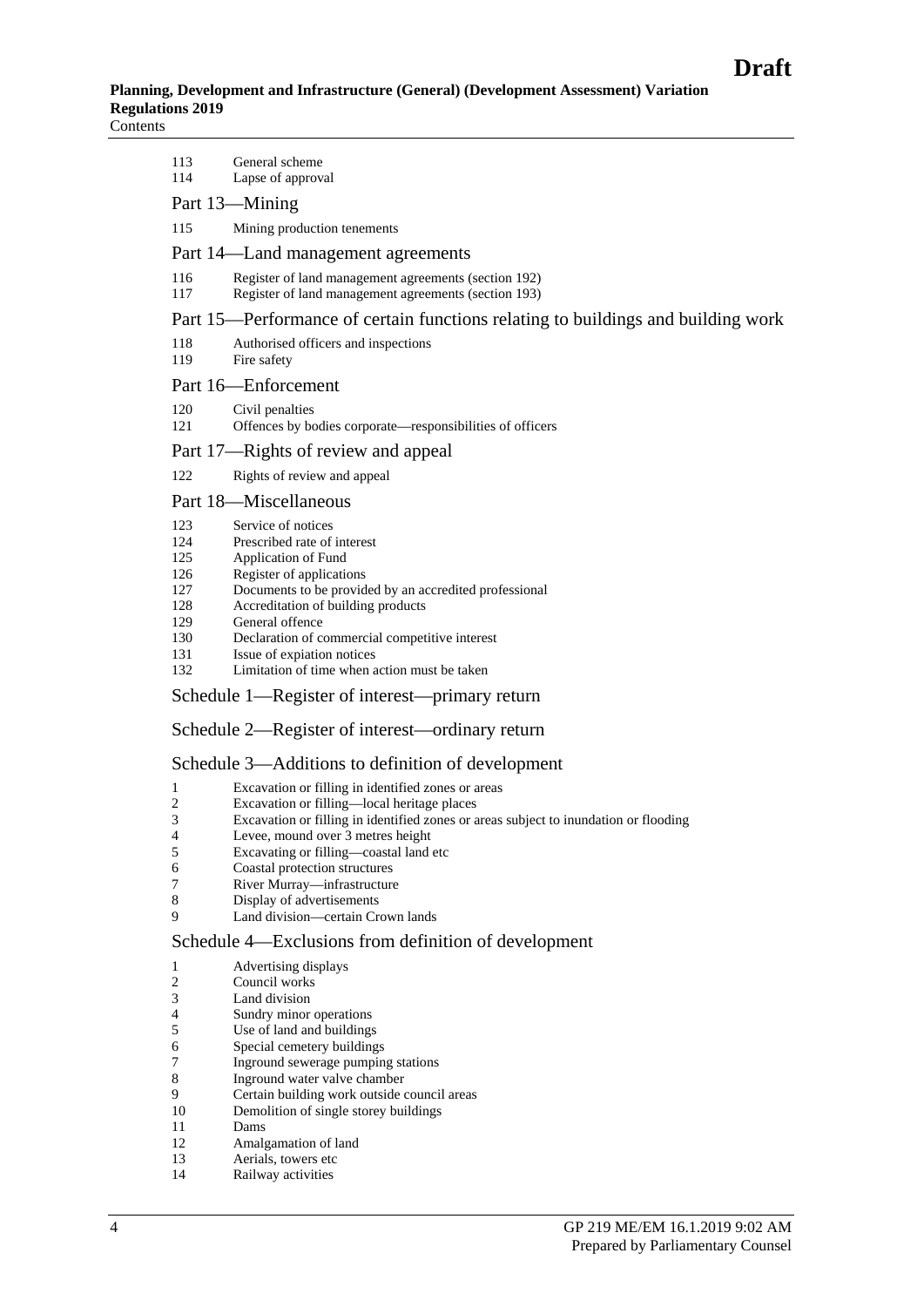113 General scheme
114 Lapse of approval

## Part 13—Mining

115 Mining production tenements

## Part 14—Land management agreements

116 Register of land management agreements (section 192)
117 Register of land management agreements (section 193)

## Part 15—Performance of certain functions relating to buildings and building work

118 Authorised officers and inspections
119 Fire safety

## Part 16—Enforcement

120 Civil penalties
121 Offences by bodies corporate—responsibilities of officers

## Part 17—Rights of review and appeal

122 Rights of review and appeal

## Part 18—Miscellaneous

123 Service of notices
124 Prescribed rate of interest
125 Application of Fund
126 Register of applications
127 Documents to be provided by an accredited professional
128 Accreditation of building products
129 General offence
130 Declaration of commercial competitive interest
131 Issue of expiation notices
132 Limitation of time when action must be taken

## Schedule 1—Register of interest—primary return

## Schedule 2—Register of interest—ordinary return

## Schedule 3—Additions to definition of development

1 Excavation or filling in identified zones or areas
2 Excavation or filling—local heritage places
3 Excavation or filling in identified zones or areas subject to inundation or flooding
4 Levee, mound over 3 metres height
5 Excavating or filling—coastal land etc
6 Coastal protection structures
7 River Murray—infrastructure
8 Display of advertisements
9 Land division—certain Crown lands

## Schedule 4—Exclusions from definition of development

1 Advertising displays
2 Council works
3 Land division
4 Sundry minor operations
5 Use of land and buildings
6 Special cemetery buildings
7 Inground sewerage pumping stations
8 Inground water valve chamber
9 Certain building work outside council areas
10 Demolition of single storey buildings
11 Dams
12 Amalgamation of land
13 Aerials, towers etc
14 Railway activities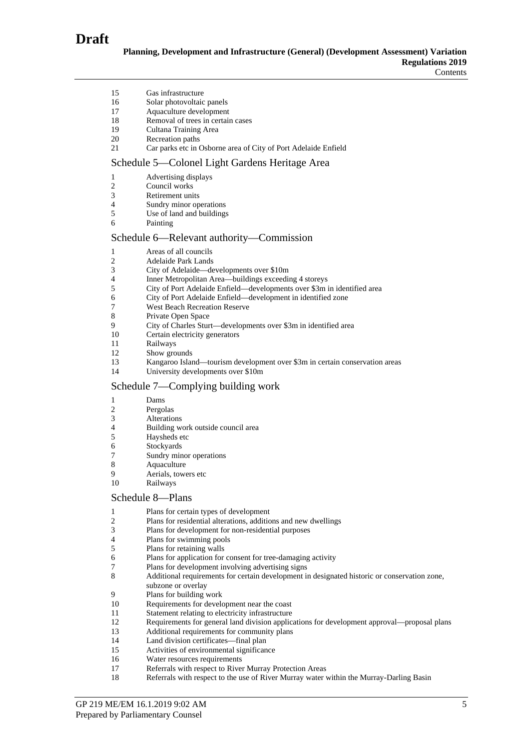15 Gas infrastructure
16 Solar photovoltaic panels
17 Aquaculture development
18 Removal of trees in certain cases
19 Cultana Training Area
20 Recreation paths
21 Car parks etc in Osborne area of City of Port Adelaide Enfield

## Schedule 5—Colonel Light Gardens Heritage Area

1 Advertising displays
2 Council works
3 Retirement units
4 Sundry minor operations
5 Use of land and buildings
6 Painting

## Schedule 6—Relevant authority—Commission

1 Areas of all councils
2 Adelaide Park Lands
3 City of Adelaide—developments over $10m
4 Inner Metropolitan Area—buildings exceeding 4 storeys
5 City of Port Adelaide Enfield—developments over $3m in identified area
6 City of Port Adelaide Enfield—development in identified zone
7 West Beach Recreation Reserve
8 Private Open Space
9 City of Charles Sturt—developments over $3m in identified area
10 Certain electricity generators
11 Railways
12 Show grounds
13 Kangaroo Island—tourism development over $3m in certain conservation areas
14 University developments over $10m

## Schedule 7—Complying building work

1 Dams
2 Pergolas
3 Alterations
4 Building work outside council area
5 Haysheds etc
6 Stockyards
7 Sundry minor operations
8 Aquaculture
9 Aerials, towers etc
10 Railways

## Schedule 8—Plans

1 Plans for certain types of development
2 Plans for residential alterations, additions and new dwellings
3 Plans for development for non-residential purposes
4 Plans for swimming pools
5 Plans for retaining walls
6 Plans for application for consent for tree-damaging activity
7 Plans for development involving advertising signs
8 Additional requirements for certain development in designated historic or conservation zone, subzone or overlay
9 Plans for building work
10 Requirements for development near the coast
11 Statement relating to electricity infrastructure
12 Requirements for general land division applications for development approval—proposal plans
13 Additional requirements for community plans
14 Land division certificates—final plan
15 Activities of environmental significance
16 Water resources requirements
17 Referrals with respect to River Murray Protection Areas
18 Referrals with respect to the use of River Murray water within the Murray-Darling Basin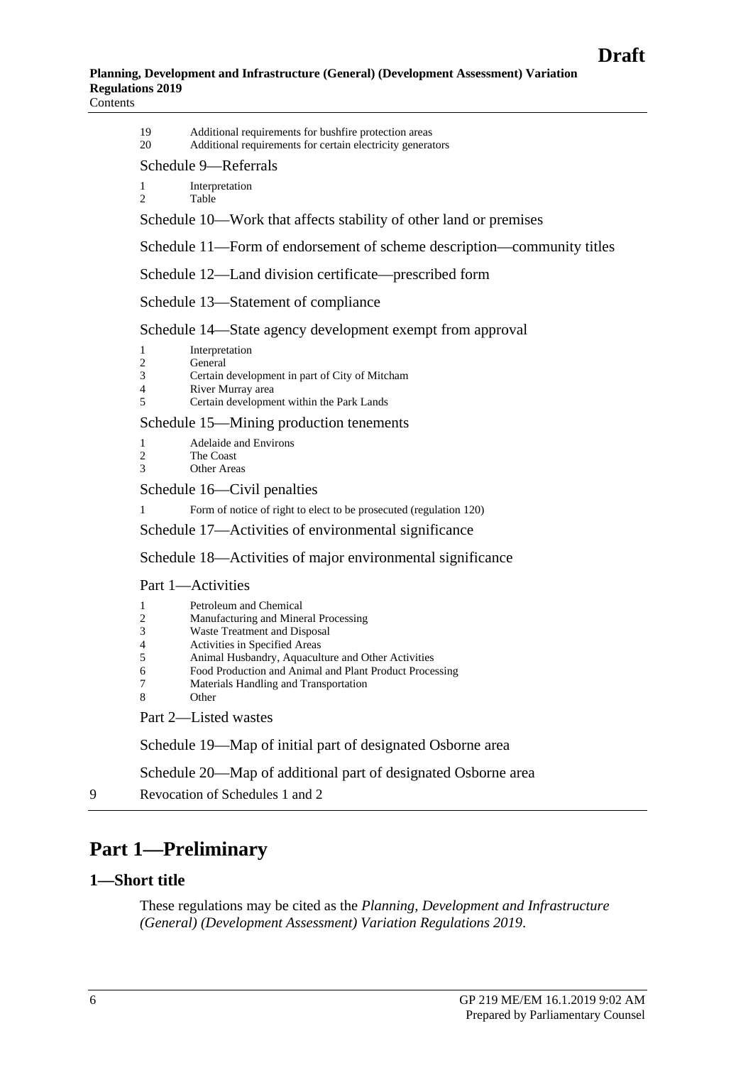19 Additional requirements for bushfire protection areas
20 Additional requirements for certain electricity generators

Schedule 9—Referrals

1 Interpretation
2 Table

Schedule 10—Work that affects stability of other land or premises

Schedule 11—Form of endorsement of scheme description—community titles

Schedule 12—Land division certificate—prescribed form

Schedule 13—Statement of compliance

Schedule 14—State agency development exempt from approval

1 Interpretation
2 General
3 Certain development in part of City of Mitcham
4 River Murray area
5 Certain development within the Park Lands

Schedule 15—Mining production tenements

1 Adelaide and Environs
2 The Coast
3 Other Areas

Schedule 16—Civil penalties

1 Form of notice of right to elect to be prosecuted (regulation 120)

Schedule 17—Activities of environmental significance

Schedule 18—Activities of major environmental significance

Part 1—Activities

1 Petroleum and Chemical
2 Manufacturing and Mineral Processing
3 Waste Treatment and Disposal
4 Activities in Specified Areas
5 Animal Husbandry, Aquaculture and Other Activities
6 Food Production and Animal and Plant Product Processing
7 Materials Handling and Transportation
8 Other

Part 2—Listed wastes

Schedule 19—Map of initial part of designated Osborne area

Schedule 20—Map of additional part of designated Osborne area

9 Revocation of Schedules 1 and 2

# Part 1—Preliminary

## 1—Short title

These regulations may be cited as the *Planning, Development and Infrastructure (General) (Development Assessment) Variation Regulations 2019*.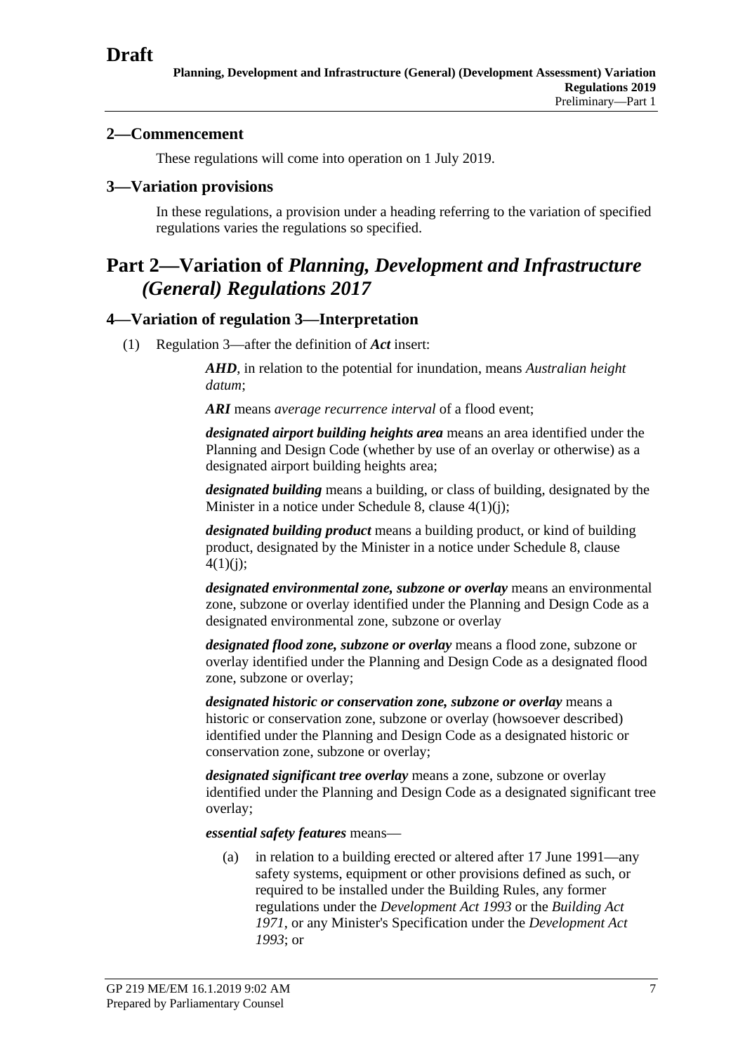## 2—Commencement

These regulations will come into operation on 1 July 2019.

## 3—Variation provisions

In these regulations, a provision under a heading referring to the variation of specified regulations varies the regulations so specified.

# Part 2—Variation of *Planning, Development and Infrastructure (General) Regulations 2017*

## 4—Variation of regulation 3—Interpretation

(1) Regulation 3—after the definition of ***Act*** insert:

> ***AHD***, in relation to the potential for inundation, means *Australian height datum*;
>
> ***ARI*** means *average recurrence interval* of a flood event;
>
> ***designated airport building heights area*** means an area identified under the Planning and Design Code (whether by use of an overlay or otherwise) as a designated airport building heights area;
>
> ***designated building*** means a building, or class of building, designated by the Minister in a notice under Schedule 8, clause 4(1)(j);
>
> ***designated building product*** means a building product, or kind of building product, designated by the Minister in a notice under Schedule 8, clause 4(1)(j);
>
> ***designated environmental zone, subzone or overlay*** means an environmental zone, subzone or overlay identified under the Planning and Design Code as a designated environmental zone, subzone or overlay
>
> ***designated flood zone, subzone or overlay*** means a flood zone, subzone or overlay identified under the Planning and Design Code as a designated flood zone, subzone or overlay;
>
> ***designated historic or conservation zone, subzone or overlay*** means a historic or conservation zone, subzone or overlay (howsoever described) identified under the Planning and Design Code as a designated historic or conservation zone, subzone or overlay;
>
> ***designated significant tree overlay*** means a zone, subzone or overlay identified under the Planning and Design Code as a designated significant tree overlay;
>
> ***essential safety features*** means—
>
> (a) in relation to a building erected or altered after 17 June 1991—any safety systems, equipment or other provisions defined as such, or required to be installed under the Building Rules, any former regulations under the *Development Act 1993* or the *Building Act 1971*, or any Minister's Specification under the *Development Act 1993*; or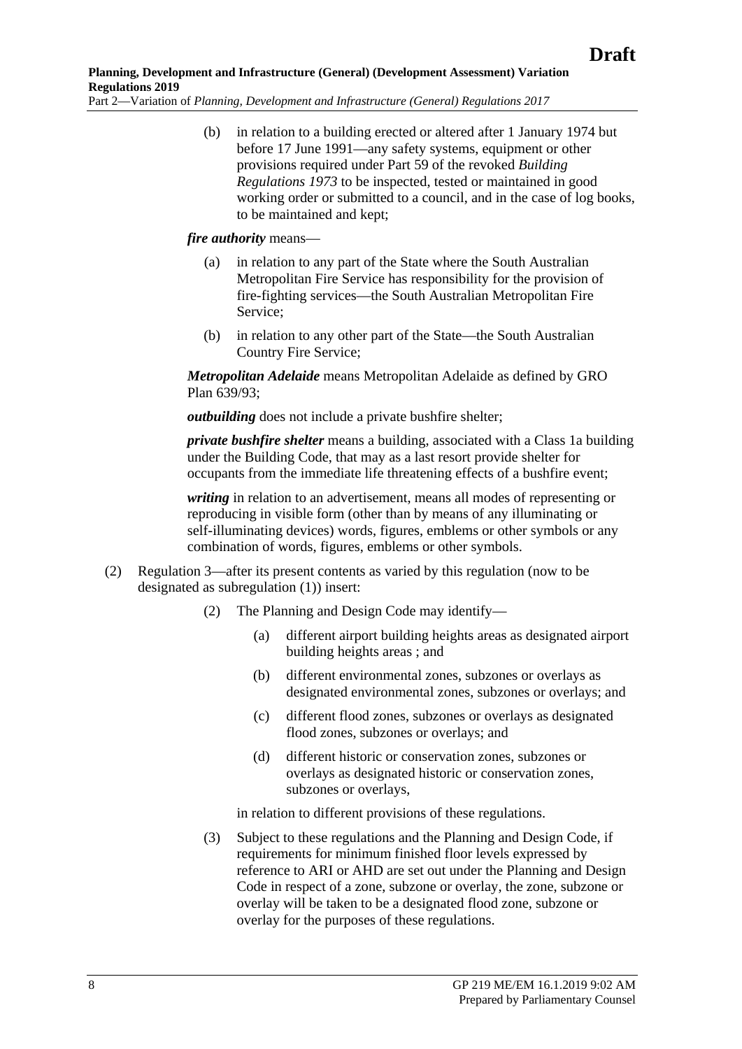(b) in relation to a building erected or altered after 1 January 1974 but before 17 June 1991—any safety systems, equipment or other provisions required under Part 59 of the revoked *Building Regulations 1973* to be inspected, tested or maintained in good working order or submitted to a council, and in the case of log books, to be maintained and kept;

***fire authority*** means—

(a) in relation to any part of the State where the South Australian Metropolitan Fire Service has responsibility for the provision of fire-fighting services—the South Australian Metropolitan Fire Service;

(b) in relation to any other part of the State—the South Australian Country Fire Service;

***Metropolitan Adelaide*** means Metropolitan Adelaide as defined by GRO Plan 639/93;

***outbuilding*** does not include a private bushfire shelter;

***private bushfire shelter*** means a building, associated with a Class 1a building under the Building Code, that may as a last resort provide shelter for occupants from the immediate life threatening effects of a bushfire event;

***writing*** in relation to an advertisement, means all modes of representing or reproducing in visible form (other than by means of any illuminating or self-illuminating devices) words, figures, emblems or other symbols or any combination of words, figures, emblems or other symbols.

(2) Regulation 3—after its present contents as varied by this regulation (now to be designated as subregulation (1)) insert:

(2) The Planning and Design Code may identify—

(a) different airport building heights areas as designated airport building heights areas ; and

(b) different environmental zones, subzones or overlays as designated environmental zones, subzones or overlays; and

(c) different flood zones, subzones or overlays as designated flood zones, subzones or overlays; and

(d) different historic or conservation zones, subzones or overlays as designated historic or conservation zones, subzones or overlays,

in relation to different provisions of these regulations.

(3) Subject to these regulations and the Planning and Design Code, if requirements for minimum finished floor levels expressed by reference to ARI or AHD are set out under the Planning and Design Code in respect of a zone, subzone or overlay, the zone, subzone or overlay will be taken to be a designated flood zone, subzone or overlay for the purposes of these regulations.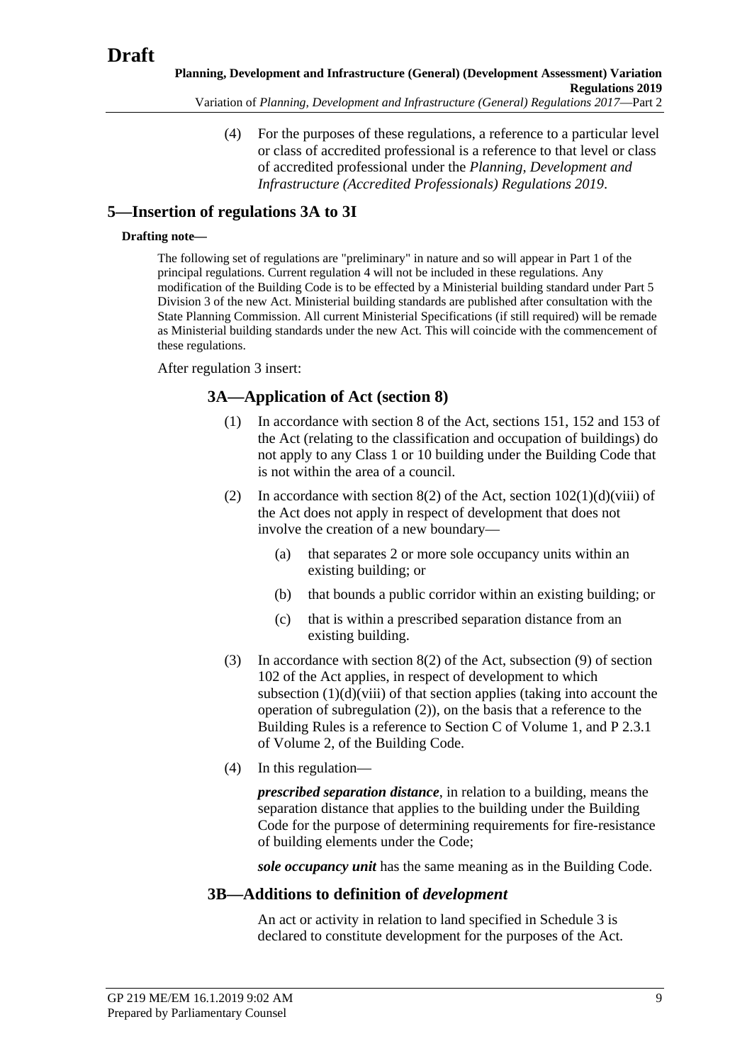(4) For the purposes of these regulations, a reference to a particular level or class of accredited professional is a reference to that level or class of accredited professional under the *Planning, Development and Infrastructure (Accredited Professionals) Regulations 2019*.

## 5—Insertion of regulations 3A to 3I

**Drafting note—**

The following set of regulations are "preliminary" in nature and so will appear in Part 1 of the principal regulations. Current regulation 4 will not be included in these regulations. Any modification of the Building Code is to be effected by a Ministerial building standard under Part 5 Division 3 of the new Act. Ministerial building standards are published after consultation with the State Planning Commission. All current Ministerial Specifications (if still required) will be remade as Ministerial building standards under the new Act. This will coincide with the commencement of these regulations.

After regulation 3 insert:

### 3A—Application of Act (section 8)

(1) In accordance with section 8 of the Act, sections 151, 152 and 153 of the Act (relating to the classification and occupation of buildings) do not apply to any Class 1 or 10 building under the Building Code that is not within the area of a council.

(2) In accordance with section 8(2) of the Act, section 102(1)(d)(viii) of the Act does not apply in respect of development that does not involve the creation of a new boundary—

(a) that separates 2 or more sole occupancy units within an existing building; or

(b) that bounds a public corridor within an existing building; or

(c) that is within a prescribed separation distance from an existing building.

(3) In accordance with section 8(2) of the Act, subsection (9) of section 102 of the Act applies, in respect of development to which subsection (1)(d)(viii) of that section applies (taking into account the operation of subregulation (2)), on the basis that a reference to the Building Rules is a reference to Section C of Volume 1, and P 2.3.1 of Volume 2, of the Building Code.

(4) In this regulation—

***prescribed separation distance***, in relation to a building, means the separation distance that applies to the building under the Building Code for the purpose of determining requirements for fire-resistance of building elements under the Code;

***sole occupancy unit*** has the same meaning as in the Building Code.

### 3B—Additions to definition of *development*

An act or activity in relation to land specified in Schedule 3 is declared to constitute development for the purposes of the Act.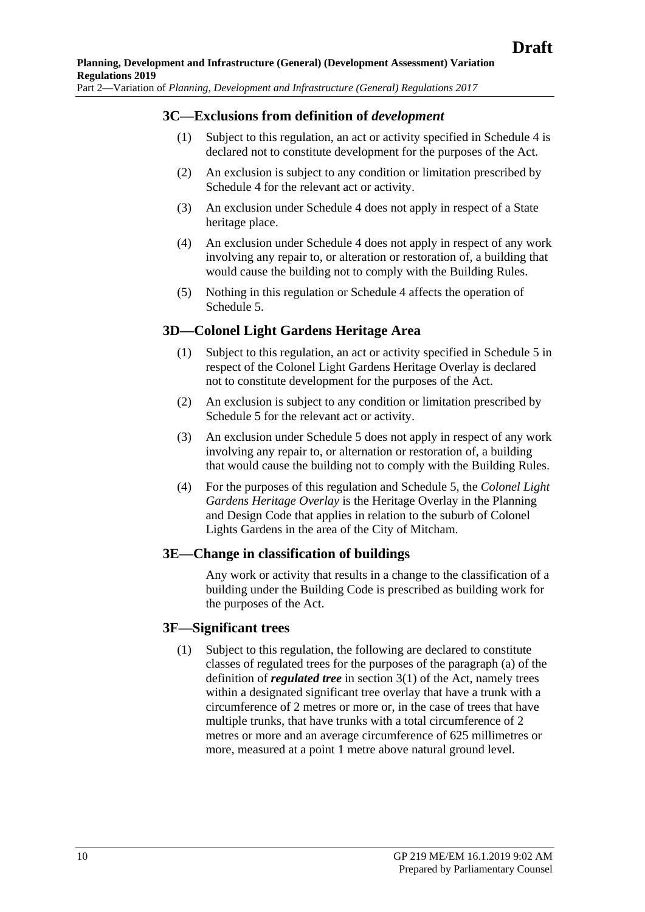### 3C—Exclusions from definition of *development*

(1) Subject to this regulation, an act or activity specified in Schedule 4 is declared not to constitute development for the purposes of the Act.

(2) An exclusion is subject to any condition or limitation prescribed by Schedule 4 for the relevant act or activity.

(3) An exclusion under Schedule 4 does not apply in respect of a State heritage place.

(4) An exclusion under Schedule 4 does not apply in respect of any work involving any repair to, or alteration or restoration of, a building that would cause the building not to comply with the Building Rules.

(5) Nothing in this regulation or Schedule 4 affects the operation of Schedule 5.

### 3D—Colonel Light Gardens Heritage Area

(1) Subject to this regulation, an act or activity specified in Schedule 5 in respect of the Colonel Light Gardens Heritage Overlay is declared not to constitute development for the purposes of the Act.

(2) An exclusion is subject to any condition or limitation prescribed by Schedule 5 for the relevant act or activity.

(3) An exclusion under Schedule 5 does not apply in respect of any work involving any repair to, or alternation or restoration of, a building that would cause the building not to comply with the Building Rules.

(4) For the purposes of this regulation and Schedule 5, the *Colonel Light Gardens Heritage Overlay* is the Heritage Overlay in the Planning and Design Code that applies in relation to the suburb of Colonel Lights Gardens in the area of the City of Mitcham.

### 3E—Change in classification of buildings

Any work or activity that results in a change to the classification of a building under the Building Code is prescribed as building work for the purposes of the Act.

### 3F—Significant trees

(1) Subject to this regulation, the following are declared to constitute classes of regulated trees for the purposes of the paragraph (a) of the definition of ***regulated tree*** in section 3(1) of the Act, namely trees within a designated significant tree overlay that have a trunk with a circumference of 2 metres or more or, in the case of trees that have multiple trunks, that have trunks with a total circumference of 2 metres or more and an average circumference of 625 millimetres or more, measured at a point 1 metre above natural ground level.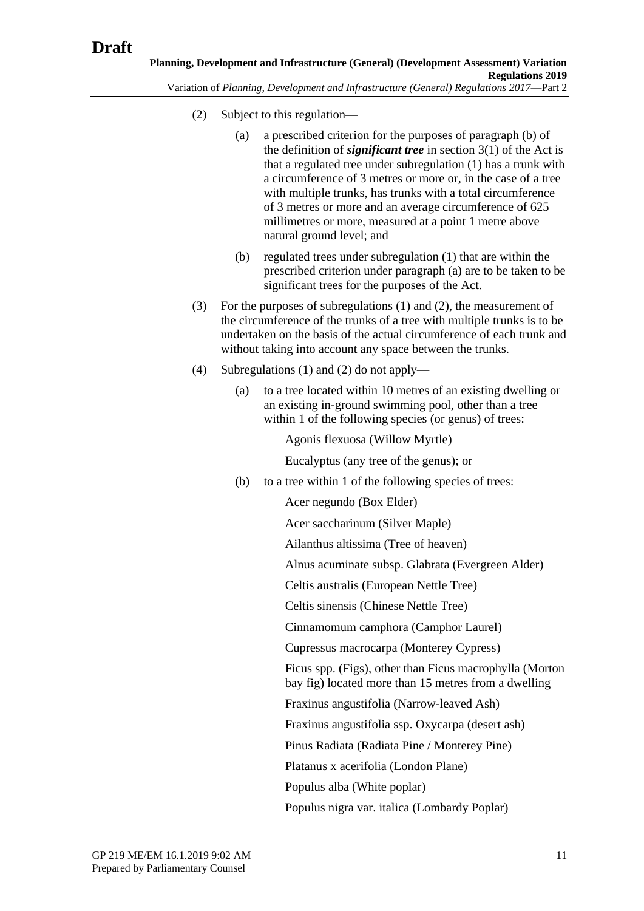(2) Subject to this regulation—

(a) a prescribed criterion for the purposes of paragraph (b) of the definition of ***significant tree*** in section 3(1) of the Act is that a regulated tree under subregulation (1) has a trunk with a circumference of 3 metres or more or, in the case of a tree with multiple trunks, has trunks with a total circumference of 3 metres or more and an average circumference of 625 millimetres or more, measured at a point 1 metre above natural ground level; and

(b) regulated trees under subregulation (1) that are within the prescribed criterion under paragraph (a) are to be taken to be significant trees for the purposes of the Act.

(3) For the purposes of subregulations (1) and (2), the measurement of the circumference of the trunks of a tree with multiple trunks is to be undertaken on the basis of the actual circumference of each trunk and without taking into account any space between the trunks.

(4) Subregulations (1) and (2) do not apply—

(a) to a tree located within 10 metres of an existing dwelling or an existing in-ground swimming pool, other than a tree within 1 of the following species (or genus) of trees:

Agonis flexuosa (Willow Myrtle)

Eucalyptus (any tree of the genus); or

(b) to a tree within 1 of the following species of trees:

Acer negundo (Box Elder)

Acer saccharinum (Silver Maple)

Ailanthus altissima (Tree of heaven)

Alnus acuminate subsp. Glabrata (Evergreen Alder)

Celtis australis (European Nettle Tree)

Celtis sinensis (Chinese Nettle Tree)

Cinnamomum camphora (Camphor Laurel)

Cupressus macrocarpa (Monterey Cypress)

Ficus spp. (Figs), other than Ficus macrophylla (Morton bay fig) located more than 15 metres from a dwelling

Fraxinus angustifolia (Narrow-leaved Ash)

Fraxinus angustifolia ssp. Oxycarpa (desert ash)

Pinus Radiata (Radiata Pine / Monterey Pine)

Platanus x acerifolia (London Plane)

Populus alba (White poplar)

Populus nigra var. italica (Lombardy Poplar)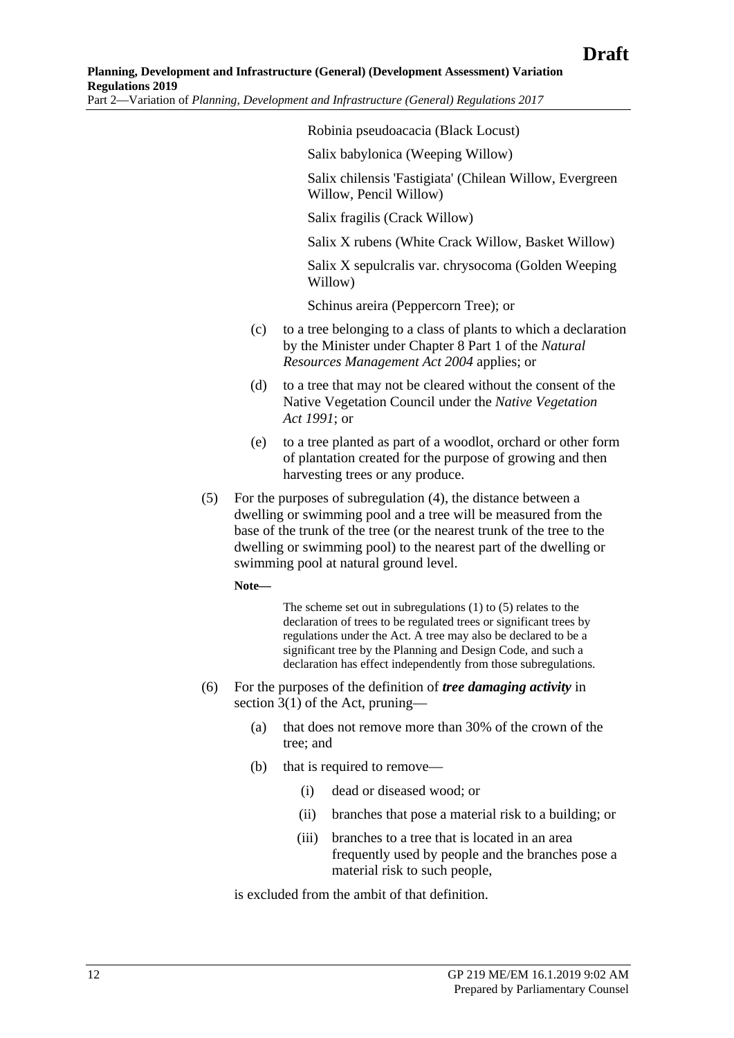Robinia pseudoacacia (Black Locust)

Salix babylonica (Weeping Willow)

Salix chilensis 'Fastigiata' (Chilean Willow, Evergreen Willow, Pencil Willow)

Salix fragilis (Crack Willow)

Salix X rubens (White Crack Willow, Basket Willow)

Salix X sepulcralis var. chrysocoma (Golden Weeping Willow)

Schinus areira (Peppercorn Tree); or

(c) to a tree belonging to a class of plants to which a declaration by the Minister under Chapter 8 Part 1 of the *Natural Resources Management Act 2004* applies; or

(d) to a tree that may not be cleared without the consent of the Native Vegetation Council under the *Native Vegetation Act 1991*; or

(e) to a tree planted as part of a woodlot, orchard or other form of plantation created for the purpose of growing and then harvesting trees or any produce.

(5) For the purposes of subregulation (4), the distance between a dwelling or swimming pool and a tree will be measured from the base of the trunk of the tree (or the nearest trunk of the tree to the dwelling or swimming pool) to the nearest part of the dwelling or swimming pool at natural ground level.

**Note—**

The scheme set out in subregulations (1) to (5) relates to the declaration of trees to be regulated trees or significant trees by regulations under the Act. A tree may also be declared to be a significant tree by the Planning and Design Code, and such a declaration has effect independently from those subregulations.

(6) For the purposes of the definition of ***tree damaging activity*** in section 3(1) of the Act, pruning—

(a) that does not remove more than 30% of the crown of the tree; and

(b) that is required to remove—

(i) dead or diseased wood; or

(ii) branches that pose a material risk to a building; or

(iii) branches to a tree that is located in an area frequently used by people and the branches pose a material risk to such people,

is excluded from the ambit of that definition.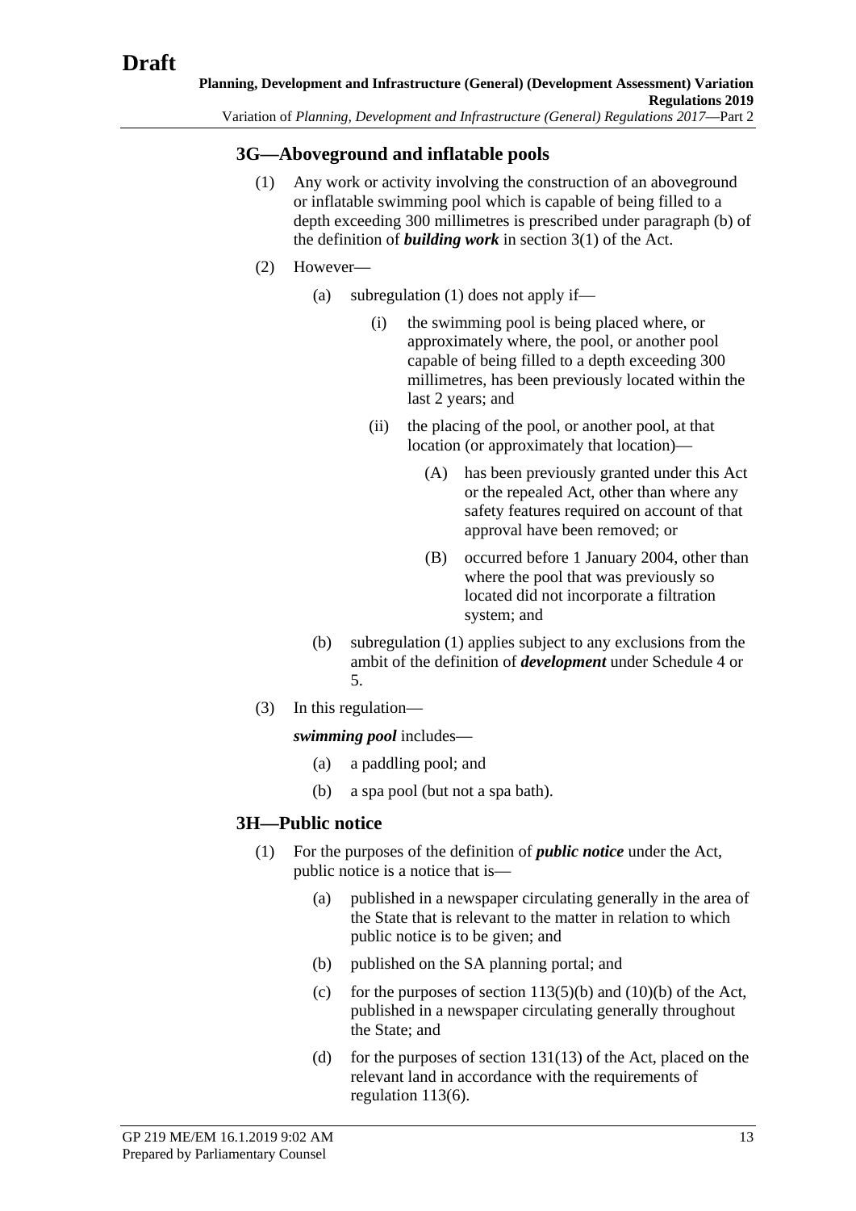### 3G—Aboveground and inflatable pools

(1) Any work or activity involving the construction of an aboveground or inflatable swimming pool which is capable of being filled to a depth exceeding 300 millimetres is prescribed under paragraph (b) of the definition of ***building work*** in section 3(1) of the Act.

(2) However—

(a) subregulation (1) does not apply if—

(i) the swimming pool is being placed where, or approximately where, the pool, or another pool capable of being filled to a depth exceeding 300 millimetres, has been previously located within the last 2 years; and

(ii) the placing of the pool, or another pool, at that location (or approximately that location)—

(A) has been previously granted under this Act or the repealed Act, other than where any safety features required on account of that approval have been removed; or

(B) occurred before 1 January 2004, other than where the pool that was previously so located did not incorporate a filtration system; and

(b) subregulation (1) applies subject to any exclusions from the ambit of the definition of ***development*** under Schedule 4 or 5.

(3) In this regulation—

***swimming pool*** includes—

(a) a paddling pool; and

(b) a spa pool (but not a spa bath).

### 3H—Public notice

(1) For the purposes of the definition of ***public notice*** under the Act, public notice is a notice that is—

(a) published in a newspaper circulating generally in the area of the State that is relevant to the matter in relation to which public notice is to be given; and

(b) published on the SA planning portal; and

(c) for the purposes of section 113(5)(b) and (10)(b) of the Act, published in a newspaper circulating generally throughout the State; and

(d) for the purposes of section 131(13) of the Act, placed on the relevant land in accordance with the requirements of regulation 113(6).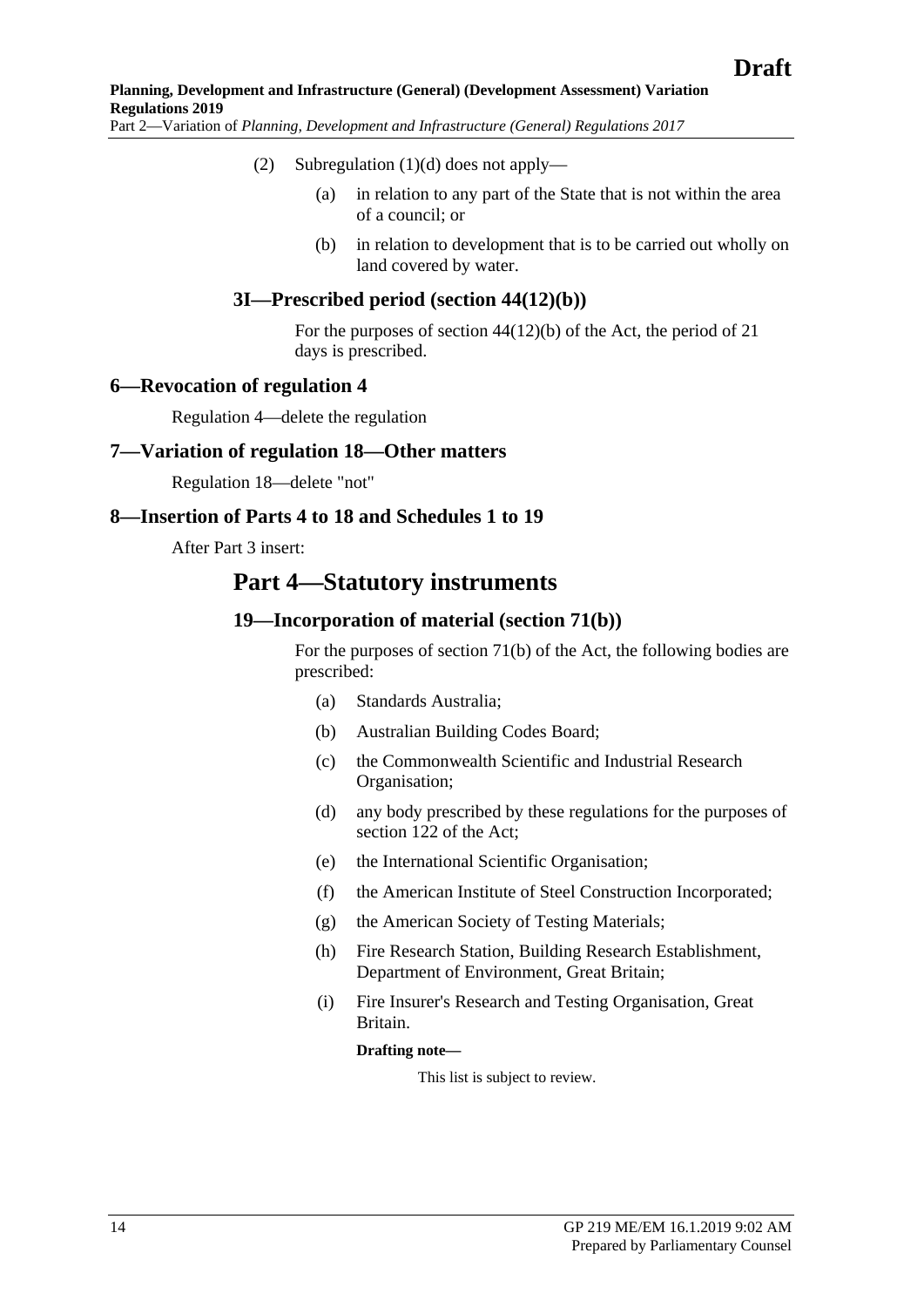(2) Subregulation (1)(d) does not apply—

(a) in relation to any part of the State that is not within the area of a council; or

(b) in relation to development that is to be carried out wholly on land covered by water.

### 3I—Prescribed period (section 44(12)(b))

For the purposes of section 44(12)(b) of the Act, the period of 21 days is prescribed.

### 6—Revocation of regulation 4

Regulation 4—delete the regulation

### 7—Variation of regulation 18—Other matters

Regulation 18—delete "not"

### 8—Insertion of Parts 4 to 18 and Schedules 1 to 19

After Part 3 insert:

## Part 4—Statutory instruments

### 19—Incorporation of material (section 71(b))

For the purposes of section 71(b) of the Act, the following bodies are prescribed:

(a) Standards Australia;

(b) Australian Building Codes Board;

(c) the Commonwealth Scientific and Industrial Research Organisation;

(d) any body prescribed by these regulations for the purposes of section 122 of the Act;

(e) the International Scientific Organisation;

(f) the American Institute of Steel Construction Incorporated;

(g) the American Society of Testing Materials;

(h) Fire Research Station, Building Research Establishment, Department of Environment, Great Britain;

(i) Fire Insurer's Research and Testing Organisation, Great Britain.

**Drafting note—**

This list is subject to review.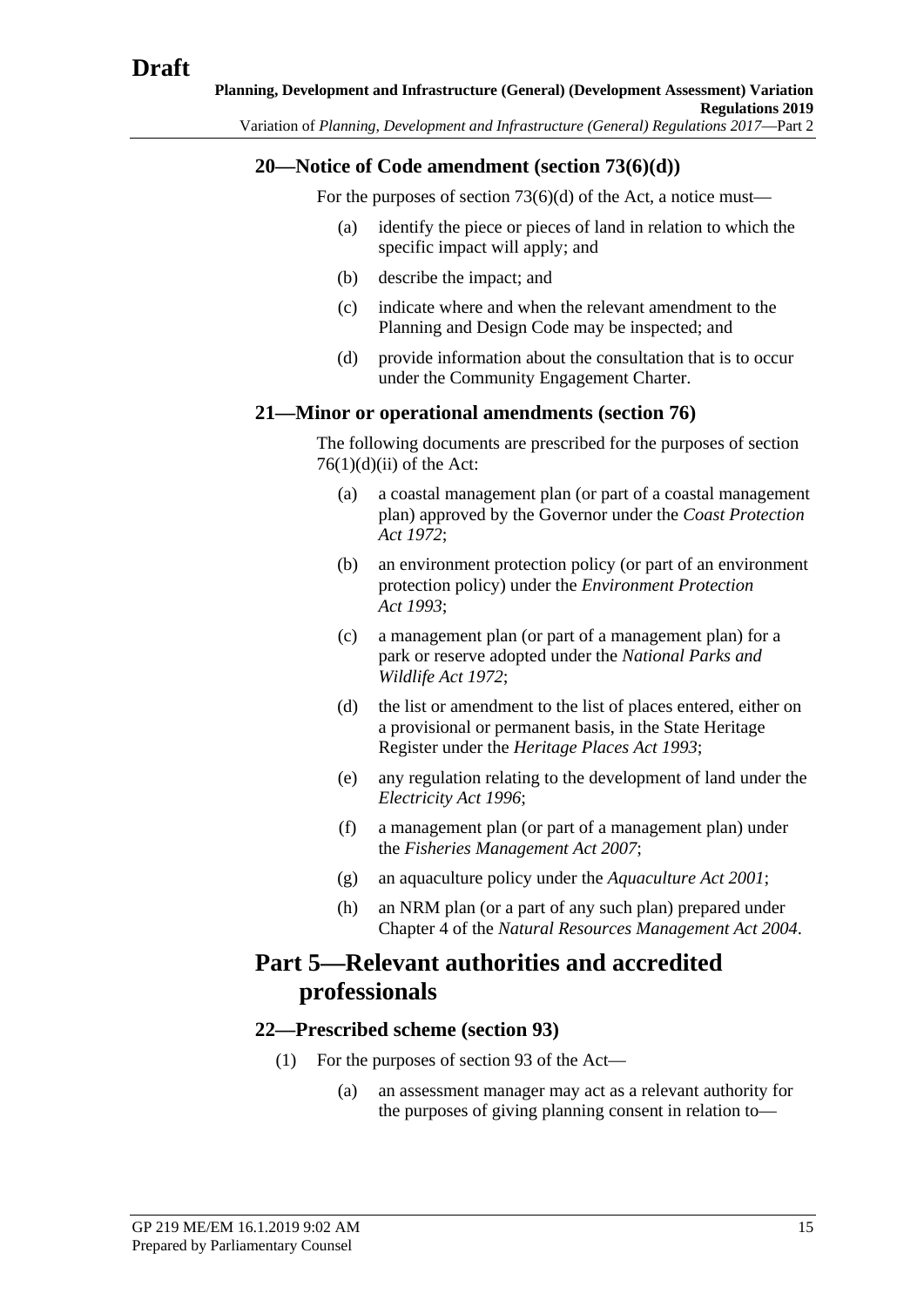### 20—Notice of Code amendment (section 73(6)(d))

For the purposes of section 73(6)(d) of the Act, a notice must—

- (a) identify the piece or pieces of land in relation to which the specific impact will apply; and
- (b) describe the impact; and
- (c) indicate where and when the relevant amendment to the Planning and Design Code may be inspected; and
- (d) provide information about the consultation that is to occur under the Community Engagement Charter.

### 21—Minor or operational amendments (section 76)

The following documents are prescribed for the purposes of section 76(1)(d)(ii) of the Act:

- (a) a coastal management plan (or part of a coastal management plan) approved by the Governor under the *Coast Protection Act 1972*;
- (b) an environment protection policy (or part of an environment protection policy) under the *Environment Protection Act 1993*;
- (c) a management plan (or part of a management plan) for a park or reserve adopted under the *National Parks and Wildlife Act 1972*;
- (d) the list or amendment to the list of places entered, either on a provisional or permanent basis, in the State Heritage Register under the *Heritage Places Act 1993*;
- (e) any regulation relating to the development of land under the *Electricity Act 1996*;
- (f) a management plan (or part of a management plan) under the *Fisheries Management Act 2007*;
- (g) an aquaculture policy under the *Aquaculture Act 2001*;
- (h) an NRM plan (or a part of any such plan) prepared under Chapter 4 of the *Natural Resources Management Act 2004*.

## Part 5—Relevant authorities and accredited professionals

### 22—Prescribed scheme (section 93)

(1) For the purposes of section 93 of the Act—

- (a) an assessment manager may act as a relevant authority for the purposes of giving planning consent in relation to—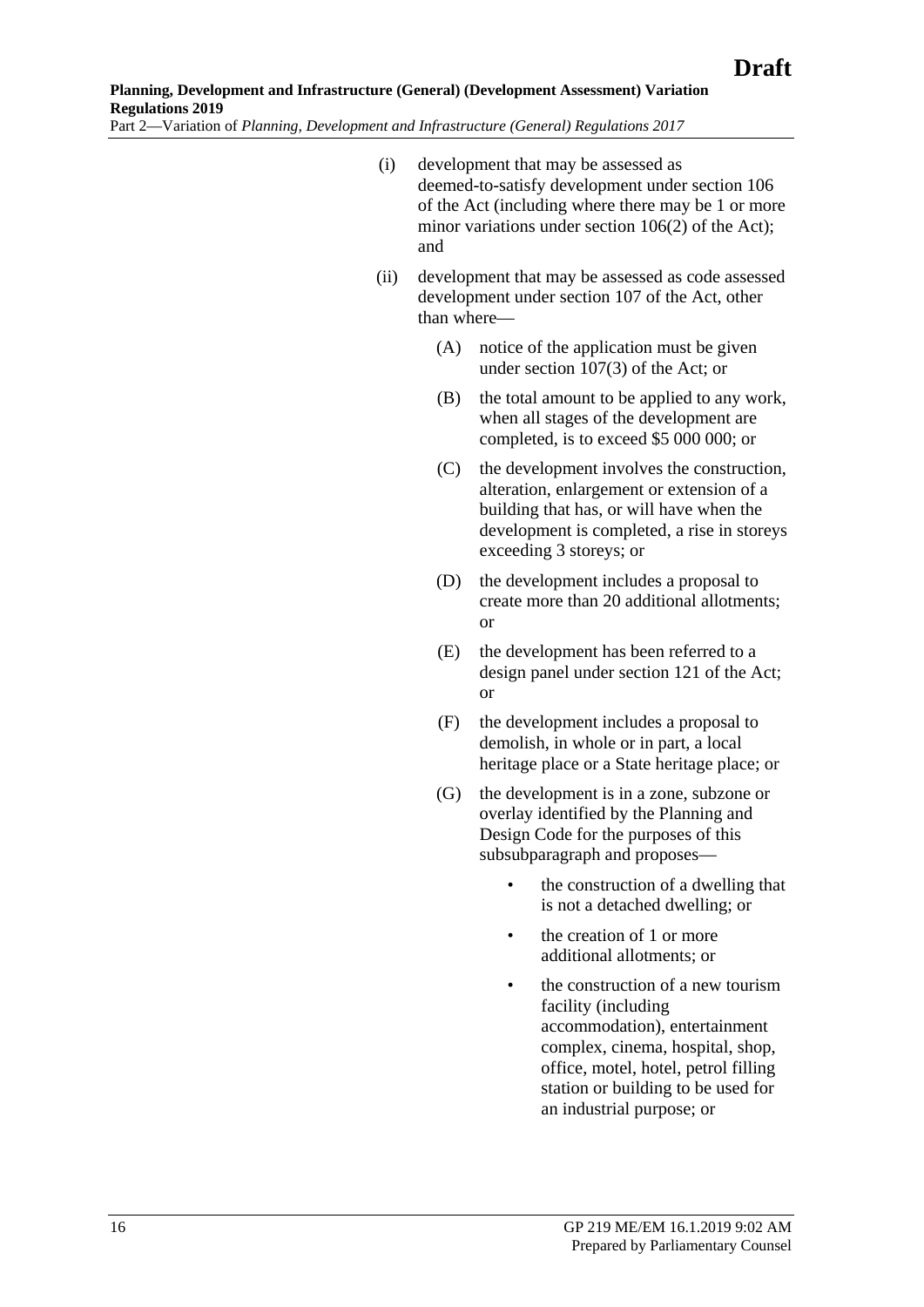(i) development that may be assessed as deemed-to-satisfy development under section 106 of the Act (including where there may be 1 or more minor variations under section 106(2) of the Act); and

(ii) development that may be assessed as code assessed development under section 107 of the Act, other than where—

  (A) notice of the application must be given under section 107(3) of the Act; or

  (B) the total amount to be applied to any work, when all stages of the development are completed, is to exceed $5 000 000; or

  (C) the development involves the construction, alteration, enlargement or extension of a building that has, or will have when the development is completed, a rise in storeys exceeding 3 storeys; or

  (D) the development includes a proposal to create more than 20 additional allotments; or

  (E) the development has been referred to a design panel under section 121 of the Act; or

  (F) the development includes a proposal to demolish, in whole or in part, a local heritage place or a State heritage place; or

  (G) the development is in a zone, subzone or overlay identified by the Planning and Design Code for the purposes of this subsubparagraph and proposes—

  - the construction of a dwelling that is not a detached dwelling; or
  - the creation of 1 or more additional allotments; or
  - the construction of a new tourism facility (including accommodation), entertainment complex, cinema, hospital, shop, office, motel, hotel, petrol filling station or building to be used for an industrial purpose; or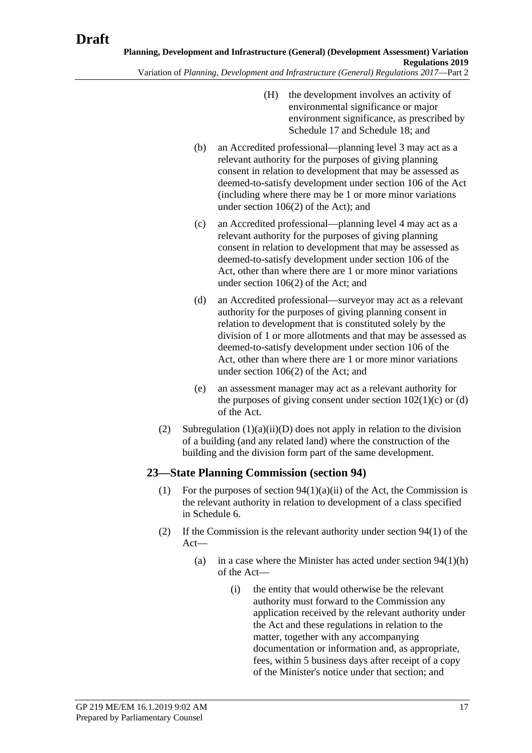(H) the development involves an activity of environmental significance or major environment significance, as prescribed by Schedule 17 and Schedule 18; and

(b) an Accredited professional—planning level 3 may act as a relevant authority for the purposes of giving planning consent in relation to development that may be assessed as deemed-to-satisfy development under section 106 of the Act (including where there may be 1 or more minor variations under section 106(2) of the Act); and

(c) an Accredited professional—planning level 4 may act as a relevant authority for the purposes of giving planning consent in relation to development that may be assessed as deemed-to-satisfy development under section 106 of the Act, other than where there are 1 or more minor variations under section 106(2) of the Act; and

(d) an Accredited professional—surveyor may act as a relevant authority for the purposes of giving planning consent in relation to development that is constituted solely by the division of 1 or more allotments and that may be assessed as deemed-to-satisfy development under section 106 of the Act, other than where there are 1 or more minor variations under section 106(2) of the Act; and

(e) an assessment manager may act as a relevant authority for the purposes of giving consent under section 102(1)(c) or (d) of the Act.

(2) Subregulation (1)(a)(ii)(D) does not apply in relation to the division of a building (and any related land) where the construction of the building and the division form part of the same development.

## 23—State Planning Commission (section 94)

(1) For the purposes of section 94(1)(a)(ii) of the Act, the Commission is the relevant authority in relation to development of a class specified in Schedule 6.

(2) If the Commission is the relevant authority under section 94(1) of the Act—

(a) in a case where the Minister has acted under section 94(1)(h) of the Act—

(i) the entity that would otherwise be the relevant authority must forward to the Commission any application received by the relevant authority under the Act and these regulations in relation to the matter, together with any accompanying documentation or information and, as appropriate, fees, within 5 business days after receipt of a copy of the Minister's notice under that section; and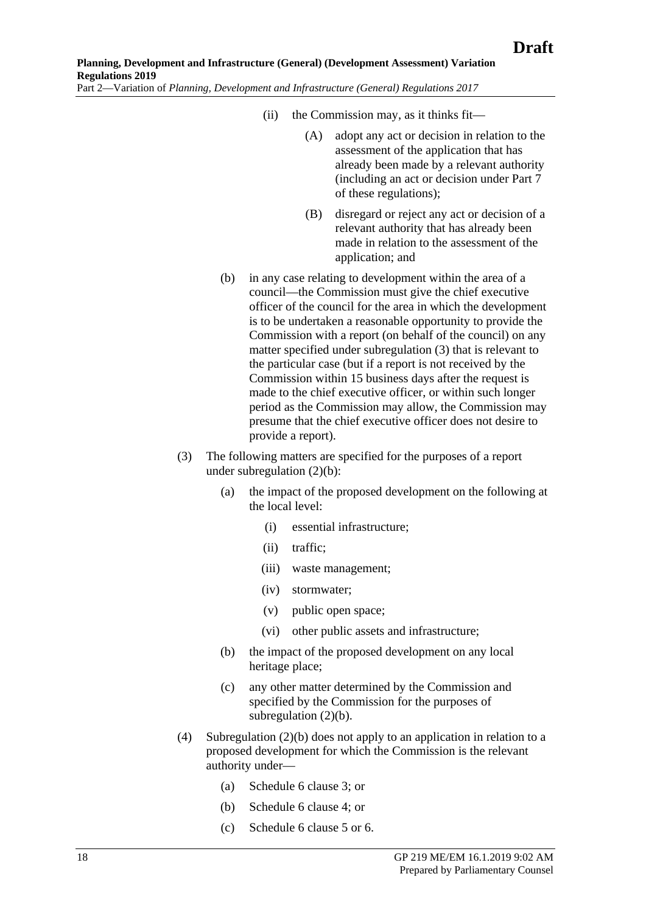(ii) the Commission may, as it thinks fit—

(A) adopt any act or decision in relation to the assessment of the application that has already been made by a relevant authority (including an act or decision under Part 7 of these regulations);

(B) disregard or reject any act or decision of a relevant authority that has already been made in relation to the assessment of the application; and

(b) in any case relating to development within the area of a council—the Commission must give the chief executive officer of the council for the area in which the development is to be undertaken a reasonable opportunity to provide the Commission with a report (on behalf of the council) on any matter specified under subregulation (3) that is relevant to the particular case (but if a report is not received by the Commission within 15 business days after the request is made to the chief executive officer, or within such longer period as the Commission may allow, the Commission may presume that the chief executive officer does not desire to provide a report).

(3) The following matters are specified for the purposes of a report under subregulation (2)(b):

(a) the impact of the proposed development on the following at the local level:

(i) essential infrastructure;

(ii) traffic;

(iii) waste management;

(iv) stormwater;

(v) public open space;

(vi) other public assets and infrastructure;

(b) the impact of the proposed development on any local heritage place;

(c) any other matter determined by the Commission and specified by the Commission for the purposes of subregulation (2)(b).

(4) Subregulation (2)(b) does not apply to an application in relation to a proposed development for which the Commission is the relevant authority under—

(a) Schedule 6 clause 3; or

(b) Schedule 6 clause 4; or

(c) Schedule 6 clause 5 or 6.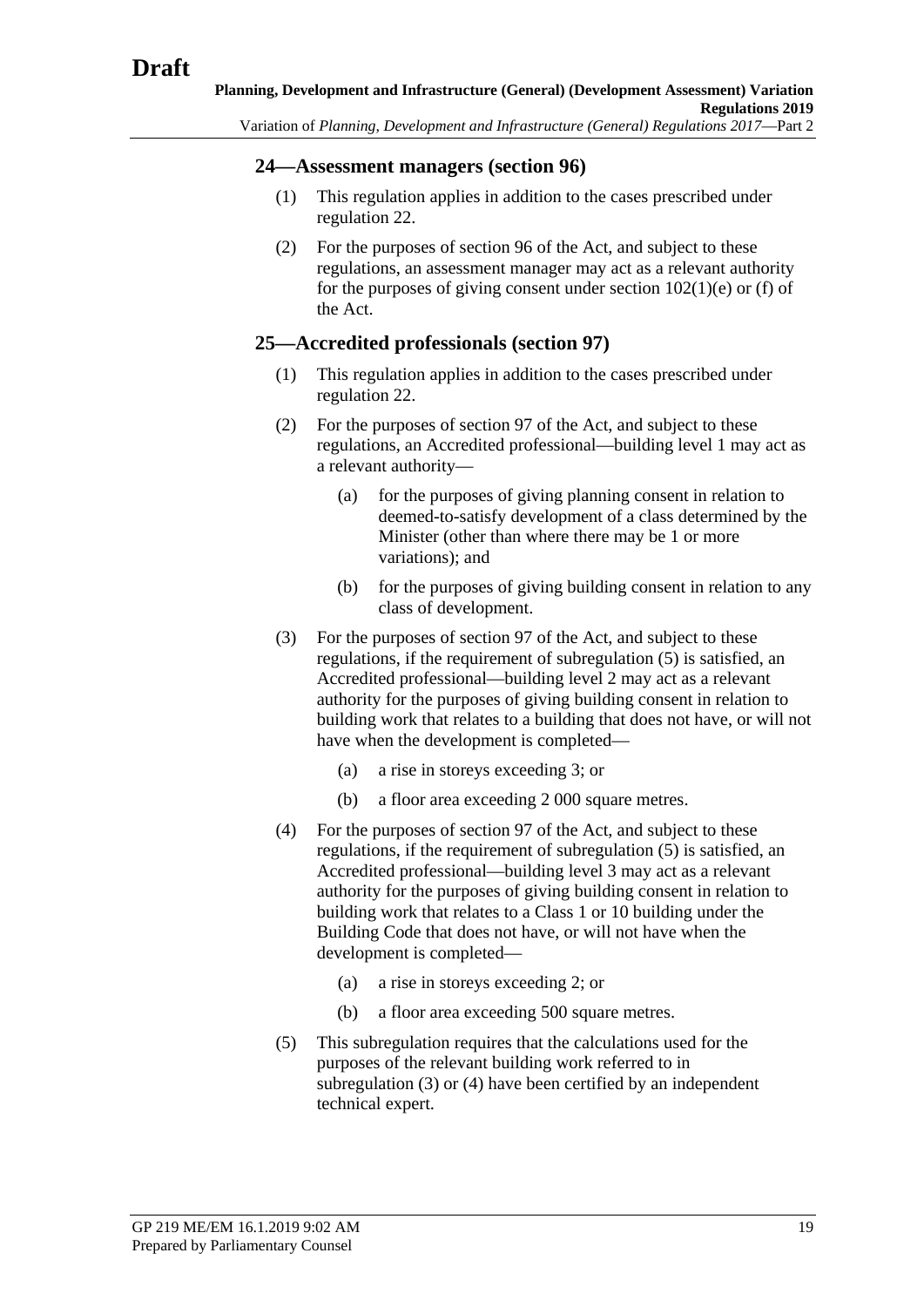## 24—Assessment managers (section 96)

(1) This regulation applies in addition to the cases prescribed under regulation 22.

(2) For the purposes of section 96 of the Act, and subject to these regulations, an assessment manager may act as a relevant authority for the purposes of giving consent under section 102(1)(e) or (f) of the Act.

## 25—Accredited professionals (section 97)

(1) This regulation applies in addition to the cases prescribed under regulation 22.

(2) For the purposes of section 97 of the Act, and subject to these regulations, an Accredited professional—building level 1 may act as a relevant authority—

   (a) for the purposes of giving planning consent in relation to deemed-to-satisfy development of a class determined by the Minister (other than where there may be 1 or more variations); and

   (b) for the purposes of giving building consent in relation to any class of development.

(3) For the purposes of section 97 of the Act, and subject to these regulations, if the requirement of subregulation (5) is satisfied, an Accredited professional—building level 2 may act as a relevant authority for the purposes of giving building consent in relation to building work that relates to a building that does not have, or will not have when the development is completed—

   (a) a rise in storeys exceeding 3; or

   (b) a floor area exceeding 2 000 square metres.

(4) For the purposes of section 97 of the Act, and subject to these regulations, if the requirement of subregulation (5) is satisfied, an Accredited professional—building level 3 may act as a relevant authority for the purposes of giving building consent in relation to building work that relates to a Class 1 or 10 building under the Building Code that does not have, or will not have when the development is completed—

   (a) a rise in storeys exceeding 2; or

   (b) a floor area exceeding 500 square metres.

(5) This subregulation requires that the calculations used for the purposes of the relevant building work referred to in subregulation (3) or (4) have been certified by an independent technical expert.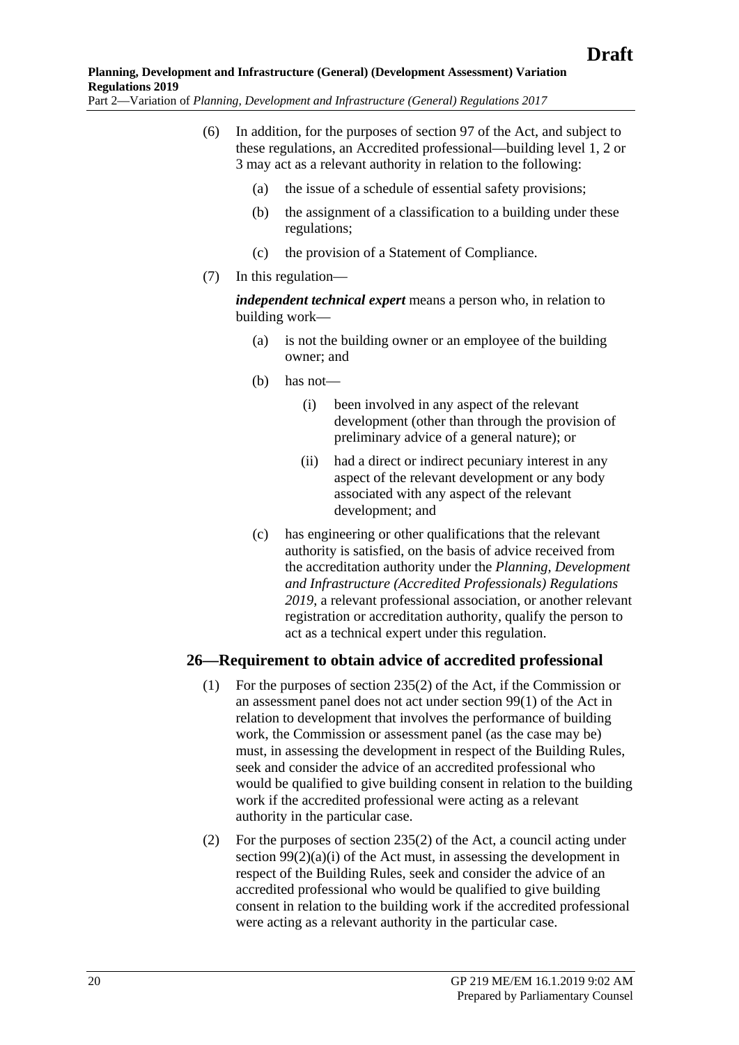(6) In addition, for the purposes of section 97 of the Act, and subject to these regulations, an Accredited professional—building level 1, 2 or 3 may act as a relevant authority in relation to the following:

(a) the issue of a schedule of essential safety provisions;

(b) the assignment of a classification to a building under these regulations;

(c) the provision of a Statement of Compliance.

(7) In this regulation—

***independent technical expert*** means a person who, in relation to building work—

(a) is not the building owner or an employee of the building owner; and

(b) has not—

(i) been involved in any aspect of the relevant development (other than through the provision of preliminary advice of a general nature); or

(ii) had a direct or indirect pecuniary interest in any aspect of the relevant development or any body associated with any aspect of the relevant development; and

(c) has engineering or other qualifications that the relevant authority is satisfied, on the basis of advice received from the accreditation authority under the *Planning, Development and Infrastructure (Accredited Professionals) Regulations 2019*, a relevant professional association, or another relevant registration or accreditation authority, qualify the person to act as a technical expert under this regulation.

## 26—Requirement to obtain advice of accredited professional

(1) For the purposes of section 235(2) of the Act, if the Commission or an assessment panel does not act under section 99(1) of the Act in relation to development that involves the performance of building work, the Commission or assessment panel (as the case may be) must, in assessing the development in respect of the Building Rules, seek and consider the advice of an accredited professional who would be qualified to give building consent in relation to the building work if the accredited professional were acting as a relevant authority in the particular case.

(2) For the purposes of section 235(2) of the Act, a council acting under section 99(2)(a)(i) of the Act must, in assessing the development in respect of the Building Rules, seek and consider the advice of an accredited professional who would be qualified to give building consent in relation to the building work if the accredited professional were acting as a relevant authority in the particular case.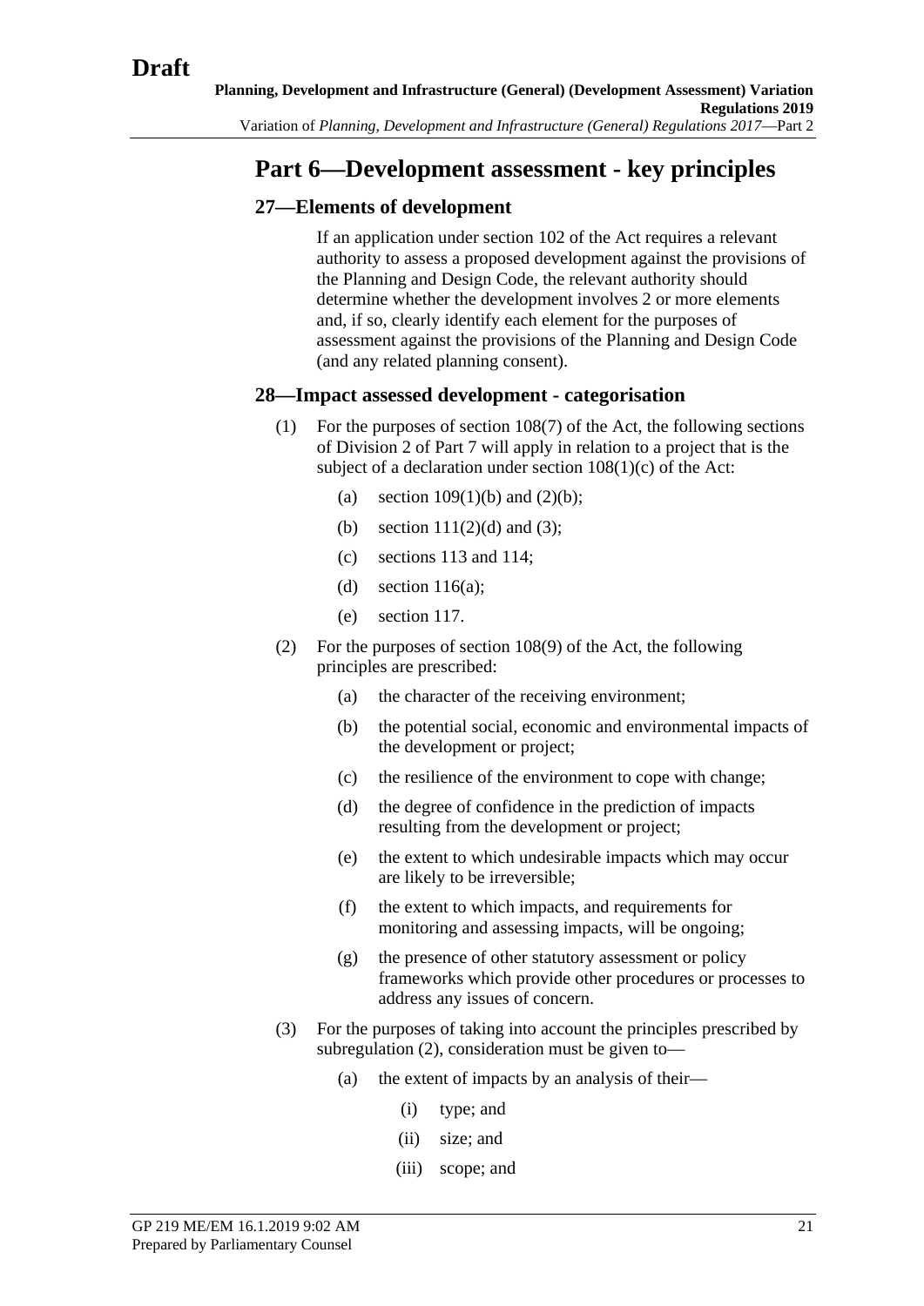## Part 6—Development assessment - key principles

### 27—Elements of development

If an application under section 102 of the Act requires a relevant authority to assess a proposed development against the provisions of the Planning and Design Code, the relevant authority should determine whether the development involves 2 or more elements and, if so, clearly identify each element for the purposes of assessment against the provisions of the Planning and Design Code (and any related planning consent).

### 28—Impact assessed development - categorisation

(1) For the purposes of section 108(7) of the Act, the following sections of Division 2 of Part 7 will apply in relation to a project that is the subject of a declaration under section 108(1)(c) of the Act:

- (a) section 109(1)(b) and (2)(b);
- (b) section 111(2)(d) and (3);
- (c) sections 113 and 114;
- (d) section 116(a);
- (e) section 117.

(2) For the purposes of section 108(9) of the Act, the following principles are prescribed:

- (a) the character of the receiving environment;
- (b) the potential social, economic and environmental impacts of the development or project;
- (c) the resilience of the environment to cope with change;
- (d) the degree of confidence in the prediction of impacts resulting from the development or project;
- (e) the extent to which undesirable impacts which may occur are likely to be irreversible;
- (f) the extent to which impacts, and requirements for monitoring and assessing impacts, will be ongoing;
- (g) the presence of other statutory assessment or policy frameworks which provide other procedures or processes to address any issues of concern.

(3) For the purposes of taking into account the principles prescribed by subregulation (2), consideration must be given to—

- (a) the extent of impacts by an analysis of their—
  - (i) type; and
  - (ii) size; and
  - (iii) scope; and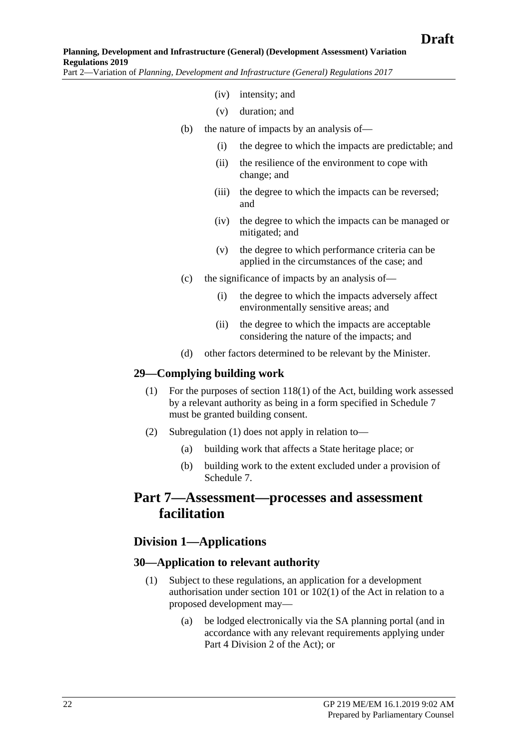(iv) intensity; and

(v) duration; and

(b) the nature of impacts by an analysis of—

(i) the degree to which the impacts are predictable; and

(ii) the resilience of the environment to cope with change; and

(iii) the degree to which the impacts can be reversed; and

(iv) the degree to which the impacts can be managed or mitigated; and

(v) the degree to which performance criteria can be applied in the circumstances of the case; and

(c) the significance of impacts by an analysis of—

(i) the degree to which the impacts adversely affect environmentally sensitive areas; and

(ii) the degree to which the impacts are acceptable considering the nature of the impacts; and

(d) other factors determined to be relevant by the Minister.

### 29—Complying building work

(1) For the purposes of section 118(1) of the Act, building work assessed by a relevant authority as being in a form specified in Schedule 7 must be granted building consent.

(2) Subregulation (1) does not apply in relation to—

(a) building work that affects a State heritage place; or

(b) building work to the extent excluded under a provision of Schedule 7.

# Part 7—Assessment—processes and assessment facilitation

## Division 1—Applications

### 30—Application to relevant authority

(1) Subject to these regulations, an application for a development authorisation under section 101 or 102(1) of the Act in relation to a proposed development may—

(a) be lodged electronically via the SA planning portal (and in accordance with any relevant requirements applying under Part 4 Division 2 of the Act); or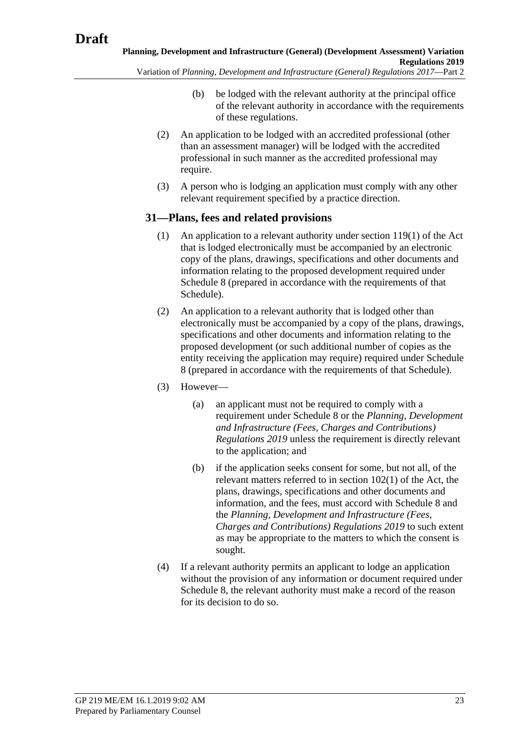(b) be lodged with the relevant authority at the principal office of the relevant authority in accordance with the requirements of these regulations.

(2) An application to be lodged with an accredited professional (other than an assessment manager) will be lodged with the accredited professional in such manner as the accredited professional may require.

(3) A person who is lodging an application must comply with any other relevant requirement specified by a practice direction.

### 31—Plans, fees and related provisions

(1) An application to a relevant authority under section 119(1) of the Act that is lodged electronically must be accompanied by an electronic copy of the plans, drawings, specifications and other documents and information relating to the proposed development required under Schedule 8 (prepared in accordance with the requirements of that Schedule).

(2) An application to a relevant authority that is lodged other than electronically must be accompanied by a copy of the plans, drawings, specifications and other documents and information relating to the proposed development (or such additional number of copies as the entity receiving the application may require) required under Schedule 8 (prepared in accordance with the requirements of that Schedule).

(3) However—

(a) an applicant must not be required to comply with a requirement under Schedule 8 or the *Planning, Development and Infrastructure (Fees, Charges and Contributions) Regulations 2019* unless the requirement is directly relevant to the application; and

(b) if the application seeks consent for some, but not all, of the relevant matters referred to in section 102(1) of the Act, the plans, drawings, specifications and other documents and information, and the fees, must accord with Schedule 8 and the *Planning, Development and Infrastructure (Fees, Charges and Contributions) Regulations 2019* to such extent as may be appropriate to the matters to which the consent is sought.

(4) If a relevant authority permits an applicant to lodge an application without the provision of any information or document required under Schedule 8, the relevant authority must make a record of the reason for its decision to do so.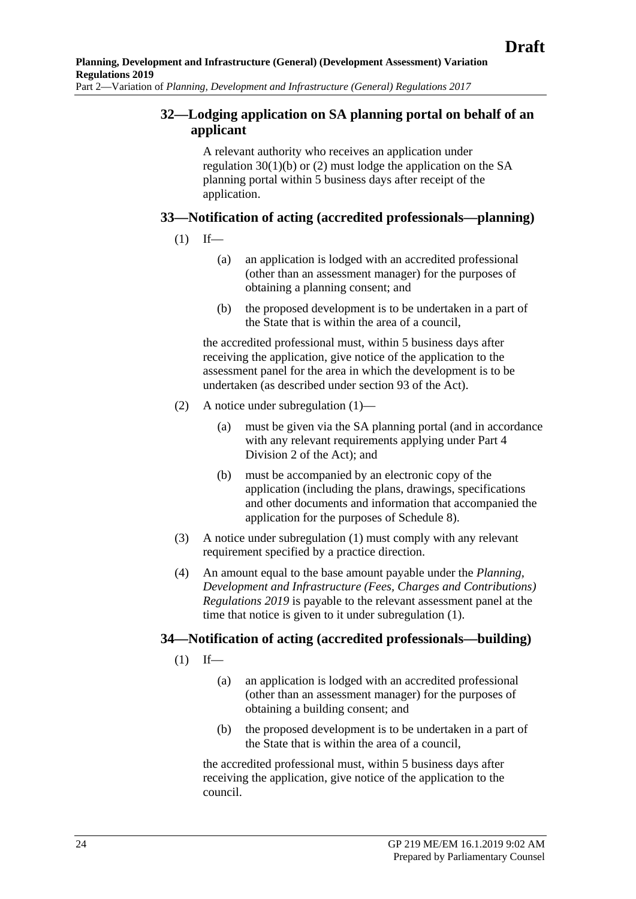## 32—Lodging application on SA planning portal on behalf of an applicant

A relevant authority who receives an application under regulation 30(1)(b) or (2) must lodge the application on the SA planning portal within 5 business days after receipt of the application.

## 33—Notification of acting (accredited professionals—planning)

(1) If—

(a) an application is lodged with an accredited professional (other than an assessment manager) for the purposes of obtaining a planning consent; and

(b) the proposed development is to be undertaken in a part of the State that is within the area of a council,

the accredited professional must, within 5 business days after receiving the application, give notice of the application to the assessment panel for the area in which the development is to be undertaken (as described under section 93 of the Act).

(2) A notice under subregulation (1)—

(a) must be given via the SA planning portal (and in accordance with any relevant requirements applying under Part 4 Division 2 of the Act); and

(b) must be accompanied by an electronic copy of the application (including the plans, drawings, specifications and other documents and information that accompanied the application for the purposes of Schedule 8).

(3) A notice under subregulation (1) must comply with any relevant requirement specified by a practice direction.

(4) An amount equal to the base amount payable under the *Planning, Development and Infrastructure (Fees, Charges and Contributions) Regulations 2019* is payable to the relevant assessment panel at the time that notice is given to it under subregulation (1).

## 34—Notification of acting (accredited professionals—building)

(1) If—

(a) an application is lodged with an accredited professional (other than an assessment manager) for the purposes of obtaining a building consent; and

(b) the proposed development is to be undertaken in a part of the State that is within the area of a council,

the accredited professional must, within 5 business days after receiving the application, give notice of the application to the council.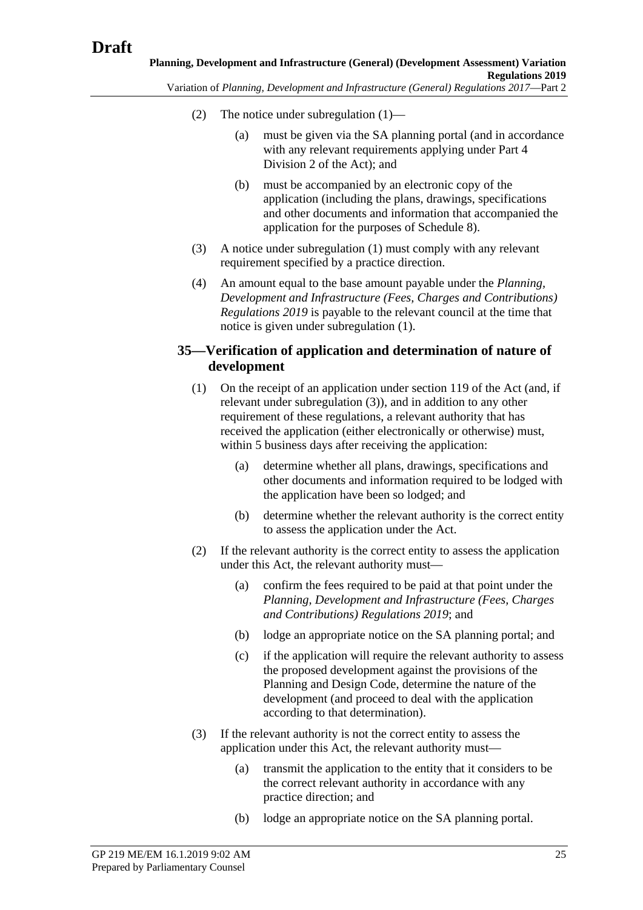(2) The notice under subregulation (1)—

(a) must be given via the SA planning portal (and in accordance with any relevant requirements applying under Part 4 Division 2 of the Act); and

(b) must be accompanied by an electronic copy of the application (including the plans, drawings, specifications and other documents and information that accompanied the application for the purposes of Schedule 8).

(3) A notice under subregulation (1) must comply with any relevant requirement specified by a practice direction.

(4) An amount equal to the base amount payable under the *Planning, Development and Infrastructure (Fees, Charges and Contributions) Regulations 2019* is payable to the relevant council at the time that notice is given under subregulation (1).

## 35—Verification of application and determination of nature of development

(1) On the receipt of an application under section 119 of the Act (and, if relevant under subregulation (3)), and in addition to any other requirement of these regulations, a relevant authority that has received the application (either electronically or otherwise) must, within 5 business days after receiving the application:

(a) determine whether all plans, drawings, specifications and other documents and information required to be lodged with the application have been so lodged; and

(b) determine whether the relevant authority is the correct entity to assess the application under the Act.

(2) If the relevant authority is the correct entity to assess the application under this Act, the relevant authority must—

(a) confirm the fees required to be paid at that point under the *Planning, Development and Infrastructure (Fees, Charges and Contributions) Regulations 2019*; and

(b) lodge an appropriate notice on the SA planning portal; and

(c) if the application will require the relevant authority to assess the proposed development against the provisions of the Planning and Design Code, determine the nature of the development (and proceed to deal with the application according to that determination).

(3) If the relevant authority is not the correct entity to assess the application under this Act, the relevant authority must—

(a) transmit the application to the entity that it considers to be the correct relevant authority in accordance with any practice direction; and

(b) lodge an appropriate notice on the SA planning portal.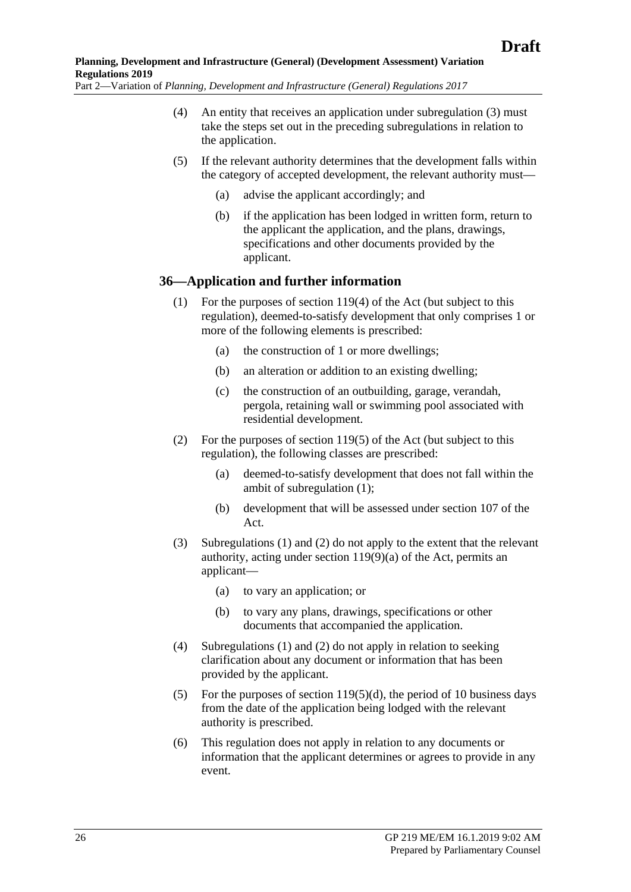(4) An entity that receives an application under subregulation (3) must take the steps set out in the preceding subregulations in relation to the application.

(5) If the relevant authority determines that the development falls within the category of accepted development, the relevant authority must—

(a) advise the applicant accordingly; and

(b) if the application has been lodged in written form, return to the applicant the application, and the plans, drawings, specifications and other documents provided by the applicant.

### 36—Application and further information

(1) For the purposes of section 119(4) of the Act (but subject to this regulation), deemed-to-satisfy development that only comprises 1 or more of the following elements is prescribed:

(a) the construction of 1 or more dwellings;

(b) an alteration or addition to an existing dwelling;

(c) the construction of an outbuilding, garage, verandah, pergola, retaining wall or swimming pool associated with residential development.

(2) For the purposes of section 119(5) of the Act (but subject to this regulation), the following classes are prescribed:

(a) deemed-to-satisfy development that does not fall within the ambit of subregulation (1);

(b) development that will be assessed under section 107 of the Act.

(3) Subregulations (1) and (2) do not apply to the extent that the relevant authority, acting under section 119(9)(a) of the Act, permits an applicant—

(a) to vary an application; or

(b) to vary any plans, drawings, specifications or other documents that accompanied the application.

(4) Subregulations (1) and (2) do not apply in relation to seeking clarification about any document or information that has been provided by the applicant.

(5) For the purposes of section 119(5)(d), the period of 10 business days from the date of the application being lodged with the relevant authority is prescribed.

(6) This regulation does not apply in relation to any documents or information that the applicant determines or agrees to provide in any event.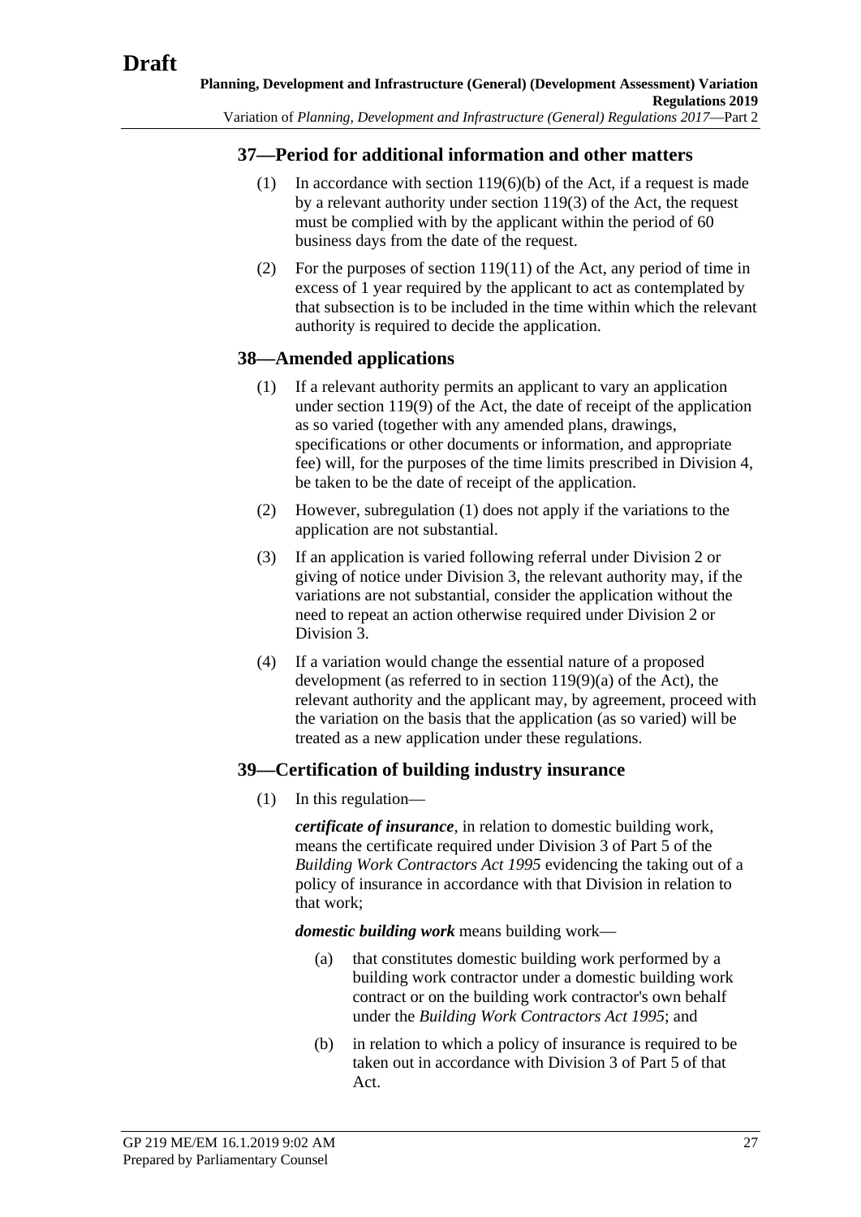### 37—Period for additional information and other matters

(1) In accordance with section 119(6)(b) of the Act, if a request is made by a relevant authority under section 119(3) of the Act, the request must be complied with by the applicant within the period of 60 business days from the date of the request.

(2) For the purposes of section 119(11) of the Act, any period of time in excess of 1 year required by the applicant to act as contemplated by that subsection is to be included in the time within which the relevant authority is required to decide the application.

### 38—Amended applications

(1) If a relevant authority permits an applicant to vary an application under section 119(9) of the Act, the date of receipt of the application as so varied (together with any amended plans, drawings, specifications or other documents or information, and appropriate fee) will, for the purposes of the time limits prescribed in Division 4, be taken to be the date of receipt of the application.

(2) However, subregulation (1) does not apply if the variations to the application are not substantial.

(3) If an application is varied following referral under Division 2 or giving of notice under Division 3, the relevant authority may, if the variations are not substantial, consider the application without the need to repeat an action otherwise required under Division 2 or Division 3.

(4) If a variation would change the essential nature of a proposed development (as referred to in section 119(9)(a) of the Act), the relevant authority and the applicant may, by agreement, proceed with the variation on the basis that the application (as so varied) will be treated as a new application under these regulations.

### 39—Certification of building industry insurance

(1) In this regulation—

***certificate of insurance***, in relation to domestic building work, means the certificate required under Division 3 of Part 5 of the *Building Work Contractors Act 1995* evidencing the taking out of a policy of insurance in accordance with that Division in relation to that work;

***domestic building work*** means building work—

(a) that constitutes domestic building work performed by a building work contractor under a domestic building work contract or on the building work contractor's own behalf under the *Building Work Contractors Act 1995*; and

(b) in relation to which a policy of insurance is required to be taken out in accordance with Division 3 of Part 5 of that Act.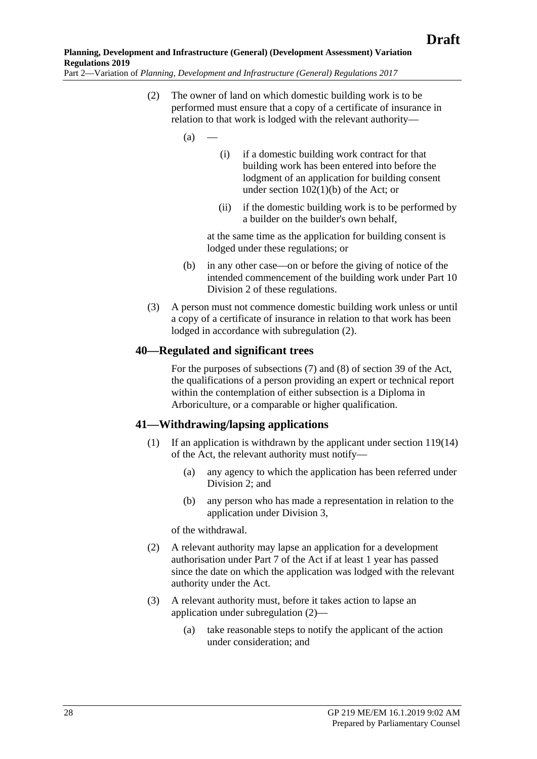(2) The owner of land on which domestic building work is to be performed must ensure that a copy of a certificate of insurance in relation to that work is lodged with the relevant authority—

(a) —

(i) if a domestic building work contract for that building work has been entered into before the lodgment of an application for building consent under section 102(1)(b) of the Act; or

(ii) if the domestic building work is to be performed by a builder on the builder's own behalf,

at the same time as the application for building consent is lodged under these regulations; or

(b) in any other case—on or before the giving of notice of the intended commencement of the building work under Part 10 Division 2 of these regulations.

(3) A person must not commence domestic building work unless or until a copy of a certificate of insurance in relation to that work has been lodged in accordance with subregulation (2).

## 40—Regulated and significant trees

For the purposes of subsections (7) and (8) of section 39 of the Act, the qualifications of a person providing an expert or technical report within the contemplation of either subsection is a Diploma in Arboriculture, or a comparable or higher qualification.

## 41—Withdrawing/lapsing applications

(1) If an application is withdrawn by the applicant under section 119(14) of the Act, the relevant authority must notify—

(a) any agency to which the application has been referred under Division 2; and

(b) any person who has made a representation in relation to the application under Division 3,

of the withdrawal.

(2) A relevant authority may lapse an application for a development authorisation under Part 7 of the Act if at least 1 year has passed since the date on which the application was lodged with the relevant authority under the Act.

(3) A relevant authority must, before it takes action to lapse an application under subregulation (2)—

(a) take reasonable steps to notify the applicant of the action under consideration; and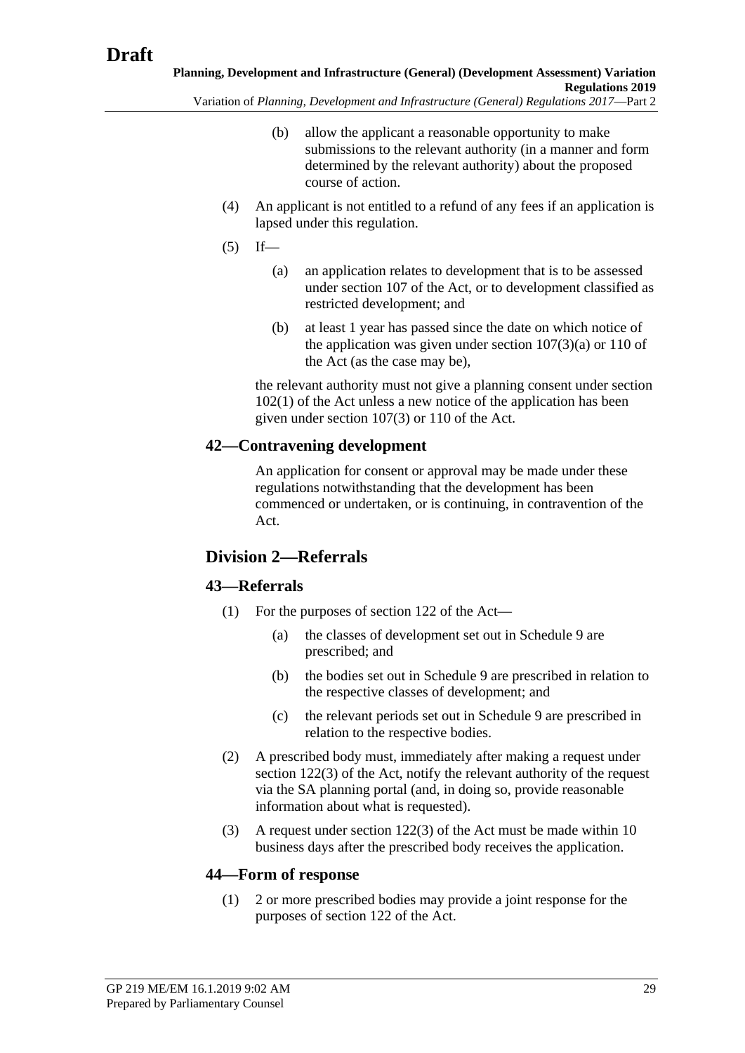(b) allow the applicant a reasonable opportunity to make submissions to the relevant authority (in a manner and form determined by the relevant authority) about the proposed course of action.

(4) An applicant is not entitled to a refund of any fees if an application is lapsed under this regulation.

(5) If—

(a) an application relates to development that is to be assessed under section 107 of the Act, or to development classified as restricted development; and

(b) at least 1 year has passed since the date on which notice of the application was given under section 107(3)(a) or 110 of the Act (as the case may be),

the relevant authority must not give a planning consent under section 102(1) of the Act unless a new notice of the application has been given under section 107(3) or 110 of the Act.

### 42—Contravening development

An application for consent or approval may be made under these regulations notwithstanding that the development has been commenced or undertaken, or is continuing, in contravention of the Act.

## Division 2—Referrals

### 43—Referrals

(1) For the purposes of section 122 of the Act—

(a) the classes of development set out in Schedule 9 are prescribed; and

(b) the bodies set out in Schedule 9 are prescribed in relation to the respective classes of development; and

(c) the relevant periods set out in Schedule 9 are prescribed in relation to the respective bodies.

(2) A prescribed body must, immediately after making a request under section 122(3) of the Act, notify the relevant authority of the request via the SA planning portal (and, in doing so, provide reasonable information about what is requested).

(3) A request under section 122(3) of the Act must be made within 10 business days after the prescribed body receives the application.

### 44—Form of response

(1) 2 or more prescribed bodies may provide a joint response for the purposes of section 122 of the Act.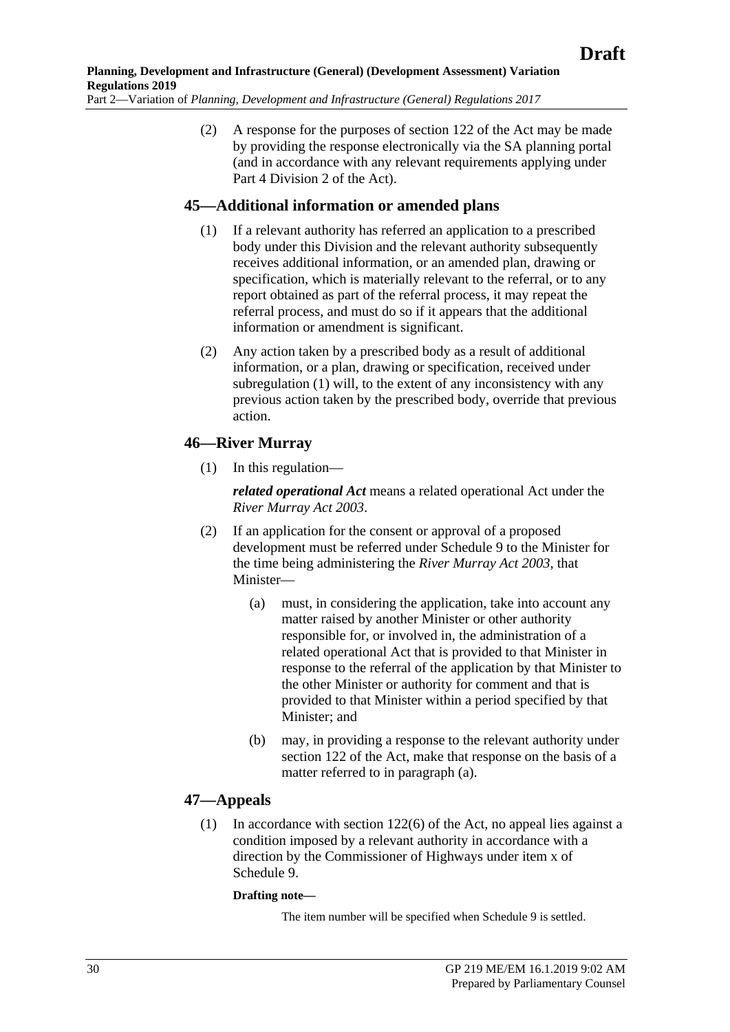(2) A response for the purposes of section 122 of the Act may be made by providing the response electronically via the SA planning portal (and in accordance with any relevant requirements applying under Part 4 Division 2 of the Act).

## 45—Additional information or amended plans

(1) If a relevant authority has referred an application to a prescribed body under this Division and the relevant authority subsequently receives additional information, or an amended plan, drawing or specification, which is materially relevant to the referral, or to any report obtained as part of the referral process, it may repeat the referral process, and must do so if it appears that the additional information or amendment is significant.

(2) Any action taken by a prescribed body as a result of additional information, or a plan, drawing or specification, received under subregulation (1) will, to the extent of any inconsistency with any previous action taken by the prescribed body, override that previous action.

## 46—River Murray

(1) In this regulation—

***related operational Act*** means a related operational Act under the *River Murray Act 2003*.

(2) If an application for the consent or approval of a proposed development must be referred under Schedule 9 to the Minister for the time being administering the *River Murray Act 2003*, that Minister—

(a) must, in considering the application, take into account any matter raised by another Minister or other authority responsible for, or involved in, the administration of a related operational Act that is provided to that Minister in response to the referral of the application by that Minister to the other Minister or authority for comment and that is provided to that Minister within a period specified by that Minister; and

(b) may, in providing a response to the relevant authority under section 122 of the Act, make that response on the basis of a matter referred to in paragraph (a).

## 47—Appeals

(1) In accordance with section 122(6) of the Act, no appeal lies against a condition imposed by a relevant authority in accordance with a direction by the Commissioner of Highways under item x of Schedule 9.

**Drafting note—**

The item number will be specified when Schedule 9 is settled.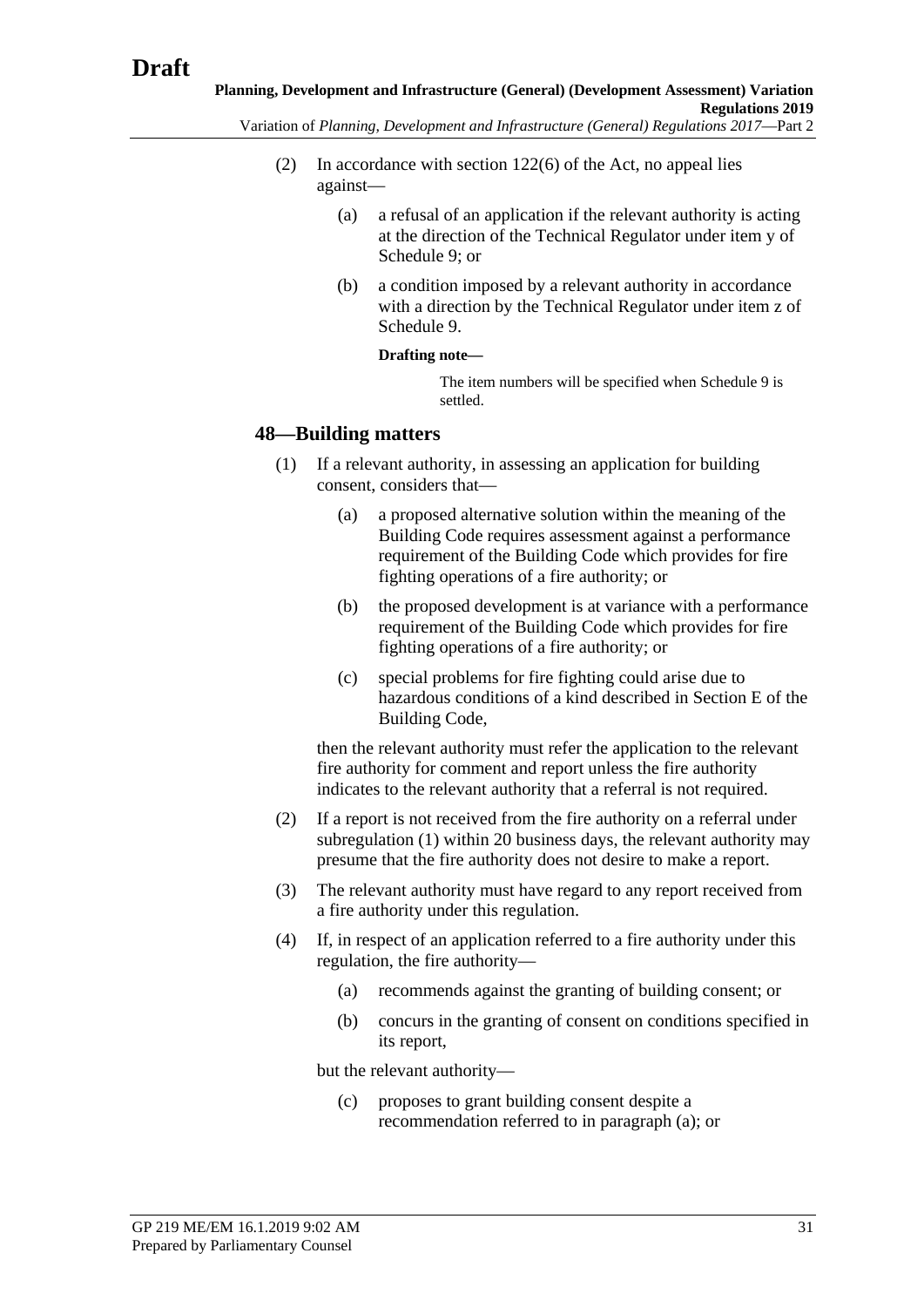(2) In accordance with section 122(6) of the Act, no appeal lies against—

(a) a refusal of an application if the relevant authority is acting at the direction of the Technical Regulator under item y of Schedule 9; or

(b) a condition imposed by a relevant authority in accordance with a direction by the Technical Regulator under item z of Schedule 9.

**Drafting note—**

The item numbers will be specified when Schedule 9 is settled.

## 48—Building matters

(1) If a relevant authority, in assessing an application for building consent, considers that—

(a) a proposed alternative solution within the meaning of the Building Code requires assessment against a performance requirement of the Building Code which provides for fire fighting operations of a fire authority; or

(b) the proposed development is at variance with a performance requirement of the Building Code which provides for fire fighting operations of a fire authority; or

(c) special problems for fire fighting could arise due to hazardous conditions of a kind described in Section E of the Building Code,

then the relevant authority must refer the application to the relevant fire authority for comment and report unless the fire authority indicates to the relevant authority that a referral is not required.

(2) If a report is not received from the fire authority on a referral under subregulation (1) within 20 business days, the relevant authority may presume that the fire authority does not desire to make a report.

(3) The relevant authority must have regard to any report received from a fire authority under this regulation.

(4) If, in respect of an application referred to a fire authority under this regulation, the fire authority—

(a) recommends against the granting of building consent; or

(b) concurs in the granting of consent on conditions specified in its report,

but the relevant authority—

(c) proposes to grant building consent despite a recommendation referred to in paragraph (a); or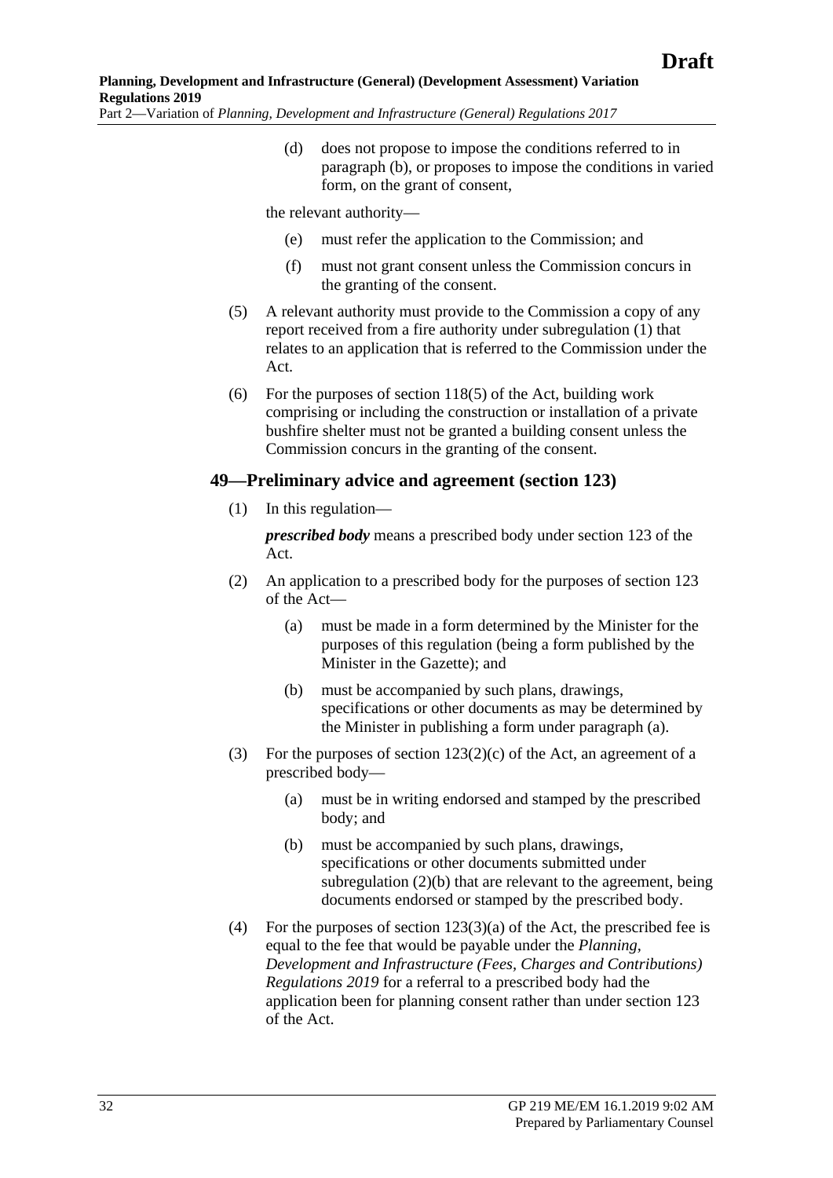(d) does not propose to impose the conditions referred to in paragraph (b), or proposes to impose the conditions in varied form, on the grant of consent,

the relevant authority—

(e) must refer the application to the Commission; and

(f) must not grant consent unless the Commission concurs in the granting of the consent.

(5) A relevant authority must provide to the Commission a copy of any report received from a fire authority under subregulation (1) that relates to an application that is referred to the Commission under the Act.

(6) For the purposes of section 118(5) of the Act, building work comprising or including the construction or installation of a private bushfire shelter must not be granted a building consent unless the Commission concurs in the granting of the consent.

## 49—Preliminary advice and agreement (section 123)

(1) In this regulation—

***prescribed body*** means a prescribed body under section 123 of the Act.

(2) An application to a prescribed body for the purposes of section 123 of the Act—

(a) must be made in a form determined by the Minister for the purposes of this regulation (being a form published by the Minister in the Gazette); and

(b) must be accompanied by such plans, drawings, specifications or other documents as may be determined by the Minister in publishing a form under paragraph (a).

(3) For the purposes of section 123(2)(c) of the Act, an agreement of a prescribed body—

(a) must be in writing endorsed and stamped by the prescribed body; and

(b) must be accompanied by such plans, drawings, specifications or other documents submitted under subregulation (2)(b) that are relevant to the agreement, being documents endorsed or stamped by the prescribed body.

(4) For the purposes of section 123(3)(a) of the Act, the prescribed fee is equal to the fee that would be payable under the *Planning, Development and Infrastructure (Fees, Charges and Contributions) Regulations 2019* for a referral to a prescribed body had the application been for planning consent rather than under section 123 of the Act.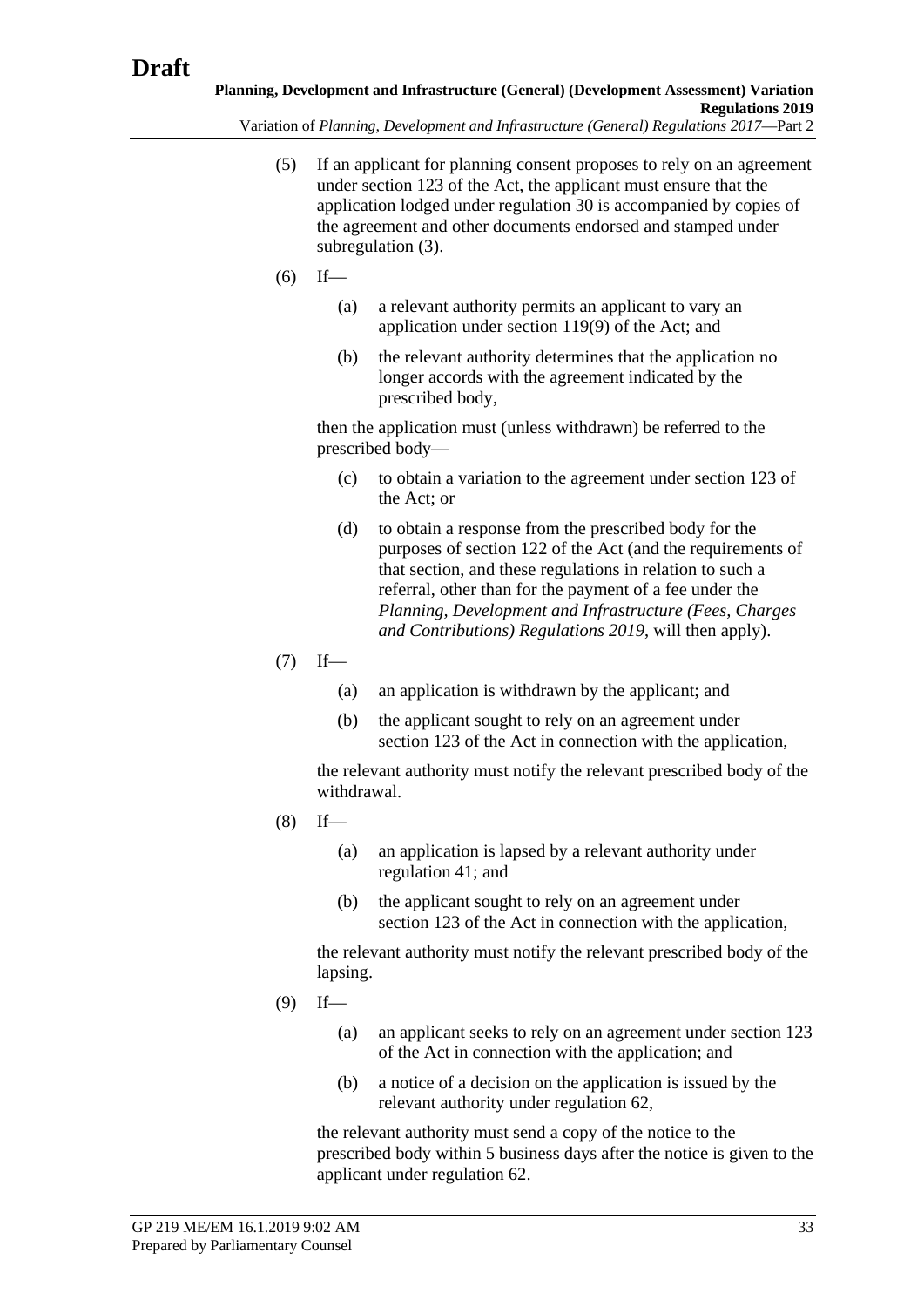(5) If an applicant for planning consent proposes to rely on an agreement under section 123 of the Act, the applicant must ensure that the application lodged under regulation 30 is accompanied by copies of the agreement and other documents endorsed and stamped under subregulation (3).

(6) If—

  (a) a relevant authority permits an applicant to vary an application under section 119(9) of the Act; and

  (b) the relevant authority determines that the application no longer accords with the agreement indicated by the prescribed body,

  then the application must (unless withdrawn) be referred to the prescribed body—

  (c) to obtain a variation to the agreement under section 123 of the Act; or

  (d) to obtain a response from the prescribed body for the purposes of section 122 of the Act (and the requirements of that section, and these regulations in relation to such a referral, other than for the payment of a fee under the *Planning, Development and Infrastructure (Fees, Charges and Contributions) Regulations 2019*, will then apply).

(7) If—

  (a) an application is withdrawn by the applicant; and

  (b) the applicant sought to rely on an agreement under section 123 of the Act in connection with the application,

  the relevant authority must notify the relevant prescribed body of the withdrawal.

(8) If—

  (a) an application is lapsed by a relevant authority under regulation 41; and

  (b) the applicant sought to rely on an agreement under section 123 of the Act in connection with the application,

  the relevant authority must notify the relevant prescribed body of the lapsing.

(9) If—

  (a) an applicant seeks to rely on an agreement under section 123 of the Act in connection with the application; and

  (b) a notice of a decision on the application is issued by the relevant authority under regulation 62,

  the relevant authority must send a copy of the notice to the prescribed body within 5 business days after the notice is given to the applicant under regulation 62.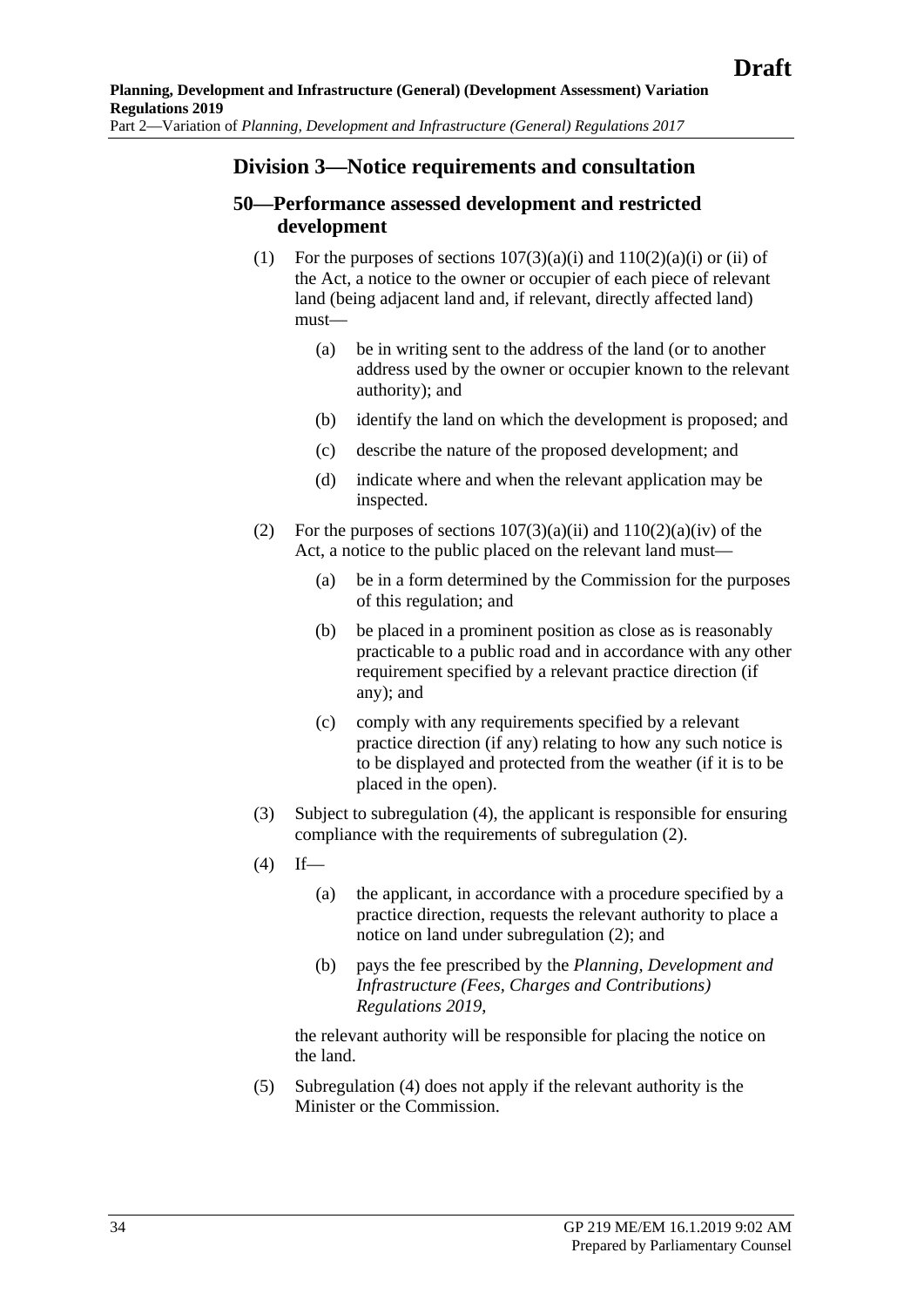## Division 3—Notice requirements and consultation

### 50—Performance assessed development and restricted development

(1) For the purposes of sections 107(3)(a)(i) and 110(2)(a)(i) or (ii) of the Act, a notice to the owner or occupier of each piece of relevant land (being adjacent land and, if relevant, directly affected land) must—

(a) be in writing sent to the address of the land (or to another address used by the owner or occupier known to the relevant authority); and

(b) identify the land on which the development is proposed; and

(c) describe the nature of the proposed development; and

(d) indicate where and when the relevant application may be inspected.

(2) For the purposes of sections 107(3)(a)(ii) and 110(2)(a)(iv) of the Act, a notice to the public placed on the relevant land must—

(a) be in a form determined by the Commission for the purposes of this regulation; and

(b) be placed in a prominent position as close as is reasonably practicable to a public road and in accordance with any other requirement specified by a relevant practice direction (if any); and

(c) comply with any requirements specified by a relevant practice direction (if any) relating to how any such notice is to be displayed and protected from the weather (if it is to be placed in the open).

(3) Subject to subregulation (4), the applicant is responsible for ensuring compliance with the requirements of subregulation (2).

(4) If—

(a) the applicant, in accordance with a procedure specified by a practice direction, requests the relevant authority to place a notice on land under subregulation (2); and

(b) pays the fee prescribed by the *Planning, Development and Infrastructure (Fees, Charges and Contributions) Regulations 2019*,

the relevant authority will be responsible for placing the notice on the land.

(5) Subregulation (4) does not apply if the relevant authority is the Minister or the Commission.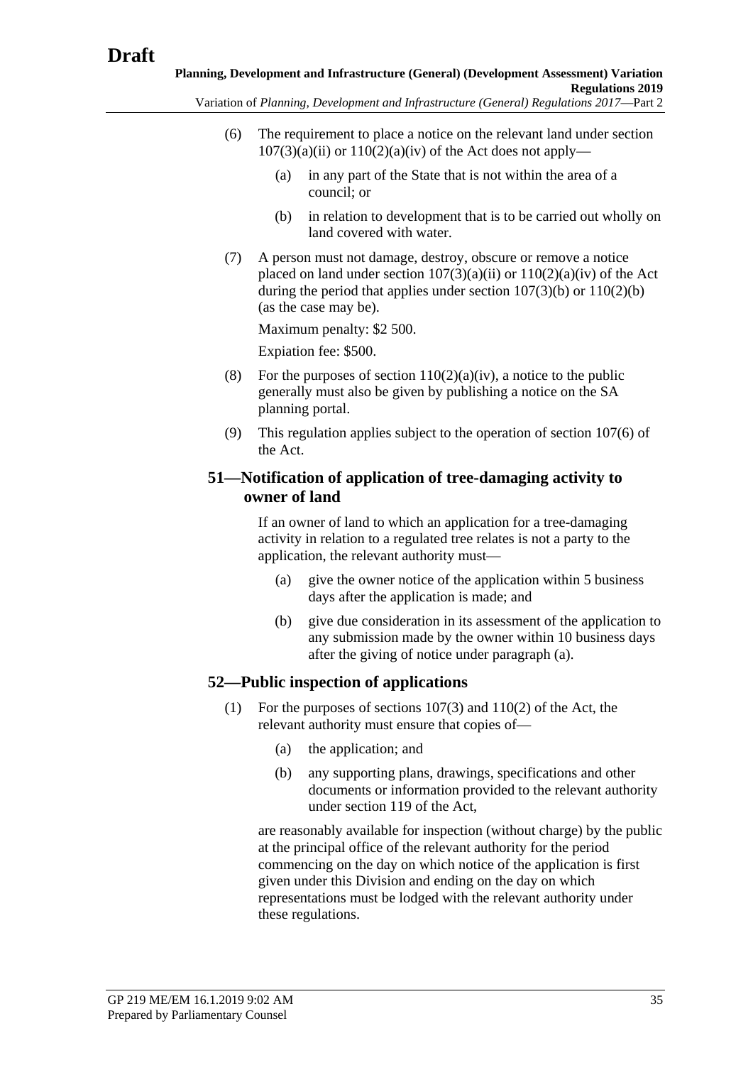(6) The requirement to place a notice on the relevant land under section 107(3)(a)(ii) or 110(2)(a)(iv) of the Act does not apply—

(a) in any part of the State that is not within the area of a council; or

(b) in relation to development that is to be carried out wholly on land covered with water.

(7) A person must not damage, destroy, obscure or remove a notice placed on land under section 107(3)(a)(ii) or 110(2)(a)(iv) of the Act during the period that applies under section 107(3)(b) or 110(2)(b) (as the case may be).

Maximum penalty: $2 500.

Expiation fee: $500.

(8) For the purposes of section 110(2)(a)(iv), a notice to the public generally must also be given by publishing a notice on the SA planning portal.

(9) This regulation applies subject to the operation of section 107(6) of the Act.

## 51—Notification of application of tree-damaging activity to owner of land

If an owner of land to which an application for a tree-damaging activity in relation to a regulated tree relates is not a party to the application, the relevant authority must—

(a) give the owner notice of the application within 5 business days after the application is made; and

(b) give due consideration in its assessment of the application to any submission made by the owner within 10 business days after the giving of notice under paragraph (a).

## 52—Public inspection of applications

(1) For the purposes of sections 107(3) and 110(2) of the Act, the relevant authority must ensure that copies of—

(a) the application; and

(b) any supporting plans, drawings, specifications and other documents or information provided to the relevant authority under section 119 of the Act,

are reasonably available for inspection (without charge) by the public at the principal office of the relevant authority for the period commencing on the day on which notice of the application is first given under this Division and ending on the day on which representations must be lodged with the relevant authority under these regulations.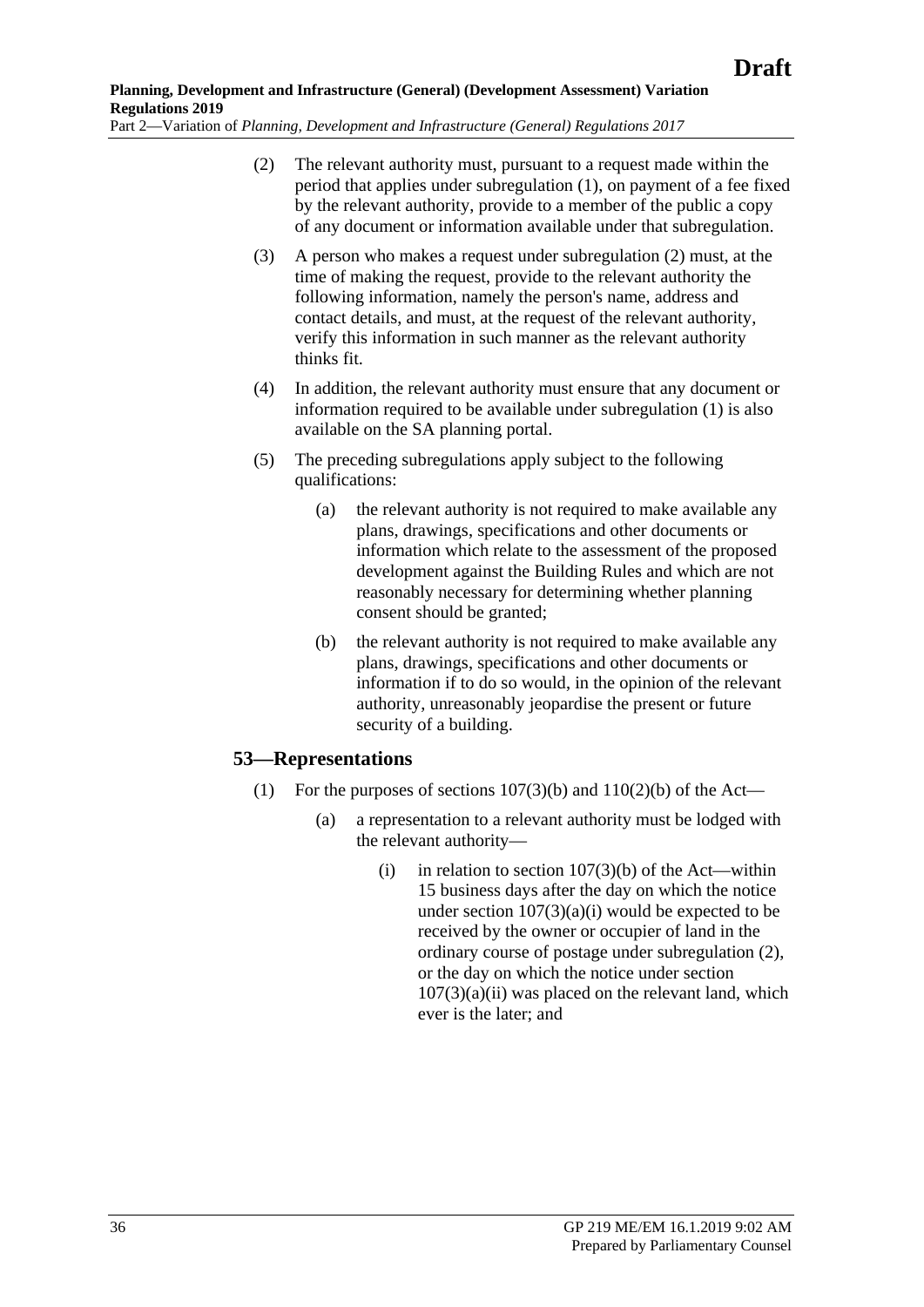(2) The relevant authority must, pursuant to a request made within the period that applies under subregulation (1), on payment of a fee fixed by the relevant authority, provide to a member of the public a copy of any document or information available under that subregulation.

(3) A person who makes a request under subregulation (2) must, at the time of making the request, provide to the relevant authority the following information, namely the person's name, address and contact details, and must, at the request of the relevant authority, verify this information in such manner as the relevant authority thinks fit.

(4) In addition, the relevant authority must ensure that any document or information required to be available under subregulation (1) is also available on the SA planning portal.

(5) The preceding subregulations apply subject to the following qualifications:

(a) the relevant authority is not required to make available any plans, drawings, specifications and other documents or information which relate to the assessment of the proposed development against the Building Rules and which are not reasonably necessary for determining whether planning consent should be granted;

(b) the relevant authority is not required to make available any plans, drawings, specifications and other documents or information if to do so would, in the opinion of the relevant authority, unreasonably jeopardise the present or future security of a building.

## 53—Representations

(1) For the purposes of sections 107(3)(b) and 110(2)(b) of the Act—

(a) a representation to a relevant authority must be lodged with the relevant authority—

(i) in relation to section 107(3)(b) of the Act—within 15 business days after the day on which the notice under section 107(3)(a)(i) would be expected to be received by the owner or occupier of land in the ordinary course of postage under subregulation (2), or the day on which the notice under section 107(3)(a)(ii) was placed on the relevant land, which ever is the later; and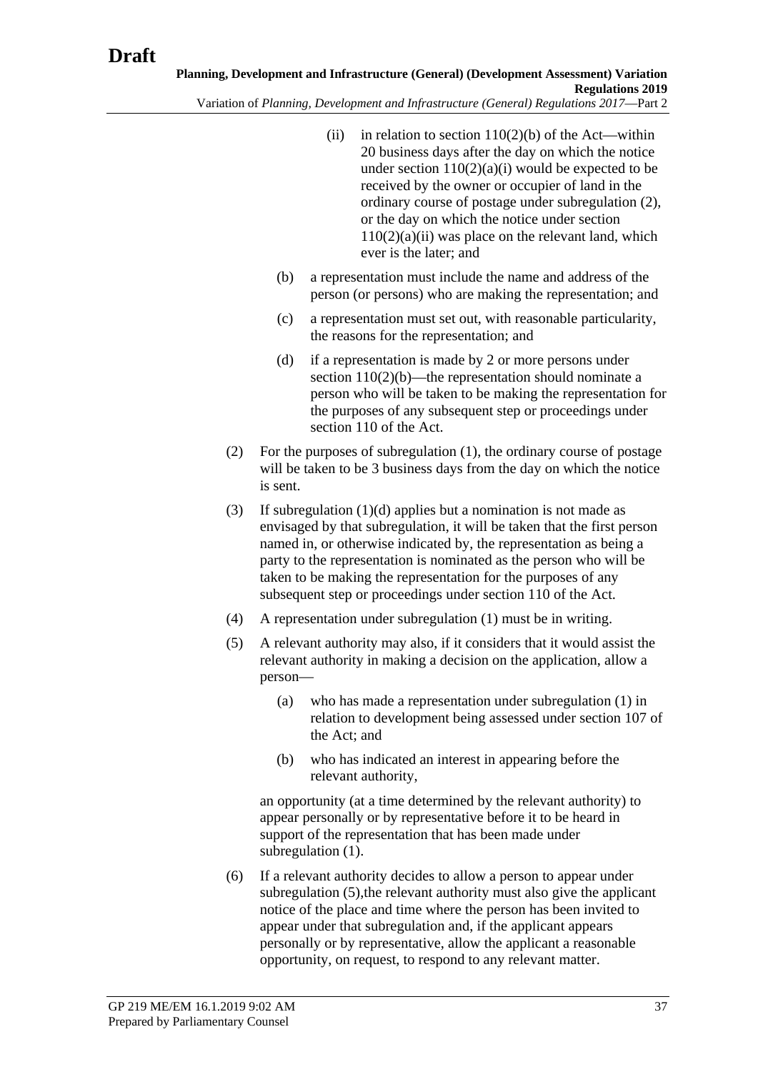(ii) in relation to section 110(2)(b) of the Act—within 20 business days after the day on which the notice under section 110(2)(a)(i) would be expected to be received by the owner or occupier of land in the ordinary course of postage under subregulation (2), or the day on which the notice under section 110(2)(a)(ii) was place on the relevant land, which ever is the later; and

(b) a representation must include the name and address of the person (or persons) who are making the representation; and

(c) a representation must set out, with reasonable particularity, the reasons for the representation; and

(d) if a representation is made by 2 or more persons under section 110(2)(b)—the representation should nominate a person who will be taken to be making the representation for the purposes of any subsequent step or proceedings under section 110 of the Act.

(2) For the purposes of subregulation (1), the ordinary course of postage will be taken to be 3 business days from the day on which the notice is sent.

(3) If subregulation (1)(d) applies but a nomination is not made as envisaged by that subregulation, it will be taken that the first person named in, or otherwise indicated by, the representation as being a party to the representation is nominated as the person who will be taken to be making the representation for the purposes of any subsequent step or proceedings under section 110 of the Act.

(4) A representation under subregulation (1) must be in writing.

(5) A relevant authority may also, if it considers that it would assist the relevant authority in making a decision on the application, allow a person—

(a) who has made a representation under subregulation (1) in relation to development being assessed under section 107 of the Act; and

(b) who has indicated an interest in appearing before the relevant authority,

an opportunity (at a time determined by the relevant authority) to appear personally or by representative before it to be heard in support of the representation that has been made under subregulation (1).

(6) If a relevant authority decides to allow a person to appear under subregulation (5),the relevant authority must also give the applicant notice of the place and time where the person has been invited to appear under that subregulation and, if the applicant appears personally or by representative, allow the applicant a reasonable opportunity, on request, to respond to any relevant matter.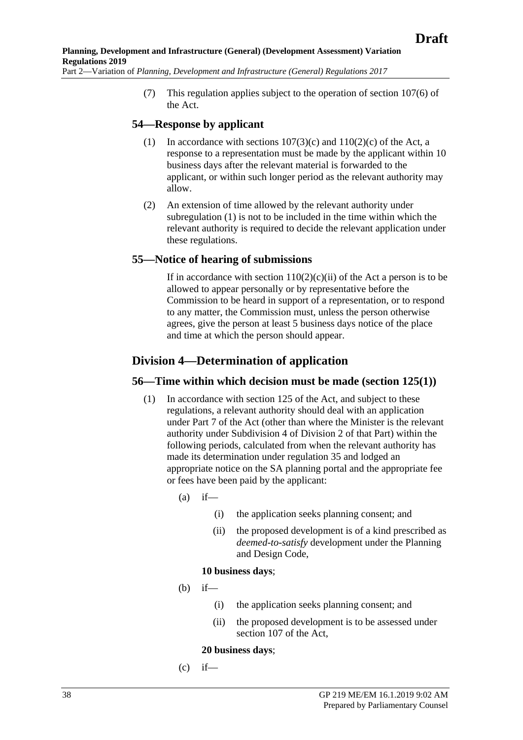(7) This regulation applies subject to the operation of section 107(6) of the Act.

## 54—Response by applicant

(1) In accordance with sections 107(3)(c) and 110(2)(c) of the Act, a response to a representation must be made by the applicant within 10 business days after the relevant material is forwarded to the applicant, or within such longer period as the relevant authority may allow.

(2) An extension of time allowed by the relevant authority under subregulation (1) is not to be included in the time within which the relevant authority is required to decide the relevant application under these regulations.

## 55—Notice of hearing of submissions

If in accordance with section 110(2)(c)(ii) of the Act a person is to be allowed to appear personally or by representative before the Commission to be heard in support of a representation, or to respond to any matter, the Commission must, unless the person otherwise agrees, give the person at least 5 business days notice of the place and time at which the person should appear.

# Division 4—Determination of application

## 56—Time within which decision must be made (section 125(1))

(1) In accordance with section 125 of the Act, and subject to these regulations, a relevant authority should deal with an application under Part 7 of the Act (other than where the Minister is the relevant authority under Subdivision 4 of Division 2 of that Part) within the following periods, calculated from when the relevant authority has made its determination under regulation 35 and lodged an appropriate notice on the SA planning portal and the appropriate fee or fees have been paid by the applicant:

(a) if—

(i) the application seeks planning consent; and

(ii) the proposed development is of a kind prescribed as *deemed-to-satisfy* development under the Planning and Design Code,

**10 business days**;

(b) if—

(i) the application seeks planning consent; and

(ii) the proposed development is to be assessed under section 107 of the Act,

**20 business days**;

(c) if—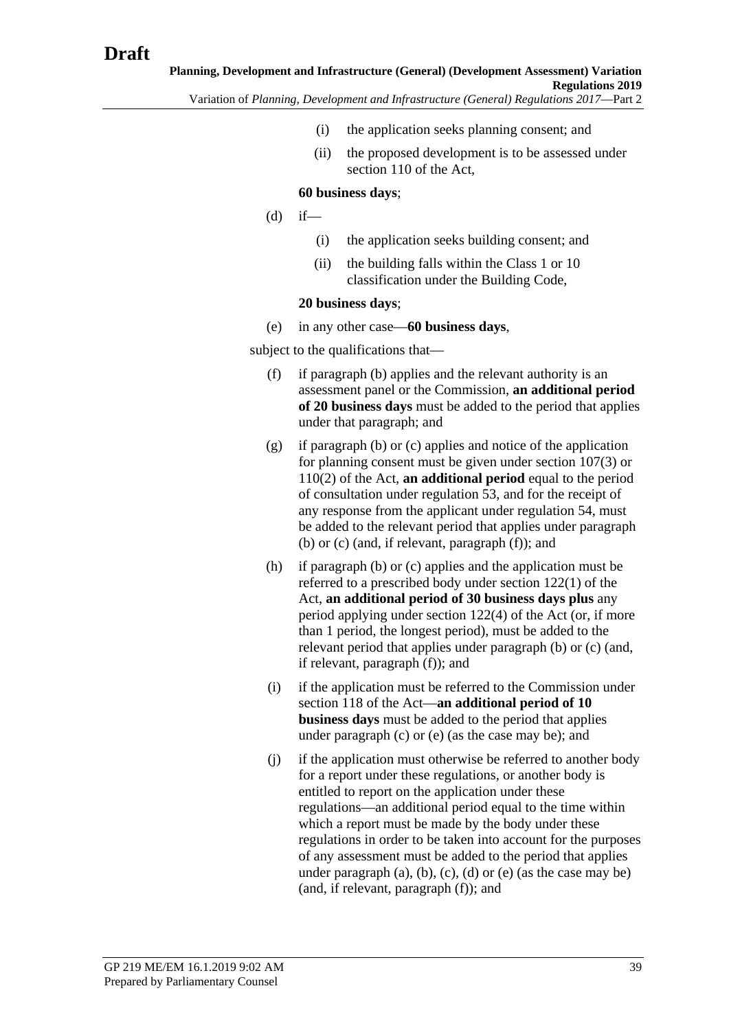(i) the application seeks planning consent; and

(ii) the proposed development is to be assessed under section 110 of the Act,

**60 business days**;

(d) if—

(i) the application seeks building consent; and

(ii) the building falls within the Class 1 or 10 classification under the Building Code,

**20 business days**;

(e) in any other case—**60 business days**,

subject to the qualifications that—

(f) if paragraph (b) applies and the relevant authority is an assessment panel or the Commission, **an additional period of 20 business days** must be added to the period that applies under that paragraph; and

(g) if paragraph (b) or (c) applies and notice of the application for planning consent must be given under section 107(3) or 110(2) of the Act, **an additional period** equal to the period of consultation under regulation 53, and for the receipt of any response from the applicant under regulation 54, must be added to the relevant period that applies under paragraph (b) or (c) (and, if relevant, paragraph (f)); and

(h) if paragraph (b) or (c) applies and the application must be referred to a prescribed body under section 122(1) of the Act, **an additional period of 30 business days plus** any period applying under section 122(4) of the Act (or, if more than 1 period, the longest period), must be added to the relevant period that applies under paragraph (b) or (c) (and, if relevant, paragraph (f)); and

(i) if the application must be referred to the Commission under section 118 of the Act—**an additional period of 10 business days** must be added to the period that applies under paragraph (c) or (e) (as the case may be); and

(j) if the application must otherwise be referred to another body for a report under these regulations, or another body is entitled to report on the application under these regulations—an additional period equal to the time within which a report must be made by the body under these regulations in order to be taken into account for the purposes of any assessment must be added to the period that applies under paragraph (a), (b), (c), (d) or (e) (as the case may be) (and, if relevant, paragraph (f)); and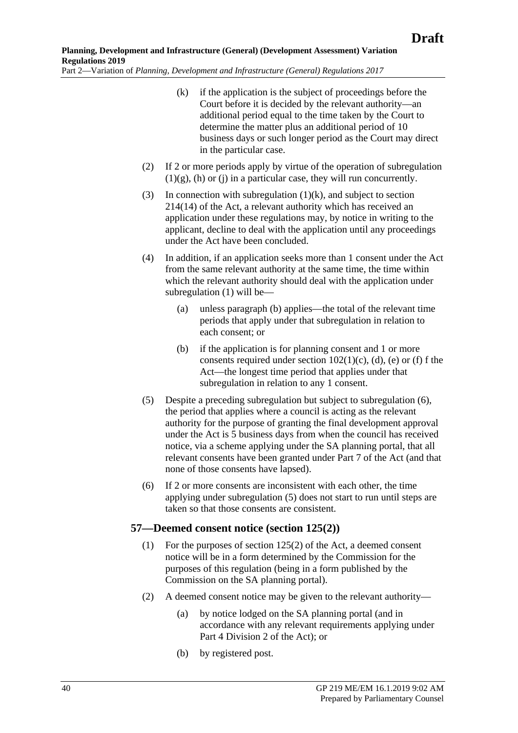(k) if the application is the subject of proceedings before the Court before it is decided by the relevant authority—an additional period equal to the time taken by the Court to determine the matter plus an additional period of 10 business days or such longer period as the Court may direct in the particular case.

(2) If 2 or more periods apply by virtue of the operation of subregulation (1)(g), (h) or (j) in a particular case, they will run concurrently.

(3) In connection with subregulation (1)(k), and subject to section 214(14) of the Act, a relevant authority which has received an application under these regulations may, by notice in writing to the applicant, decline to deal with the application until any proceedings under the Act have been concluded.

(4) In addition, if an application seeks more than 1 consent under the Act from the same relevant authority at the same time, the time within which the relevant authority should deal with the application under subregulation (1) will be—

(a) unless paragraph (b) applies—the total of the relevant time periods that apply under that subregulation in relation to each consent; or

(b) if the application is for planning consent and 1 or more consents required under section 102(1)(c), (d), (e) or (f) f the Act—the longest time period that applies under that subregulation in relation to any 1 consent.

(5) Despite a preceding subregulation but subject to subregulation (6), the period that applies where a council is acting as the relevant authority for the purpose of granting the final development approval under the Act is 5 business days from when the council has received notice, via a scheme applying under the SA planning portal, that all relevant consents have been granted under Part 7 of the Act (and that none of those consents have lapsed).

(6) If 2 or more consents are inconsistent with each other, the time applying under subregulation (5) does not start to run until steps are taken so that those consents are consistent.

## 57—Deemed consent notice (section 125(2))

(1) For the purposes of section 125(2) of the Act, a deemed consent notice will be in a form determined by the Commission for the purposes of this regulation (being in a form published by the Commission on the SA planning portal).

(2) A deemed consent notice may be given to the relevant authority—

(a) by notice lodged on the SA planning portal (and in accordance with any relevant requirements applying under Part 4 Division 2 of the Act); or

(b) by registered post.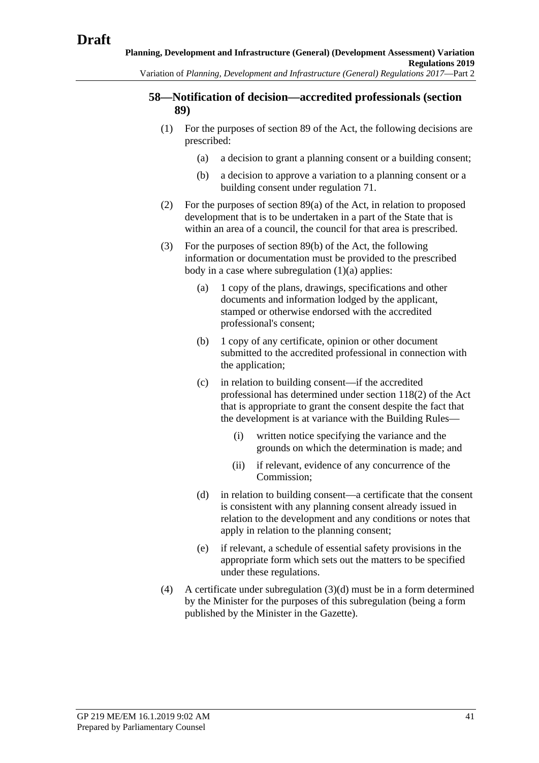## 58—Notification of decision—accredited professionals (section 89)

(1) For the purposes of section 89 of the Act, the following decisions are prescribed:

(a) a decision to grant a planning consent or a building consent;

(b) a decision to approve a variation to a planning consent or a building consent under regulation 71.

(2) For the purposes of section 89(a) of the Act, in relation to proposed development that is to be undertaken in a part of the State that is within an area of a council, the council for that area is prescribed.

(3) For the purposes of section 89(b) of the Act, the following information or documentation must be provided to the prescribed body in a case where subregulation (1)(a) applies:

(a) 1 copy of the plans, drawings, specifications and other documents and information lodged by the applicant, stamped or otherwise endorsed with the accredited professional's consent;

(b) 1 copy of any certificate, opinion or other document submitted to the accredited professional in connection with the application;

(c) in relation to building consent—if the accredited professional has determined under section 118(2) of the Act that is appropriate to grant the consent despite the fact that the development is at variance with the Building Rules—

(i) written notice specifying the variance and the grounds on which the determination is made; and

(ii) if relevant, evidence of any concurrence of the Commission;

(d) in relation to building consent—a certificate that the consent is consistent with any planning consent already issued in relation to the development and any conditions or notes that apply in relation to the planning consent;

(e) if relevant, a schedule of essential safety provisions in the appropriate form which sets out the matters to be specified under these regulations.

(4) A certificate under subregulation (3)(d) must be in a form determined by the Minister for the purposes of this subregulation (being a form published by the Minister in the Gazette).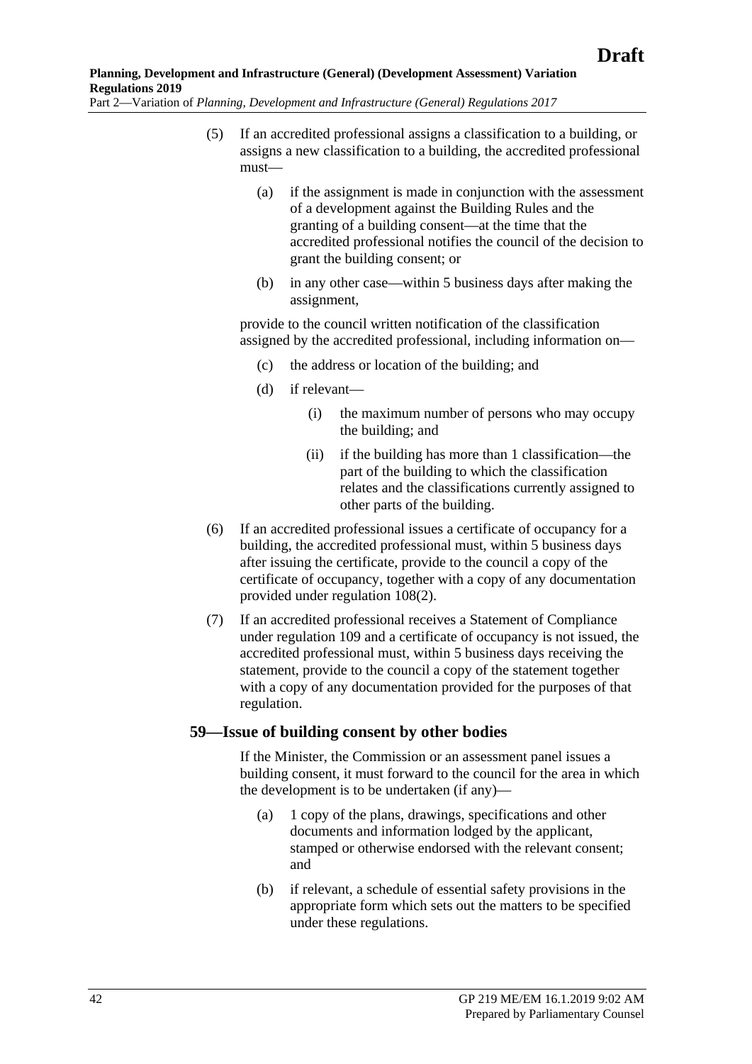(5) If an accredited professional assigns a classification to a building, or assigns a new classification to a building, the accredited professional must—

(a) if the assignment is made in conjunction with the assessment of a development against the Building Rules and the granting of a building consent—at the time that the accredited professional notifies the council of the decision to grant the building consent; or

(b) in any other case—within 5 business days after making the assignment,

provide to the council written notification of the classification assigned by the accredited professional, including information on—

(c) the address or location of the building; and

(d) if relevant—

(i) the maximum number of persons who may occupy the building; and

(ii) if the building has more than 1 classification—the part of the building to which the classification relates and the classifications currently assigned to other parts of the building.

(6) If an accredited professional issues a certificate of occupancy for a building, the accredited professional must, within 5 business days after issuing the certificate, provide to the council a copy of the certificate of occupancy, together with a copy of any documentation provided under regulation 108(2).

(7) If an accredited professional receives a Statement of Compliance under regulation 109 and a certificate of occupancy is not issued, the accredited professional must, within 5 business days receiving the statement, provide to the council a copy of the statement together with a copy of any documentation provided for the purposes of that regulation.

## 59—Issue of building consent by other bodies

If the Minister, the Commission or an assessment panel issues a building consent, it must forward to the council for the area in which the development is to be undertaken (if any)—

(a) 1 copy of the plans, drawings, specifications and other documents and information lodged by the applicant, stamped or otherwise endorsed with the relevant consent; and

(b) if relevant, a schedule of essential safety provisions in the appropriate form which sets out the matters to be specified under these regulations.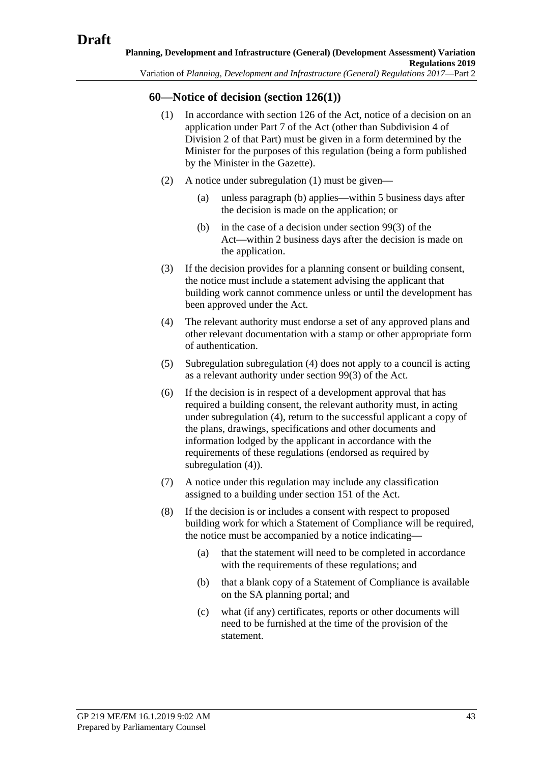### 60—Notice of decision (section 126(1))

(1) In accordance with section 126 of the Act, notice of a decision on an application under Part 7 of the Act (other than Subdivision 4 of Division 2 of that Part) must be given in a form determined by the Minister for the purposes of this regulation (being a form published by the Minister in the Gazette).

(2) A notice under subregulation (1) must be given—

   (a) unless paragraph (b) applies—within 5 business days after the decision is made on the application; or

   (b) in the case of a decision under section 99(3) of the Act—within 2 business days after the decision is made on the application.

(3) If the decision provides for a planning consent or building consent, the notice must include a statement advising the applicant that building work cannot commence unless or until the development has been approved under the Act.

(4) The relevant authority must endorse a set of any approved plans and other relevant documentation with a stamp or other appropriate form of authentication.

(5) Subregulation subregulation (4) does not apply to a council is acting as a relevant authority under section 99(3) of the Act.

(6) If the decision is in respect of a development approval that has required a building consent, the relevant authority must, in acting under subregulation (4), return to the successful applicant a copy of the plans, drawings, specifications and other documents and information lodged by the applicant in accordance with the requirements of these regulations (endorsed as required by subregulation (4)).

(7) A notice under this regulation may include any classification assigned to a building under section 151 of the Act.

(8) If the decision is or includes a consent with respect to proposed building work for which a Statement of Compliance will be required, the notice must be accompanied by a notice indicating—

   (a) that the statement will need to be completed in accordance with the requirements of these regulations; and

   (b) that a blank copy of a Statement of Compliance is available on the SA planning portal; and

   (c) what (if any) certificates, reports or other documents will need to be furnished at the time of the provision of the statement.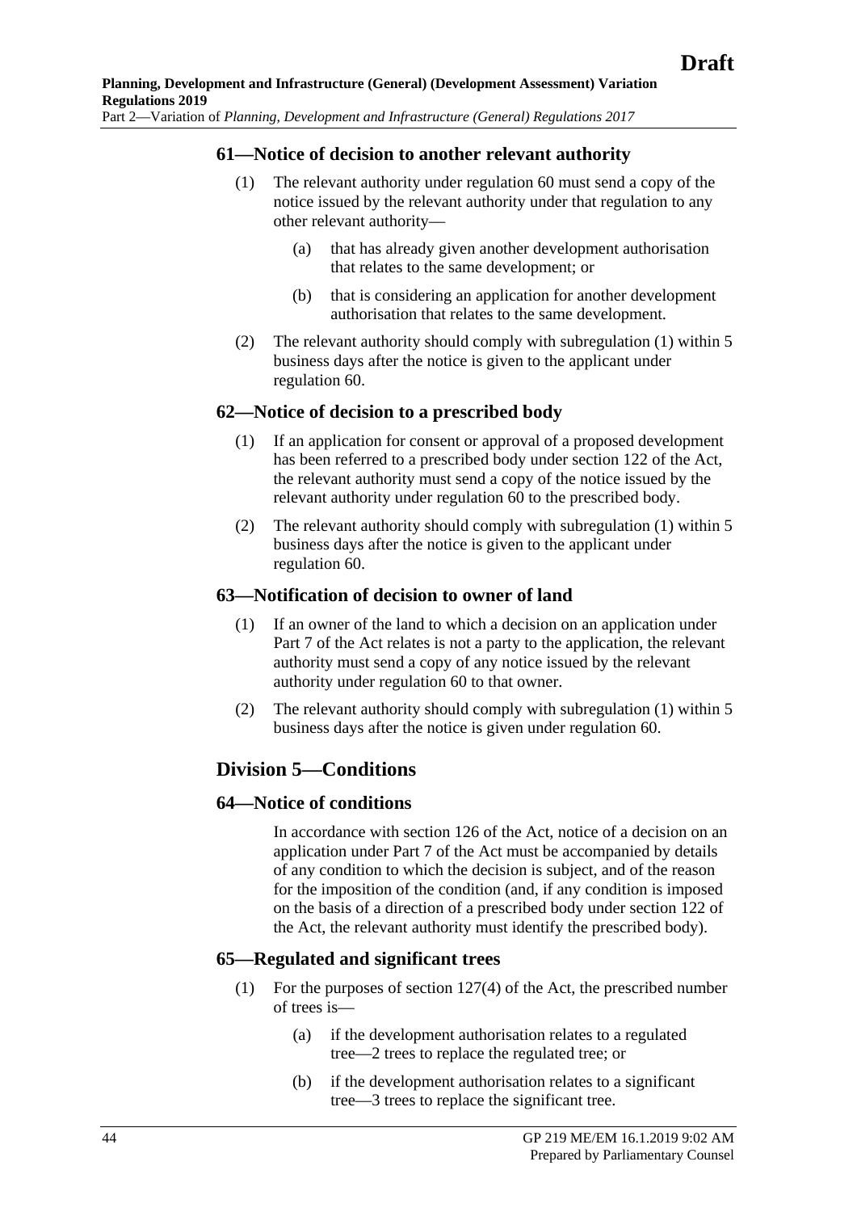### 61—Notice of decision to another relevant authority

(1) The relevant authority under regulation 60 must send a copy of the notice issued by the relevant authority under that regulation to any other relevant authority—

(a) that has already given another development authorisation that relates to the same development; or

(b) that is considering an application for another development authorisation that relates to the same development.

(2) The relevant authority should comply with subregulation (1) within 5 business days after the notice is given to the applicant under regulation 60.

### 62—Notice of decision to a prescribed body

(1) If an application for consent or approval of a proposed development has been referred to a prescribed body under section 122 of the Act, the relevant authority must send a copy of the notice issued by the relevant authority under regulation 60 to the prescribed body.

(2) The relevant authority should comply with subregulation (1) within 5 business days after the notice is given to the applicant under regulation 60.

### 63—Notification of decision to owner of land

(1) If an owner of the land to which a decision on an application under Part 7 of the Act relates is not a party to the application, the relevant authority must send a copy of any notice issued by the relevant authority under regulation 60 to that owner.

(2) The relevant authority should comply with subregulation (1) within 5 business days after the notice is given under regulation 60.

## Division 5—Conditions

### 64—Notice of conditions

In accordance with section 126 of the Act, notice of a decision on an application under Part 7 of the Act must be accompanied by details of any condition to which the decision is subject, and of the reason for the imposition of the condition (and, if any condition is imposed on the basis of a direction of a prescribed body under section 122 of the Act, the relevant authority must identify the prescribed body).

### 65—Regulated and significant trees

(1) For the purposes of section 127(4) of the Act, the prescribed number of trees is—

(a) if the development authorisation relates to a regulated tree—2 trees to replace the regulated tree; or

(b) if the development authorisation relates to a significant tree—3 trees to replace the significant tree.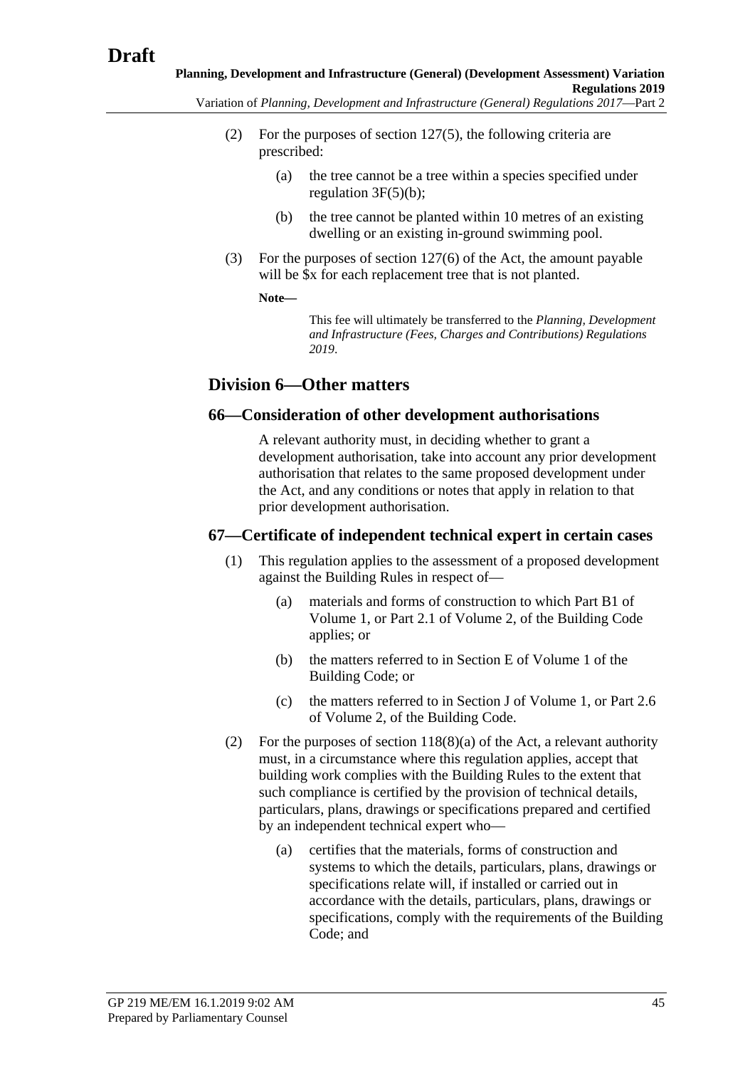(2) For the purposes of section 127(5), the following criteria are prescribed:

(a) the tree cannot be a tree within a species specified under regulation 3F(5)(b);

(b) the tree cannot be planted within 10 metres of an existing dwelling or an existing in-ground swimming pool.

(3) For the purposes of section 127(6) of the Act, the amount payable will be $x for each replacement tree that is not planted.

**Note—**

This fee will ultimately be transferred to the *Planning, Development and Infrastructure (Fees, Charges and Contributions) Regulations 2019*.

## Division 6—Other matters

### 66—Consideration of other development authorisations

A relevant authority must, in deciding whether to grant a development authorisation, take into account any prior development authorisation that relates to the same proposed development under the Act, and any conditions or notes that apply in relation to that prior development authorisation.

### 67—Certificate of independent technical expert in certain cases

(1) This regulation applies to the assessment of a proposed development against the Building Rules in respect of—

(a) materials and forms of construction to which Part B1 of Volume 1, or Part 2.1 of Volume 2, of the Building Code applies; or

(b) the matters referred to in Section E of Volume 1 of the Building Code; or

(c) the matters referred to in Section J of Volume 1, or Part 2.6 of Volume 2, of the Building Code.

(2) For the purposes of section 118(8)(a) of the Act, a relevant authority must, in a circumstance where this regulation applies, accept that building work complies with the Building Rules to the extent that such compliance is certified by the provision of technical details, particulars, plans, drawings or specifications prepared and certified by an independent technical expert who—

(a) certifies that the materials, forms of construction and systems to which the details, particulars, plans, drawings or specifications relate will, if installed or carried out in accordance with the details, particulars, plans, drawings or specifications, comply with the requirements of the Building Code; and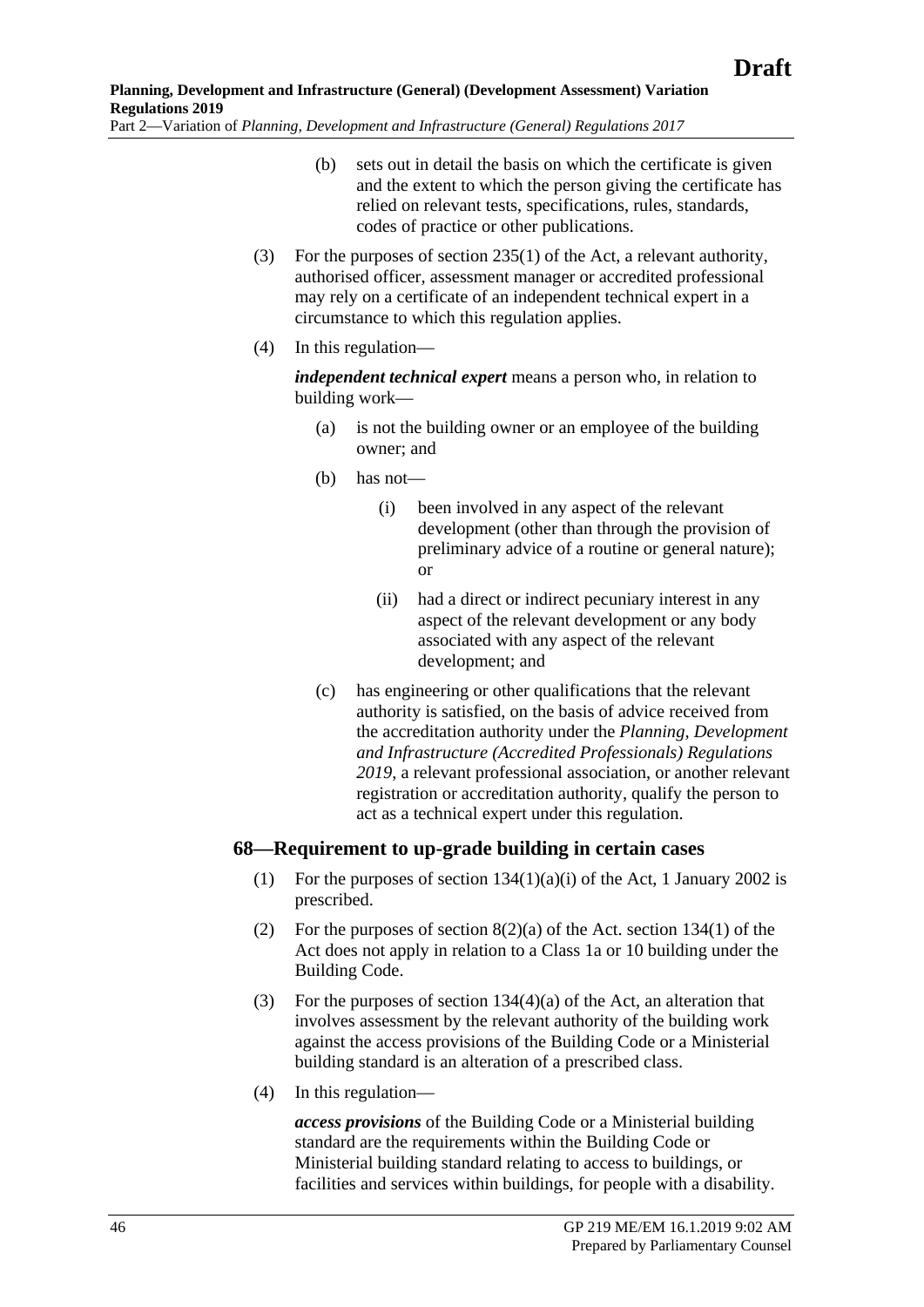(b) sets out in detail the basis on which the certificate is given and the extent to which the person giving the certificate has relied on relevant tests, specifications, rules, standards, codes of practice or other publications.

(3) For the purposes of section 235(1) of the Act, a relevant authority, authorised officer, assessment manager or accredited professional may rely on a certificate of an independent technical expert in a circumstance to which this regulation applies.

(4) In this regulation—

***independent technical expert*** means a person who, in relation to building work—

(a) is not the building owner or an employee of the building owner; and

(b) has not—

(i) been involved in any aspect of the relevant development (other than through the provision of preliminary advice of a routine or general nature); or

(ii) had a direct or indirect pecuniary interest in any aspect of the relevant development or any body associated with any aspect of the relevant development; and

(c) has engineering or other qualifications that the relevant authority is satisfied, on the basis of advice received from the accreditation authority under the *Planning, Development and Infrastructure (Accredited Professionals) Regulations 2019*, a relevant professional association, or another relevant registration or accreditation authority, qualify the person to act as a technical expert under this regulation.

## 68—Requirement to up-grade building in certain cases

(1) For the purposes of section 134(1)(a)(i) of the Act, 1 January 2002 is prescribed.

(2) For the purposes of section 8(2)(a) of the Act. section 134(1) of the Act does not apply in relation to a Class 1a or 10 building under the Building Code.

(3) For the purposes of section 134(4)(a) of the Act, an alteration that involves assessment by the relevant authority of the building work against the access provisions of the Building Code or a Ministerial building standard is an alteration of a prescribed class.

(4) In this regulation—

***access provisions*** of the Building Code or a Ministerial building standard are the requirements within the Building Code or Ministerial building standard relating to access to buildings, or facilities and services within buildings, for people with a disability.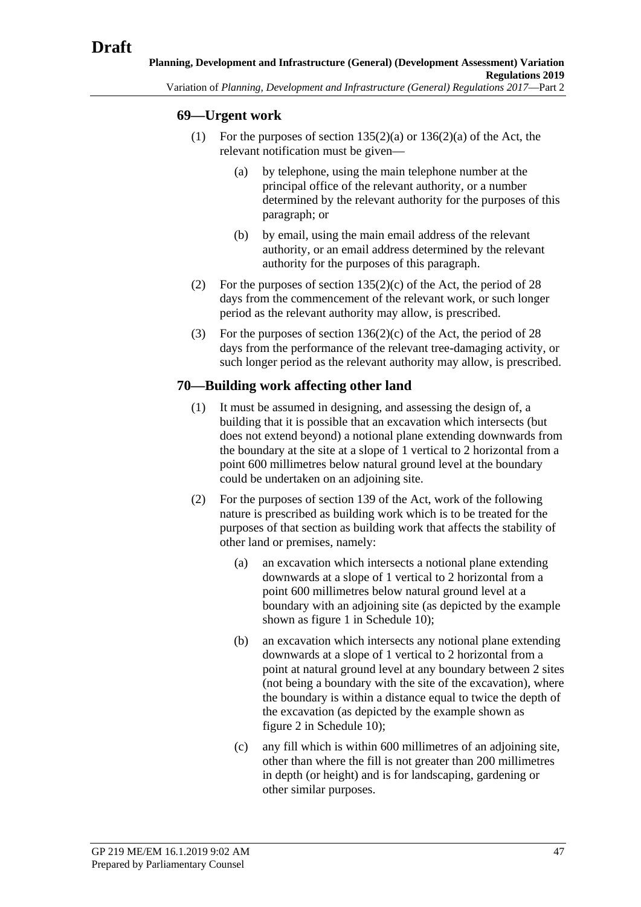### 69—Urgent work

(1) For the purposes of section 135(2)(a) or 136(2)(a) of the Act, the relevant notification must be given—

(a) by telephone, using the main telephone number at the principal office of the relevant authority, or a number determined by the relevant authority for the purposes of this paragraph; or

(b) by email, using the main email address of the relevant authority, or an email address determined by the relevant authority for the purposes of this paragraph.

(2) For the purposes of section 135(2)(c) of the Act, the period of 28 days from the commencement of the relevant work, or such longer period as the relevant authority may allow, is prescribed.

(3) For the purposes of section 136(2)(c) of the Act, the period of 28 days from the performance of the relevant tree-damaging activity, or such longer period as the relevant authority may allow, is prescribed.

### 70—Building work affecting other land

(1) It must be assumed in designing, and assessing the design of, a building that it is possible that an excavation which intersects (but does not extend beyond) a notional plane extending downwards from the boundary at the site at a slope of 1 vertical to 2 horizontal from a point 600 millimetres below natural ground level at the boundary could be undertaken on an adjoining site.

(2) For the purposes of section 139 of the Act, work of the following nature is prescribed as building work which is to be treated for the purposes of that section as building work that affects the stability of other land or premises, namely:

(a) an excavation which intersects a notional plane extending downwards at a slope of 1 vertical to 2 horizontal from a point 600 millimetres below natural ground level at a boundary with an adjoining site (as depicted by the example shown as figure 1 in Schedule 10);

(b) an excavation which intersects any notional plane extending downwards at a slope of 1 vertical to 2 horizontal from a point at natural ground level at any boundary between 2 sites (not being a boundary with the site of the excavation), where the boundary is within a distance equal to twice the depth of the excavation (as depicted by the example shown as figure 2 in Schedule 10);

(c) any fill which is within 600 millimetres of an adjoining site, other than where the fill is not greater than 200 millimetres in depth (or height) and is for landscaping, gardening or other similar purposes.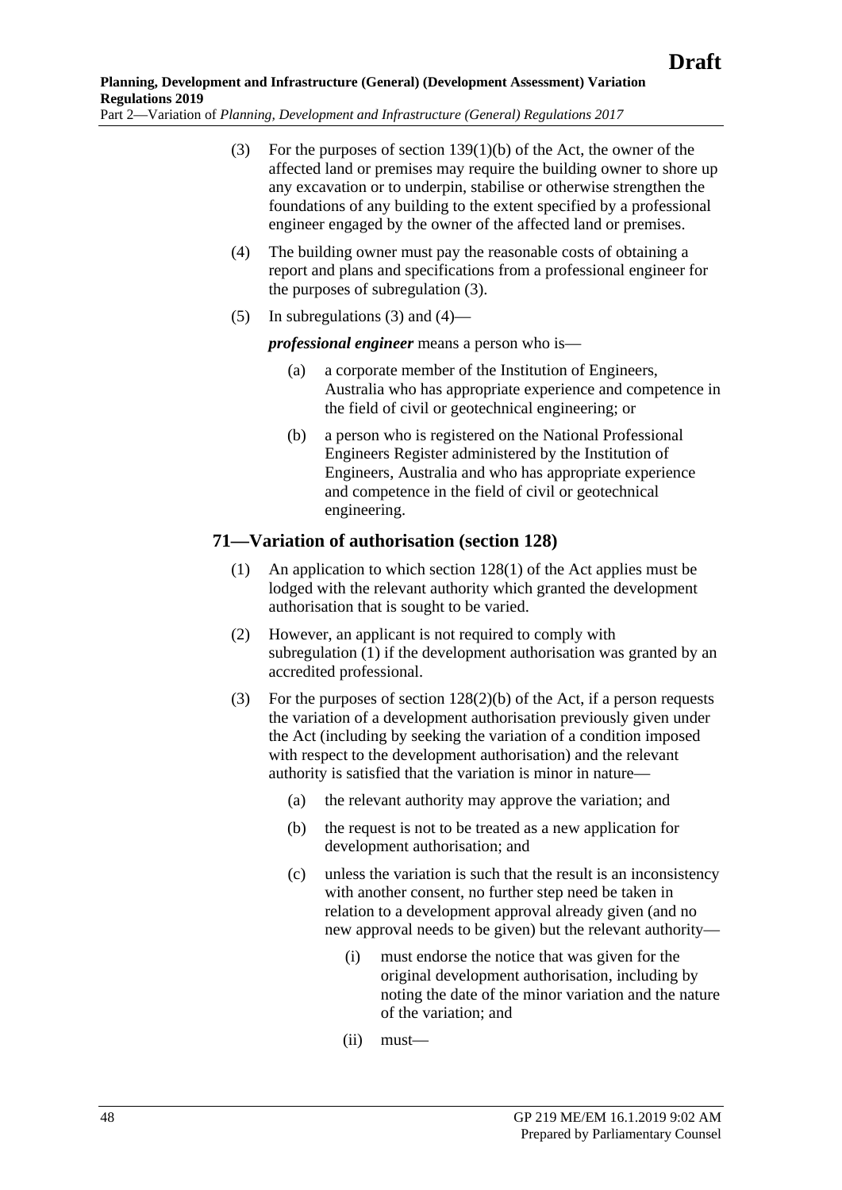(3) For the purposes of section 139(1)(b) of the Act, the owner of the affected land or premises may require the building owner to shore up any excavation or to underpin, stabilise or otherwise strengthen the foundations of any building to the extent specified by a professional engineer engaged by the owner of the affected land or premises.

(4) The building owner must pay the reasonable costs of obtaining a report and plans and specifications from a professional engineer for the purposes of subregulation (3).

(5) In subregulations (3) and (4)—

***professional engineer*** means a person who is—

(a) a corporate member of the Institution of Engineers, Australia who has appropriate experience and competence in the field of civil or geotechnical engineering; or

(b) a person who is registered on the National Professional Engineers Register administered by the Institution of Engineers, Australia and who has appropriate experience and competence in the field of civil or geotechnical engineering.

## 71—Variation of authorisation (section 128)

(1) An application to which section 128(1) of the Act applies must be lodged with the relevant authority which granted the development authorisation that is sought to be varied.

(2) However, an applicant is not required to comply with subregulation (1) if the development authorisation was granted by an accredited professional.

(3) For the purposes of section 128(2)(b) of the Act, if a person requests the variation of a development authorisation previously given under the Act (including by seeking the variation of a condition imposed with respect to the development authorisation) and the relevant authority is satisfied that the variation is minor in nature—

(a) the relevant authority may approve the variation; and

(b) the request is not to be treated as a new application for development authorisation; and

(c) unless the variation is such that the result is an inconsistency with another consent, no further step need be taken in relation to a development approval already given (and no new approval needs to be given) but the relevant authority—

(i) must endorse the notice that was given for the original development authorisation, including by noting the date of the minor variation and the nature of the variation; and

(ii) must—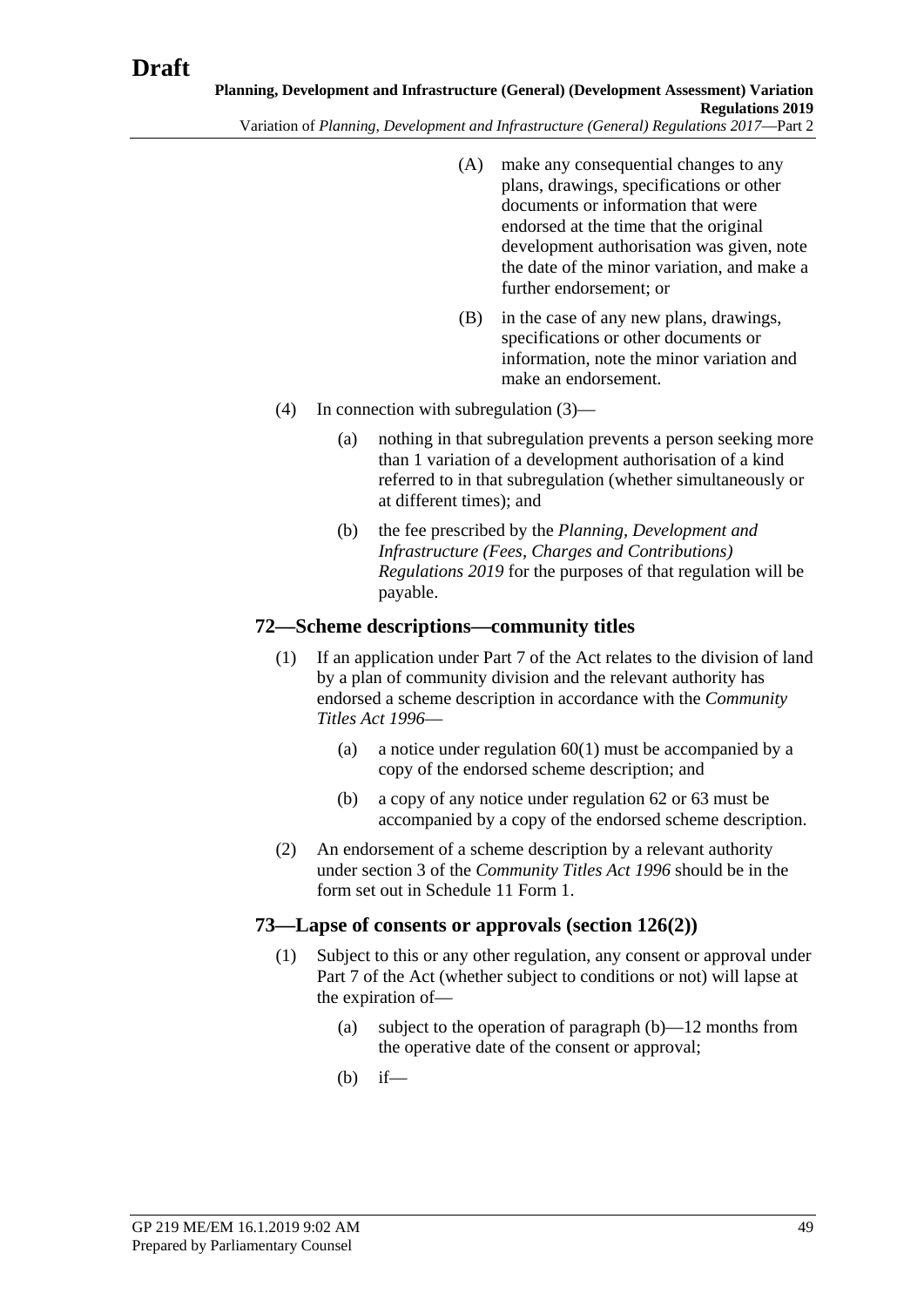(A) make any consequential changes to any plans, drawings, specifications or other documents or information that were endorsed at the time that the original development authorisation was given, note the date of the minor variation, and make a further endorsement; or

(B) in the case of any new plans, drawings, specifications or other documents or information, note the minor variation and make an endorsement.

(4) In connection with subregulation (3)—

(a) nothing in that subregulation prevents a person seeking more than 1 variation of a development authorisation of a kind referred to in that subregulation (whether simultaneously or at different times); and

(b) the fee prescribed by the *Planning, Development and Infrastructure (Fees, Charges and Contributions) Regulations 2019* for the purposes of that regulation will be payable.

## 72—Scheme descriptions—community titles

(1) If an application under Part 7 of the Act relates to the division of land by a plan of community division and the relevant authority has endorsed a scheme description in accordance with the *Community Titles Act 1996*—

(a) a notice under regulation 60(1) must be accompanied by a copy of the endorsed scheme description; and

(b) a copy of any notice under regulation 62 or 63 must be accompanied by a copy of the endorsed scheme description.

(2) An endorsement of a scheme description by a relevant authority under section 3 of the *Community Titles Act 1996* should be in the form set out in Schedule 11 Form 1.

## 73—Lapse of consents or approvals (section 126(2))

(1) Subject to this or any other regulation, any consent or approval under Part 7 of the Act (whether subject to conditions or not) will lapse at the expiration of—

(a) subject to the operation of paragraph (b)—12 months from the operative date of the consent or approval;

(b) if—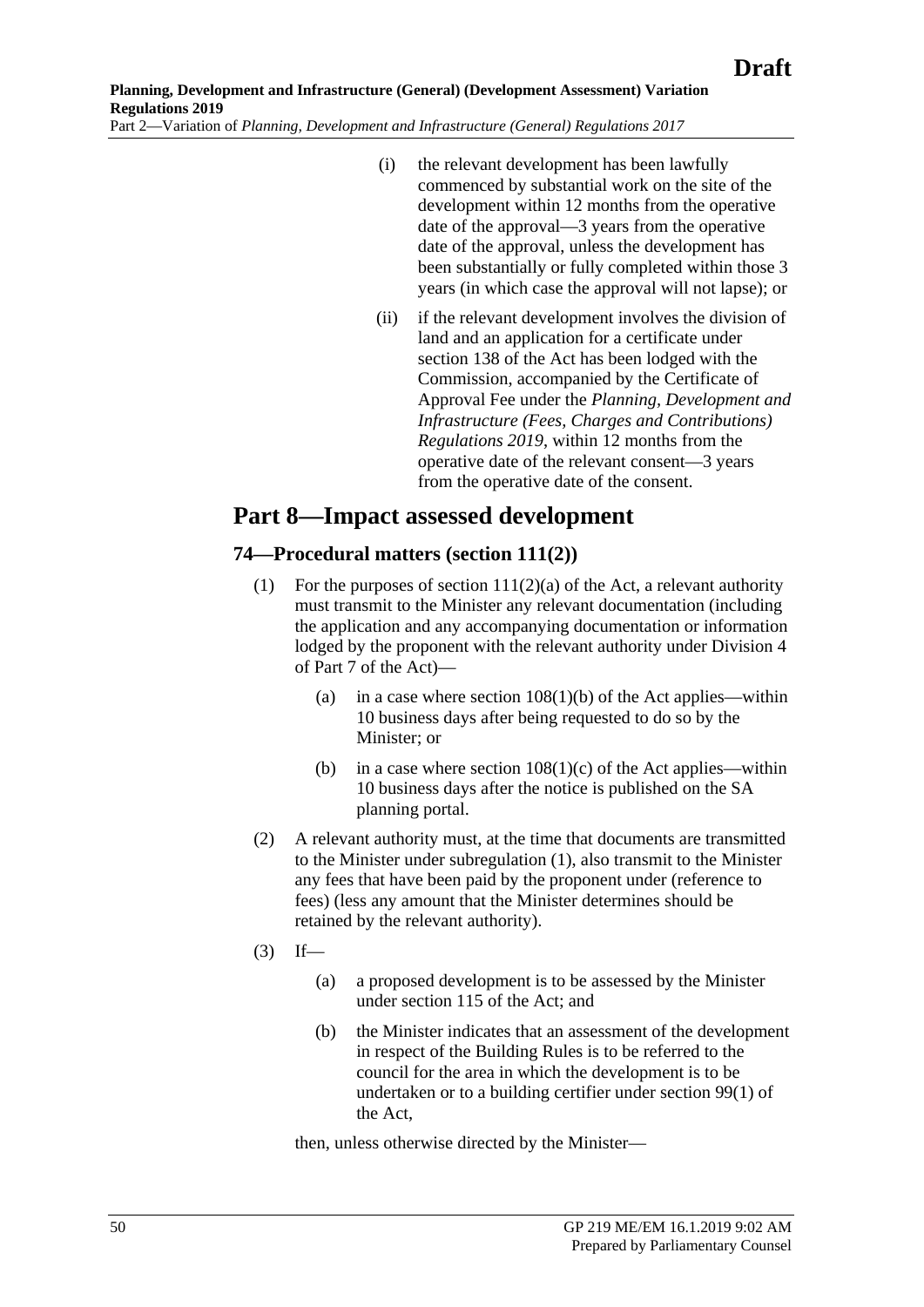(i) the relevant development has been lawfully commenced by substantial work on the site of the development within 12 months from the operative date of the approval—3 years from the operative date of the approval, unless the development has been substantially or fully completed within those 3 years (in which case the approval will not lapse); or

(ii) if the relevant development involves the division of land and an application for a certificate under section 138 of the Act has been lodged with the Commission, accompanied by the Certificate of Approval Fee under the *Planning, Development and Infrastructure (Fees, Charges and Contributions) Regulations 2019*, within 12 months from the operative date of the relevant consent—3 years from the operative date of the consent.

# Part 8—Impact assessed development

## 74—Procedural matters (section 111(2))

(1) For the purposes of section 111(2)(a) of the Act, a relevant authority must transmit to the Minister any relevant documentation (including the application and any accompanying documentation or information lodged by the proponent with the relevant authority under Division 4 of Part 7 of the Act)—

(a) in a case where section 108(1)(b) of the Act applies—within 10 business days after being requested to do so by the Minister; or

(b) in a case where section 108(1)(c) of the Act applies—within 10 business days after the notice is published on the SA planning portal.

(2) A relevant authority must, at the time that documents are transmitted to the Minister under subregulation (1), also transmit to the Minister any fees that have been paid by the proponent under (reference to fees) (less any amount that the Minister determines should be retained by the relevant authority).

(3) If—

(a) a proposed development is to be assessed by the Minister under section 115 of the Act; and

(b) the Minister indicates that an assessment of the development in respect of the Building Rules is to be referred to the council for the area in which the development is to be undertaken or to a building certifier under section 99(1) of the Act,

then, unless otherwise directed by the Minister—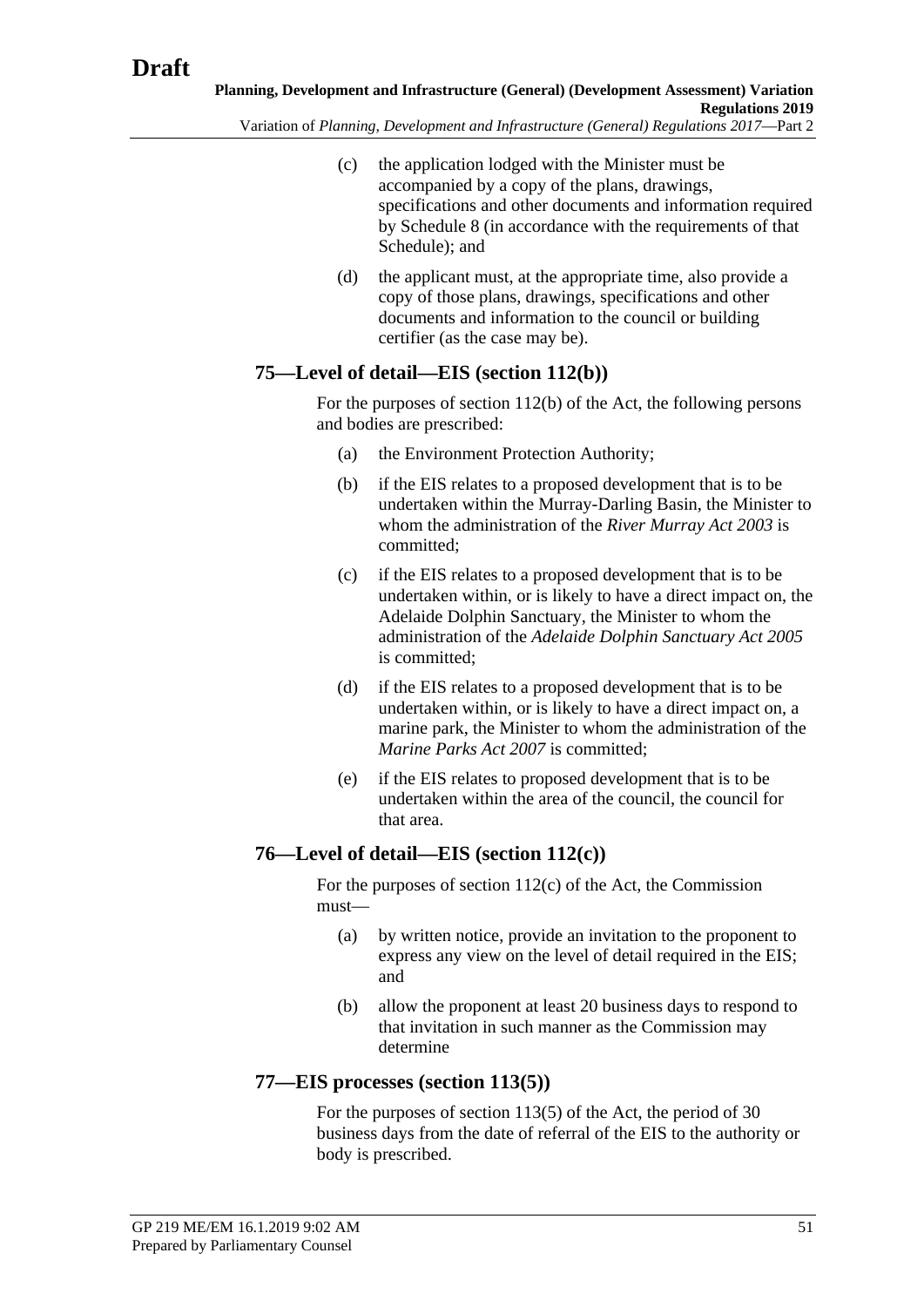(c) the application lodged with the Minister must be accompanied by a copy of the plans, drawings, specifications and other documents and information required by Schedule 8 (in accordance with the requirements of that Schedule); and

(d) the applicant must, at the appropriate time, also provide a copy of those plans, drawings, specifications and other documents and information to the council or building certifier (as the case may be).

## 75—Level of detail—EIS (section 112(b))

For the purposes of section 112(b) of the Act, the following persons and bodies are prescribed:

(a) the Environment Protection Authority;

(b) if the EIS relates to a proposed development that is to be undertaken within the Murray-Darling Basin, the Minister to whom the administration of the *River Murray Act 2003* is committed;

(c) if the EIS relates to a proposed development that is to be undertaken within, or is likely to have a direct impact on, the Adelaide Dolphin Sanctuary, the Minister to whom the administration of the *Adelaide Dolphin Sanctuary Act 2005* is committed;

(d) if the EIS relates to a proposed development that is to be undertaken within, or is likely to have a direct impact on, a marine park, the Minister to whom the administration of the *Marine Parks Act 2007* is committed;

(e) if the EIS relates to proposed development that is to be undertaken within the area of the council, the council for that area.

## 76—Level of detail—EIS (section 112(c))

For the purposes of section 112(c) of the Act, the Commission must—

(a) by written notice, provide an invitation to the proponent to express any view on the level of detail required in the EIS; and

(b) allow the proponent at least 20 business days to respond to that invitation in such manner as the Commission may determine

## 77—EIS processes (section 113(5))

For the purposes of section 113(5) of the Act, the period of 30 business days from the date of referral of the EIS to the authority or body is prescribed.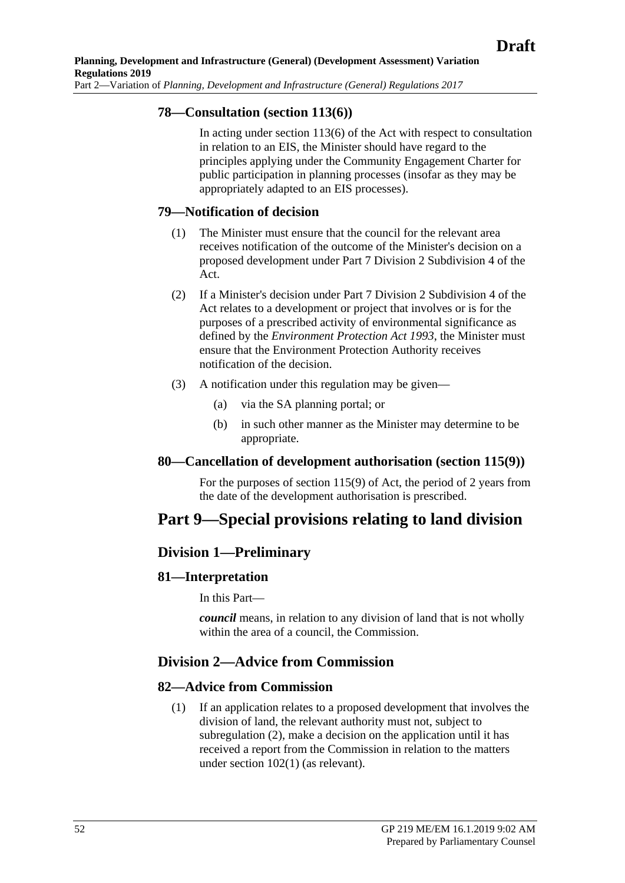### 78—Consultation (section 113(6))

In acting under section 113(6) of the Act with respect to consultation in relation to an EIS, the Minister should have regard to the principles applying under the Community Engagement Charter for public participation in planning processes (insofar as they may be appropriately adapted to an EIS processes).

### 79—Notification of decision

(1) The Minister must ensure that the council for the relevant area receives notification of the outcome of the Minister's decision on a proposed development under Part 7 Division 2 Subdivision 4 of the Act.

(2) If a Minister's decision under Part 7 Division 2 Subdivision 4 of the Act relates to a development or project that involves or is for the purposes of a prescribed activity of environmental significance as defined by the *Environment Protection Act 1993*, the Minister must ensure that the Environment Protection Authority receives notification of the decision.

(3) A notification under this regulation may be given—

(a) via the SA planning portal; or

(b) in such other manner as the Minister may determine to be appropriate.

### 80—Cancellation of development authorisation (section 115(9))

For the purposes of section 115(9) of Act, the period of 2 years from the date of the development authorisation is prescribed.

# Part 9—Special provisions relating to land division

## Division 1—Preliminary

### 81—Interpretation

In this Part—

***council*** means, in relation to any division of land that is not wholly within the area of a council, the Commission.

## Division 2—Advice from Commission

### 82—Advice from Commission

(1) If an application relates to a proposed development that involves the division of land, the relevant authority must not, subject to subregulation (2), make a decision on the application until it has received a report from the Commission in relation to the matters under section 102(1) (as relevant).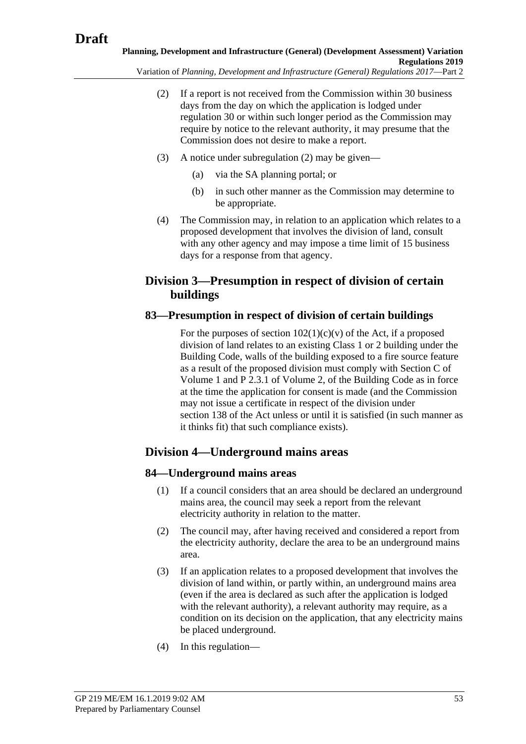(2) If a report is not received from the Commission within 30 business days from the day on which the application is lodged under regulation 30 or within such longer period as the Commission may require by notice to the relevant authority, it may presume that the Commission does not desire to make a report.

(3) A notice under subregulation (2) may be given—

(a) via the SA planning portal; or

(b) in such other manner as the Commission may determine to be appropriate.

(4) The Commission may, in relation to an application which relates to a proposed development that involves the division of land, consult with any other agency and may impose a time limit of 15 business days for a response from that agency.

## Division 3—Presumption in respect of division of certain buildings

### 83—Presumption in respect of division of certain buildings

For the purposes of section 102(1)(c)(v) of the Act, if a proposed division of land relates to an existing Class 1 or 2 building under the Building Code, walls of the building exposed to a fire source feature as a result of the proposed division must comply with Section C of Volume 1 and P 2.3.1 of Volume 2, of the Building Code as in force at the time the application for consent is made (and the Commission may not issue a certificate in respect of the division under section 138 of the Act unless or until it is satisfied (in such manner as it thinks fit) that such compliance exists).

## Division 4—Underground mains areas

### 84—Underground mains areas

(1) If a council considers that an area should be declared an underground mains area, the council may seek a report from the relevant electricity authority in relation to the matter.

(2) The council may, after having received and considered a report from the electricity authority, declare the area to be an underground mains area.

(3) If an application relates to a proposed development that involves the division of land within, or partly within, an underground mains area (even if the area is declared as such after the application is lodged with the relevant authority), a relevant authority may require, as a condition on its decision on the application, that any electricity mains be placed underground.

(4) In this regulation—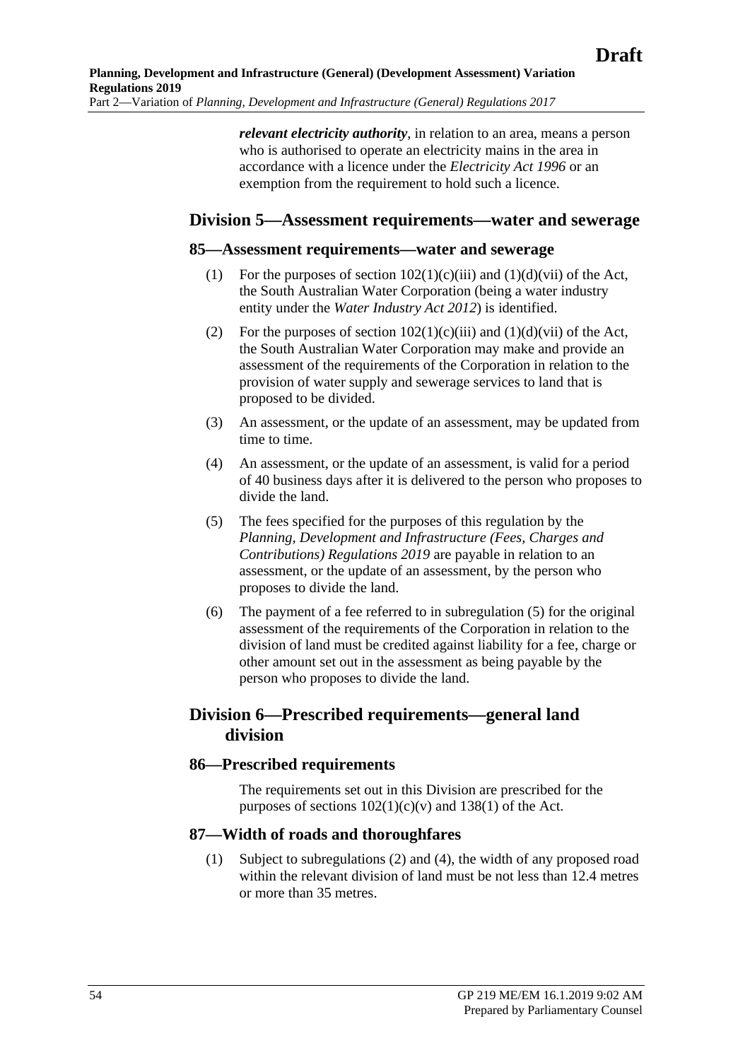***relevant electricity authority***, in relation to an area, means a person who is authorised to operate an electricity mains in the area in accordance with a licence under the *Electricity Act 1996* or an exemption from the requirement to hold such a licence.

## Division 5—Assessment requirements—water and sewerage

### 85—Assessment requirements—water and sewerage

(1) For the purposes of section 102(1)(c)(iii) and (1)(d)(vii) of the Act, the South Australian Water Corporation (being a water industry entity under the *Water Industry Act 2012*) is identified.

(2) For the purposes of section 102(1)(c)(iii) and (1)(d)(vii) of the Act, the South Australian Water Corporation may make and provide an assessment of the requirements of the Corporation in relation to the provision of water supply and sewerage services to land that is proposed to be divided.

(3) An assessment, or the update of an assessment, may be updated from time to time.

(4) An assessment, or the update of an assessment, is valid for a period of 40 business days after it is delivered to the person who proposes to divide the land.

(5) The fees specified for the purposes of this regulation by the *Planning, Development and Infrastructure (Fees, Charges and Contributions) Regulations 2019* are payable in relation to an assessment, or the update of an assessment, by the person who proposes to divide the land.

(6) The payment of a fee referred to in subregulation (5) for the original assessment of the requirements of the Corporation in relation to the division of land must be credited against liability for a fee, charge or other amount set out in the assessment as being payable by the person who proposes to divide the land.

## Division 6—Prescribed requirements—general land division

### 86—Prescribed requirements

The requirements set out in this Division are prescribed for the purposes of sections 102(1)(c)(v) and 138(1) of the Act.

### 87—Width of roads and thoroughfares

(1) Subject to subregulations (2) and (4), the width of any proposed road within the relevant division of land must be not less than 12.4 metres or more than 35 metres.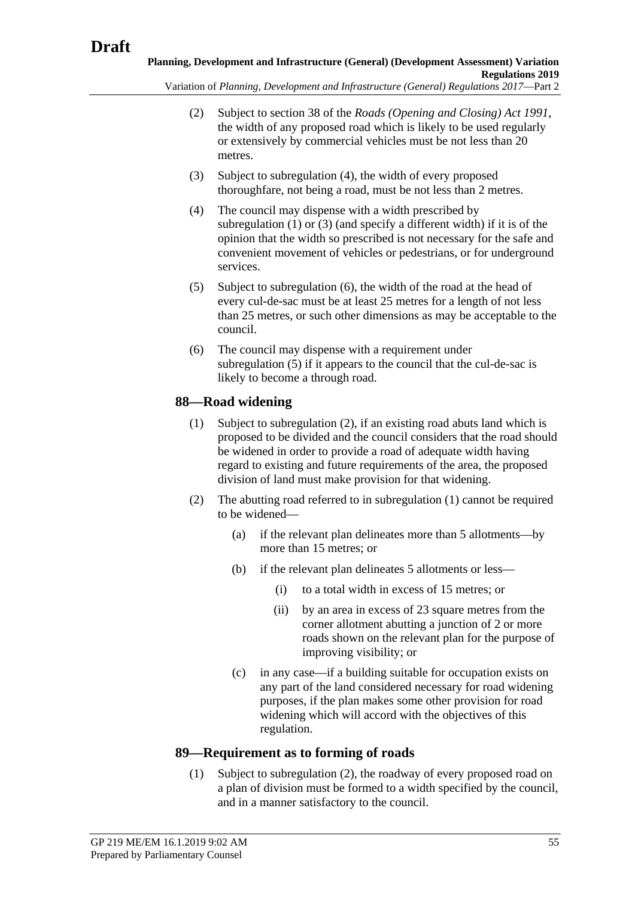(2) Subject to section 38 of the *Roads (Opening and Closing) Act 1991*, the width of any proposed road which is likely to be used regularly or extensively by commercial vehicles must be not less than 20 metres.

(3) Subject to subregulation (4), the width of every proposed thoroughfare, not being a road, must be not less than 2 metres.

(4) The council may dispense with a width prescribed by subregulation (1) or (3) (and specify a different width) if it is of the opinion that the width so prescribed is not necessary for the safe and convenient movement of vehicles or pedestrians, or for underground services.

(5) Subject to subregulation (6), the width of the road at the head of every cul-de-sac must be at least 25 metres for a length of not less than 25 metres, or such other dimensions as may be acceptable to the council.

(6) The council may dispense with a requirement under subregulation (5) if it appears to the council that the cul-de-sac is likely to become a through road.

## 88—Road widening

(1) Subject to subregulation (2), if an existing road abuts land which is proposed to be divided and the council considers that the road should be widened in order to provide a road of adequate width having regard to existing and future requirements of the area, the proposed division of land must make provision for that widening.

(2) The abutting road referred to in subregulation (1) cannot be required to be widened—

(a) if the relevant plan delineates more than 5 allotments—by more than 15 metres; or

(b) if the relevant plan delineates 5 allotments or less—

(i) to a total width in excess of 15 metres; or

(ii) by an area in excess of 23 square metres from the corner allotment abutting a junction of 2 or more roads shown on the relevant plan for the purpose of improving visibility; or

(c) in any case—if a building suitable for occupation exists on any part of the land considered necessary for road widening purposes, if the plan makes some other provision for road widening which will accord with the objectives of this regulation.

## 89—Requirement as to forming of roads

(1) Subject to subregulation (2), the roadway of every proposed road on a plan of division must be formed to a width specified by the council, and in a manner satisfactory to the council.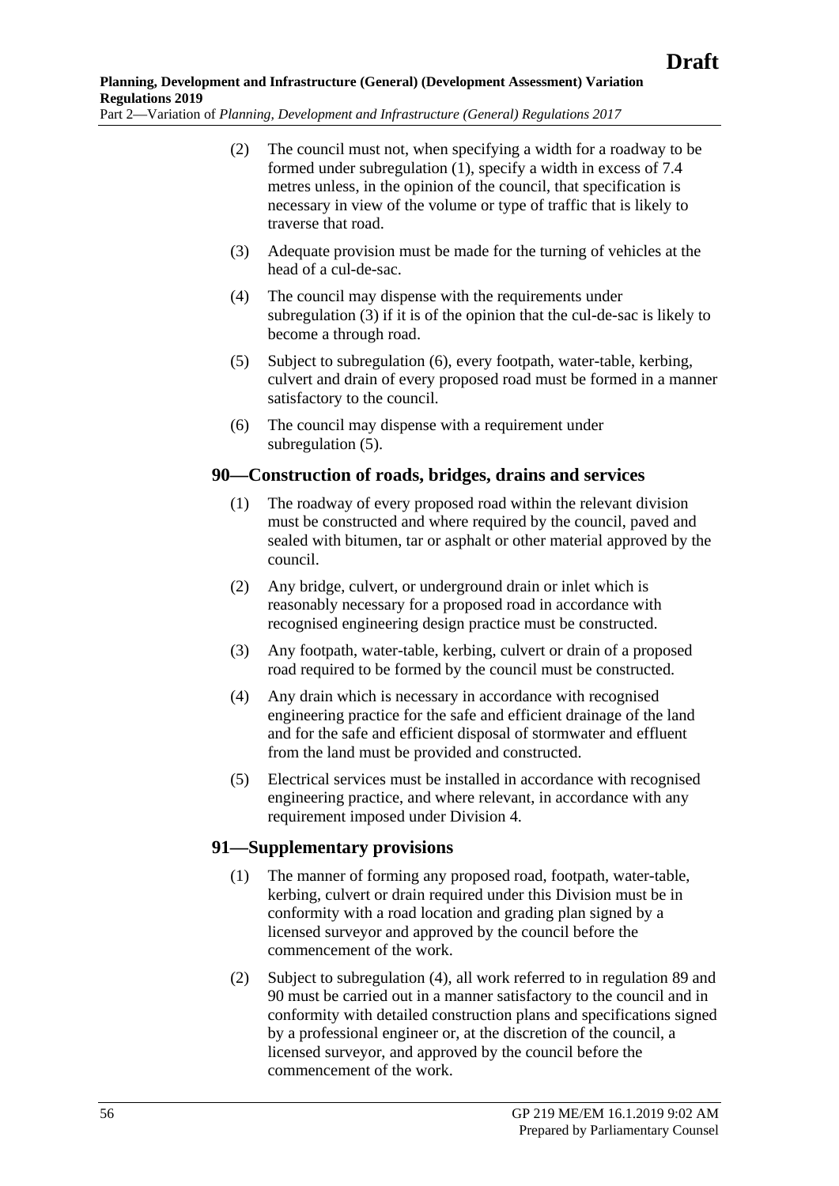(2) The council must not, when specifying a width for a roadway to be formed under subregulation (1), specify a width in excess of 7.4 metres unless, in the opinion of the council, that specification is necessary in view of the volume or type of traffic that is likely to traverse that road.

(3) Adequate provision must be made for the turning of vehicles at the head of a cul-de-sac.

(4) The council may dispense with the requirements under subregulation (3) if it is of the opinion that the cul-de-sac is likely to become a through road.

(5) Subject to subregulation (6), every footpath, water-table, kerbing, culvert and drain of every proposed road must be formed in a manner satisfactory to the council.

(6) The council may dispense with a requirement under subregulation (5).

### 90—Construction of roads, bridges, drains and services

(1) The roadway of every proposed road within the relevant division must be constructed and where required by the council, paved and sealed with bitumen, tar or asphalt or other material approved by the council.

(2) Any bridge, culvert, or underground drain or inlet which is reasonably necessary for a proposed road in accordance with recognised engineering design practice must be constructed.

(3) Any footpath, water-table, kerbing, culvert or drain of a proposed road required to be formed by the council must be constructed.

(4) Any drain which is necessary in accordance with recognised engineering practice for the safe and efficient drainage of the land and for the safe and efficient disposal of stormwater and effluent from the land must be provided and constructed.

(5) Electrical services must be installed in accordance with recognised engineering practice, and where relevant, in accordance with any requirement imposed under Division 4.

### 91—Supplementary provisions

(1) The manner of forming any proposed road, footpath, water-table, kerbing, culvert or drain required under this Division must be in conformity with a road location and grading plan signed by a licensed surveyor and approved by the council before the commencement of the work.

(2) Subject to subregulation (4), all work referred to in regulation 89 and 90 must be carried out in a manner satisfactory to the council and in conformity with detailed construction plans and specifications signed by a professional engineer or, at the discretion of the council, a licensed surveyor, and approved by the council before the commencement of the work.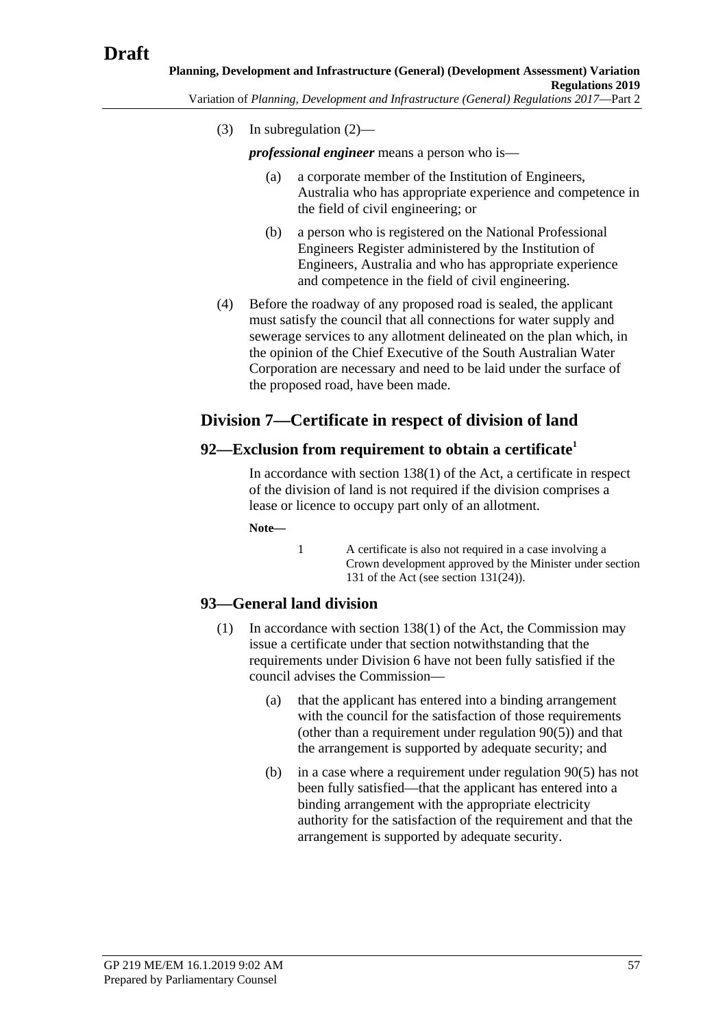(3) In subregulation (2)—

***professional engineer*** means a person who is—

(a) a corporate member of the Institution of Engineers, Australia who has appropriate experience and competence in the field of civil engineering; or

(b) a person who is registered on the National Professional Engineers Register administered by the Institution of Engineers, Australia and who has appropriate experience and competence in the field of civil engineering.

(4) Before the roadway of any proposed road is sealed, the applicant must satisfy the council that all connections for water supply and sewerage services to any allotment delineated on the plan which, in the opinion of the Chief Executive of the South Australian Water Corporation are necessary and need to be laid under the surface of the proposed road, have been made.

## Division 7—Certificate in respect of division of land

### 92—Exclusion from requirement to obtain a certificate[1]

In accordance with section 138(1) of the Act, a certificate in respect of the division of land is not required if the division comprises a lease or licence to occupy part only of an allotment.

**Note—**

1 A certificate is also not required in a case involving a Crown development approved by the Minister under section 131 of the Act (see section 131(24)).

### 93—General land division

(1) In accordance with section 138(1) of the Act, the Commission may issue a certificate under that section notwithstanding that the requirements under Division 6 have not been fully satisfied if the council advises the Commission—

(a) that the applicant has entered into a binding arrangement with the council for the satisfaction of those requirements (other than a requirement under regulation 90(5)) and that the arrangement is supported by adequate security; and

(b) in a case where a requirement under regulation 90(5) has not been fully satisfied—that the applicant has entered into a binding arrangement with the appropriate electricity authority for the satisfaction of the requirement and that the arrangement is supported by adequate security.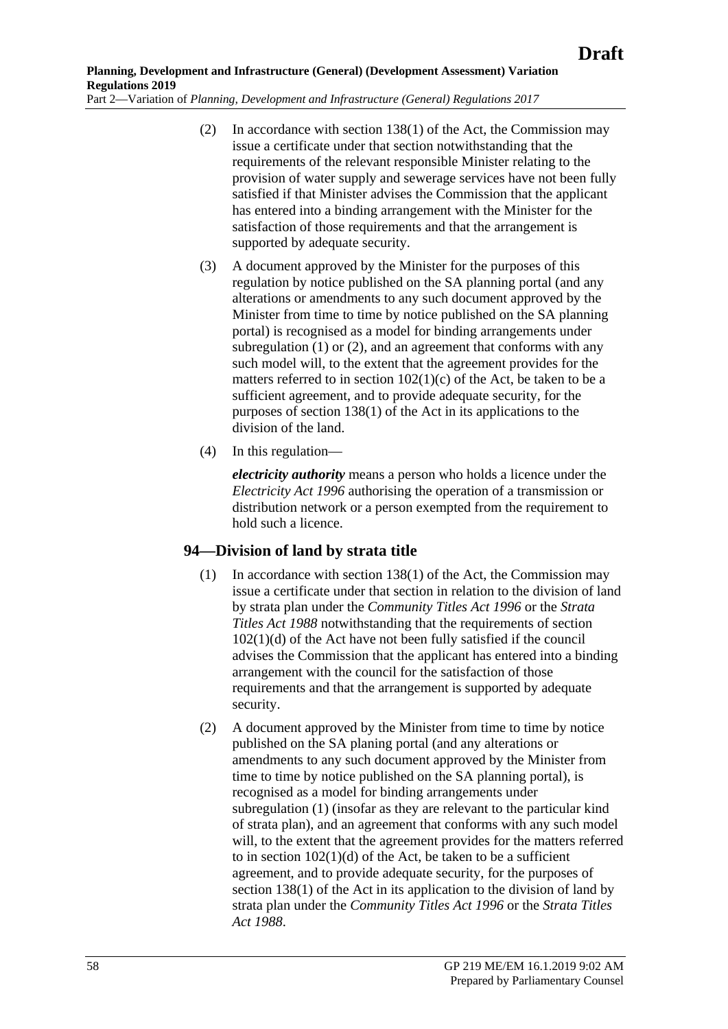(2) In accordance with section 138(1) of the Act, the Commission may issue a certificate under that section notwithstanding that the requirements of the relevant responsible Minister relating to the provision of water supply and sewerage services have not been fully satisfied if that Minister advises the Commission that the applicant has entered into a binding arrangement with the Minister for the satisfaction of those requirements and that the arrangement is supported by adequate security.

(3) A document approved by the Minister for the purposes of this regulation by notice published on the SA planning portal (and any alterations or amendments to any such document approved by the Minister from time to time by notice published on the SA planning portal) is recognised as a model for binding arrangements under subregulation (1) or (2), and an agreement that conforms with any such model will, to the extent that the agreement provides for the matters referred to in section 102(1)(c) of the Act, be taken to be a sufficient agreement, and to provide adequate security, for the purposes of section 138(1) of the Act in its applications to the division of the land.

(4) In this regulation—

***electricity authority*** means a person who holds a licence under the *Electricity Act 1996* authorising the operation of a transmission or distribution network or a person exempted from the requirement to hold such a licence.

## 94—Division of land by strata title

(1) In accordance with section 138(1) of the Act, the Commission may issue a certificate under that section in relation to the division of land by strata plan under the *Community Titles Act 1996* or the *Strata Titles Act 1988* notwithstanding that the requirements of section 102(1)(d) of the Act have not been fully satisfied if the council advises the Commission that the applicant has entered into a binding arrangement with the council for the satisfaction of those requirements and that the arrangement is supported by adequate security.

(2) A document approved by the Minister from time to time by notice published on the SA planing portal (and any alterations or amendments to any such document approved by the Minister from time to time by notice published on the SA planning portal), is recognised as a model for binding arrangements under subregulation (1) (insofar as they are relevant to the particular kind of strata plan), and an agreement that conforms with any such model will, to the extent that the agreement provides for the matters referred to in section 102(1)(d) of the Act, be taken to be a sufficient agreement, and to provide adequate security, for the purposes of section 138(1) of the Act in its application to the division of land by strata plan under the *Community Titles Act 1996* or the *Strata Titles Act 1988*.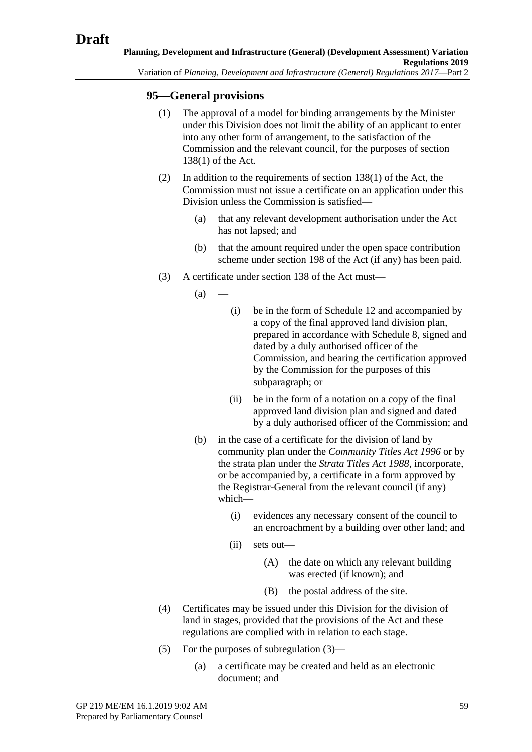### 95—General provisions

(1) The approval of a model for binding arrangements by the Minister under this Division does not limit the ability of an applicant to enter into any other form of arrangement, to the satisfaction of the Commission and the relevant council, for the purposes of section 138(1) of the Act.

(2) In addition to the requirements of section 138(1) of the Act, the Commission must not issue a certificate on an application under this Division unless the Commission is satisfied—

   (a) that any relevant development authorisation under the Act has not lapsed; and

   (b) that the amount required under the open space contribution scheme under section 198 of the Act (if any) has been paid.

(3) A certificate under section 138 of the Act must—

   (a) —

      (i) be in the form of Schedule 12 and accompanied by a copy of the final approved land division plan, prepared in accordance with Schedule 8, signed and dated by a duly authorised officer of the Commission, and bearing the certification approved by the Commission for the purposes of this subparagraph; or

      (ii) be in the form of a notation on a copy of the final approved land division plan and signed and dated by a duly authorised officer of the Commission; and

   (b) in the case of a certificate for the division of land by community plan under the *Community Titles Act 1996* or by the strata plan under the *Strata Titles Act 1988*, incorporate, or be accompanied by, a certificate in a form approved by the Registrar-General from the relevant council (if any) which—

      (i) evidences any necessary consent of the council to an encroachment by a building over other land; and

      (ii) sets out—

         (A) the date on which any relevant building was erected (if known); and

         (B) the postal address of the site.

(4) Certificates may be issued under this Division for the division of land in stages, provided that the provisions of the Act and these regulations are complied with in relation to each stage.

(5) For the purposes of subregulation (3)—

   (a) a certificate may be created and held as an electronic document; and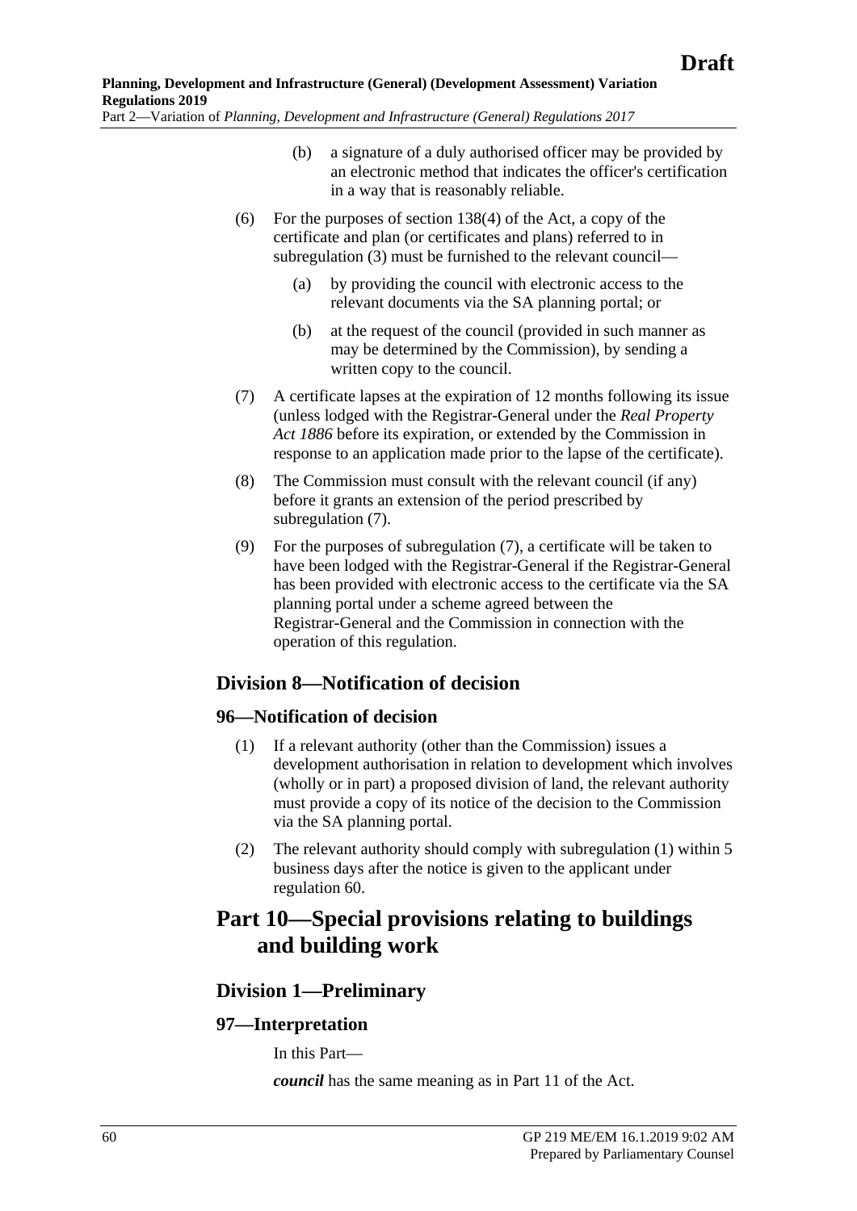(b) a signature of a duly authorised officer may be provided by an electronic method that indicates the officer's certification in a way that is reasonably reliable.

(6) For the purposes of section 138(4) of the Act, a copy of the certificate and plan (or certificates and plans) referred to in subregulation (3) must be furnished to the relevant council—

(a) by providing the council with electronic access to the relevant documents via the SA planning portal; or

(b) at the request of the council (provided in such manner as may be determined by the Commission), by sending a written copy to the council.

(7) A certificate lapses at the expiration of 12 months following its issue (unless lodged with the Registrar-General under the *Real Property Act 1886* before its expiration, or extended by the Commission in response to an application made prior to the lapse of the certificate).

(8) The Commission must consult with the relevant council (if any) before it grants an extension of the period prescribed by subregulation (7).

(9) For the purposes of subregulation (7), a certificate will be taken to have been lodged with the Registrar-General if the Registrar-General has been provided with electronic access to the certificate via the SA planning portal under a scheme agreed between the Registrar-General and the Commission in connection with the operation of this regulation.

## Division 8—Notification of decision

### 96—Notification of decision

(1) If a relevant authority (other than the Commission) issues a development authorisation in relation to development which involves (wholly or in part) a proposed division of land, the relevant authority must provide a copy of its notice of the decision to the Commission via the SA planning portal.

(2) The relevant authority should comply with subregulation (1) within 5 business days after the notice is given to the applicant under regulation 60.

# Part 10—Special provisions relating to buildings and building work

## Division 1—Preliminary

### 97—Interpretation

In this Part—

***council*** has the same meaning as in Part 11 of the Act.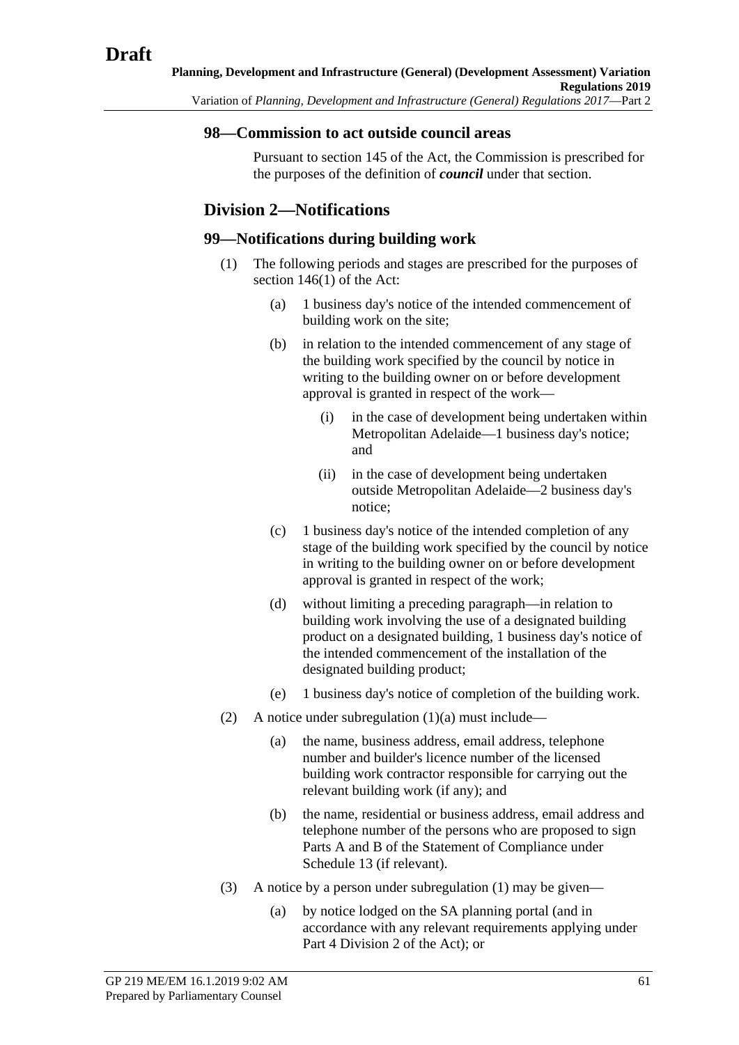### 98—Commission to act outside council areas

Pursuant to section 145 of the Act, the Commission is prescribed for the purposes of the definition of ***council*** under that section.

## Division 2—Notifications

### 99—Notifications during building work

(1) The following periods and stages are prescribed for the purposes of section 146(1) of the Act:

(a) 1 business day's notice of the intended commencement of building work on the site;

(b) in relation to the intended commencement of any stage of the building work specified by the council by notice in writing to the building owner on or before development approval is granted in respect of the work—

(i) in the case of development being undertaken within Metropolitan Adelaide—1 business day's notice; and

(ii) in the case of development being undertaken outside Metropolitan Adelaide—2 business day's notice;

(c) 1 business day's notice of the intended completion of any stage of the building work specified by the council by notice in writing to the building owner on or before development approval is granted in respect of the work;

(d) without limiting a preceding paragraph—in relation to building work involving the use of a designated building product on a designated building, 1 business day's notice of the intended commencement of the installation of the designated building product;

(e) 1 business day's notice of completion of the building work.

(2) A notice under subregulation (1)(a) must include—

(a) the name, business address, email address, telephone number and builder's licence number of the licensed building work contractor responsible for carrying out the relevant building work (if any); and

(b) the name, residential or business address, email address and telephone number of the persons who are proposed to sign Parts A and B of the Statement of Compliance under Schedule 13 (if relevant).

(3) A notice by a person under subregulation (1) may be given—

(a) by notice lodged on the SA planning portal (and in accordance with any relevant requirements applying under Part 4 Division 2 of the Act); or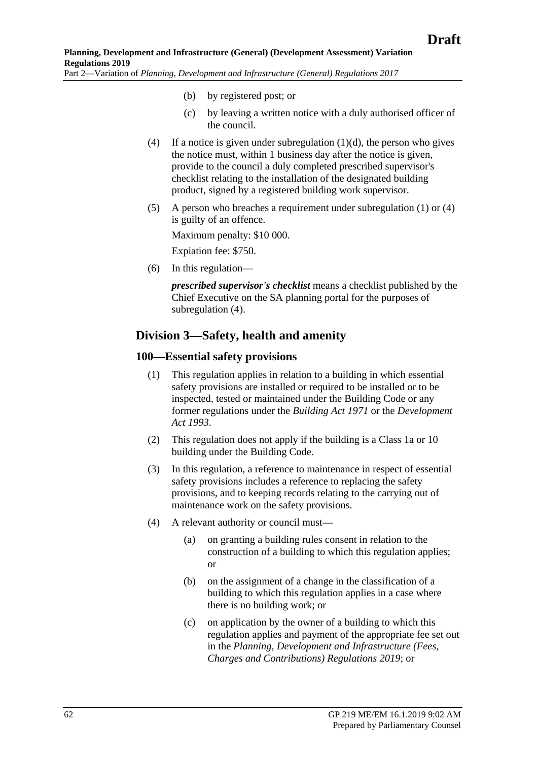(b) by registered post; or

(c) by leaving a written notice with a duly authorised officer of the council.

(4) If a notice is given under subregulation (1)(d), the person who gives the notice must, within 1 business day after the notice is given, provide to the council a duly completed prescribed supervisor's checklist relating to the installation of the designated building product, signed by a registered building work supervisor.

(5) A person who breaches a requirement under subregulation (1) or (4) is guilty of an offence.

Maximum penalty: $10 000.

Expiation fee: $750.

(6) In this regulation—

***prescribed supervisor's checklist*** means a checklist published by the Chief Executive on the SA planning portal for the purposes of subregulation (4).

## Division 3—Safety, health and amenity

### 100—Essential safety provisions

(1) This regulation applies in relation to a building in which essential safety provisions are installed or required to be installed or to be inspected, tested or maintained under the Building Code or any former regulations under the *Building Act 1971* or the *Development Act 1993*.

(2) This regulation does not apply if the building is a Class 1a or 10 building under the Building Code.

(3) In this regulation, a reference to maintenance in respect of essential safety provisions includes a reference to replacing the safety provisions, and to keeping records relating to the carrying out of maintenance work on the safety provisions.

(4) A relevant authority or council must—

(a) on granting a building rules consent in relation to the construction of a building to which this regulation applies; or

(b) on the assignment of a change in the classification of a building to which this regulation applies in a case where there is no building work; or

(c) on application by the owner of a building to which this regulation applies and payment of the appropriate fee set out in the *Planning, Development and Infrastructure (Fees, Charges and Contributions) Regulations 2019*; or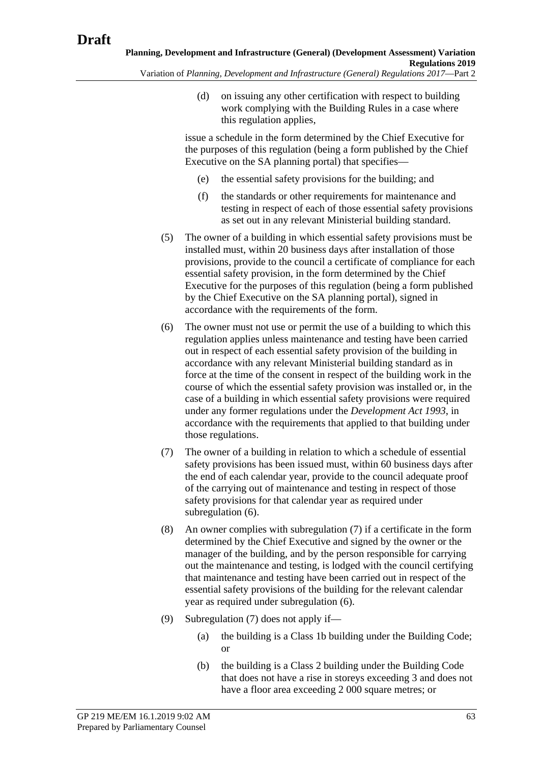(d) on issuing any other certification with respect to building work complying with the Building Rules in a case where this regulation applies,

issue a schedule in the form determined by the Chief Executive for the purposes of this regulation (being a form published by the Chief Executive on the SA planning portal) that specifies—

(e) the essential safety provisions for the building; and

(f) the standards or other requirements for maintenance and testing in respect of each of those essential safety provisions as set out in any relevant Ministerial building standard.

(5) The owner of a building in which essential safety provisions must be installed must, within 20 business days after installation of those provisions, provide to the council a certificate of compliance for each essential safety provision, in the form determined by the Chief Executive for the purposes of this regulation (being a form published by the Chief Executive on the SA planning portal), signed in accordance with the requirements of the form.

(6) The owner must not use or permit the use of a building to which this regulation applies unless maintenance and testing have been carried out in respect of each essential safety provision of the building in accordance with any relevant Ministerial building standard as in force at the time of the consent in respect of the building work in the course of which the essential safety provision was installed or, in the case of a building in which essential safety provisions were required under any former regulations under the *Development Act 1993*, in accordance with the requirements that applied to that building under those regulations.

(7) The owner of a building in relation to which a schedule of essential safety provisions has been issued must, within 60 business days after the end of each calendar year, provide to the council adequate proof of the carrying out of maintenance and testing in respect of those safety provisions for that calendar year as required under subregulation (6).

(8) An owner complies with subregulation (7) if a certificate in the form determined by the Chief Executive and signed by the owner or the manager of the building, and by the person responsible for carrying out the maintenance and testing, is lodged with the council certifying that maintenance and testing have been carried out in respect of the essential safety provisions of the building for the relevant calendar year as required under subregulation (6).

(9) Subregulation (7) does not apply if—

(a) the building is a Class 1b building under the Building Code; or

(b) the building is a Class 2 building under the Building Code that does not have a rise in storeys exceeding 3 and does not have a floor area exceeding 2 000 square metres; or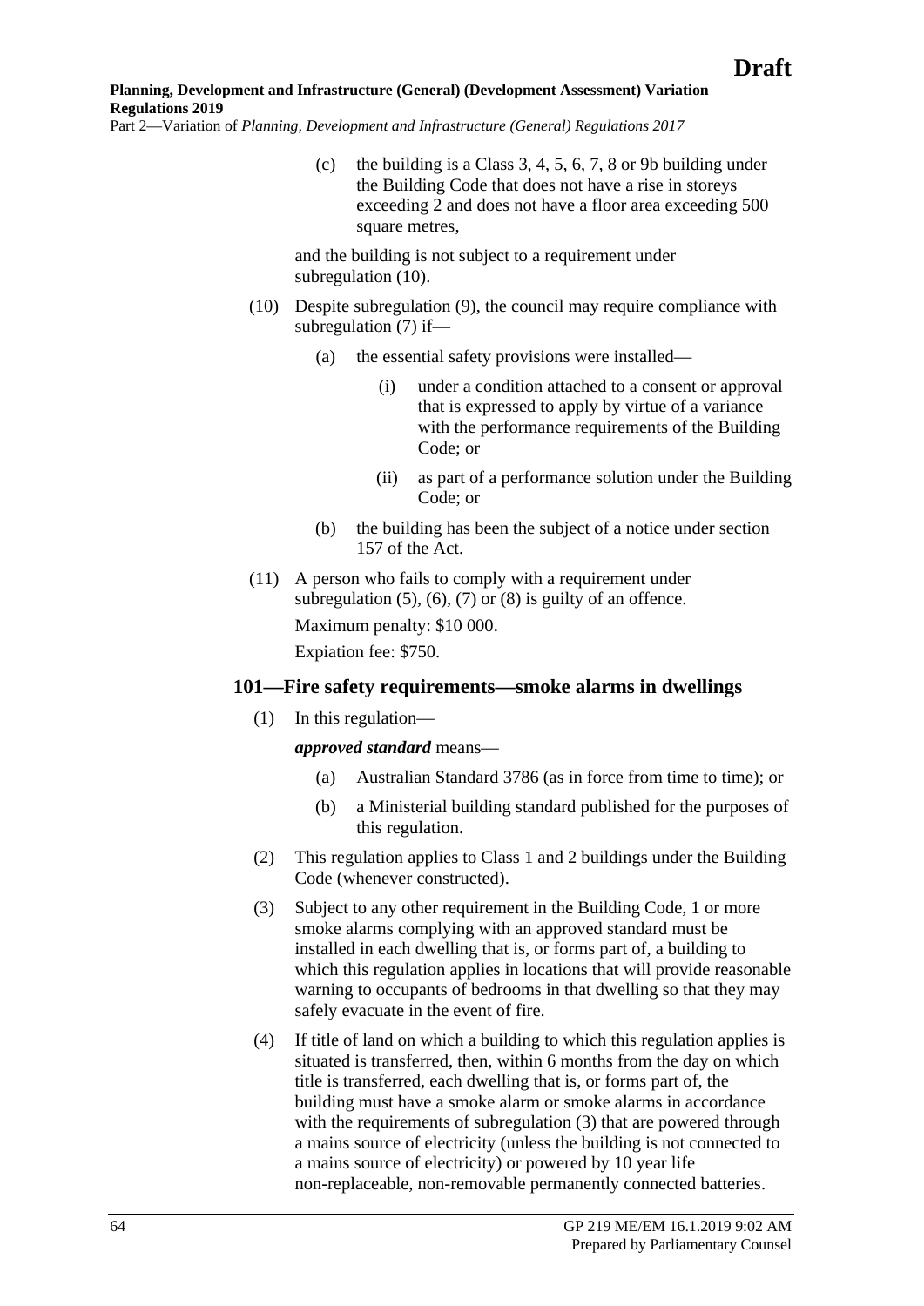(c) the building is a Class 3, 4, 5, 6, 7, 8 or 9b building under the Building Code that does not have a rise in storeys exceeding 2 and does not have a floor area exceeding 500 square metres,

and the building is not subject to a requirement under subregulation (10).

(10) Despite subregulation (9), the council may require compliance with subregulation (7) if—

(a) the essential safety provisions were installed—

(i) under a condition attached to a consent or approval that is expressed to apply by virtue of a variance with the performance requirements of the Building Code; or

(ii) as part of a performance solution under the Building Code; or

(b) the building has been the subject of a notice under section 157 of the Act.

(11) A person who fails to comply with a requirement under subregulation (5), (6), (7) or (8) is guilty of an offence.

Maximum penalty: $10 000.

Expiation fee: $750.

### 101—Fire safety requirements—smoke alarms in dwellings

(1) In this regulation—

***approved standard*** means—

(a) Australian Standard 3786 (as in force from time to time); or

(b) a Ministerial building standard published for the purposes of this regulation.

(2) This regulation applies to Class 1 and 2 buildings under the Building Code (whenever constructed).

(3) Subject to any other requirement in the Building Code, 1 or more smoke alarms complying with an approved standard must be installed in each dwelling that is, or forms part of, a building to which this regulation applies in locations that will provide reasonable warning to occupants of bedrooms in that dwelling so that they may safely evacuate in the event of fire.

(4) If title of land on which a building to which this regulation applies is situated is transferred, then, within 6 months from the day on which title is transferred, each dwelling that is, or forms part of, the building must have a smoke alarm or smoke alarms in accordance with the requirements of subregulation (3) that are powered through a mains source of electricity (unless the building is not connected to a mains source of electricity) or powered by 10 year life non-replaceable, non-removable permanently connected batteries.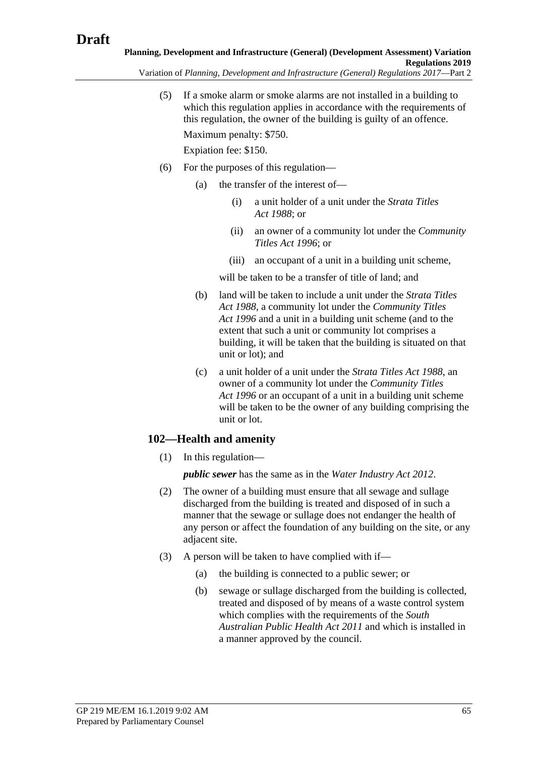(5) If a smoke alarm or smoke alarms are not installed in a building to which this regulation applies in accordance with the requirements of this regulation, the owner of the building is guilty of an offence.

Maximum penalty: $750.

Expiation fee: $150.

(6) For the purposes of this regulation—

(a) the transfer of the interest of—

(i) a unit holder of a unit under the *Strata Titles Act 1988*; or

(ii) an owner of a community lot under the *Community Titles Act 1996*; or

(iii) an occupant of a unit in a building unit scheme,

will be taken to be a transfer of title of land; and

(b) land will be taken to include a unit under the *Strata Titles Act 1988*, a community lot under the *Community Titles Act 1996* and a unit in a building unit scheme (and to the extent that such a unit or community lot comprises a building, it will be taken that the building is situated on that unit or lot); and

(c) a unit holder of a unit under the *Strata Titles Act 1988*, an owner of a community lot under the *Community Titles Act 1996* or an occupant of a unit in a building unit scheme will be taken to be the owner of any building comprising the unit or lot.

## 102—Health and amenity

(1) In this regulation—

***public sewer*** has the same as in the *Water Industry Act 2012*.

(2) The owner of a building must ensure that all sewage and sullage discharged from the building is treated and disposed of in such a manner that the sewage or sullage does not endanger the health of any person or affect the foundation of any building on the site, or any adjacent site.

(3) A person will be taken to have complied with if—

(a) the building is connected to a public sewer; or

(b) sewage or sullage discharged from the building is collected, treated and disposed of by means of a waste control system which complies with the requirements of the *South Australian Public Health Act 2011* and which is installed in a manner approved by the council.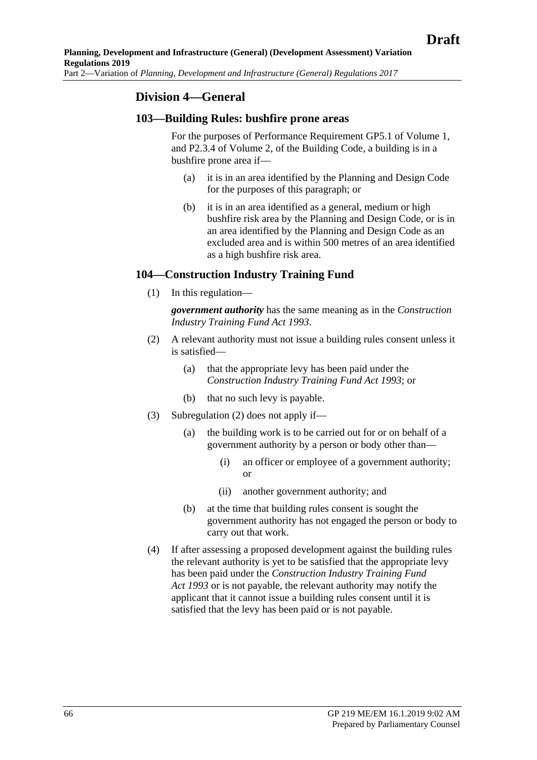## Division 4—General

### 103—Building Rules: bushfire prone areas

For the purposes of Performance Requirement GP5.1 of Volume 1, and P2.3.4 of Volume 2, of the Building Code, a building is in a bushfire prone area if—

(a) it is in an area identified by the Planning and Design Code for the purposes of this paragraph; or

(b) it is in an area identified as a general, medium or high bushfire risk area by the Planning and Design Code, or is in an area identified by the Planning and Design Code as an excluded area and is within 500 metres of an area identified as a high bushfire risk area.

### 104—Construction Industry Training Fund

(1) In this regulation—

***government authority*** has the same meaning as in the *Construction Industry Training Fund Act 1993*.

(2) A relevant authority must not issue a building rules consent unless it is satisfied—

(a) that the appropriate levy has been paid under the *Construction Industry Training Fund Act 1993*; or

(b) that no such levy is payable.

(3) Subregulation (2) does not apply if—

(a) the building work is to be carried out for or on behalf of a government authority by a person or body other than—

(i) an officer or employee of a government authority; or

(ii) another government authority; and

(b) at the time that building rules consent is sought the government authority has not engaged the person or body to carry out that work.

(4) If after assessing a proposed development against the building rules the relevant authority is yet to be satisfied that the appropriate levy has been paid under the *Construction Industry Training Fund Act 1993* or is not payable, the relevant authority may notify the applicant that it cannot issue a building rules consent until it is satisfied that the levy has been paid or is not payable.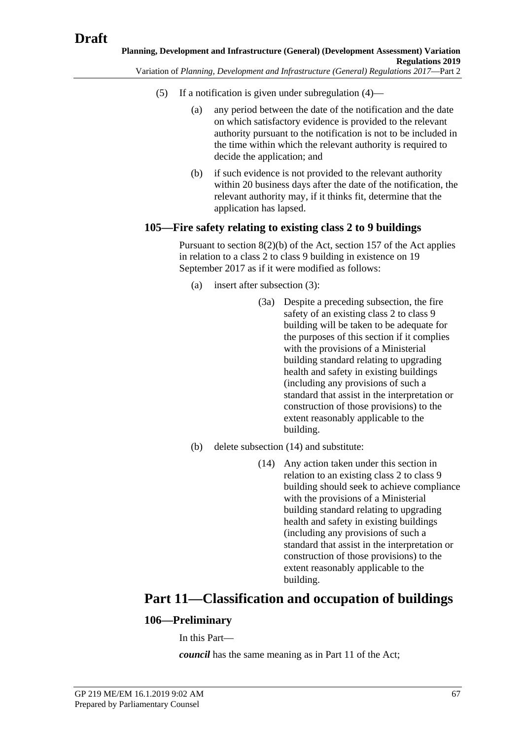(5) If a notification is given under subregulation (4)—

(a) any period between the date of the notification and the date on which satisfactory evidence is provided to the relevant authority pursuant to the notification is not to be included in the time within which the relevant authority is required to decide the application; and

(b) if such evidence is not provided to the relevant authority within 20 business days after the date of the notification, the relevant authority may, if it thinks fit, determine that the application has lapsed.

### 105—Fire safety relating to existing class 2 to 9 buildings

Pursuant to section 8(2)(b) of the Act, section 157 of the Act applies in relation to a class 2 to class 9 building in existence on 19 September 2017 as if it were modified as follows:

(a) insert after subsection (3):

> (3a) Despite a preceding subsection, the fire safety of an existing class 2 to class 9 building will be taken to be adequate for the purposes of this section if it complies with the provisions of a Ministerial building standard relating to upgrading health and safety in existing buildings (including any provisions of such a standard that assist in the interpretation or construction of those provisions) to the extent reasonably applicable to the building.

(b) delete subsection (14) and substitute:

> (14) Any action taken under this section in relation to an existing class 2 to class 9 building should seek to achieve compliance with the provisions of a Ministerial building standard relating to upgrading health and safety in existing buildings (including any provisions of such a standard that assist in the interpretation or construction of those provisions) to the extent reasonably applicable to the building.

## Part 11—Classification and occupation of buildings

### 106—Preliminary

In this Part—

***council*** has the same meaning as in Part 11 of the Act;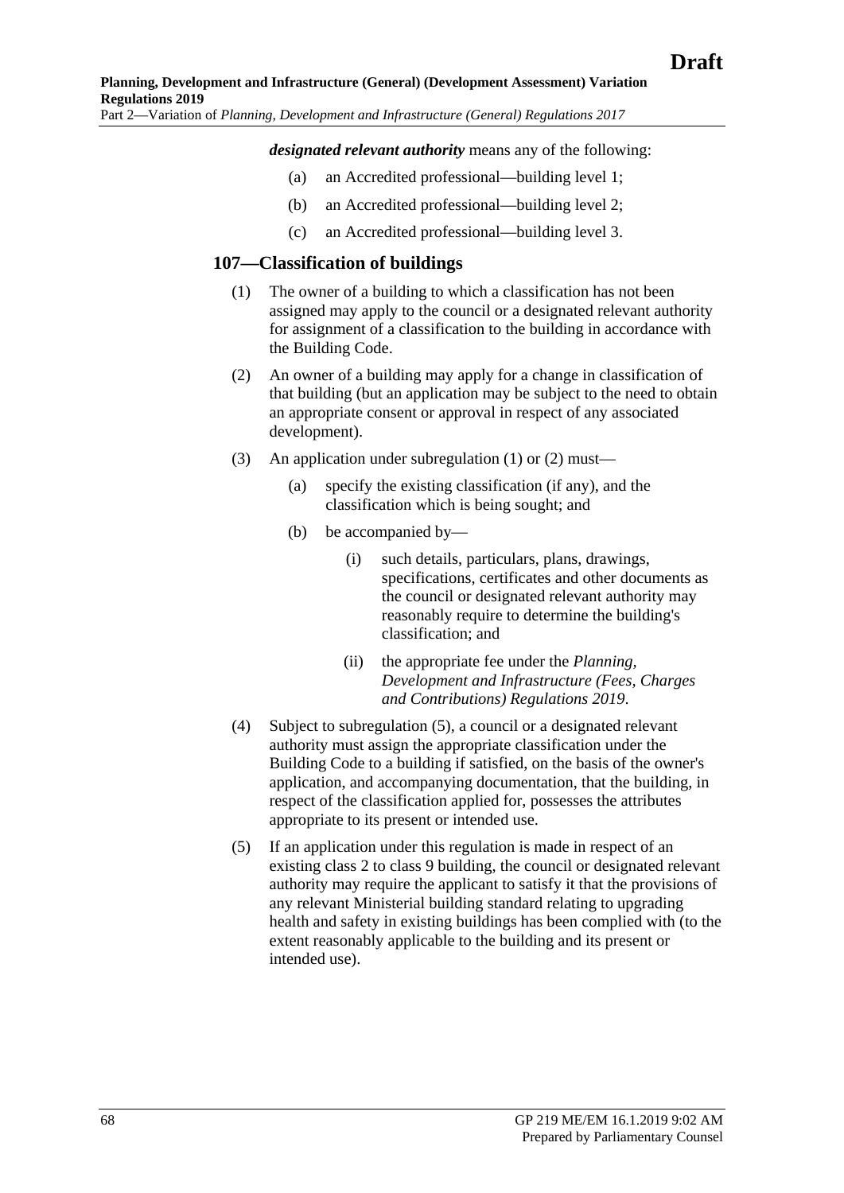***designated relevant authority*** means any of the following:

(a) an Accredited professional—building level 1;

(b) an Accredited professional—building level 2;

(c) an Accredited professional—building level 3.

## 107—Classification of buildings

(1) The owner of a building to which a classification has not been assigned may apply to the council or a designated relevant authority for assignment of a classification to the building in accordance with the Building Code.

(2) An owner of a building may apply for a change in classification of that building (but an application may be subject to the need to obtain an appropriate consent or approval in respect of any associated development).

(3) An application under subregulation (1) or (2) must—

(a) specify the existing classification (if any), and the classification which is being sought; and

(b) be accompanied by—

(i) such details, particulars, plans, drawings, specifications, certificates and other documents as the council or designated relevant authority may reasonably require to determine the building's classification; and

(ii) the appropriate fee under the *Planning, Development and Infrastructure (Fees, Charges and Contributions) Regulations 2019*.

(4) Subject to subregulation (5), a council or a designated relevant authority must assign the appropriate classification under the Building Code to a building if satisfied, on the basis of the owner's application, and accompanying documentation, that the building, in respect of the classification applied for, possesses the attributes appropriate to its present or intended use.

(5) If an application under this regulation is made in respect of an existing class 2 to class 9 building, the council or designated relevant authority may require the applicant to satisfy it that the provisions of any relevant Ministerial building standard relating to upgrading health and safety in existing buildings has been complied with (to the extent reasonably applicable to the building and its present or intended use).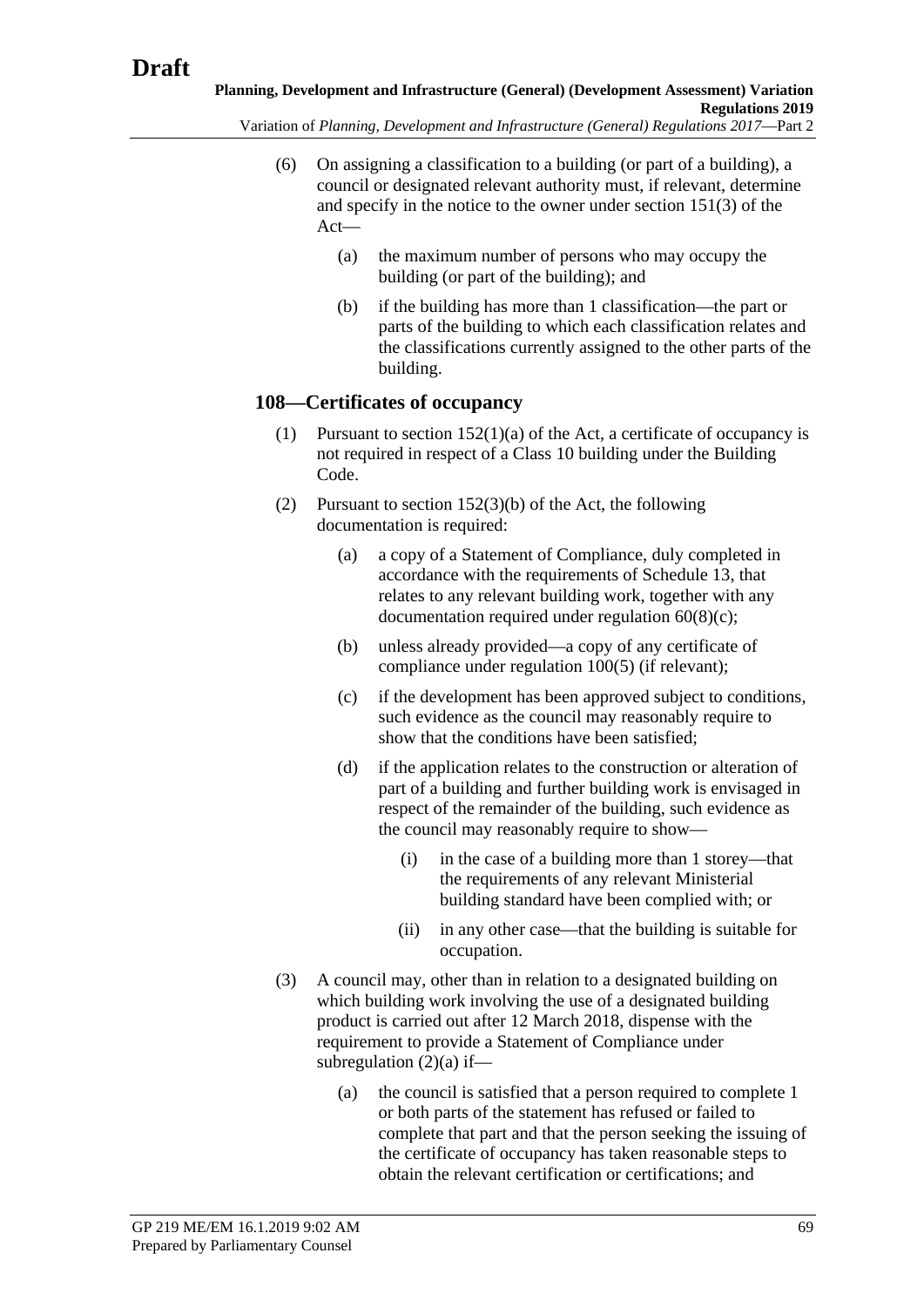(6) On assigning a classification to a building (or part of a building), a council or designated relevant authority must, if relevant, determine and specify in the notice to the owner under section 151(3) of the Act—

(a) the maximum number of persons who may occupy the building (or part of the building); and

(b) if the building has more than 1 classification—the part or parts of the building to which each classification relates and the classifications currently assigned to the other parts of the building.

## 108—Certificates of occupancy

(1) Pursuant to section 152(1)(a) of the Act, a certificate of occupancy is not required in respect of a Class 10 building under the Building Code.

(2) Pursuant to section 152(3)(b) of the Act, the following documentation is required:

(a) a copy of a Statement of Compliance, duly completed in accordance with the requirements of Schedule 13, that relates to any relevant building work, together with any documentation required under regulation 60(8)(c);

(b) unless already provided—a copy of any certificate of compliance under regulation 100(5) (if relevant);

(c) if the development has been approved subject to conditions, such evidence as the council may reasonably require to show that the conditions have been satisfied;

(d) if the application relates to the construction or alteration of part of a building and further building work is envisaged in respect of the remainder of the building, such evidence as the council may reasonably require to show—

(i) in the case of a building more than 1 storey—that the requirements of any relevant Ministerial building standard have been complied with; or

(ii) in any other case—that the building is suitable for occupation.

(3) A council may, other than in relation to a designated building on which building work involving the use of a designated building product is carried out after 12 March 2018, dispense with the requirement to provide a Statement of Compliance under subregulation (2)(a) if—

(a) the council is satisfied that a person required to complete 1 or both parts of the statement has refused or failed to complete that part and that the person seeking the issuing of the certificate of occupancy has taken reasonable steps to obtain the relevant certification or certifications; and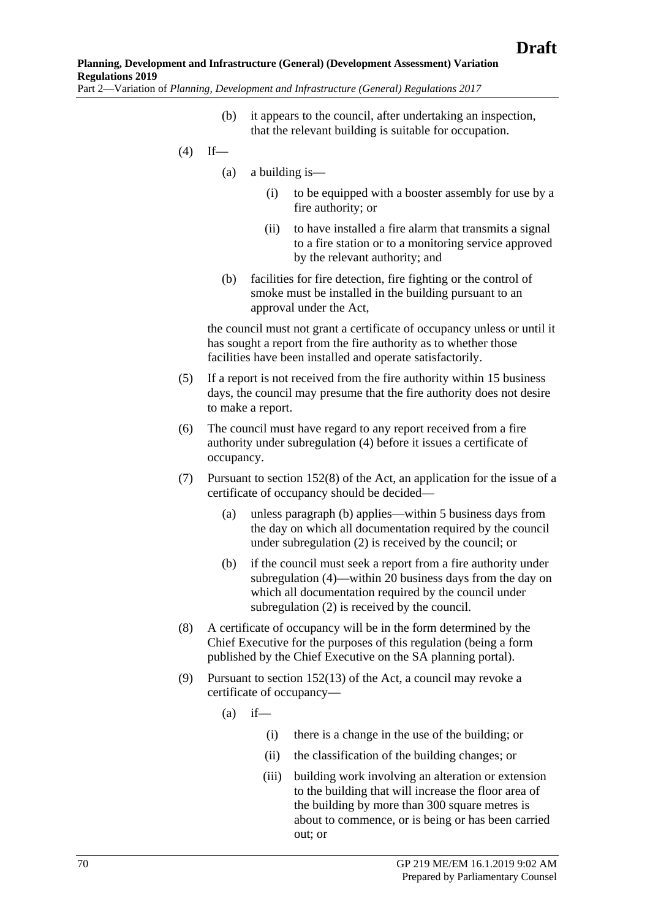(b) it appears to the council, after undertaking an inspection, that the relevant building is suitable for occupation.

(4) If—

(a) a building is—

(i) to be equipped with a booster assembly for use by a fire authority; or

(ii) to have installed a fire alarm that transmits a signal to a fire station or to a monitoring service approved by the relevant authority; and

(b) facilities for fire detection, fire fighting or the control of smoke must be installed in the building pursuant to an approval under the Act,

the council must not grant a certificate of occupancy unless or until it has sought a report from the fire authority as to whether those facilities have been installed and operate satisfactorily.

(5) If a report is not received from the fire authority within 15 business days, the council may presume that the fire authority does not desire to make a report.

(6) The council must have regard to any report received from a fire authority under subregulation (4) before it issues a certificate of occupancy.

(7) Pursuant to section 152(8) of the Act, an application for the issue of a certificate of occupancy should be decided—

(a) unless paragraph (b) applies—within 5 business days from the day on which all documentation required by the council under subregulation (2) is received by the council; or

(b) if the council must seek a report from a fire authority under subregulation (4)—within 20 business days from the day on which all documentation required by the council under subregulation (2) is received by the council.

(8) A certificate of occupancy will be in the form determined by the Chief Executive for the purposes of this regulation (being a form published by the Chief Executive on the SA planning portal).

(9) Pursuant to section 152(13) of the Act, a council may revoke a certificate of occupancy—

(a) if—

(i) there is a change in the use of the building; or

(ii) the classification of the building changes; or

(iii) building work involving an alteration or extension to the building that will increase the floor area of the building by more than 300 square metres is about to commence, or is being or has been carried out; or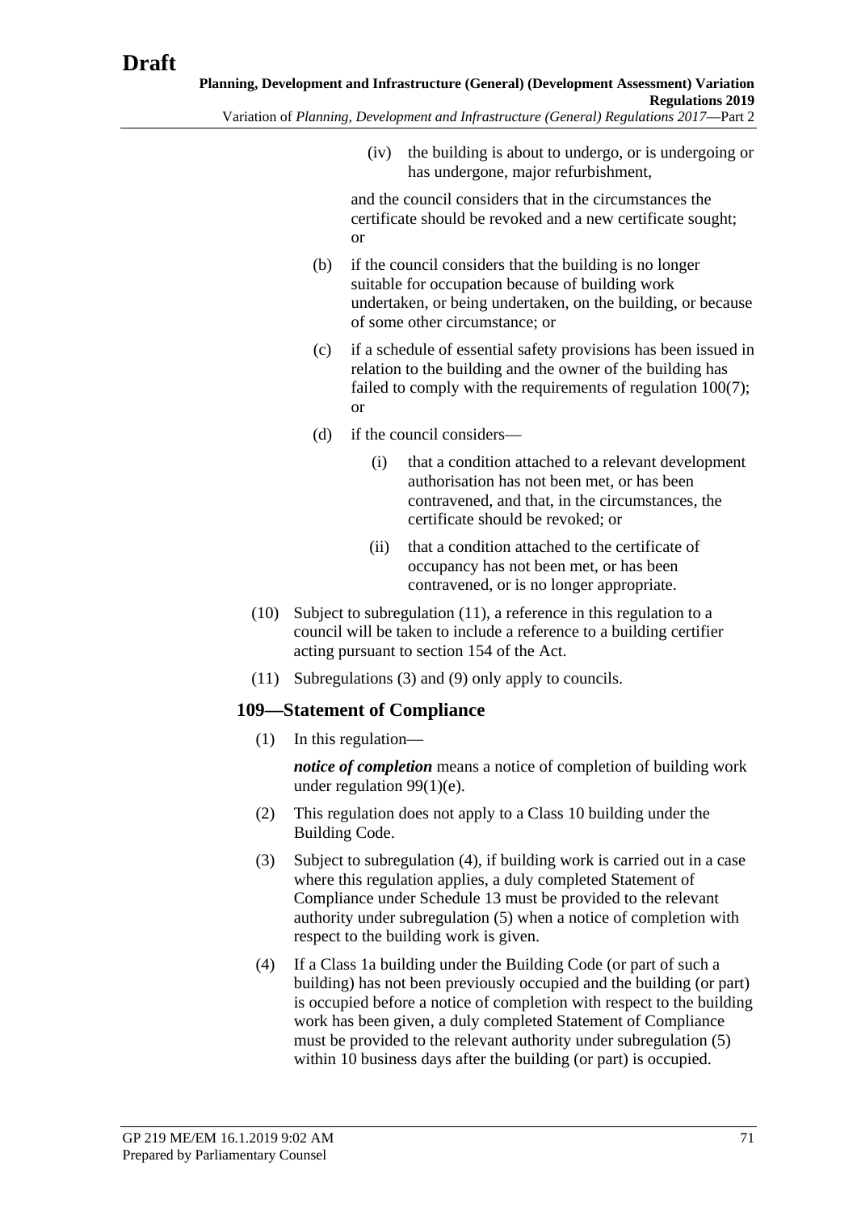(iv) the building is about to undergo, or is undergoing or has undergone, major refurbishment,

and the council considers that in the circumstances the certificate should be revoked and a new certificate sought; or

(b) if the council considers that the building is no longer suitable for occupation because of building work undertaken, or being undertaken, on the building, or because of some other circumstance; or

(c) if a schedule of essential safety provisions has been issued in relation to the building and the owner of the building has failed to comply with the requirements of regulation 100(7); or

(d) if the council considers—

(i) that a condition attached to a relevant development authorisation has not been met, or has been contravened, and that, in the circumstances, the certificate should be revoked; or

(ii) that a condition attached to the certificate of occupancy has not been met, or has been contravened, or is no longer appropriate.

(10) Subject to subregulation (11), a reference in this regulation to a council will be taken to include a reference to a building certifier acting pursuant to section 154 of the Act.

(11) Subregulations (3) and (9) only apply to councils.

## 109—Statement of Compliance

(1) In this regulation—

***notice of completion*** means a notice of completion of building work under regulation 99(1)(e).

(2) This regulation does not apply to a Class 10 building under the Building Code.

(3) Subject to subregulation (4), if building work is carried out in a case where this regulation applies, a duly completed Statement of Compliance under Schedule 13 must be provided to the relevant authority under subregulation (5) when a notice of completion with respect to the building work is given.

(4) If a Class 1a building under the Building Code (or part of such a building) has not been previously occupied and the building (or part) is occupied before a notice of completion with respect to the building work has been given, a duly completed Statement of Compliance must be provided to the relevant authority under subregulation (5) within 10 business days after the building (or part) is occupied.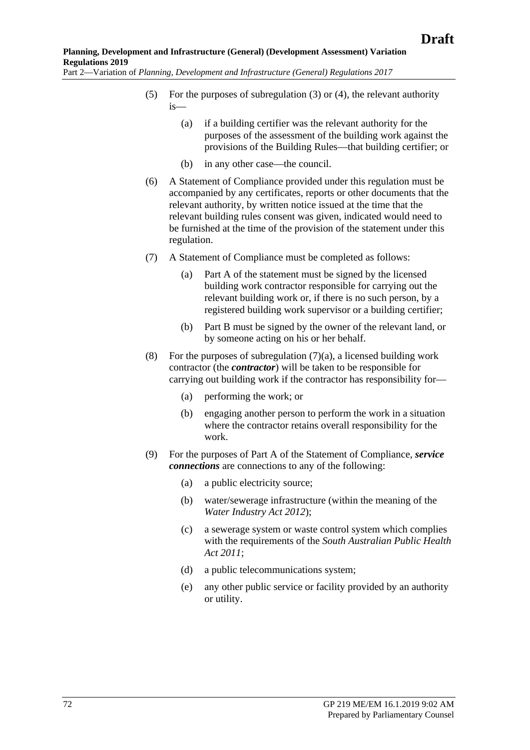(5) For the purposes of subregulation (3) or (4), the relevant authority is—

(a) if a building certifier was the relevant authority for the purposes of the assessment of the building work against the provisions of the Building Rules—that building certifier; or

(b) in any other case—the council.

(6) A Statement of Compliance provided under this regulation must be accompanied by any certificates, reports or other documents that the relevant authority, by written notice issued at the time that the relevant building rules consent was given, indicated would need to be furnished at the time of the provision of the statement under this regulation.

(7) A Statement of Compliance must be completed as follows:

(a) Part A of the statement must be signed by the licensed building work contractor responsible for carrying out the relevant building work or, if there is no such person, by a registered building work supervisor or a building certifier;

(b) Part B must be signed by the owner of the relevant land, or by someone acting on his or her behalf.

(8) For the purposes of subregulation (7)(a), a licensed building work contractor (the ***contractor***) will be taken to be responsible for carrying out building work if the contractor has responsibility for—

(a) performing the work; or

(b) engaging another person to perform the work in a situation where the contractor retains overall responsibility for the work.

(9) For the purposes of Part A of the Statement of Compliance, ***service connections*** are connections to any of the following:

(a) a public electricity source;

(b) water/sewerage infrastructure (within the meaning of the *Water Industry Act 2012*);

(c) a sewerage system or waste control system which complies with the requirements of the *South Australian Public Health Act 2011*;

(d) a public telecommunications system;

(e) any other public service or facility provided by an authority or utility.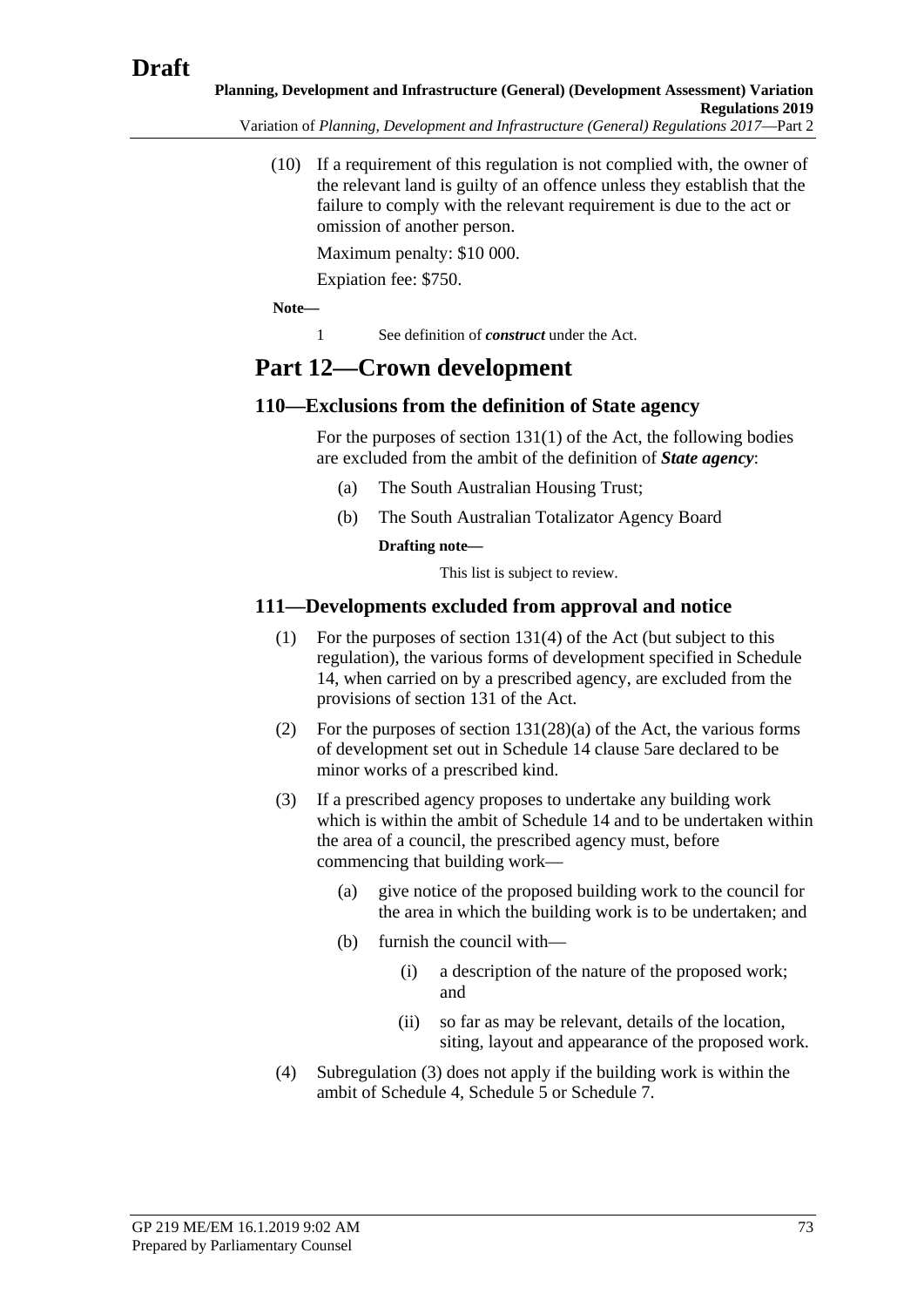(10) If a requirement of this regulation is not complied with, the owner of the relevant land is guilty of an offence unless they establish that the failure to comply with the relevant requirement is due to the act or omission of another person.

Maximum penalty: $10 000.

Expiation fee: $750.

**Note—**

1 See definition of ***construct*** under the Act.

## Part 12—Crown development

### 110—Exclusions from the definition of State agency

For the purposes of section 131(1) of the Act, the following bodies are excluded from the ambit of the definition of ***State agency***:

(a) The South Australian Housing Trust;

(b) The South Australian Totalizator Agency Board

**Drafting note—**

This list is subject to review.

### 111—Developments excluded from approval and notice

(1) For the purposes of section 131(4) of the Act (but subject to this regulation), the various forms of development specified in Schedule 14, when carried on by a prescribed agency, are excluded from the provisions of section 131 of the Act.

(2) For the purposes of section 131(28)(a) of the Act, the various forms of development set out in Schedule 14 clause 5are declared to be minor works of a prescribed kind.

(3) If a prescribed agency proposes to undertake any building work which is within the ambit of Schedule 14 and to be undertaken within the area of a council, the prescribed agency must, before commencing that building work—

(a) give notice of the proposed building work to the council for the area in which the building work is to be undertaken; and

(b) furnish the council with—

(i) a description of the nature of the proposed work; and

(ii) so far as may be relevant, details of the location, siting, layout and appearance of the proposed work.

(4) Subregulation (3) does not apply if the building work is within the ambit of Schedule 4, Schedule 5 or Schedule 7.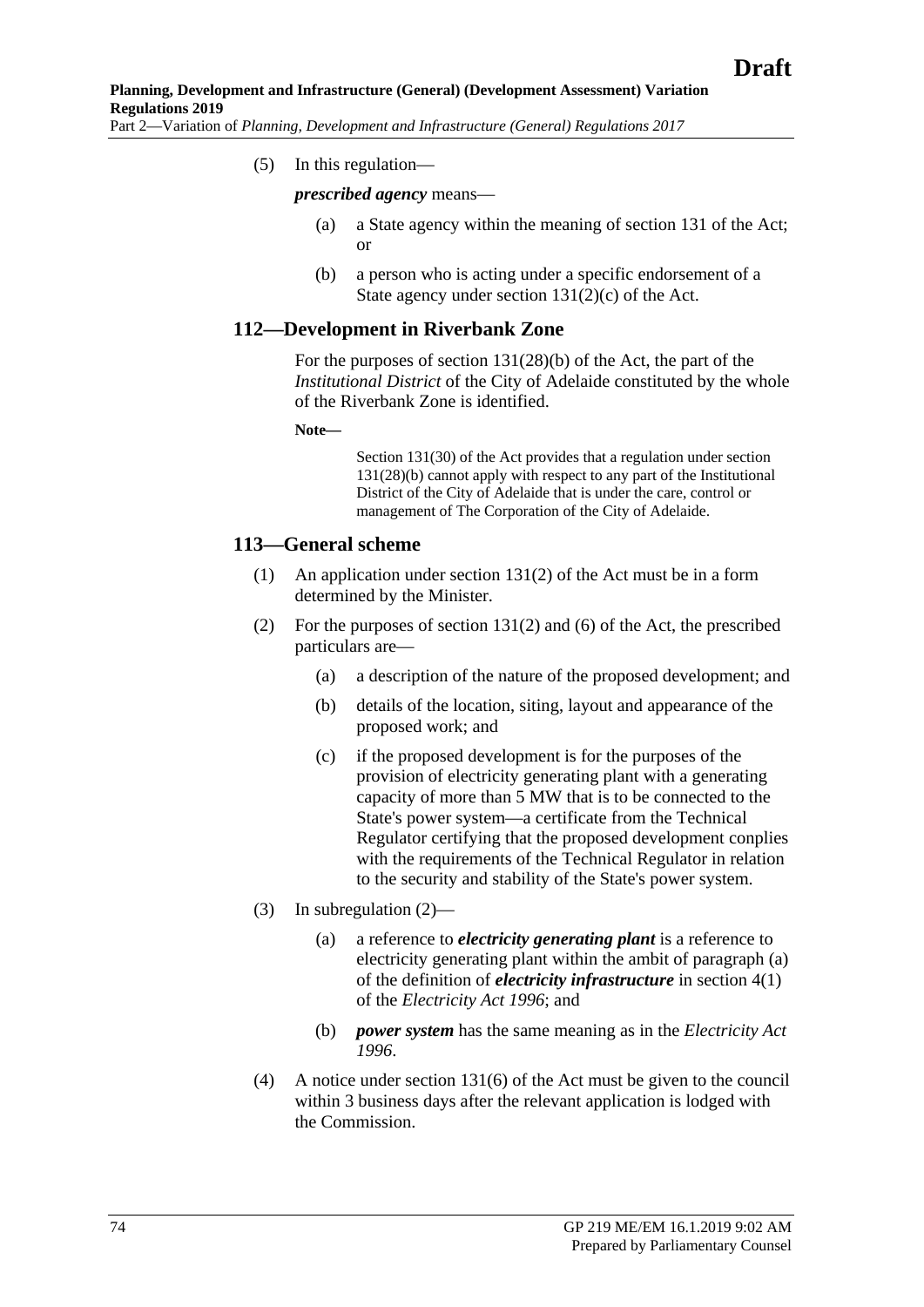(5) In this regulation—

***prescribed agency*** means—

(a) a State agency within the meaning of section 131 of the Act; or

(b) a person who is acting under a specific endorsement of a State agency under section 131(2)(c) of the Act.

## 112—Development in Riverbank Zone

For the purposes of section 131(28)(b) of the Act, the part of the *Institutional District* of the City of Adelaide constituted by the whole of the Riverbank Zone is identified.

**Note—**

Section 131(30) of the Act provides that a regulation under section 131(28)(b) cannot apply with respect to any part of the Institutional District of the City of Adelaide that is under the care, control or management of The Corporation of the City of Adelaide.

## 113—General scheme

(1) An application under section 131(2) of the Act must be in a form determined by the Minister.

(2) For the purposes of section 131(2) and (6) of the Act, the prescribed particulars are—

(a) a description of the nature of the proposed development; and

(b) details of the location, siting, layout and appearance of the proposed work; and

(c) if the proposed development is for the purposes of the provision of electricity generating plant with a generating capacity of more than 5 MW that is to be connected to the State's power system—a certificate from the Technical Regulator certifying that the proposed development conplies with the requirements of the Technical Regulator in relation to the security and stability of the State's power system.

(3) In subregulation (2)—

(a) a reference to ***electricity generating plant*** is a reference to electricity generating plant within the ambit of paragraph (a) of the definition of ***electricity infrastructure*** in section 4(1) of the *Electricity Act 1996*; and

(b) ***power system*** has the same meaning as in the *Electricity Act 1996*.

(4) A notice under section 131(6) of the Act must be given to the council within 3 business days after the relevant application is lodged with the Commission.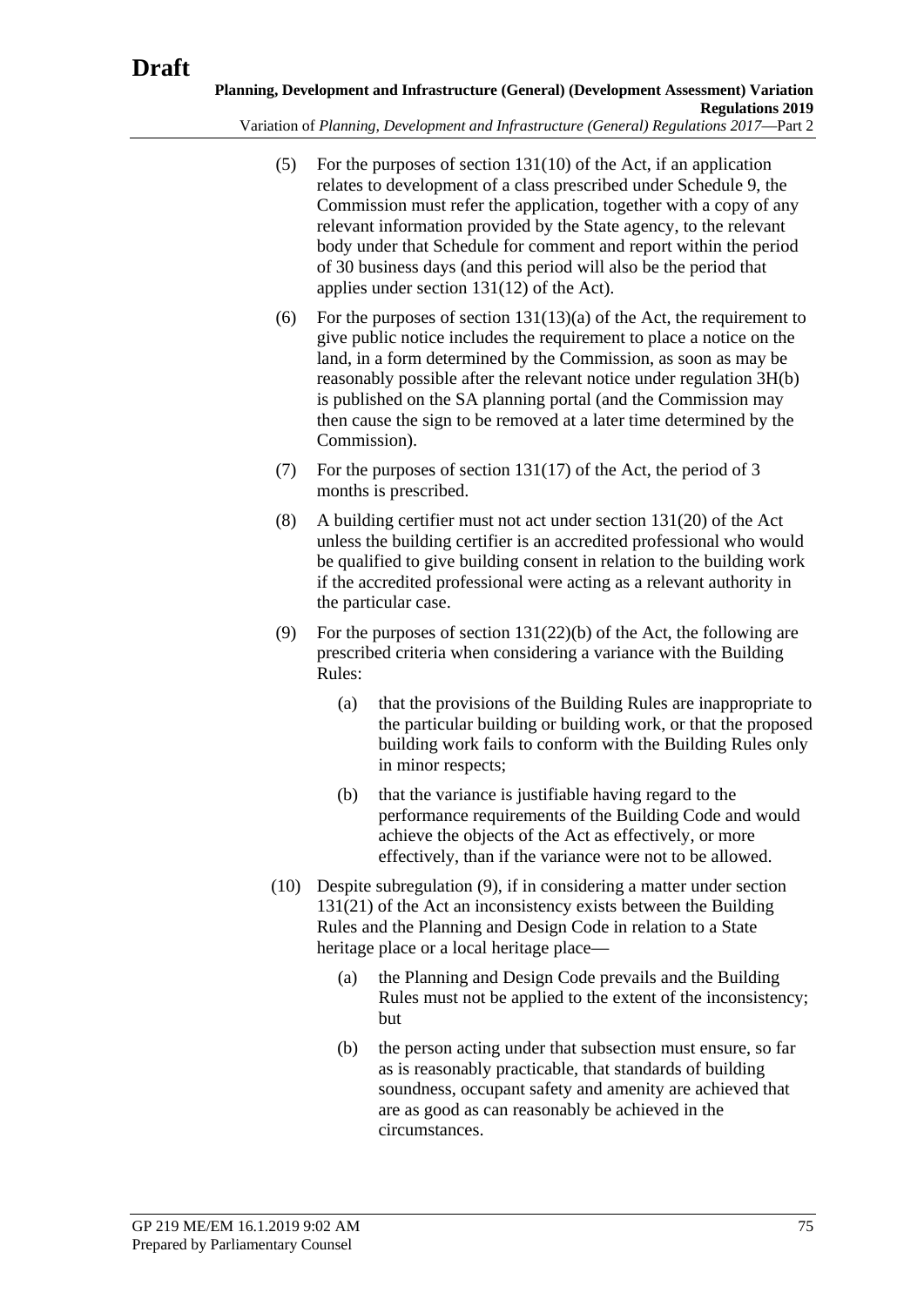(5) For the purposes of section 131(10) of the Act, if an application relates to development of a class prescribed under Schedule 9, the Commission must refer the application, together with a copy of any relevant information provided by the State agency, to the relevant body under that Schedule for comment and report within the period of 30 business days (and this period will also be the period that applies under section 131(12) of the Act).

(6) For the purposes of section 131(13)(a) of the Act, the requirement to give public notice includes the requirement to place a notice on the land, in a form determined by the Commission, as soon as may be reasonably possible after the relevant notice under regulation 3H(b) is published on the SA planning portal (and the Commission may then cause the sign to be removed at a later time determined by the Commission).

(7) For the purposes of section 131(17) of the Act, the period of 3 months is prescribed.

(8) A building certifier must not act under section 131(20) of the Act unless the building certifier is an accredited professional who would be qualified to give building consent in relation to the building work if the accredited professional were acting as a relevant authority in the particular case.

(9) For the purposes of section 131(22)(b) of the Act, the following are prescribed criteria when considering a variance with the Building Rules:

- (a) that the provisions of the Building Rules are inappropriate to the particular building or building work, or that the proposed building work fails to conform with the Building Rules only in minor respects;
- (b) that the variance is justifiable having regard to the performance requirements of the Building Code and would achieve the objects of the Act as effectively, or more effectively, than if the variance were not to be allowed.

(10) Despite subregulation (9), if in considering a matter under section 131(21) of the Act an inconsistency exists between the Building Rules and the Planning and Design Code in relation to a State heritage place or a local heritage place—

- (a) the Planning and Design Code prevails and the Building Rules must not be applied to the extent of the inconsistency; but
- (b) the person acting under that subsection must ensure, so far as is reasonably practicable, that standards of building soundness, occupant safety and amenity are achieved that are as good as can reasonably be achieved in the circumstances.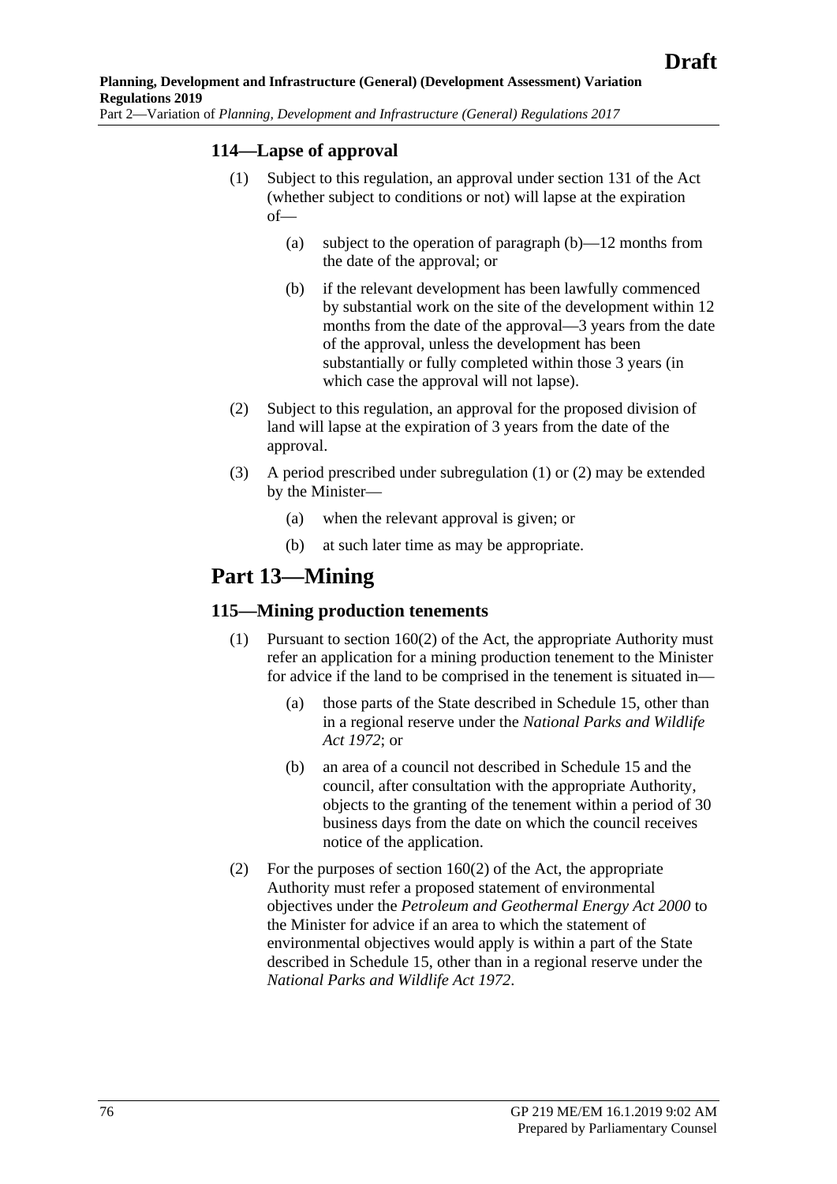### 114—Lapse of approval

(1) Subject to this regulation, an approval under section 131 of the Act (whether subject to conditions or not) will lapse at the expiration of—

(a) subject to the operation of paragraph (b)—12 months from the date of the approval; or

(b) if the relevant development has been lawfully commenced by substantial work on the site of the development within 12 months from the date of the approval—3 years from the date of the approval, unless the development has been substantially or fully completed within those 3 years (in which case the approval will not lapse).

(2) Subject to this regulation, an approval for the proposed division of land will lapse at the expiration of 3 years from the date of the approval.

(3) A period prescribed under subregulation (1) or (2) may be extended by the Minister—

(a) when the relevant approval is given; or

(b) at such later time as may be appropriate.

## Part 13—Mining

### 115—Mining production tenements

(1) Pursuant to section 160(2) of the Act, the appropriate Authority must refer an application for a mining production tenement to the Minister for advice if the land to be comprised in the tenement is situated in—

(a) those parts of the State described in Schedule 15, other than in a regional reserve under the *National Parks and Wildlife Act 1972*; or

(b) an area of a council not described in Schedule 15 and the council, after consultation with the appropriate Authority, objects to the granting of the tenement within a period of 30 business days from the date on which the council receives notice of the application.

(2) For the purposes of section 160(2) of the Act, the appropriate Authority must refer a proposed statement of environmental objectives under the *Petroleum and Geothermal Energy Act 2000* to the Minister for advice if an area to which the statement of environmental objectives would apply is within a part of the State described in Schedule 15, other than in a regional reserve under the *National Parks and Wildlife Act 1972*.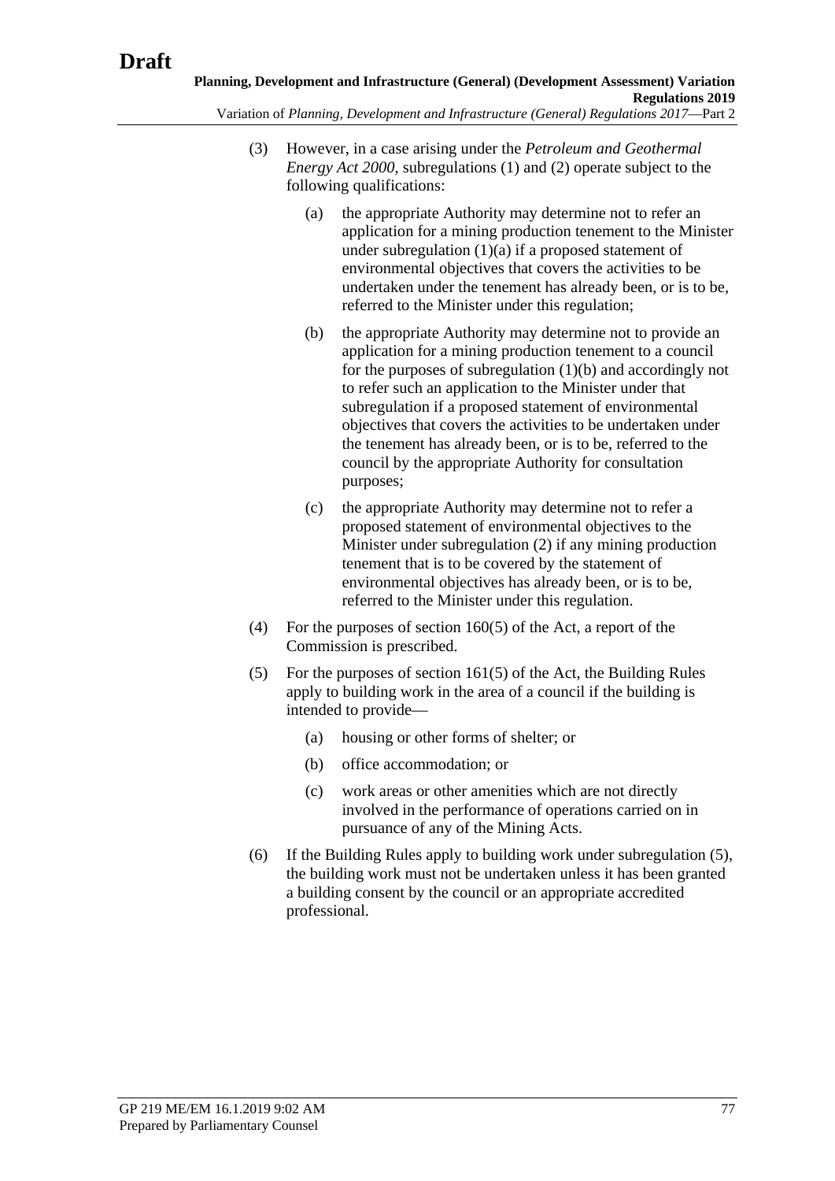(3) However, in a case arising under the *Petroleum and Geothermal Energy Act 2000*, subregulations (1) and (2) operate subject to the following qualifications:

(a) the appropriate Authority may determine not to refer an application for a mining production tenement to the Minister under subregulation (1)(a) if a proposed statement of environmental objectives that covers the activities to be undertaken under the tenement has already been, or is to be, referred to the Minister under this regulation;

(b) the appropriate Authority may determine not to provide an application for a mining production tenement to a council for the purposes of subregulation (1)(b) and accordingly not to refer such an application to the Minister under that subregulation if a proposed statement of environmental objectives that covers the activities to be undertaken under the tenement has already been, or is to be, referred to the council by the appropriate Authority for consultation purposes;

(c) the appropriate Authority may determine not to refer a proposed statement of environmental objectives to the Minister under subregulation (2) if any mining production tenement that is to be covered by the statement of environmental objectives has already been, or is to be, referred to the Minister under this regulation.

(4) For the purposes of section 160(5) of the Act, a report of the Commission is prescribed.

(5) For the purposes of section 161(5) of the Act, the Building Rules apply to building work in the area of a council if the building is intended to provide—

(a) housing or other forms of shelter; or

(b) office accommodation; or

(c) work areas or other amenities which are not directly involved in the performance of operations carried on in pursuance of any of the Mining Acts.

(6) If the Building Rules apply to building work under subregulation (5), the building work must not be undertaken unless it has been granted a building consent by the council or an appropriate accredited professional.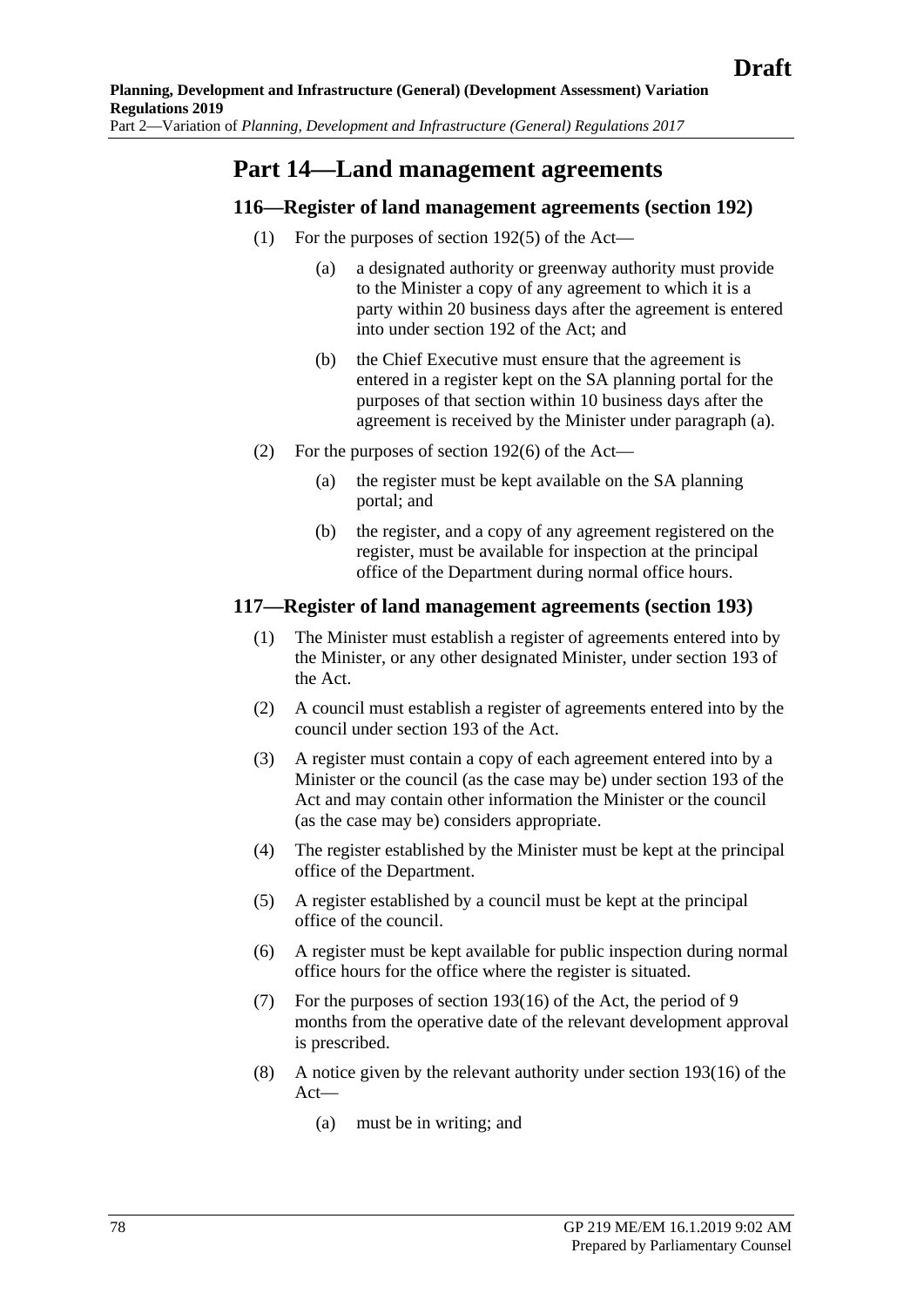## Part 14—Land management agreements

### 116—Register of land management agreements (section 192)

(1) For the purposes of section 192(5) of the Act—

(a) a designated authority or greenway authority must provide to the Minister a copy of any agreement to which it is a party within 20 business days after the agreement is entered into under section 192 of the Act; and

(b) the Chief Executive must ensure that the agreement is entered in a register kept on the SA planning portal for the purposes of that section within 10 business days after the agreement is received by the Minister under paragraph (a).

(2) For the purposes of section 192(6) of the Act—

(a) the register must be kept available on the SA planning portal; and

(b) the register, and a copy of any agreement registered on the register, must be available for inspection at the principal office of the Department during normal office hours.

### 117—Register of land management agreements (section 193)

(1) The Minister must establish a register of agreements entered into by the Minister, or any other designated Minister, under section 193 of the Act.

(2) A council must establish a register of agreements entered into by the council under section 193 of the Act.

(3) A register must contain a copy of each agreement entered into by a Minister or the council (as the case may be) under section 193 of the Act and may contain other information the Minister or the council (as the case may be) considers appropriate.

(4) The register established by the Minister must be kept at the principal office of the Department.

(5) A register established by a council must be kept at the principal office of the council.

(6) A register must be kept available for public inspection during normal office hours for the office where the register is situated.

(7) For the purposes of section 193(16) of the Act, the period of 9 months from the operative date of the relevant development approval is prescribed.

(8) A notice given by the relevant authority under section 193(16) of the Act—

(a) must be in writing; and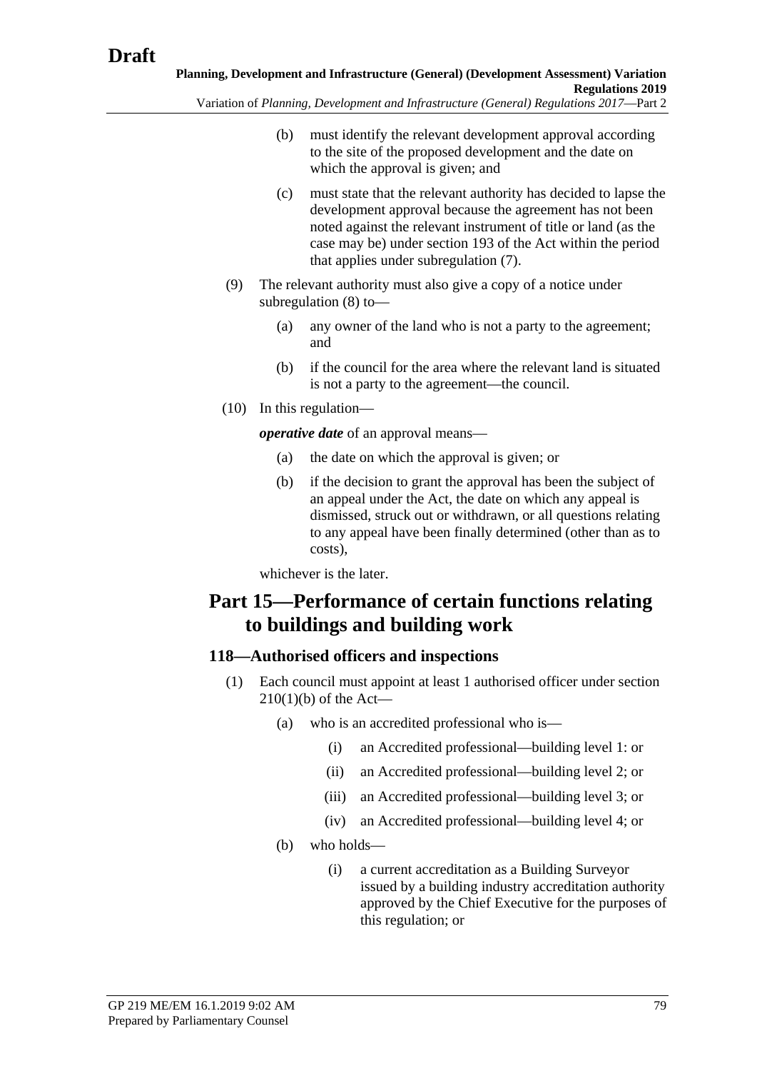(b) must identify the relevant development approval according to the site of the proposed development and the date on which the approval is given; and

(c) must state that the relevant authority has decided to lapse the development approval because the agreement has not been noted against the relevant instrument of title or land (as the case may be) under section 193 of the Act within the period that applies under subregulation (7).

(9) The relevant authority must also give a copy of a notice under subregulation (8) to—

(a) any owner of the land who is not a party to the agreement; and

(b) if the council for the area where the relevant land is situated is not a party to the agreement—the council.

(10) In this regulation—

***operative date*** of an approval means—

(a) the date on which the approval is given; or

(b) if the decision to grant the approval has been the subject of an appeal under the Act, the date on which any appeal is dismissed, struck out or withdrawn, or all questions relating to any appeal have been finally determined (other than as to costs),

whichever is the later.

# Part 15—Performance of certain functions relating to buildings and building work

## 118—Authorised officers and inspections

(1) Each council must appoint at least 1 authorised officer under section 210(1)(b) of the Act—

(a) who is an accredited professional who is—

(i) an Accredited professional—building level 1: or

(ii) an Accredited professional—building level 2; or

(iii) an Accredited professional—building level 3; or

(iv) an Accredited professional—building level 4; or

(b) who holds—

(i) a current accreditation as a Building Surveyor issued by a building industry accreditation authority approved by the Chief Executive for the purposes of this regulation; or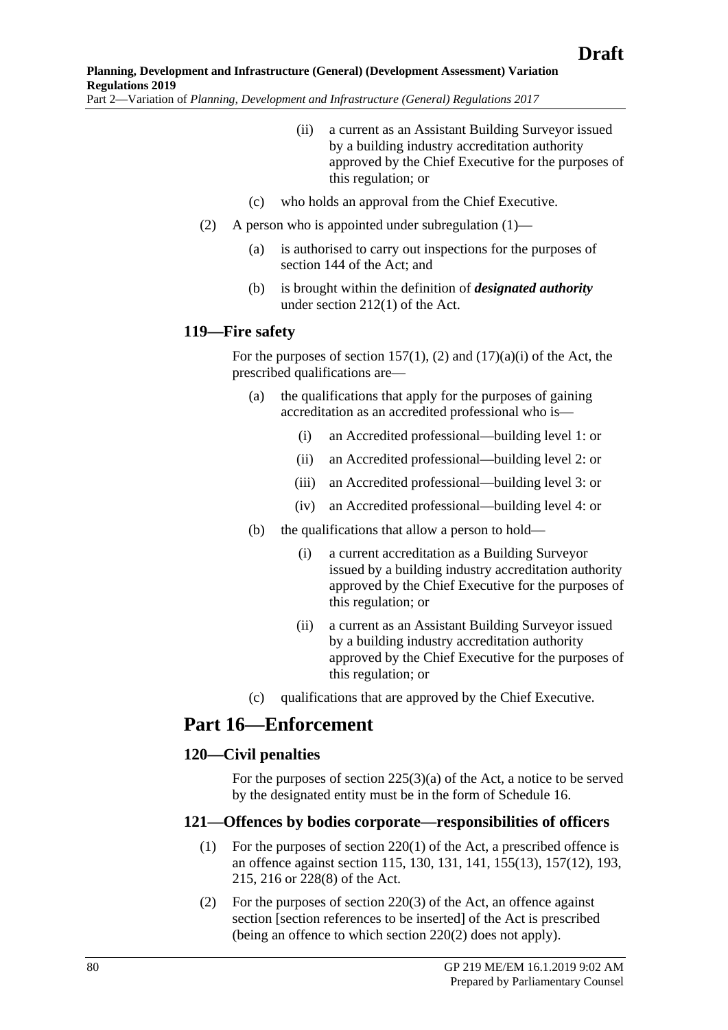(ii) a current as an Assistant Building Surveyor issued by a building industry accreditation authority approved by the Chief Executive for the purposes of this regulation; or

(c) who holds an approval from the Chief Executive.

(2) A person who is appointed under subregulation (1)—

(a) is authorised to carry out inspections for the purposes of section 144 of the Act; and

(b) is brought within the definition of ***designated authority*** under section 212(1) of the Act.

### 119—Fire safety

For the purposes of section 157(1), (2) and (17)(a)(i) of the Act, the prescribed qualifications are—

(a) the qualifications that apply for the purposes of gaining accreditation as an accredited professional who is—

(i) an Accredited professional—building level 1: or

(ii) an Accredited professional—building level 2: or

(iii) an Accredited professional—building level 3: or

(iv) an Accredited professional—building level 4: or

(b) the qualifications that allow a person to hold—

(i) a current accreditation as a Building Surveyor issued by a building industry accreditation authority approved by the Chief Executive for the purposes of this regulation; or

(ii) a current as an Assistant Building Surveyor issued by a building industry accreditation authority approved by the Chief Executive for the purposes of this regulation; or

(c) qualifications that are approved by the Chief Executive.

## Part 16—Enforcement

### 120—Civil penalties

For the purposes of section 225(3)(a) of the Act, a notice to be served by the designated entity must be in the form of Schedule 16.

### 121—Offences by bodies corporate—responsibilities of officers

(1) For the purposes of section 220(1) of the Act, a prescribed offence is an offence against section 115, 130, 131, 141, 155(13), 157(12), 193, 215, 216 or 228(8) of the Act.

(2) For the purposes of section 220(3) of the Act, an offence against section [section references to be inserted] of the Act is prescribed (being an offence to which section 220(2) does not apply).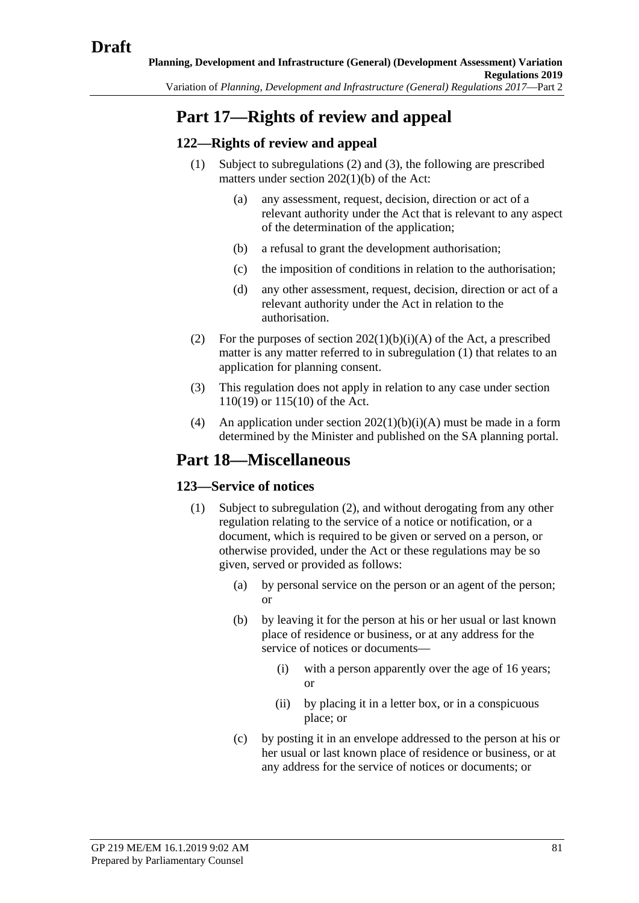# Part 17—Rights of review and appeal

## 122—Rights of review and appeal

(1) Subject to subregulations (2) and (3), the following are prescribed matters under section 202(1)(b) of the Act:

- (a) any assessment, request, decision, direction or act of a relevant authority under the Act that is relevant to any aspect of the determination of the application;
- (b) a refusal to grant the development authorisation;
- (c) the imposition of conditions in relation to the authorisation;
- (d) any other assessment, request, decision, direction or act of a relevant authority under the Act in relation to the authorisation.

(2) For the purposes of section 202(1)(b)(i)(A) of the Act, a prescribed matter is any matter referred to in subregulation (1) that relates to an application for planning consent.

(3) This regulation does not apply in relation to any case under section 110(19) or 115(10) of the Act.

(4) An application under section 202(1)(b)(i)(A) must be made in a form determined by the Minister and published on the SA planning portal.

# Part 18—Miscellaneous

## 123—Service of notices

(1) Subject to subregulation (2), and without derogating from any other regulation relating to the service of a notice or notification, or a document, which is required to be given or served on a person, or otherwise provided, under the Act or these regulations may be so given, served or provided as follows:

- (a) by personal service on the person or an agent of the person; or
- (b) by leaving it for the person at his or her usual or last known place of residence or business, or at any address for the service of notices or documents—
  - (i) with a person apparently over the age of 16 years; or
  - (ii) by placing it in a letter box, or in a conspicuous place; or
- (c) by posting it in an envelope addressed to the person at his or her usual or last known place of residence or business, or at any address for the service of notices or documents; or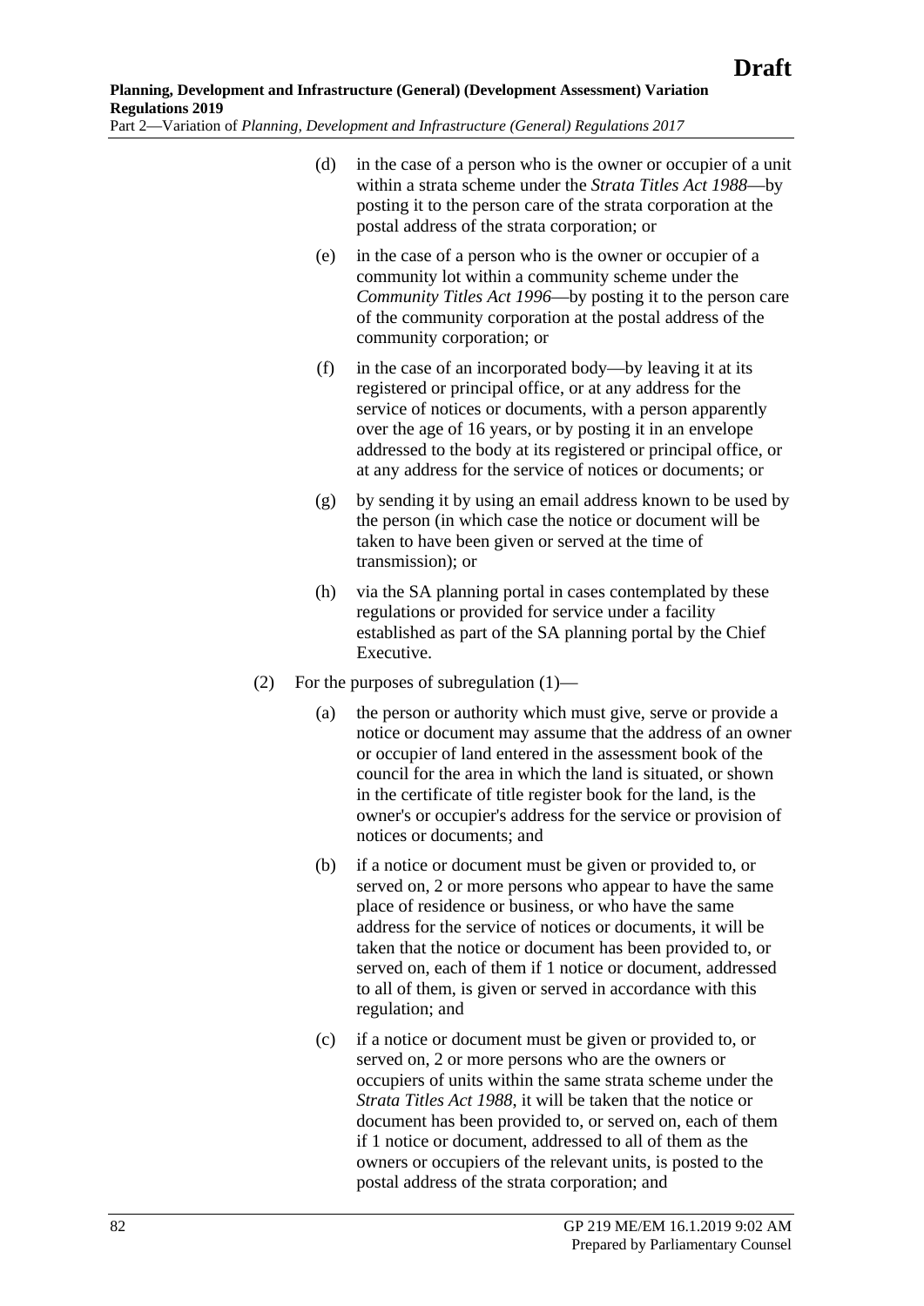(d) in the case of a person who is the owner or occupier of a unit within a strata scheme under the *Strata Titles Act 1988*—by posting it to the person care of the strata corporation at the postal address of the strata corporation; or

(e) in the case of a person who is the owner or occupier of a community lot within a community scheme under the *Community Titles Act 1996*—by posting it to the person care of the community corporation at the postal address of the community corporation; or

(f) in the case of an incorporated body—by leaving it at its registered or principal office, or at any address for the service of notices or documents, with a person apparently over the age of 16 years, or by posting it in an envelope addressed to the body at its registered or principal office, or at any address for the service of notices or documents; or

(g) by sending it by using an email address known to be used by the person (in which case the notice or document will be taken to have been given or served at the time of transmission); or

(h) via the SA planning portal in cases contemplated by these regulations or provided for service under a facility established as part of the SA planning portal by the Chief Executive.

(2) For the purposes of subregulation (1)—

(a) the person or authority which must give, serve or provide a notice or document may assume that the address of an owner or occupier of land entered in the assessment book of the council for the area in which the land is situated, or shown in the certificate of title register book for the land, is the owner's or occupier's address for the service or provision of notices or documents; and

(b) if a notice or document must be given or provided to, or served on, 2 or more persons who appear to have the same place of residence or business, or who have the same address for the service of notices or documents, it will be taken that the notice or document has been provided to, or served on, each of them if 1 notice or document, addressed to all of them, is given or served in accordance with this regulation; and

(c) if a notice or document must be given or provided to, or served on, 2 or more persons who are the owners or occupiers of units within the same strata scheme under the *Strata Titles Act 1988*, it will be taken that the notice or document has been provided to, or served on, each of them if 1 notice or document, addressed to all of them as the owners or occupiers of the relevant units, is posted to the postal address of the strata corporation; and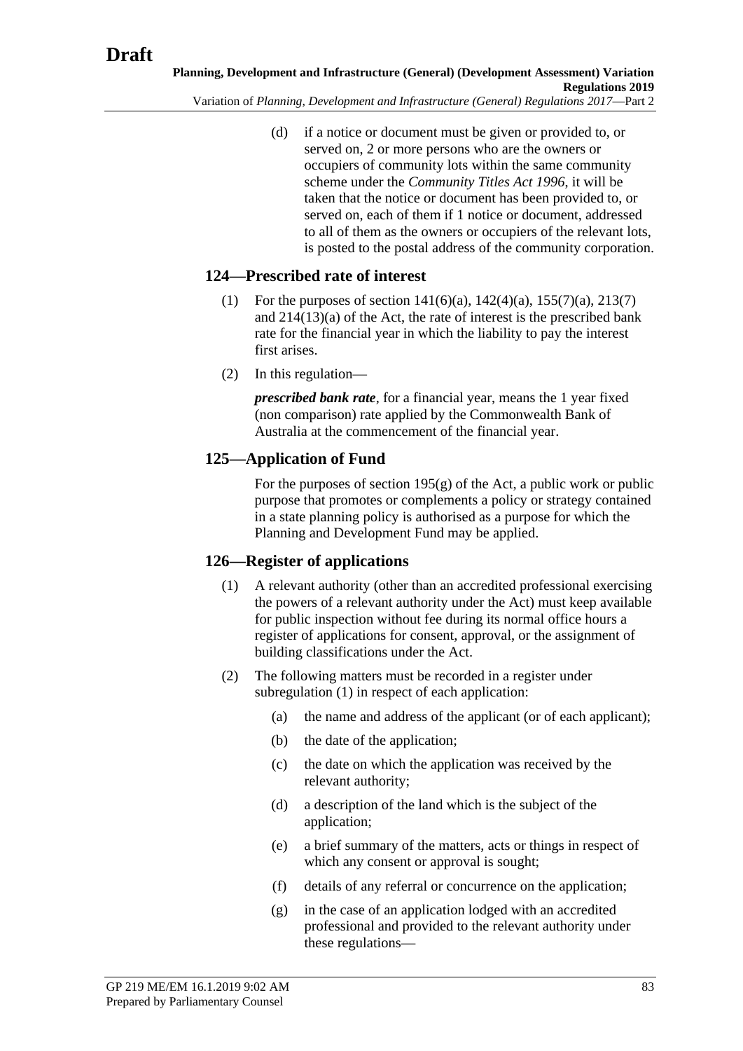(d) if a notice or document must be given or provided to, or served on, 2 or more persons who are the owners or occupiers of community lots within the same community scheme under the *Community Titles Act 1996*, it will be taken that the notice or document has been provided to, or served on, each of them if 1 notice or document, addressed to all of them as the owners or occupiers of the relevant lots, is posted to the postal address of the community corporation.

## 124—Prescribed rate of interest

(1) For the purposes of section 141(6)(a), 142(4)(a), 155(7)(a), 213(7) and 214(13)(a) of the Act, the rate of interest is the prescribed bank rate for the financial year in which the liability to pay the interest first arises.

(2) In this regulation—

***prescribed bank rate***, for a financial year, means the 1 year fixed (non comparison) rate applied by the Commonwealth Bank of Australia at the commencement of the financial year.

## 125—Application of Fund

For the purposes of section 195(g) of the Act, a public work or public purpose that promotes or complements a policy or strategy contained in a state planning policy is authorised as a purpose for which the Planning and Development Fund may be applied.

## 126—Register of applications

(1) A relevant authority (other than an accredited professional exercising the powers of a relevant authority under the Act) must keep available for public inspection without fee during its normal office hours a register of applications for consent, approval, or the assignment of building classifications under the Act.

(2) The following matters must be recorded in a register under subregulation (1) in respect of each application:

(a) the name and address of the applicant (or of each applicant);

(b) the date of the application;

(c) the date on which the application was received by the relevant authority;

(d) a description of the land which is the subject of the application;

(e) a brief summary of the matters, acts or things in respect of which any consent or approval is sought;

(f) details of any referral or concurrence on the application;

(g) in the case of an application lodged with an accredited professional and provided to the relevant authority under these regulations—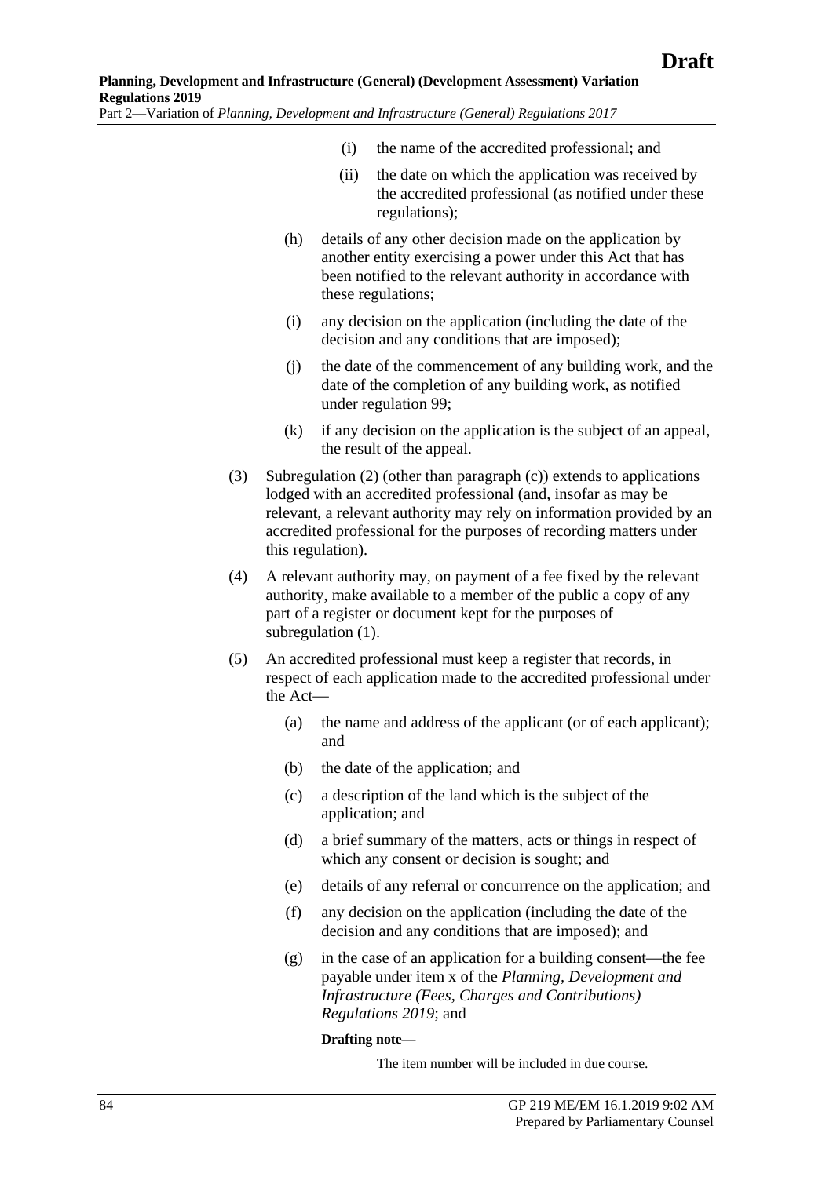(i) the name of the accredited professional; and

(ii) the date on which the application was received by the accredited professional (as notified under these regulations);

(h) details of any other decision made on the application by another entity exercising a power under this Act that has been notified to the relevant authority in accordance with these regulations;

(i) any decision on the application (including the date of the decision and any conditions that are imposed);

(j) the date of the commencement of any building work, and the date of the completion of any building work, as notified under regulation 99;

(k) if any decision on the application is the subject of an appeal, the result of the appeal.

(3) Subregulation (2) (other than paragraph (c)) extends to applications lodged with an accredited professional (and, insofar as may be relevant, a relevant authority may rely on information provided by an accredited professional for the purposes of recording matters under this regulation).

(4) A relevant authority may, on payment of a fee fixed by the relevant authority, make available to a member of the public a copy of any part of a register or document kept for the purposes of subregulation (1).

(5) An accredited professional must keep a register that records, in respect of each application made to the accredited professional under the Act—

(a) the name and address of the applicant (or of each applicant); and

(b) the date of the application; and

(c) a description of the land which is the subject of the application; and

(d) a brief summary of the matters, acts or things in respect of which any consent or decision is sought; and

(e) details of any referral or concurrence on the application; and

(f) any decision on the application (including the date of the decision and any conditions that are imposed); and

(g) in the case of an application for a building consent—the fee payable under item x of the *Planning, Development and Infrastructure (Fees, Charges and Contributions) Regulations 2019*; and

**Drafting note—**

The item number will be included in due course.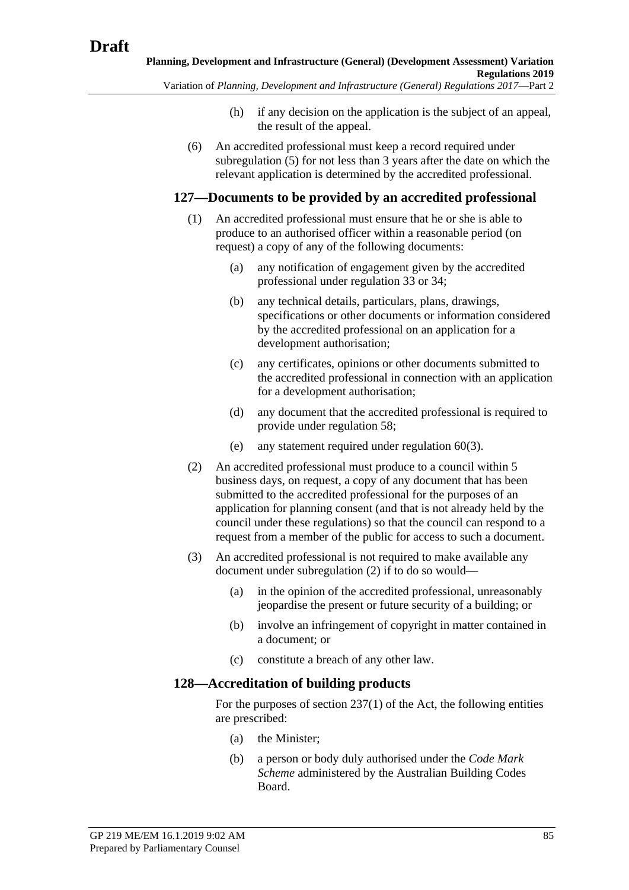(h) if any decision on the application is the subject of an appeal, the result of the appeal.

(6) An accredited professional must keep a record required under subregulation (5) for not less than 3 years after the date on which the relevant application is determined by the accredited professional.

## 127—Documents to be provided by an accredited professional

(1) An accredited professional must ensure that he or she is able to produce to an authorised officer within a reasonable period (on request) a copy of any of the following documents:

(a) any notification of engagement given by the accredited professional under regulation 33 or 34;

(b) any technical details, particulars, plans, drawings, specifications or other documents or information considered by the accredited professional on an application for a development authorisation;

(c) any certificates, opinions or other documents submitted to the accredited professional in connection with an application for a development authorisation;

(d) any document that the accredited professional is required to provide under regulation 58;

(e) any statement required under regulation 60(3).

(2) An accredited professional must produce to a council within 5 business days, on request, a copy of any document that has been submitted to the accredited professional for the purposes of an application for planning consent (and that is not already held by the council under these regulations) so that the council can respond to a request from a member of the public for access to such a document.

(3) An accredited professional is not required to make available any document under subregulation (2) if to do so would—

(a) in the opinion of the accredited professional, unreasonably jeopardise the present or future security of a building; or

(b) involve an infringement of copyright in matter contained in a document; or

(c) constitute a breach of any other law.

## 128—Accreditation of building products

For the purposes of section 237(1) of the Act, the following entities are prescribed:

(a) the Minister;

(b) a person or body duly authorised under the *Code Mark Scheme* administered by the Australian Building Codes Board.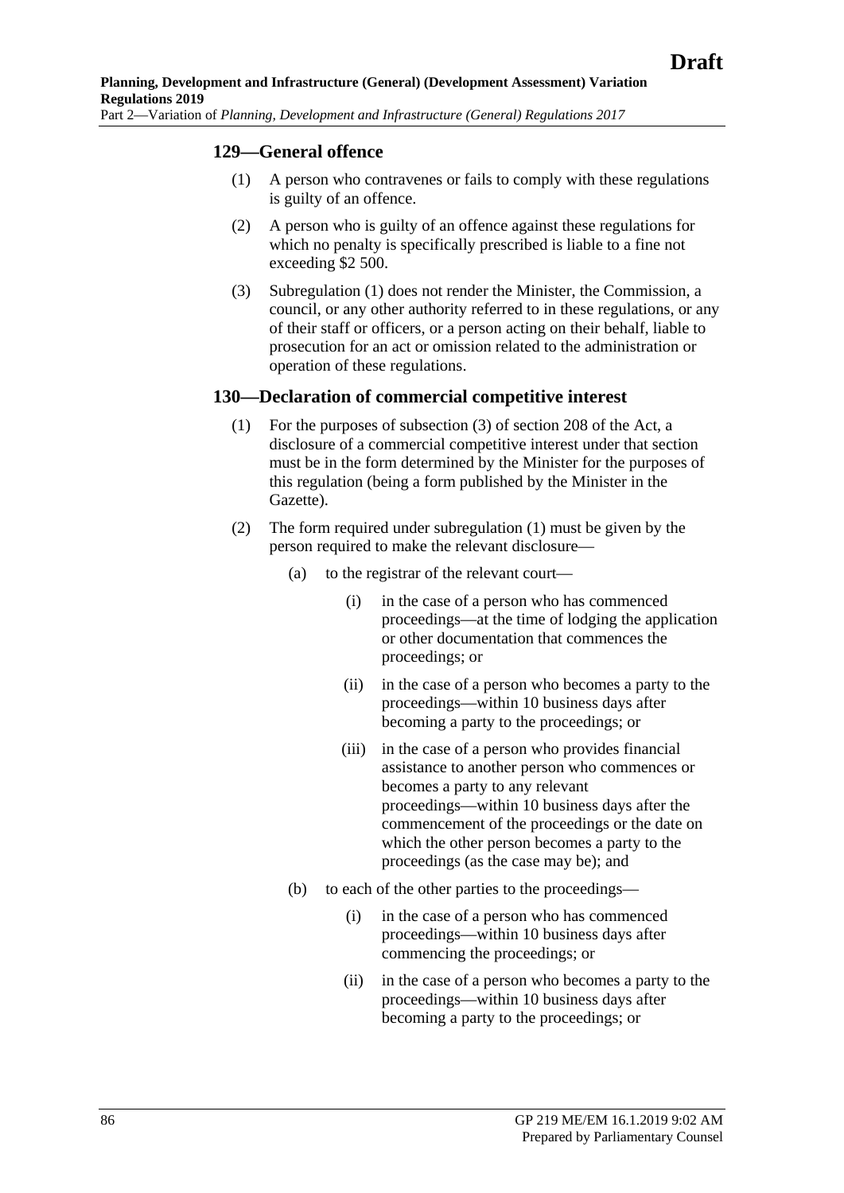### 129—General offence

(1) A person who contravenes or fails to comply with these regulations is guilty of an offence.

(2) A person who is guilty of an offence against these regulations for which no penalty is specifically prescribed is liable to a fine not exceeding $2 500.

(3) Subregulation (1) does not render the Minister, the Commission, a council, or any other authority referred to in these regulations, or any of their staff or officers, or a person acting on their behalf, liable to prosecution for an act or omission related to the administration or operation of these regulations.

### 130—Declaration of commercial competitive interest

(1) For the purposes of subsection (3) of section 208 of the Act, a disclosure of a commercial competitive interest under that section must be in the form determined by the Minister for the purposes of this regulation (being a form published by the Minister in the Gazette).

(2) The form required under subregulation (1) must be given by the person required to make the relevant disclosure—

(a) to the registrar of the relevant court—

(i) in the case of a person who has commenced proceedings—at the time of lodging the application or other documentation that commences the proceedings; or

(ii) in the case of a person who becomes a party to the proceedings—within 10 business days after becoming a party to the proceedings; or

(iii) in the case of a person who provides financial assistance to another person who commences or becomes a party to any relevant proceedings—within 10 business days after the commencement of the proceedings or the date on which the other person becomes a party to the proceedings (as the case may be); and

(b) to each of the other parties to the proceedings—

(i) in the case of a person who has commenced proceedings—within 10 business days after commencing the proceedings; or

(ii) in the case of a person who becomes a party to the proceedings—within 10 business days after becoming a party to the proceedings; or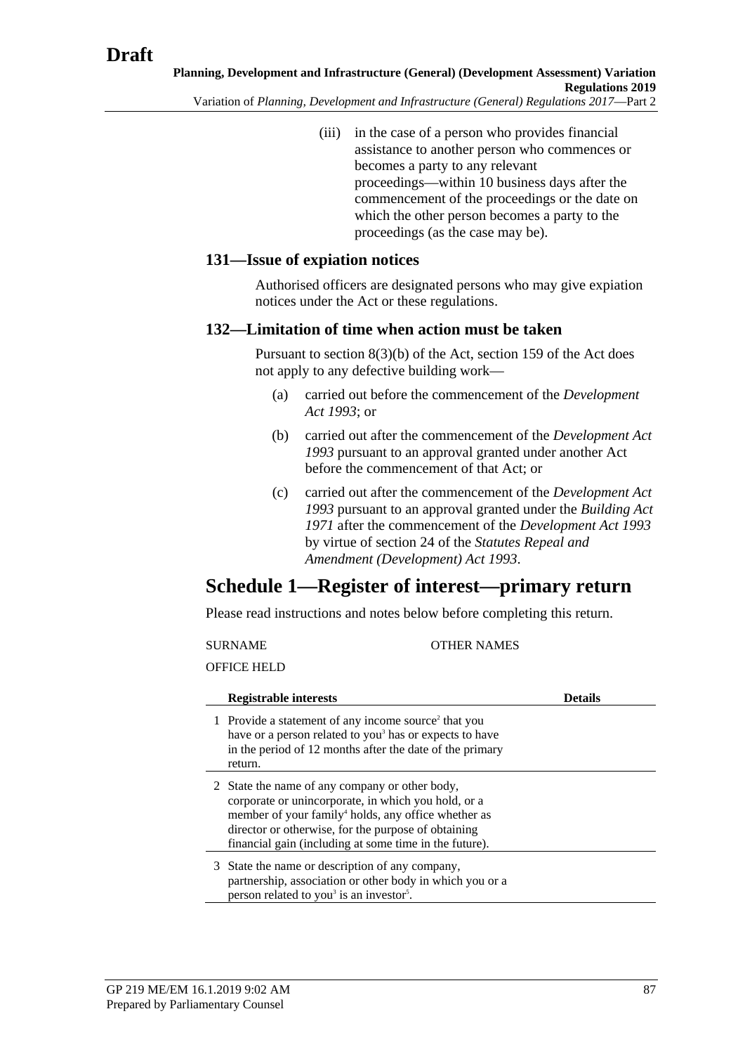(iii) in the case of a person who provides financial assistance to another person who commences or becomes a party to any relevant proceedings—within 10 business days after the commencement of the proceedings or the date on which the other person becomes a party to the proceedings (as the case may be).

### 131—Issue of expiation notices

Authorised officers are designated persons who may give expiation notices under the Act or these regulations.

### 132—Limitation of time when action must be taken

Pursuant to section 8(3)(b) of the Act, section 159 of the Act does not apply to any defective building work—

(a) carried out before the commencement of the *Development Act 1993*; or

(b) carried out after the commencement of the *Development Act 1993* pursuant to an approval granted under another Act before the commencement of that Act; or

(c) carried out after the commencement of the *Development Act 1993* pursuant to an approval granted under the *Building Act 1971* after the commencement of the *Development Act 1993* by virtue of section 24 of the *Statutes Repeal and Amendment (Development) Act 1993*.

## Schedule 1—Register of interest—primary return

Please read instructions and notes below before completing this return.

SURNAME OTHER NAMES

OFFICE HELD

| | Registrable interests | Details |
|---|---|---|
| 1 | Provide a statement of any income source[2] that you have or a person related to you[3] has or expects to have in the period of 12 months after the date of the primary return. | |
| 2 | State the name of any company or other body, corporate or unincorporate, in which you hold, or a member of your family[4] holds, any office whether as director or otherwise, for the purpose of obtaining financial gain (including at some time in the future). | |
| 3 | State the name or description of any company, partnership, association or other body in which you or a person related to you[3] is an investor[5]. | |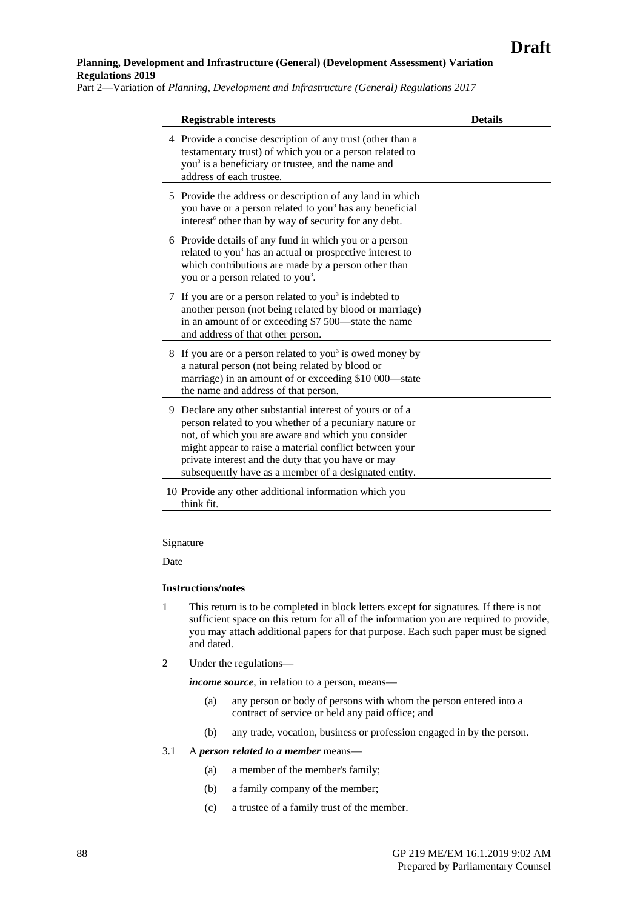| | Registrable interests | Details |
|---|---|---|
| 4 | Provide a concise description of any trust (other than a testamentary trust) of which you or a person related to you[3] is a beneficiary or trustee, and the name and address of each trustee. | |
| 5 | Provide the address or description of any land in which you have or a person related to you[3] has any beneficial interest[6] other than by way of security for any debt. | |
| 6 | Provide details of any fund in which you or a person related to you[3] has an actual or prospective interest to which contributions are made by a person other than you or a person related to you[3]. | |
| 7 | If you are or a person related to you[3] is indebted to another person (not being related by blood or marriage) in an amount of or exceeding $7 500—state the name and address of that other person. | |
| 8 | If you are or a person related to you[3] is owed money by a natural person (not being related by blood or marriage) in an amount of or exceeding $10 000—state the name and address of that person. | |
| 9 | Declare any other substantial interest of yours or of a person related to you whether of a pecuniary nature or not, of which you are aware and which you consider might appear to raise a material conflict between your private interest and the duty that you have or may subsequently have as a member of a designated entity. | |
| 10 | Provide any other additional information which you think fit. | |

Signature

Date

**Instructions/notes**

1. This return is to be completed in block letters except for signatures. If there is not sufficient space on this return for all of the information you are required to provide, you may attach additional papers for that purpose. Each such paper must be signed and dated.

2. Under the regulations—

   ***income source***, in relation to a person, means—

   (a) any person or body of persons with whom the person entered into a contract of service or held any paid office; and

   (b) any trade, vocation, business or profession engaged in by the person.

3.1 A ***person related to a member*** means—

   (a) a member of the member's family;

   (b) a family company of the member;

   (c) a trustee of a family trust of the member.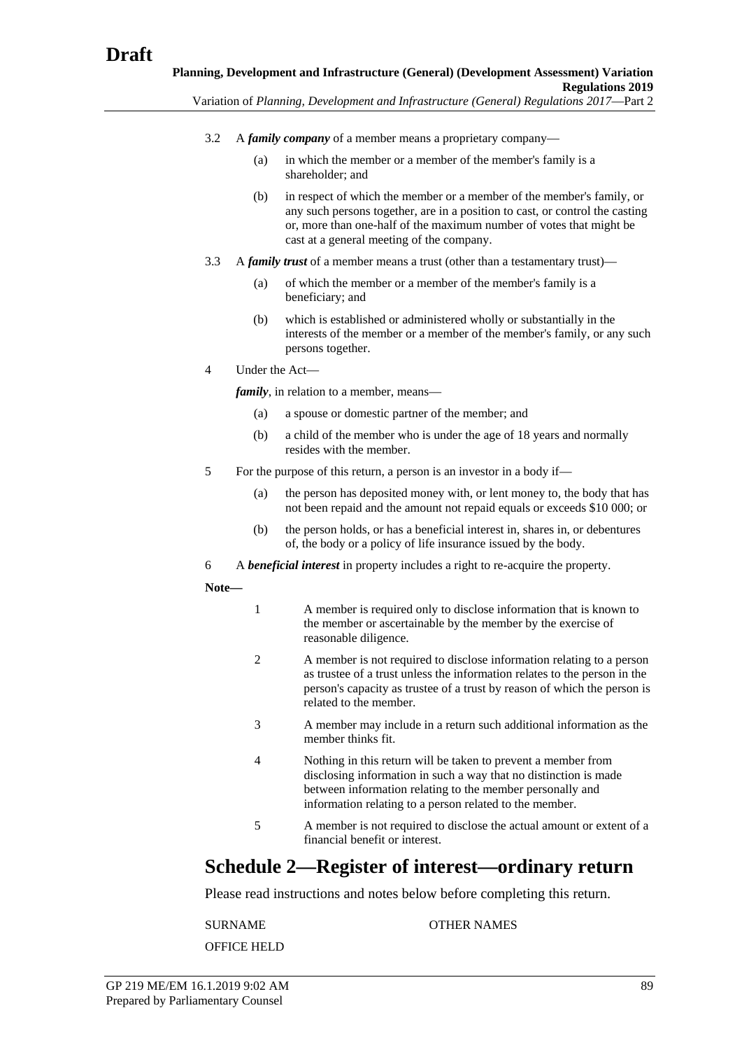3.2 A ***family company*** of a member means a proprietary company—

(a) in which the member or a member of the member's family is a shareholder; and

(b) in respect of which the member or a member of the member's family, or any such persons together, are in a position to cast, or control the casting or, more than one-half of the maximum number of votes that might be cast at a general meeting of the company.

3.3 A ***family trust*** of a member means a trust (other than a testamentary trust)—

(a) of which the member or a member of the member's family is a beneficiary; and

(b) which is established or administered wholly or substantially in the interests of the member or a member of the member's family, or any such persons together.

4 Under the Act—

***family***, in relation to a member, means—

(a) a spouse or domestic partner of the member; and

(b) a child of the member who is under the age of 18 years and normally resides with the member.

5 For the purpose of this return, a person is an investor in a body if—

(a) the person has deposited money with, or lent money to, the body that has not been repaid and the amount not repaid equals or exceeds $10 000; or

(b) the person holds, or has a beneficial interest in, shares in, or debentures of, the body or a policy of life insurance issued by the body.

6 A ***beneficial interest*** in property includes a right to re-acquire the property.

**Note—**

1 A member is required only to disclose information that is known to the member or ascertainable by the member by the exercise of reasonable diligence.

2 A member is not required to disclose information relating to a person as trustee of a trust unless the information relates to the person in the person's capacity as trustee of a trust by reason of which the person is related to the member.

3 A member may include in a return such additional information as the member thinks fit.

4 Nothing in this return will be taken to prevent a member from disclosing information in such a way that no distinction is made between information relating to the member personally and information relating to a person related to the member.

5 A member is not required to disclose the actual amount or extent of a financial benefit or interest.

# Schedule 2—Register of interest—ordinary return

Please read instructions and notes below before completing this return.

SURNAME OTHER NAMES

OFFICE HELD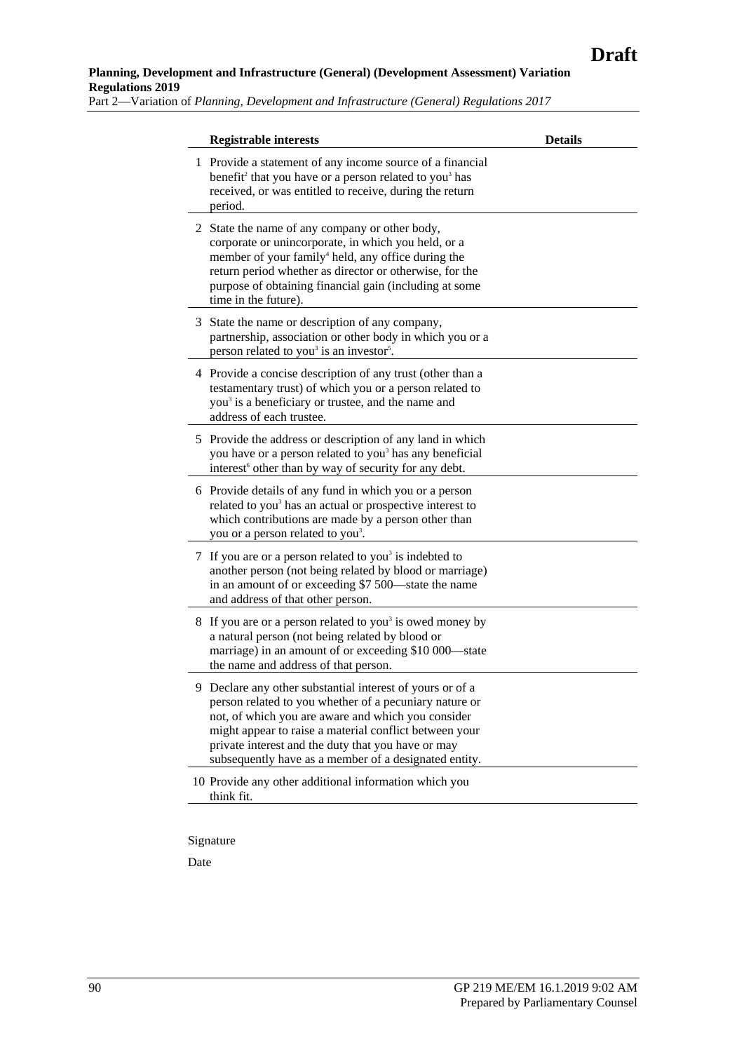| | Registrable interests | Details |
|---|---|---|
| 1 | Provide a statement of any income source of a financial benefit[2] that you have or a person related to you[3] has received, or was entitled to receive, during the return period. | |
| 2 | State the name of any company or other body, corporate or unincorporate, in which you held, or a member of your family[4] held, any office during the return period whether as director or otherwise, for the purpose of obtaining financial gain (including at some time in the future). | |
| 3 | State the name or description of any company, partnership, association or other body in which you or a person related to you[3] is an investor[5]. | |
| 4 | Provide a concise description of any trust (other than a testamentary trust) of which you or a person related to you[3] is a beneficiary or trustee, and the name and address of each trustee. | |
| 5 | Provide the address or description of any land in which you have or a person related to you[3] has any beneficial interest[6] other than by way of security for any debt. | |
| 6 | Provide details of any fund in which you or a person related to you[3] has an actual or prospective interest to which contributions are made by a person other than you or a person related to you[3]. | |
| 7 | If you are or a person related to you[3] is indebted to another person (not being related by blood or marriage) in an amount of or exceeding $7 500—state the name and address of that other person. | |
| 8 | If you are or a person related to you[3] is owed money by a natural person (not being related by blood or marriage) in an amount of or exceeding $10 000—state the name and address of that person. | |
| 9 | Declare any other substantial interest of yours or of a person related to you whether of a pecuniary nature or not, of which you are aware and which you consider might appear to raise a material conflict between your private interest and the duty that you have or may subsequently have as a member of a designated entity. | |
| 10 | Provide any other additional information which you think fit. | |

Signature

Date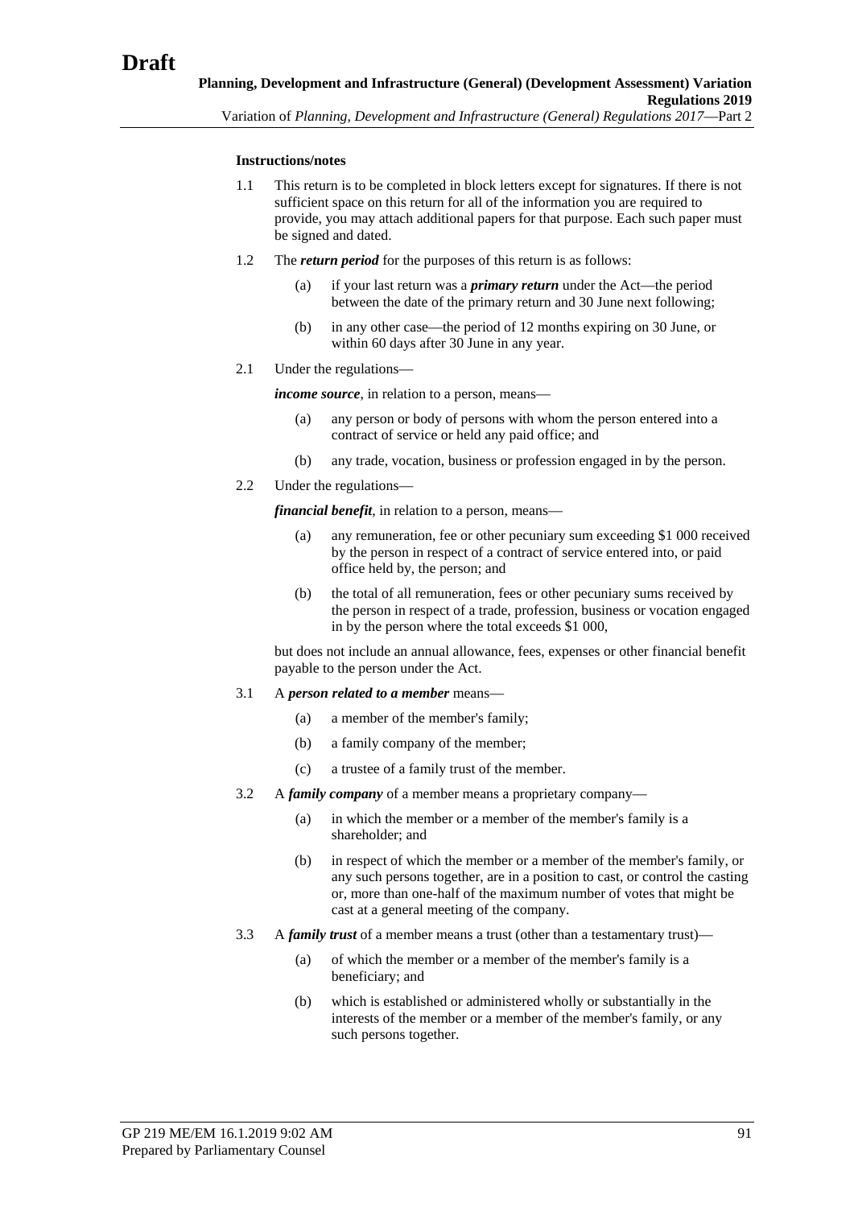**Instructions/notes**

1.1 This return is to be completed in block letters except for signatures. If there is not sufficient space on this return for all of the information you are required to provide, you may attach additional papers for that purpose. Each such paper must be signed and dated.

1.2 The ***return period*** for the purposes of this return is as follows:

  (a) if your last return was a ***primary return*** under the Act—the period between the date of the primary return and 30 June next following;

  (b) in any other case—the period of 12 months expiring on 30 June, or within 60 days after 30 June in any year.

2.1 Under the regulations—

***income source***, in relation to a person, means—

  (a) any person or body of persons with whom the person entered into a contract of service or held any paid office; and

  (b) any trade, vocation, business or profession engaged in by the person.

2.2 Under the regulations—

***financial benefit***, in relation to a person, means—

  (a) any remuneration, fee or other pecuniary sum exceeding $1 000 received by the person in respect of a contract of service entered into, or paid office held by, the person; and

  (b) the total of all remuneration, fees or other pecuniary sums received by the person in respect of a trade, profession, business or vocation engaged in by the person where the total exceeds $1 000,

but does not include an annual allowance, fees, expenses or other financial benefit payable to the person under the Act.

3.1 A ***person related to a member*** means—

  (a) a member of the member's family;

  (b) a family company of the member;

  (c) a trustee of a family trust of the member.

3.2 A ***family company*** of a member means a proprietary company—

  (a) in which the member or a member of the member's family is a shareholder; and

  (b) in respect of which the member or a member of the member's family, or any such persons together, are in a position to cast, or control the casting or, more than one-half of the maximum number of votes that might be cast at a general meeting of the company.

3.3 A ***family trust*** of a member means a trust (other than a testamentary trust)—

  (a) of which the member or a member of the member's family is a beneficiary; and

  (b) which is established or administered wholly or substantially in the interests of the member or a member of the member's family, or any such persons together.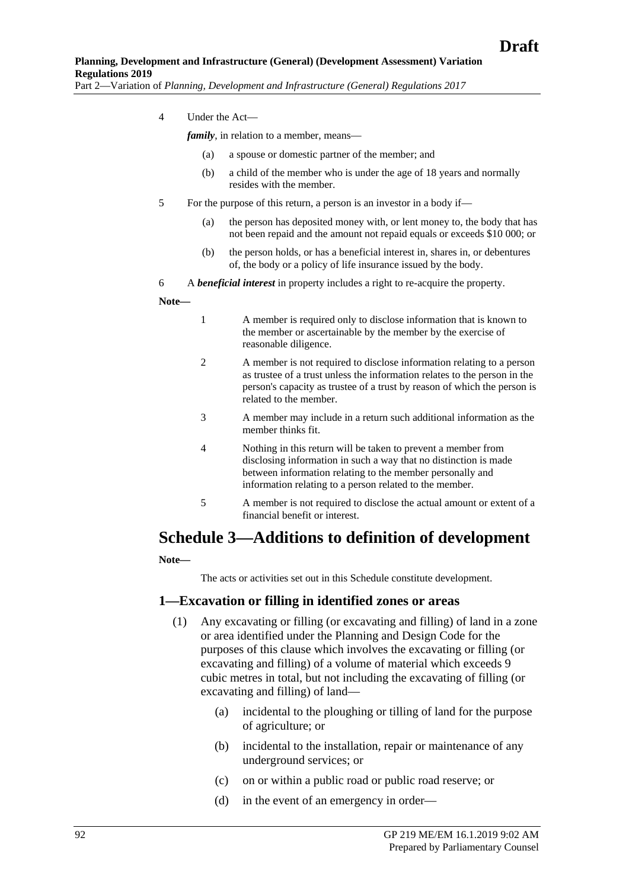4 Under the Act—

*family*, in relation to a member, means—

(a) a spouse or domestic partner of the member; and

(b) a child of the member who is under the age of 18 years and normally resides with the member.

5 For the purpose of this return, a person is an investor in a body if—

(a) the person has deposited money with, or lent money to, the body that has not been repaid and the amount not repaid equals or exceeds $10 000; or

(b) the person holds, or has a beneficial interest in, shares in, or debentures of, the body or a policy of life insurance issued by the body.

6 A ***beneficial interest*** in property includes a right to re-acquire the property.

**Note—**

1 A member is required only to disclose information that is known to the member or ascertainable by the member by the exercise of reasonable diligence.

2 A member is not required to disclose information relating to a person as trustee of a trust unless the information relates to the person in the person's capacity as trustee of a trust by reason of which the person is related to the member.

3 A member may include in a return such additional information as the member thinks fit.

4 Nothing in this return will be taken to prevent a member from disclosing information in such a way that no distinction is made between information relating to the member personally and information relating to a person related to the member.

5 A member is not required to disclose the actual amount or extent of a financial benefit or interest.

# Schedule 3—Additions to definition of development

**Note—**

The acts or activities set out in this Schedule constitute development.

## 1—Excavation or filling in identified zones or areas

(1) Any excavating or filling (or excavating and filling) of land in a zone or area identified under the Planning and Design Code for the purposes of this clause which involves the excavating or filling (or excavating and filling) of a volume of material which exceeds 9 cubic metres in total, but not including the excavating of filling (or excavating and filling) of land—

(a) incidental to the ploughing or tilling of land for the purpose of agriculture; or

(b) incidental to the installation, repair or maintenance of any underground services; or

(c) on or within a public road or public road reserve; or

(d) in the event of an emergency in order—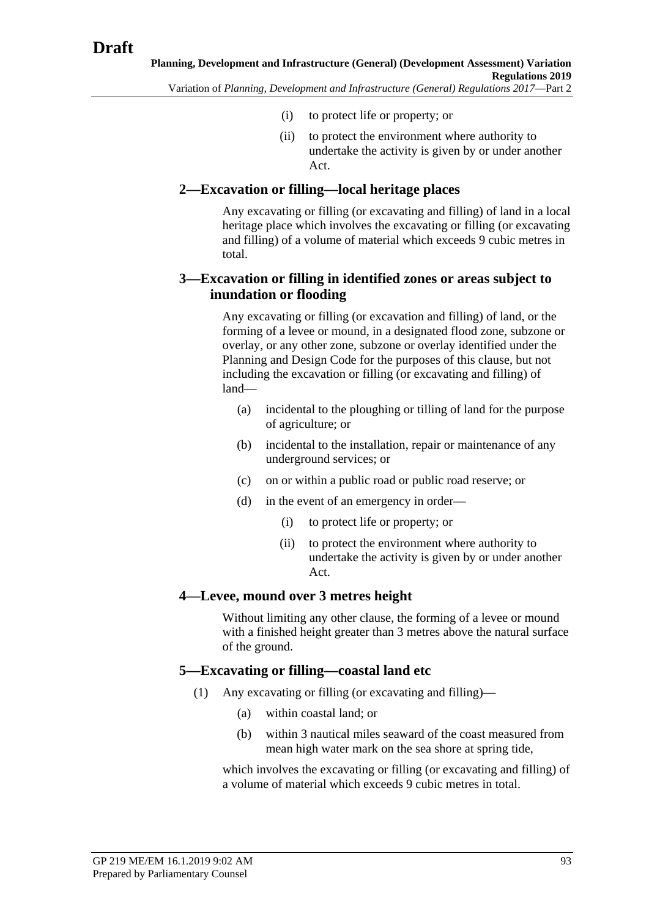(i) to protect life or property; or

(ii) to protect the environment where authority to undertake the activity is given by or under another Act.

### 2—Excavation or filling—local heritage places

Any excavating or filling (or excavating and filling) of land in a local heritage place which involves the excavating or filling (or excavating and filling) of a volume of material which exceeds 9 cubic metres in total.

### 3—Excavation or filling in identified zones or areas subject to inundation or flooding

Any excavating or filling (or excavation and filling) of land, or the forming of a levee or mound, in a designated flood zone, subzone or overlay, or any other zone, subzone or overlay identified under the Planning and Design Code for the purposes of this clause, but not including the excavation or filling (or excavating and filling) of land—

(a) incidental to the ploughing or tilling of land for the purpose of agriculture; or

(b) incidental to the installation, repair or maintenance of any underground services; or

(c) on or within a public road or public road reserve; or

(d) in the event of an emergency in order—

(i) to protect life or property; or

(ii) to protect the environment where authority to undertake the activity is given by or under another Act.

### 4—Levee, mound over 3 metres height

Without limiting any other clause, the forming of a levee or mound with a finished height greater than 3 metres above the natural surface of the ground.

### 5—Excavating or filling—coastal land etc

(1) Any excavating or filling (or excavating and filling)—

(a) within coastal land; or

(b) within 3 nautical miles seaward of the coast measured from mean high water mark on the sea shore at spring tide,

which involves the excavating or filling (or excavating and filling) of a volume of material which exceeds 9 cubic metres in total.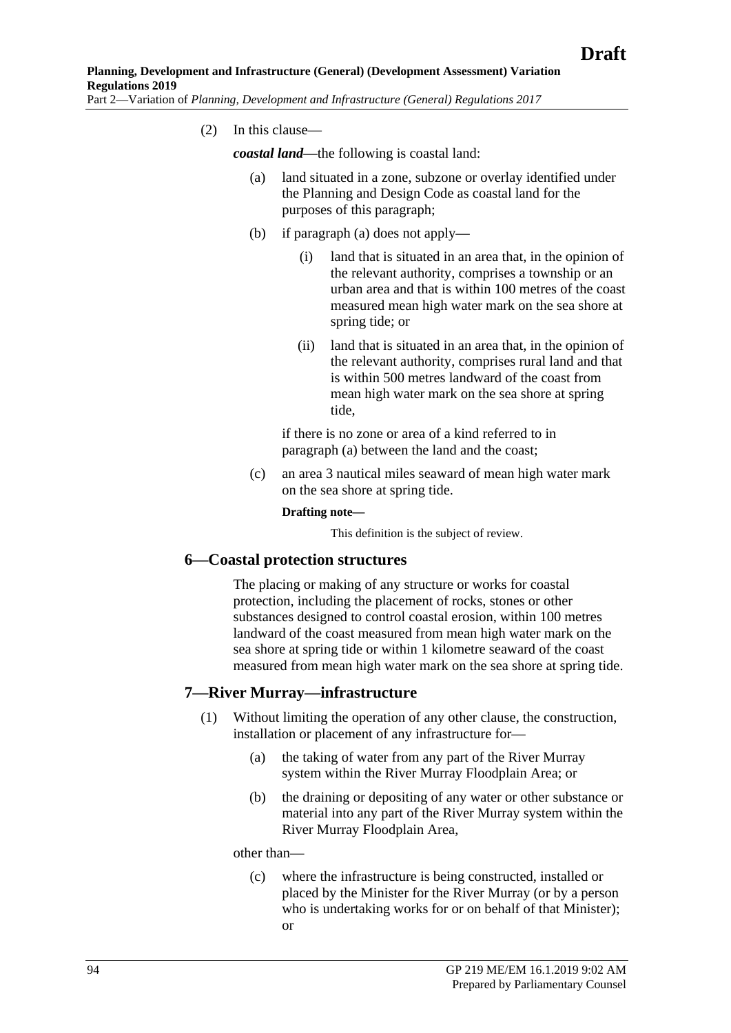(2) In this clause—

***coastal land***—the following is coastal land:

(a) land situated in a zone, subzone or overlay identified under the Planning and Design Code as coastal land for the purposes of this paragraph;

(b) if paragraph (a) does not apply—

(i) land that is situated in an area that, in the opinion of the relevant authority, comprises a township or an urban area and that is within 100 metres of the coast measured mean high water mark on the sea shore at spring tide; or

(ii) land that is situated in an area that, in the opinion of the relevant authority, comprises rural land and that is within 500 metres landward of the coast from mean high water mark on the sea shore at spring tide,

if there is no zone or area of a kind referred to in paragraph (a) between the land and the coast;

(c) an area 3 nautical miles seaward of mean high water mark on the sea shore at spring tide.

**Drafting note—**

This definition is the subject of review.

## 6—Coastal protection structures

The placing or making of any structure or works for coastal protection, including the placement of rocks, stones or other substances designed to control coastal erosion, within 100 metres landward of the coast measured from mean high water mark on the sea shore at spring tide or within 1 kilometre seaward of the coast measured from mean high water mark on the sea shore at spring tide.

## 7—River Murray—infrastructure

(1) Without limiting the operation of any other clause, the construction, installation or placement of any infrastructure for—

(a) the taking of water from any part of the River Murray system within the River Murray Floodplain Area; or

(b) the draining or depositing of any water or other substance or material into any part of the River Murray system within the River Murray Floodplain Area,

other than—

(c) where the infrastructure is being constructed, installed or placed by the Minister for the River Murray (or by a person who is undertaking works for or on behalf of that Minister); or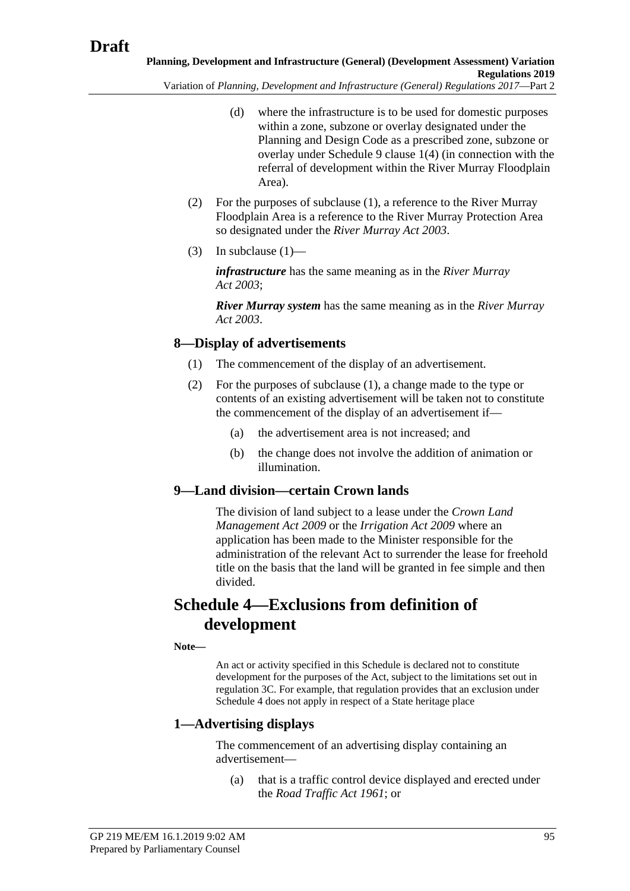(d) where the infrastructure is to be used for domestic purposes within a zone, subzone or overlay designated under the Planning and Design Code as a prescribed zone, subzone or overlay under Schedule 9 clause 1(4) (in connection with the referral of development within the River Murray Floodplain Area).

(2) For the purposes of subclause (1), a reference to the River Murray Floodplain Area is a reference to the River Murray Protection Area so designated under the *River Murray Act 2003*.

(3) In subclause (1)—

***infrastructure*** has the same meaning as in the *River Murray Act 2003*;

***River Murray system*** has the same meaning as in the *River Murray Act 2003*.

### 8—Display of advertisements

(1) The commencement of the display of an advertisement.

(2) For the purposes of subclause (1), a change made to the type or contents of an existing advertisement will be taken not to constitute the commencement of the display of an advertisement if—

(a) the advertisement area is not increased; and

(b) the change does not involve the addition of animation or illumination.

### 9—Land division—certain Crown lands

The division of land subject to a lease under the *Crown Land Management Act 2009* or the *Irrigation Act 2009* where an application has been made to the Minister responsible for the administration of the relevant Act to surrender the lease for freehold title on the basis that the land will be granted in fee simple and then divided.

## Schedule 4—Exclusions from definition of development

**Note—**

An act or activity specified in this Schedule is declared not to constitute development for the purposes of the Act, subject to the limitations set out in regulation 3C. For example, that regulation provides that an exclusion under Schedule 4 does not apply in respect of a State heritage place

### 1—Advertising displays

The commencement of an advertising display containing an advertisement—

(a) that is a traffic control device displayed and erected under the *Road Traffic Act 1961*; or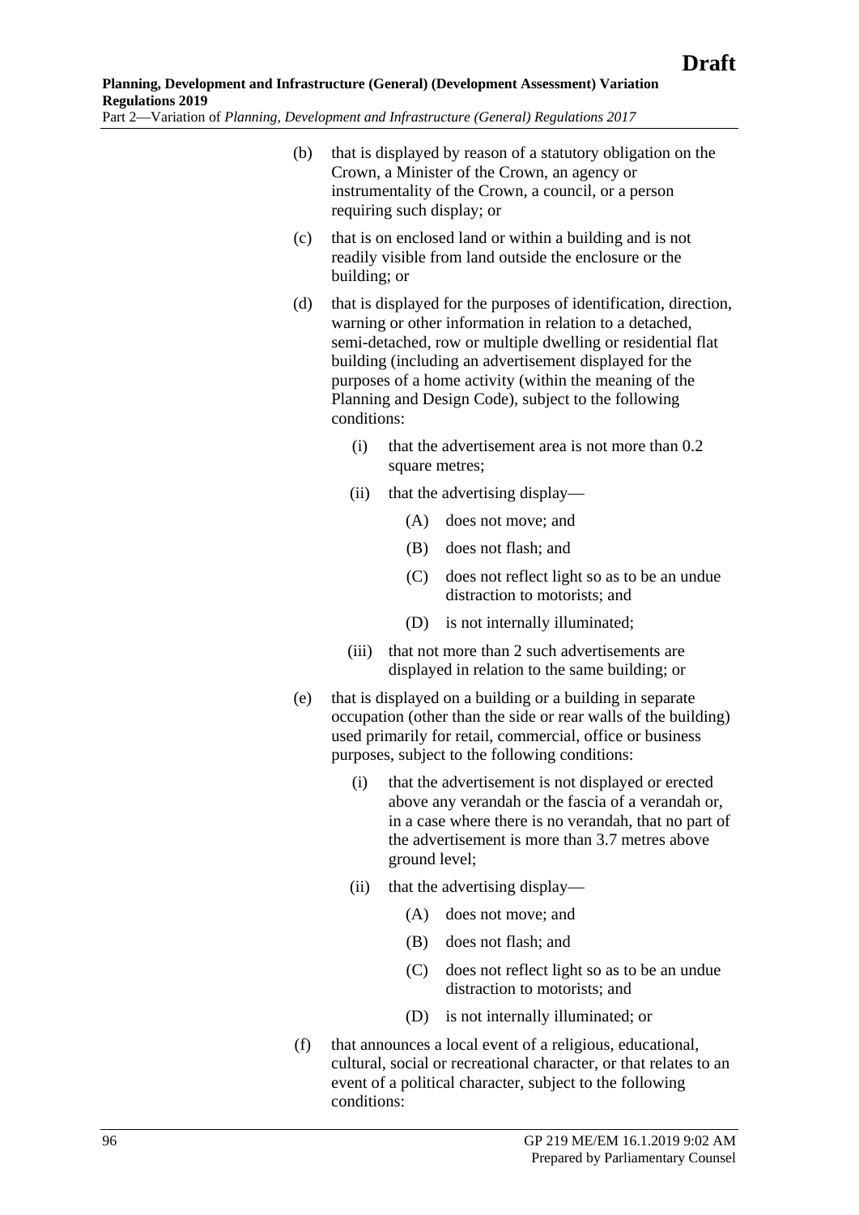(b) that is displayed by reason of a statutory obligation on the Crown, a Minister of the Crown, an agency or instrumentality of the Crown, a council, or a person requiring such display; or

(c) that is on enclosed land or within a building and is not readily visible from land outside the enclosure or the building; or

(d) that is displayed for the purposes of identification, direction, warning or other information in relation to a detached, semi-detached, row or multiple dwelling or residential flat building (including an advertisement displayed for the purposes of a home activity (within the meaning of the Planning and Design Code), subject to the following conditions:

   (i) that the advertisement area is not more than 0.2 square metres;

   (ii) that the advertising display—

      (A) does not move; and

      (B) does not flash; and

      (C) does not reflect light so as to be an undue distraction to motorists; and

      (D) is not internally illuminated;

   (iii) that not more than 2 such advertisements are displayed in relation to the same building; or

(e) that is displayed on a building or a building in separate occupation (other than the side or rear walls of the building) used primarily for retail, commercial, office or business purposes, subject to the following conditions:

   (i) that the advertisement is not displayed or erected above any verandah or the fascia of a verandah or, in a case where there is no verandah, that no part of the advertisement is more than 3.7 metres above ground level;

   (ii) that the advertising display—

      (A) does not move; and

      (B) does not flash; and

      (C) does not reflect light so as to be an undue distraction to motorists; and

      (D) is not internally illuminated; or

(f) that announces a local event of a religious, educational, cultural, social or recreational character, or that relates to an event of a political character, subject to the following conditions: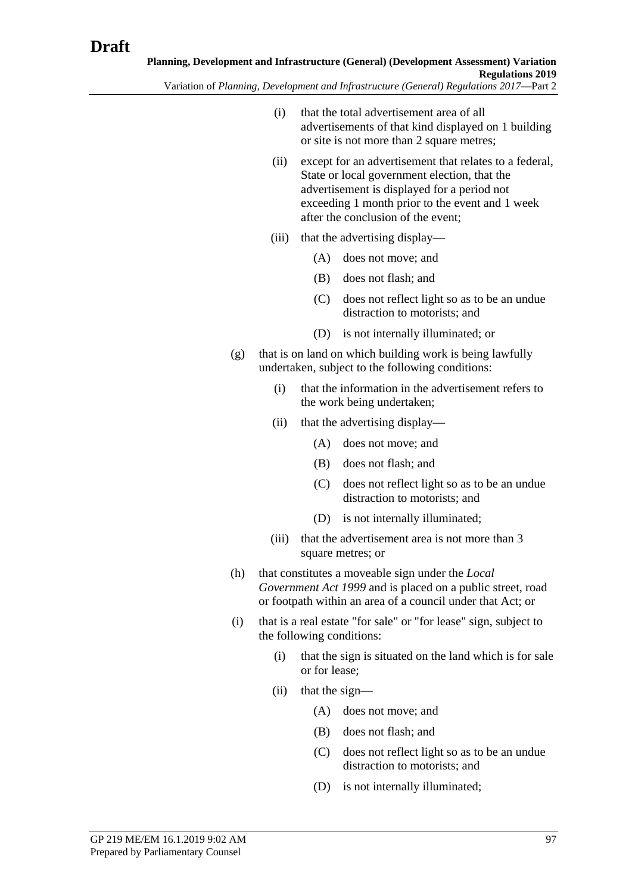(i) that the total advertisement area of all advertisements of that kind displayed on 1 building or site is not more than 2 square metres;

(ii) except for an advertisement that relates to a federal, State or local government election, that the advertisement is displayed for a period not exceeding 1 month prior to the event and 1 week after the conclusion of the event;

(iii) that the advertising display—

(A) does not move; and

(B) does not flash; and

(C) does not reflect light so as to be an undue distraction to motorists; and

(D) is not internally illuminated; or

(g) that is on land on which building work is being lawfully undertaken, subject to the following conditions:

(i) that the information in the advertisement refers to the work being undertaken;

(ii) that the advertising display—

(A) does not move; and

(B) does not flash; and

(C) does not reflect light so as to be an undue distraction to motorists; and

(D) is not internally illuminated;

(iii) that the advertisement area is not more than 3 square metres; or

(h) that constitutes a moveable sign under the *Local Government Act 1999* and is placed on a public street, road or footpath within an area of a council under that Act; or

(i) that is a real estate "for sale" or "for lease" sign, subject to the following conditions:

(i) that the sign is situated on the land which is for sale or for lease;

(ii) that the sign—

(A) does not move; and

(B) does not flash; and

(C) does not reflect light so as to be an undue distraction to motorists; and

(D) is not internally illuminated;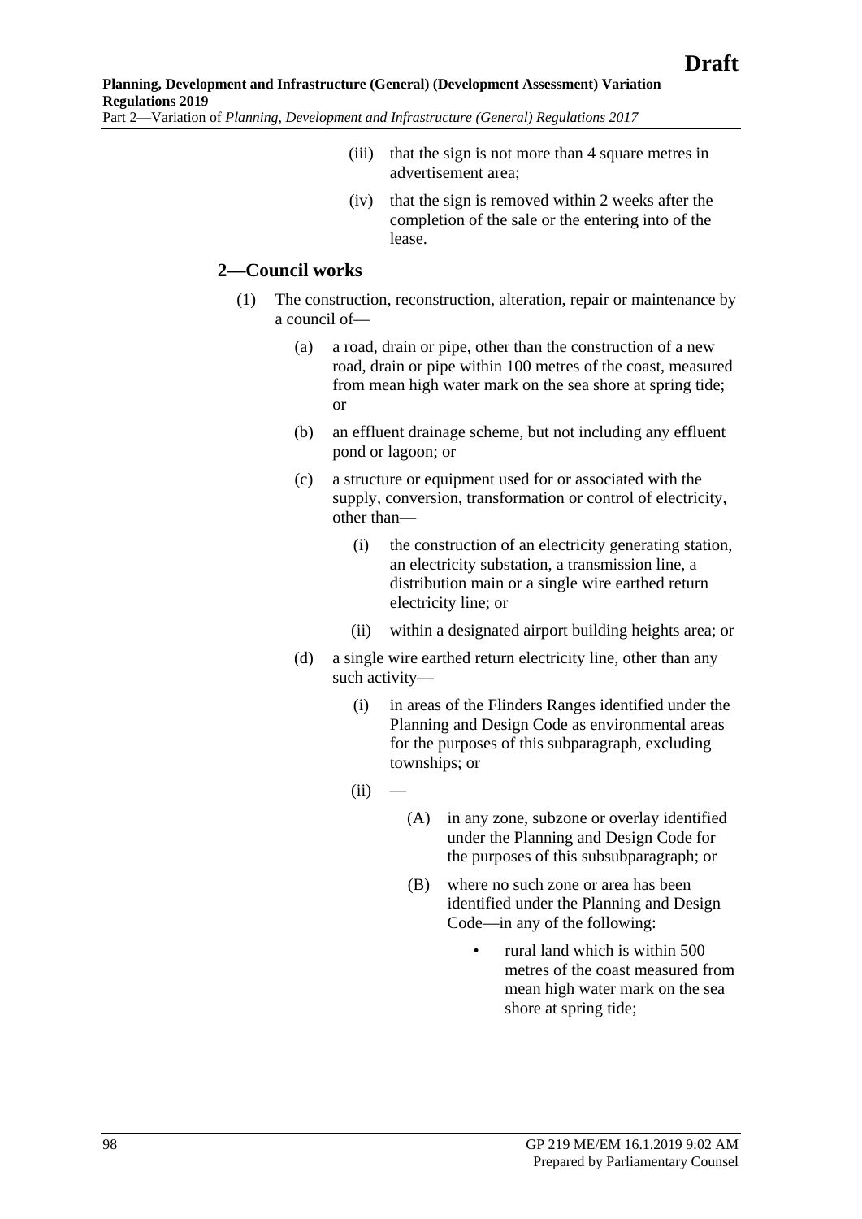(iii) that the sign is not more than 4 square metres in advertisement area;

(iv) that the sign is removed within 2 weeks after the completion of the sale or the entering into of the lease.

## 2—Council works

(1) The construction, reconstruction, alteration, repair or maintenance by a council of—

(a) a road, drain or pipe, other than the construction of a new road, drain or pipe within 100 metres of the coast, measured from mean high water mark on the sea shore at spring tide; or

(b) an effluent drainage scheme, but not including any effluent pond or lagoon; or

(c) a structure or equipment used for or associated with the supply, conversion, transformation or control of electricity, other than—

(i) the construction of an electricity generating station, an electricity substation, a transmission line, a distribution main or a single wire earthed return electricity line; or

(ii) within a designated airport building heights area; or

(d) a single wire earthed return electricity line, other than any such activity—

(i) in areas of the Flinders Ranges identified under the Planning and Design Code as environmental areas for the purposes of this subparagraph, excluding townships; or

(ii) —

(A) in any zone, subzone or overlay identified under the Planning and Design Code for the purposes of this subsubparagraph; or

(B) where no such zone or area has been identified under the Planning and Design Code—in any of the following:

- rural land which is within 500 metres of the coast measured from mean high water mark on the sea shore at spring tide;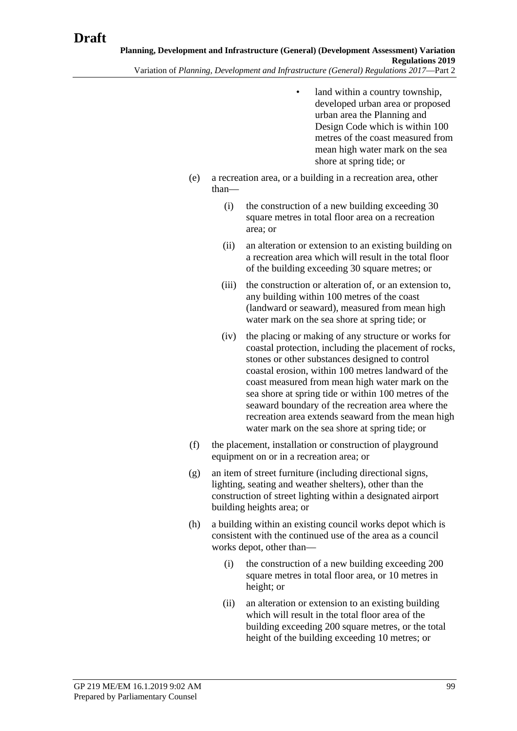- land within a country township, developed urban area or proposed urban area the Planning and Design Code which is within 100 metres of the coast measured from mean high water mark on the sea shore at spring tide; or

(e) a recreation area, or a building in a recreation area, other than—

(i) the construction of a new building exceeding 30 square metres in total floor area on a recreation area; or

(ii) an alteration or extension to an existing building on a recreation area which will result in the total floor of the building exceeding 30 square metres; or

(iii) the construction or alteration of, or an extension to, any building within 100 metres of the coast (landward or seaward), measured from mean high water mark on the sea shore at spring tide; or

(iv) the placing or making of any structure or works for coastal protection, including the placement of rocks, stones or other substances designed to control coastal erosion, within 100 metres landward of the coast measured from mean high water mark on the sea shore at spring tide or within 100 metres of the seaward boundary of the recreation area where the recreation area extends seaward from the mean high water mark on the sea shore at spring tide; or

(f) the placement, installation or construction of playground equipment on or in a recreation area; or

(g) an item of street furniture (including directional signs, lighting, seating and weather shelters), other than the construction of street lighting within a designated airport building heights area; or

(h) a building within an existing council works depot which is consistent with the continued use of the area as a council works depot, other than—

(i) the construction of a new building exceeding 200 square metres in total floor area, or 10 metres in height; or

(ii) an alteration or extension to an existing building which will result in the total floor area of the building exceeding 200 square metres, or the total height of the building exceeding 10 metres; or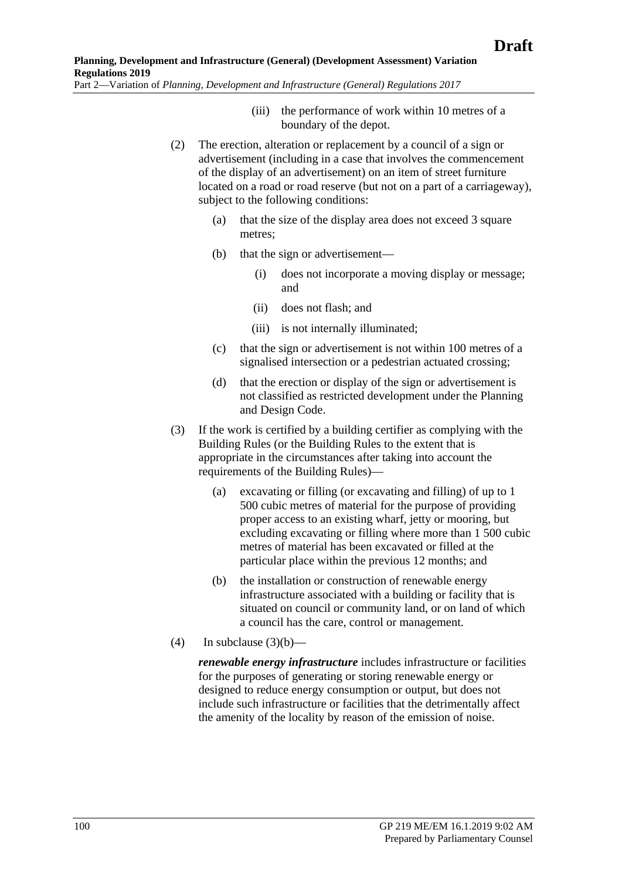(iii) the performance of work within 10 metres of a boundary of the depot.

(2) The erection, alteration or replacement by a council of a sign or advertisement (including in a case that involves the commencement of the display of an advertisement) on an item of street furniture located on a road or road reserve (but not on a part of a carriageway), subject to the following conditions:

(a) that the size of the display area does not exceed 3 square metres;

(b) that the sign or advertisement—

(i) does not incorporate a moving display or message; and

(ii) does not flash; and

(iii) is not internally illuminated;

(c) that the sign or advertisement is not within 100 metres of a signalised intersection or a pedestrian actuated crossing;

(d) that the erection or display of the sign or advertisement is not classified as restricted development under the Planning and Design Code.

(3) If the work is certified by a building certifier as complying with the Building Rules (or the Building Rules to the extent that is appropriate in the circumstances after taking into account the requirements of the Building Rules)—

(a) excavating or filling (or excavating and filling) of up to 1 500 cubic metres of material for the purpose of providing proper access to an existing wharf, jetty or mooring, but excluding excavating or filling where more than 1 500 cubic metres of material has been excavated or filled at the particular place within the previous 12 months; and

(b) the installation or construction of renewable energy infrastructure associated with a building or facility that is situated on council or community land, or on land of which a council has the care, control or management.

(4) In subclause (3)(b)—

***renewable energy infrastructure*** includes infrastructure or facilities for the purposes of generating or storing renewable energy or designed to reduce energy consumption or output, but does not include such infrastructure or facilities that the detrimentally affect the amenity of the locality by reason of the emission of noise.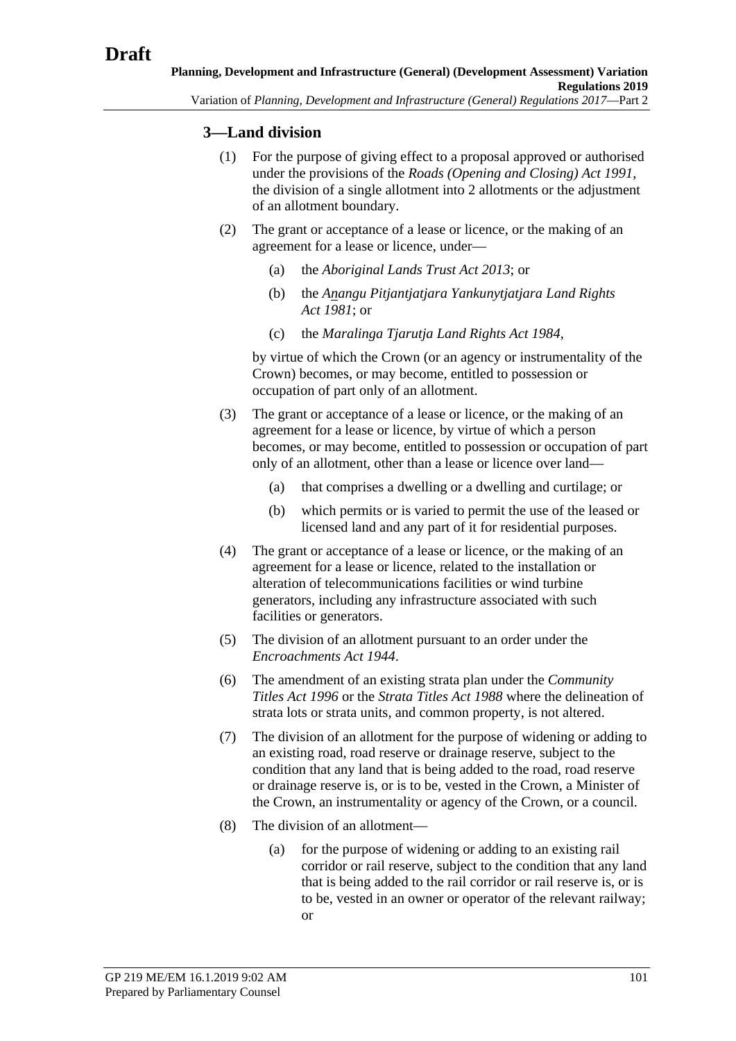### 3—Land division

(1) For the purpose of giving effect to a proposal approved or authorised under the provisions of the *Roads (Opening and Closing) Act 1991*, the division of a single allotment into 2 allotments or the adjustment of an allotment boundary.

(2) The grant or acceptance of a lease or licence, or the making of an agreement for a lease or licence, under—

(a) the *Aboriginal Lands Trust Act 2013*; or

(b) the *Anangu Pitjantjatjara Yankunytjatjara Land Rights Act 1981*; or

(c) the *Maralinga Tjarutja Land Rights Act 1984*,

by virtue of which the Crown (or an agency or instrumentality of the Crown) becomes, or may become, entitled to possession or occupation of part only of an allotment.

(3) The grant or acceptance of a lease or licence, or the making of an agreement for a lease or licence, by virtue of which a person becomes, or may become, entitled to possession or occupation of part only of an allotment, other than a lease or licence over land—

(a) that comprises a dwelling or a dwelling and curtilage; or

(b) which permits or is varied to permit the use of the leased or licensed land and any part of it for residential purposes.

(4) The grant or acceptance of a lease or licence, or the making of an agreement for a lease or licence, related to the installation or alteration of telecommunications facilities or wind turbine generators, including any infrastructure associated with such facilities or generators.

(5) The division of an allotment pursuant to an order under the *Encroachments Act 1944*.

(6) The amendment of an existing strata plan under the *Community Titles Act 1996* or the *Strata Titles Act 1988* where the delineation of strata lots or strata units, and common property, is not altered.

(7) The division of an allotment for the purpose of widening or adding to an existing road, road reserve or drainage reserve, subject to the condition that any land that is being added to the road, road reserve or drainage reserve is, or is to be, vested in the Crown, a Minister of the Crown, an instrumentality or agency of the Crown, or a council.

(8) The division of an allotment—

(a) for the purpose of widening or adding to an existing rail corridor or rail reserve, subject to the condition that any land that is being added to the rail corridor or rail reserve is, or is to be, vested in an owner or operator of the relevant railway; or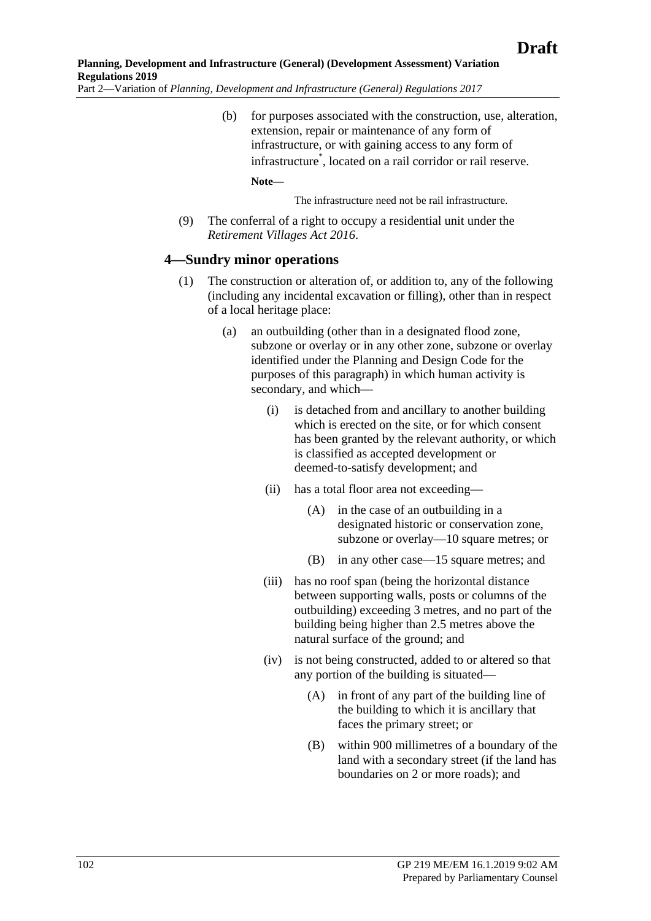(b) for purposes associated with the construction, use, alteration, extension, repair or maintenance of any form of infrastructure, or with gaining access to any form of infrastructure*, located on a rail corridor or rail reserve.

**Note—**

The infrastructure need not be rail infrastructure.

(9) The conferral of a right to occupy a residential unit under the *Retirement Villages Act 2016*.

## 4—Sundry minor operations

(1) The construction or alteration of, or addition to, any of the following (including any incidental excavation or filling), other than in respect of a local heritage place:

(a) an outbuilding (other than in a designated flood zone, subzone or overlay or in any other zone, subzone or overlay identified under the Planning and Design Code for the purposes of this paragraph) in which human activity is secondary, and which—

(i) is detached from and ancillary to another building which is erected on the site, or for which consent has been granted by the relevant authority, or which is classified as accepted development or deemed-to-satisfy development; and

(ii) has a total floor area not exceeding—

(A) in the case of an outbuilding in a designated historic or conservation zone, subzone or overlay—10 square metres; or

(B) in any other case—15 square metres; and

(iii) has no roof span (being the horizontal distance between supporting walls, posts or columns of the outbuilding) exceeding 3 metres, and no part of the building being higher than 2.5 metres above the natural surface of the ground; and

(iv) is not being constructed, added to or altered so that any portion of the building is situated—

(A) in front of any part of the building line of the building to which it is ancillary that faces the primary street; or

(B) within 900 millimetres of a boundary of the land with a secondary street (if the land has boundaries on 2 or more roads); and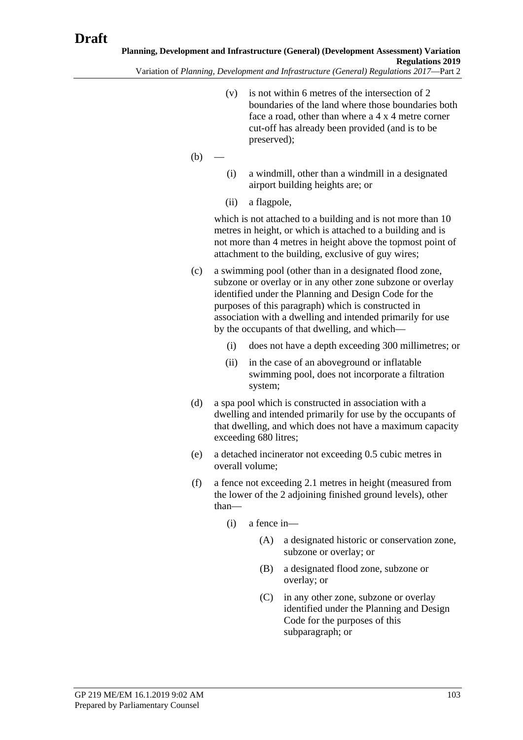(v) is not within 6 metres of the intersection of 2 boundaries of the land where those boundaries both face a road, other than where a 4 x 4 metre corner cut-off has already been provided (and is to be preserved);

(b) —

(i) a windmill, other than a windmill in a designated airport building heights are; or

(ii) a flagpole,

which is not attached to a building and is not more than 10 metres in height, or which is attached to a building and is not more than 4 metres in height above the topmost point of attachment to the building, exclusive of guy wires;

(c) a swimming pool (other than in a designated flood zone, subzone or overlay or in any other zone subzone or overlay identified under the Planning and Design Code for the purposes of this paragraph) which is constructed in association with a dwelling and intended primarily for use by the occupants of that dwelling, and which—

(i) does not have a depth exceeding 300 millimetres; or

(ii) in the case of an aboveground or inflatable swimming pool, does not incorporate a filtration system;

(d) a spa pool which is constructed in association with a dwelling and intended primarily for use by the occupants of that dwelling, and which does not have a maximum capacity exceeding 680 litres;

(e) a detached incinerator not exceeding 0.5 cubic metres in overall volume;

(f) a fence not exceeding 2.1 metres in height (measured from the lower of the 2 adjoining finished ground levels), other than—

(i) a fence in—

(A) a designated historic or conservation zone, subzone or overlay; or

(B) a designated flood zone, subzone or overlay; or

(C) in any other zone, subzone or overlay identified under the Planning and Design Code for the purposes of this subparagraph; or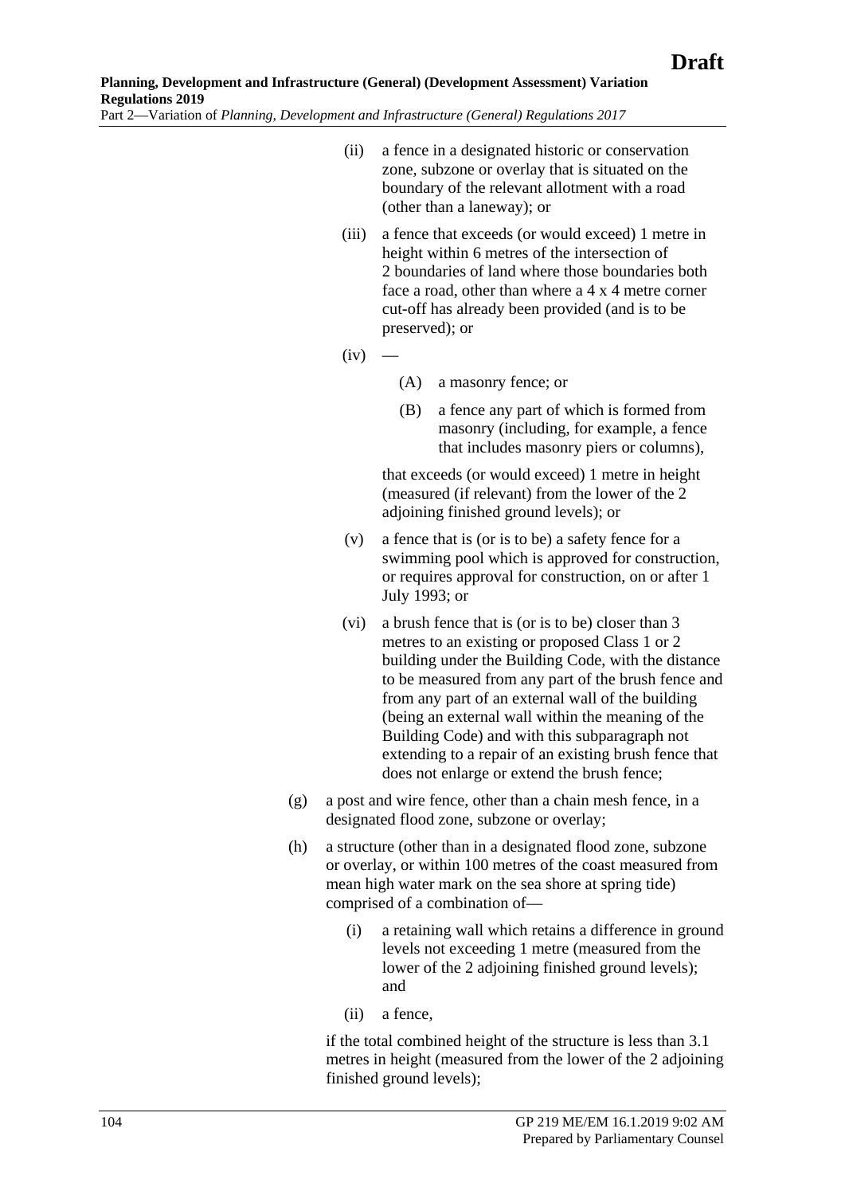(ii) a fence in a designated historic or conservation zone, subzone or overlay that is situated on the boundary of the relevant allotment with a road (other than a laneway); or

(iii) a fence that exceeds (or would exceed) 1 metre in height within 6 metres of the intersection of 2 boundaries of land where those boundaries both face a road, other than where a 4 x 4 metre corner cut-off has already been provided (and is to be preserved); or

(iv) —

(A) a masonry fence; or

(B) a fence any part of which is formed from masonry (including, for example, a fence that includes masonry piers or columns),

that exceeds (or would exceed) 1 metre in height (measured (if relevant) from the lower of the 2 adjoining finished ground levels); or

(v) a fence that is (or is to be) a safety fence for a swimming pool which is approved for construction, or requires approval for construction, on or after 1 July 1993; or

(vi) a brush fence that is (or is to be) closer than 3 metres to an existing or proposed Class 1 or 2 building under the Building Code, with the distance to be measured from any part of the brush fence and from any part of an external wall of the building (being an external wall within the meaning of the Building Code) and with this subparagraph not extending to a repair of an existing brush fence that does not enlarge or extend the brush fence;

(g) a post and wire fence, other than a chain mesh fence, in a designated flood zone, subzone or overlay;

(h) a structure (other than in a designated flood zone, subzone or overlay, or within 100 metres of the coast measured from mean high water mark on the sea shore at spring tide) comprised of a combination of—

(i) a retaining wall which retains a difference in ground levels not exceeding 1 metre (measured from the lower of the 2 adjoining finished ground levels); and

(ii) a fence,

if the total combined height of the structure is less than 3.1 metres in height (measured from the lower of the 2 adjoining finished ground levels);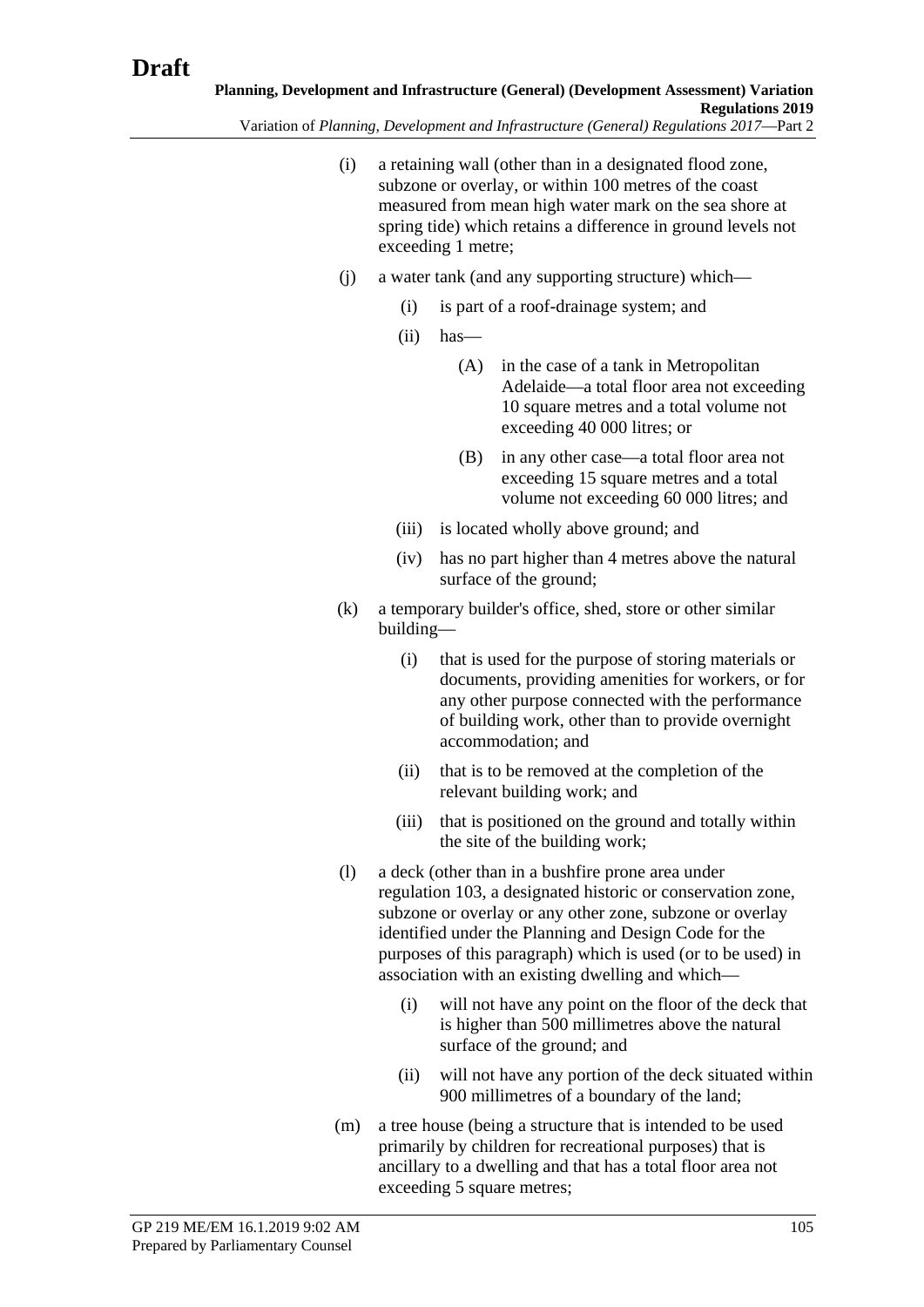(i) a retaining wall (other than in a designated flood zone, subzone or overlay, or within 100 metres of the coast measured from mean high water mark on the sea shore at spring tide) which retains a difference in ground levels not exceeding 1 metre;

(j) a water tank (and any supporting structure) which—

  (i) is part of a roof-drainage system; and

  (ii) has—

    (A) in the case of a tank in Metropolitan Adelaide—a total floor area not exceeding 10 square metres and a total volume not exceeding 40 000 litres; or

    (B) in any other case—a total floor area not exceeding 15 square metres and a total volume not exceeding 60 000 litres; and

  (iii) is located wholly above ground; and

  (iv) has no part higher than 4 metres above the natural surface of the ground;

(k) a temporary builder's office, shed, store or other similar building—

  (i) that is used for the purpose of storing materials or documents, providing amenities for workers, or for any other purpose connected with the performance of building work, other than to provide overnight accommodation; and

  (ii) that is to be removed at the completion of the relevant building work; and

  (iii) that is positioned on the ground and totally within the site of the building work;

(l) a deck (other than in a bushfire prone area under regulation 103, a designated historic or conservation zone, subzone or overlay or any other zone, subzone or overlay identified under the Planning and Design Code for the purposes of this paragraph) which is used (or to be used) in association with an existing dwelling and which—

  (i) will not have any point on the floor of the deck that is higher than 500 millimetres above the natural surface of the ground; and

  (ii) will not have any portion of the deck situated within 900 millimetres of a boundary of the land;

(m) a tree house (being a structure that is intended to be used primarily by children for recreational purposes) that is ancillary to a dwelling and that has a total floor area not exceeding 5 square metres;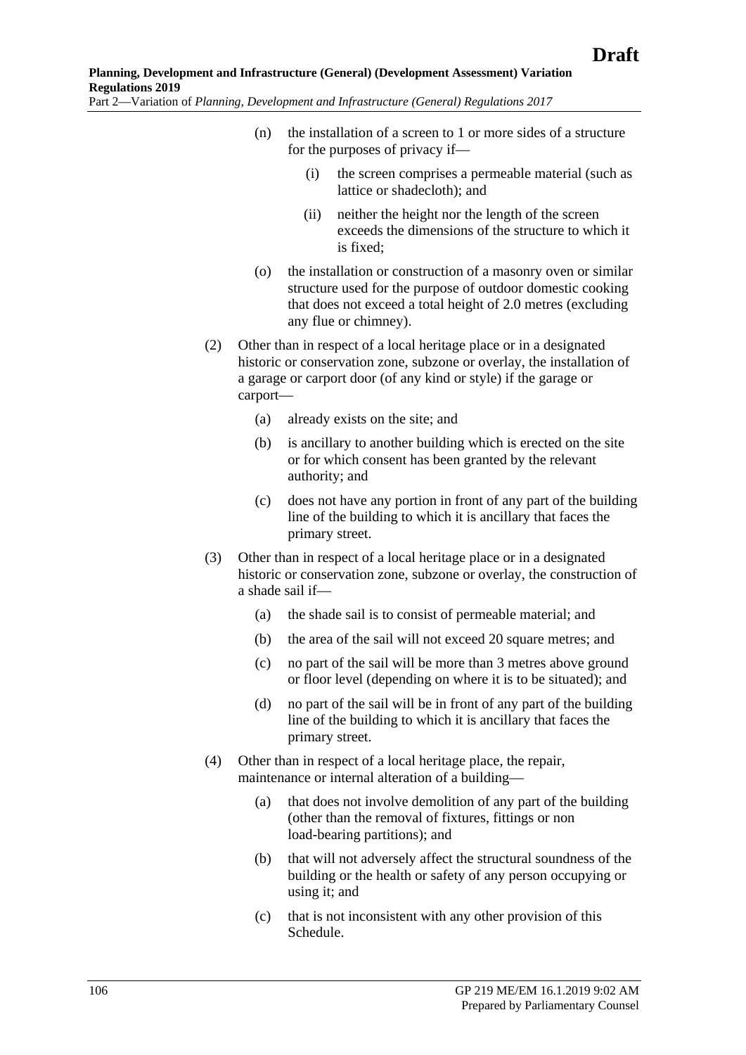(n) the installation of a screen to 1 or more sides of a structure for the purposes of privacy if—

  (i) the screen comprises a permeable material (such as lattice or shadecloth); and

  (ii) neither the height nor the length of the screen exceeds the dimensions of the structure to which it is fixed;

(o) the installation or construction of a masonry oven or similar structure used for the purpose of outdoor domestic cooking that does not exceed a total height of 2.0 metres (excluding any flue or chimney).

(2) Other than in respect of a local heritage place or in a designated historic or conservation zone, subzone or overlay, the installation of a garage or carport door (of any kind or style) if the garage or carport—

  (a) already exists on the site; and

  (b) is ancillary to another building which is erected on the site or for which consent has been granted by the relevant authority; and

  (c) does not have any portion in front of any part of the building line of the building to which it is ancillary that faces the primary street.

(3) Other than in respect of a local heritage place or in a designated historic or conservation zone, subzone or overlay, the construction of a shade sail if—

  (a) the shade sail is to consist of permeable material; and

  (b) the area of the sail will not exceed 20 square metres; and

  (c) no part of the sail will be more than 3 metres above ground or floor level (depending on where it is to be situated); and

  (d) no part of the sail will be in front of any part of the building line of the building to which it is ancillary that faces the primary street.

(4) Other than in respect of a local heritage place, the repair, maintenance or internal alteration of a building—

  (a) that does not involve demolition of any part of the building (other than the removal of fixtures, fittings or non load-bearing partitions); and

  (b) that will not adversely affect the structural soundness of the building or the health or safety of any person occupying or using it; and

  (c) that is not inconsistent with any other provision of this Schedule.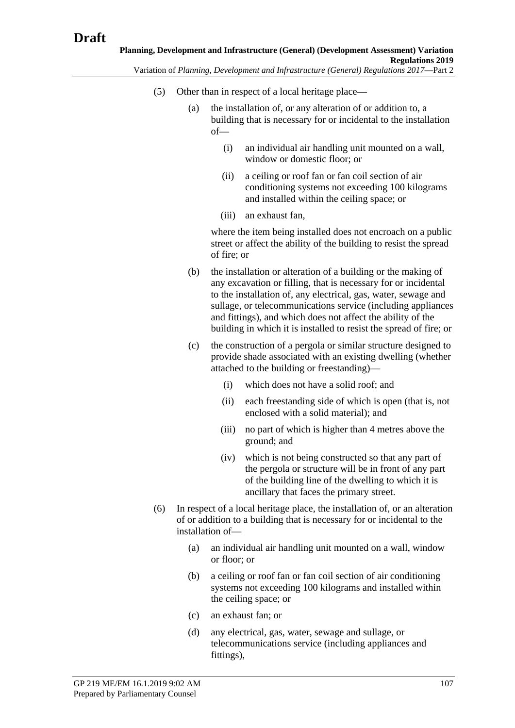(5) Other than in respect of a local heritage place—

(a) the installation of, or any alteration of or addition to, a building that is necessary for or incidental to the installation of—

(i) an individual air handling unit mounted on a wall, window or domestic floor; or

(ii) a ceiling or roof fan or fan coil section of air conditioning systems not exceeding 100 kilograms and installed within the ceiling space; or

(iii) an exhaust fan,

where the item being installed does not encroach on a public street or affect the ability of the building to resist the spread of fire; or

(b) the installation or alteration of a building or the making of any excavation or filling, that is necessary for or incidental to the installation of, any electrical, gas, water, sewage and sullage, or telecommunications service (including appliances and fittings), and which does not affect the ability of the building in which it is installed to resist the spread of fire; or

(c) the construction of a pergola or similar structure designed to provide shade associated with an existing dwelling (whether attached to the building or freestanding)—

(i) which does not have a solid roof; and

(ii) each freestanding side of which is open (that is, not enclosed with a solid material); and

(iii) no part of which is higher than 4 metres above the ground; and

(iv) which is not being constructed so that any part of the pergola or structure will be in front of any part of the building line of the dwelling to which it is ancillary that faces the primary street.

(6) In respect of a local heritage place, the installation of, or an alteration of or addition to a building that is necessary for or incidental to the installation of—

(a) an individual air handling unit mounted on a wall, window or floor; or

(b) a ceiling or roof fan or fan coil section of air conditioning systems not exceeding 100 kilograms and installed within the ceiling space; or

(c) an exhaust fan; or

(d) any electrical, gas, water, sewage and sullage, or telecommunications service (including appliances and fittings),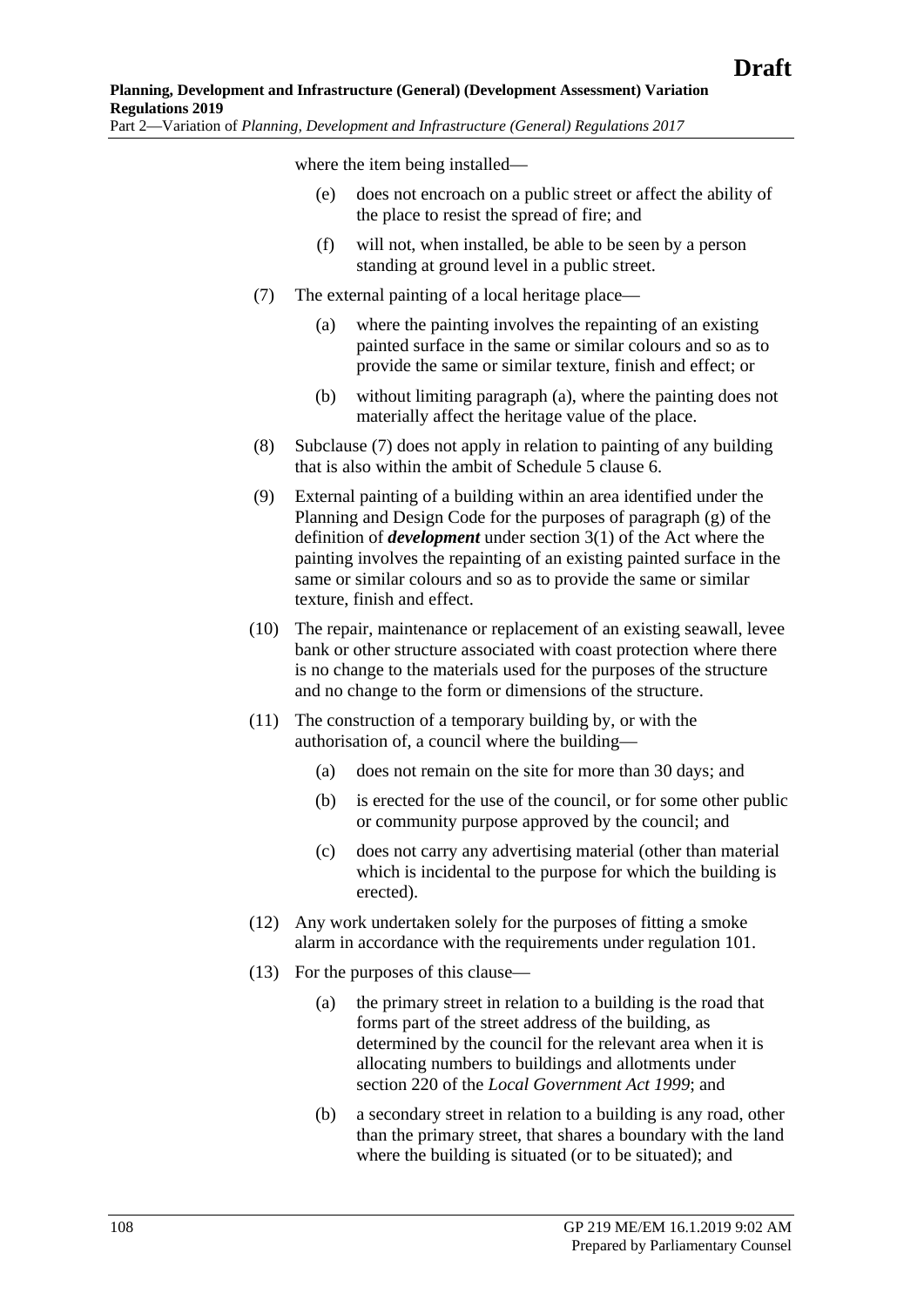where the item being installed—

(e) does not encroach on a public street or affect the ability of the place to resist the spread of fire; and

(f) will not, when installed, be able to be seen by a person standing at ground level in a public street.

(7) The external painting of a local heritage place—

(a) where the painting involves the repainting of an existing painted surface in the same or similar colours and so as to provide the same or similar texture, finish and effect; or

(b) without limiting paragraph (a), where the painting does not materially affect the heritage value of the place.

(8) Subclause (7) does not apply in relation to painting of any building that is also within the ambit of Schedule 5 clause 6.

(9) External painting of a building within an area identified under the Planning and Design Code for the purposes of paragraph (g) of the definition of ***development*** under section 3(1) of the Act where the painting involves the repainting of an existing painted surface in the same or similar colours and so as to provide the same or similar texture, finish and effect.

(10) The repair, maintenance or replacement of an existing seawall, levee bank or other structure associated with coast protection where there is no change to the materials used for the purposes of the structure and no change to the form or dimensions of the structure.

(11) The construction of a temporary building by, or with the authorisation of, a council where the building—

(a) does not remain on the site for more than 30 days; and

(b) is erected for the use of the council, or for some other public or community purpose approved by the council; and

(c) does not carry any advertising material (other than material which is incidental to the purpose for which the building is erected).

(12) Any work undertaken solely for the purposes of fitting a smoke alarm in accordance with the requirements under regulation 101.

(13) For the purposes of this clause—

(a) the primary street in relation to a building is the road that forms part of the street address of the building, as determined by the council for the relevant area when it is allocating numbers to buildings and allotments under section 220 of the *Local Government Act 1999*; and

(b) a secondary street in relation to a building is any road, other than the primary street, that shares a boundary with the land where the building is situated (or to be situated); and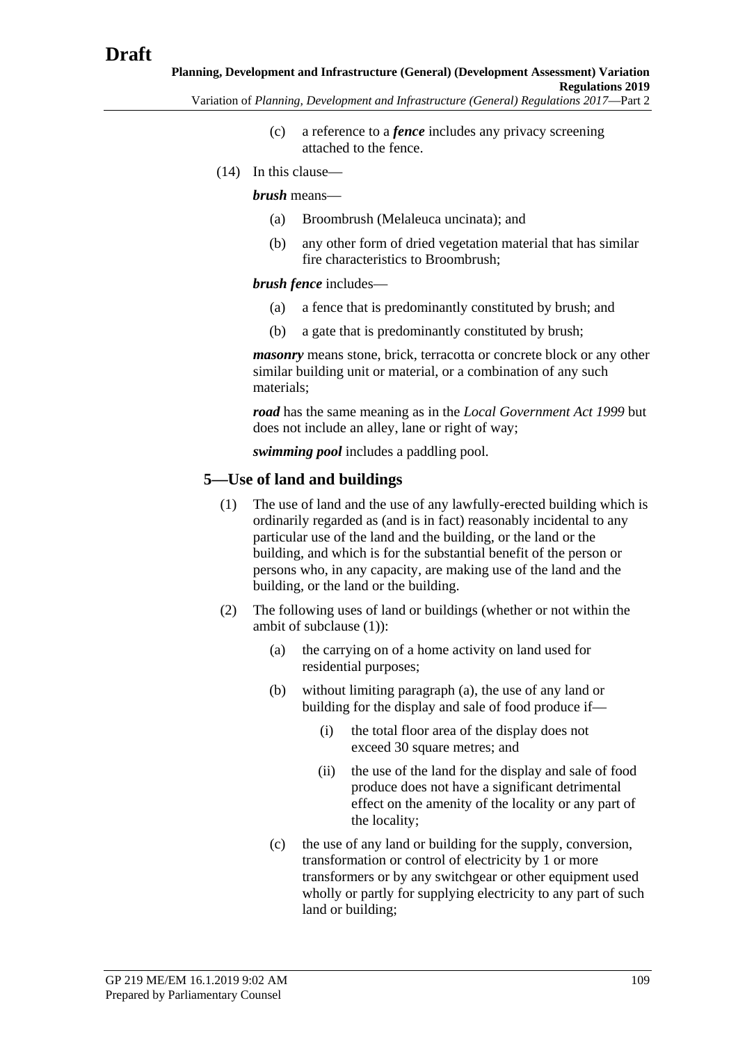(c) a reference to a ***fence*** includes any privacy screening attached to the fence.

(14) In this clause—

***brush*** means—

(a) Broombrush (Melaleuca uncinata); and

(b) any other form of dried vegetation material that has similar fire characteristics to Broombrush;

***brush fence*** includes—

(a) a fence that is predominantly constituted by brush; and

(b) a gate that is predominantly constituted by brush;

***masonry*** means stone, brick, terracotta or concrete block or any other similar building unit or material, or a combination of any such materials;

***road*** has the same meaning as in the *Local Government Act 1999* but does not include an alley, lane or right of way;

***swimming pool*** includes a paddling pool.

## 5—Use of land and buildings

(1) The use of land and the use of any lawfully-erected building which is ordinarily regarded as (and is in fact) reasonably incidental to any particular use of the land and the building, or the land or the building, and which is for the substantial benefit of the person or persons who, in any capacity, are making use of the land and the building, or the land or the building.

(2) The following uses of land or buildings (whether or not within the ambit of subclause (1)):

(a) the carrying on of a home activity on land used for residential purposes;

(b) without limiting paragraph (a), the use of any land or building for the display and sale of food produce if—

(i) the total floor area of the display does not exceed 30 square metres; and

(ii) the use of the land for the display and sale of food produce does not have a significant detrimental effect on the amenity of the locality or any part of the locality;

(c) the use of any land or building for the supply, conversion, transformation or control of electricity by 1 or more transformers or by any switchgear or other equipment used wholly or partly for supplying electricity to any part of such land or building;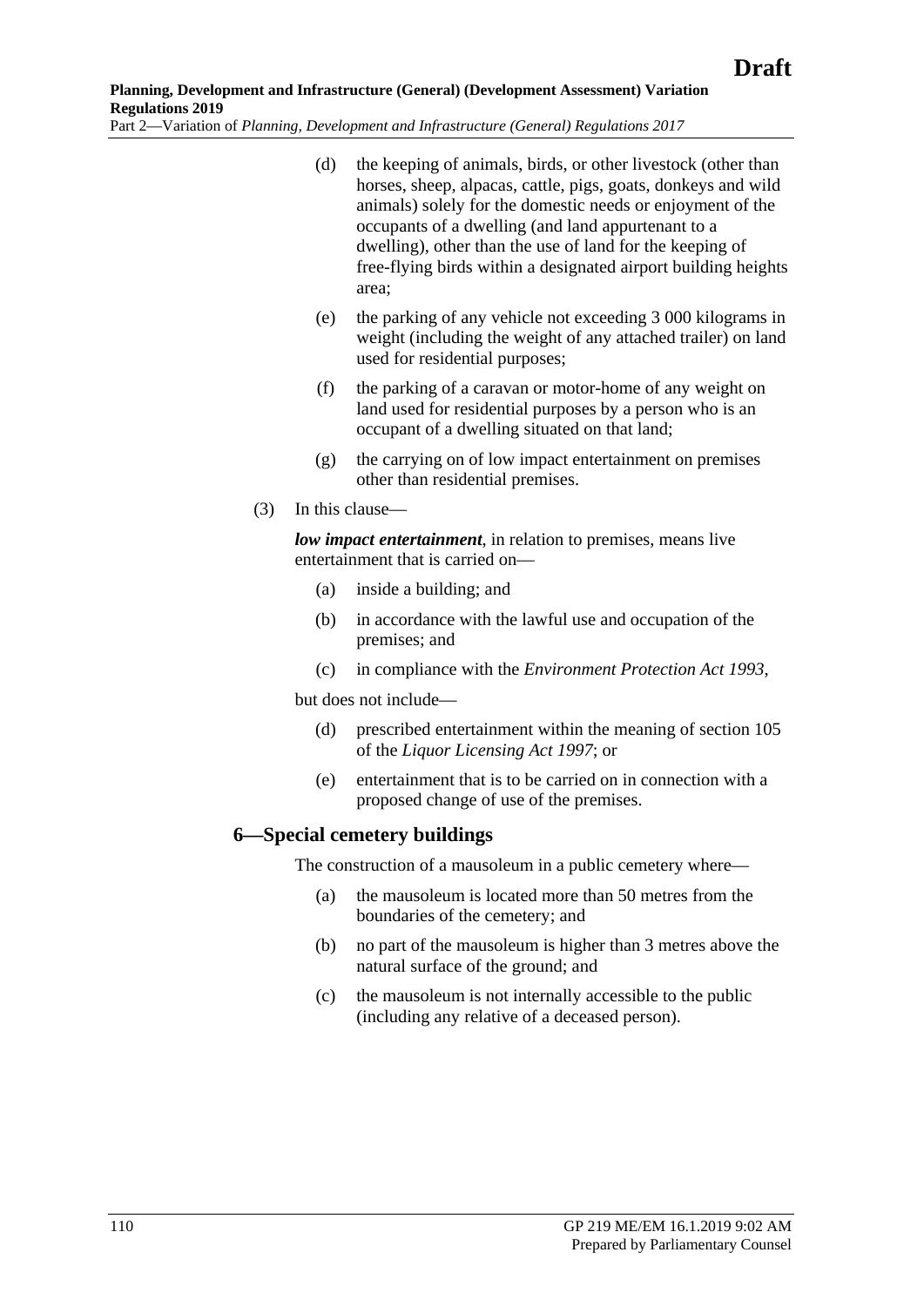(d) the keeping of animals, birds, or other livestock (other than horses, sheep, alpacas, cattle, pigs, goats, donkeys and wild animals) solely for the domestic needs or enjoyment of the occupants of a dwelling (and land appurtenant to a dwelling), other than the use of land for the keeping of free-flying birds within a designated airport building heights area;

(e) the parking of any vehicle not exceeding 3 000 kilograms in weight (including the weight of any attached trailer) on land used for residential purposes;

(f) the parking of a caravan or motor-home of any weight on land used for residential purposes by a person who is an occupant of a dwelling situated on that land;

(g) the carrying on of low impact entertainment on premises other than residential premises.

(3) In this clause—

***low impact entertainment***, in relation to premises, means live entertainment that is carried on—

(a) inside a building; and

(b) in accordance with the lawful use and occupation of the premises; and

(c) in compliance with the *Environment Protection Act 1993*,

but does not include—

(d) prescribed entertainment within the meaning of section 105 of the *Liquor Licensing Act 1997*; or

(e) entertainment that is to be carried on in connection with a proposed change of use of the premises.

## 6—Special cemetery buildings

The construction of a mausoleum in a public cemetery where—

(a) the mausoleum is located more than 50 metres from the boundaries of the cemetery; and

(b) no part of the mausoleum is higher than 3 metres above the natural surface of the ground; and

(c) the mausoleum is not internally accessible to the public (including any relative of a deceased person).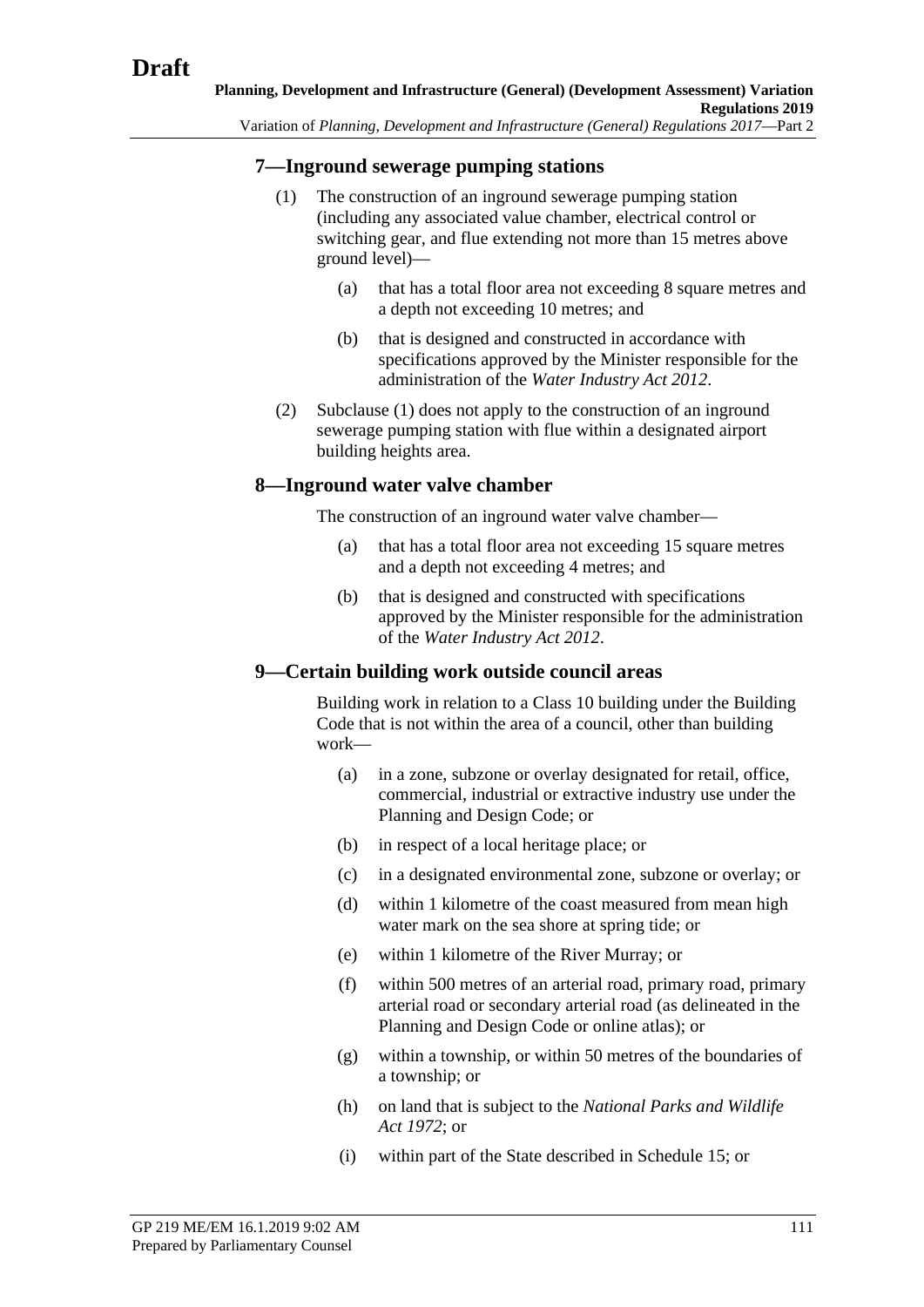### 7—Inground sewerage pumping stations

(1) The construction of an inground sewerage pumping station (including any associated value chamber, electrical control or switching gear, and flue extending not more than 15 metres above ground level)—

(a) that has a total floor area not exceeding 8 square metres and a depth not exceeding 10 metres; and

(b) that is designed and constructed in accordance with specifications approved by the Minister responsible for the administration of the *Water Industry Act 2012*.

(2) Subclause (1) does not apply to the construction of an inground sewerage pumping station with flue within a designated airport building heights area.

### 8—Inground water valve chamber

The construction of an inground water valve chamber—

(a) that has a total floor area not exceeding 15 square metres and a depth not exceeding 4 metres; and

(b) that is designed and constructed with specifications approved by the Minister responsible for the administration of the *Water Industry Act 2012*.

### 9—Certain building work outside council areas

Building work in relation to a Class 10 building under the Building Code that is not within the area of a council, other than building work—

(a) in a zone, subzone or overlay designated for retail, office, commercial, industrial or extractive industry use under the Planning and Design Code; or

(b) in respect of a local heritage place; or

(c) in a designated environmental zone, subzone or overlay; or

(d) within 1 kilometre of the coast measured from mean high water mark on the sea shore at spring tide; or

(e) within 1 kilometre of the River Murray; or

(f) within 500 metres of an arterial road, primary road, primary arterial road or secondary arterial road (as delineated in the Planning and Design Code or online atlas); or

(g) within a township, or within 50 metres of the boundaries of a township; or

(h) on land that is subject to the *National Parks and Wildlife Act 1972*; or

(i) within part of the State described in Schedule 15; or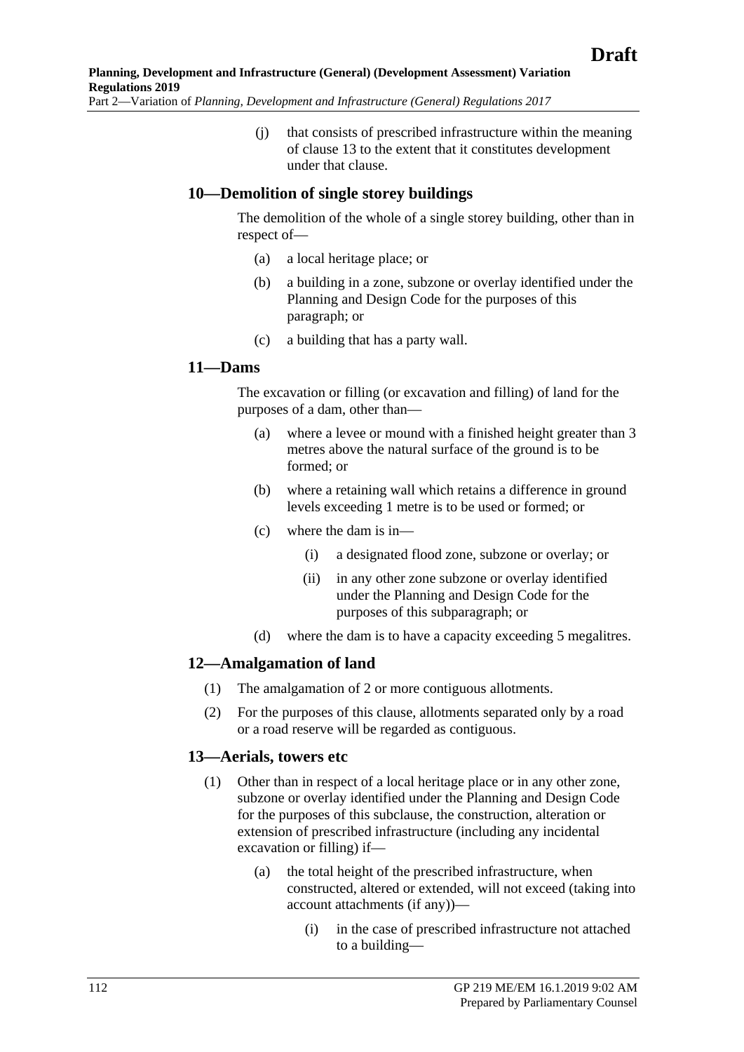(j) that consists of prescribed infrastructure within the meaning of clause 13 to the extent that it constitutes development under that clause.

## 10—Demolition of single storey buildings

The demolition of the whole of a single storey building, other than in respect of—

(a) a local heritage place; or

(b) a building in a zone, subzone or overlay identified under the Planning and Design Code for the purposes of this paragraph; or

(c) a building that has a party wall.

## 11—Dams

The excavation or filling (or excavation and filling) of land for the purposes of a dam, other than—

(a) where a levee or mound with a finished height greater than 3 metres above the natural surface of the ground is to be formed; or

(b) where a retaining wall which retains a difference in ground levels exceeding 1 metre is to be used or formed; or

(c) where the dam is in—

(i) a designated flood zone, subzone or overlay; or

(ii) in any other zone subzone or overlay identified under the Planning and Design Code for the purposes of this subparagraph; or

(d) where the dam is to have a capacity exceeding 5 megalitres.

## 12—Amalgamation of land

(1) The amalgamation of 2 or more contiguous allotments.

(2) For the purposes of this clause, allotments separated only by a road or a road reserve will be regarded as contiguous.

## 13—Aerials, towers etc

(1) Other than in respect of a local heritage place or in any other zone, subzone or overlay identified under the Planning and Design Code for the purposes of this subclause, the construction, alteration or extension of prescribed infrastructure (including any incidental excavation or filling) if—

(a) the total height of the prescribed infrastructure, when constructed, altered or extended, will not exceed (taking into account attachments (if any))—

(i) in the case of prescribed infrastructure not attached to a building—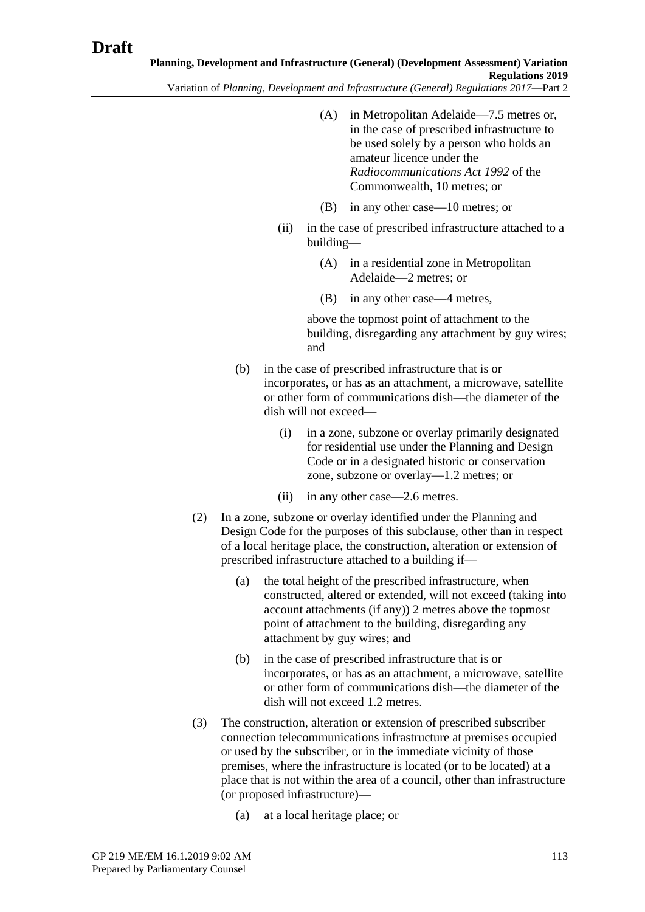(A) in Metropolitan Adelaide—7.5 metres or, in the case of prescribed infrastructure to be used solely by a person who holds an amateur licence under the *Radiocommunications Act 1992* of the Commonwealth, 10 metres; or

(B) in any other case—10 metres; or

(ii) in the case of prescribed infrastructure attached to a building—

(A) in a residential zone in Metropolitan Adelaide—2 metres; or

(B) in any other case—4 metres,

above the topmost point of attachment to the building, disregarding any attachment by guy wires; and

(b) in the case of prescribed infrastructure that is or incorporates, or has as an attachment, a microwave, satellite or other form of communications dish—the diameter of the dish will not exceed—

(i) in a zone, subzone or overlay primarily designated for residential use under the Planning and Design Code or in a designated historic or conservation zone, subzone or overlay—1.2 metres; or

(ii) in any other case—2.6 metres.

(2) In a zone, subzone or overlay identified under the Planning and Design Code for the purposes of this subclause, other than in respect of a local heritage place, the construction, alteration or extension of prescribed infrastructure attached to a building if—

(a) the total height of the prescribed infrastructure, when constructed, altered or extended, will not exceed (taking into account attachments (if any)) 2 metres above the topmost point of attachment to the building, disregarding any attachment by guy wires; and

(b) in the case of prescribed infrastructure that is or incorporates, or has as an attachment, a microwave, satellite or other form of communications dish—the diameter of the dish will not exceed 1.2 metres.

(3) The construction, alteration or extension of prescribed subscriber connection telecommunications infrastructure at premises occupied or used by the subscriber, or in the immediate vicinity of those premises, where the infrastructure is located (or to be located) at a place that is not within the area of a council, other than infrastructure (or proposed infrastructure)—

(a) at a local heritage place; or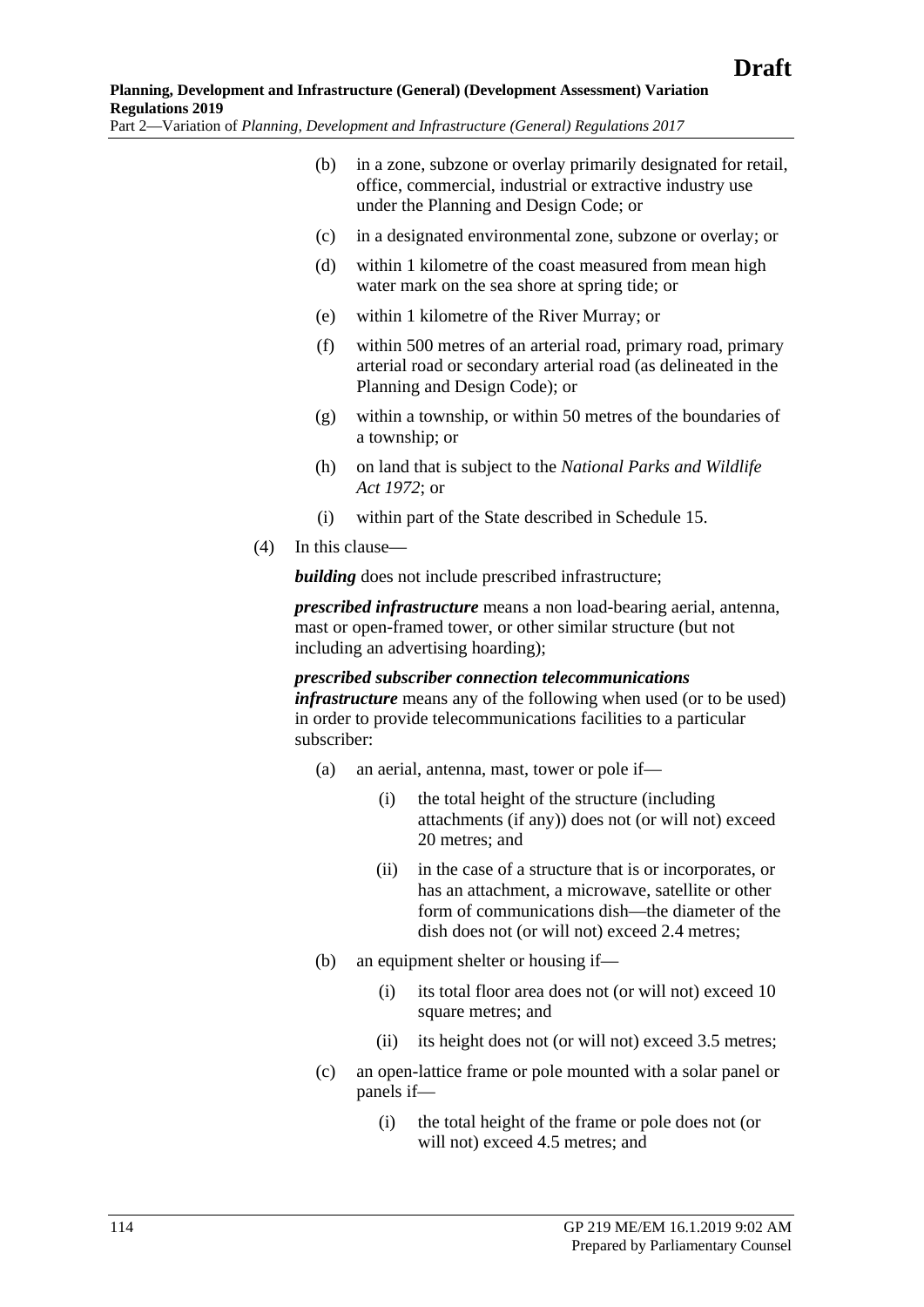(b) in a zone, subzone or overlay primarily designated for retail, office, commercial, industrial or extractive industry use under the Planning and Design Code; or

(c) in a designated environmental zone, subzone or overlay; or

(d) within 1 kilometre of the coast measured from mean high water mark on the sea shore at spring tide; or

(e) within 1 kilometre of the River Murray; or

(f) within 500 metres of an arterial road, primary road, primary arterial road or secondary arterial road (as delineated in the Planning and Design Code); or

(g) within a township, or within 50 metres of the boundaries of a township; or

(h) on land that is subject to the *National Parks and Wildlife Act 1972*; or

(i) within part of the State described in Schedule 15.

(4) In this clause—

***building*** does not include prescribed infrastructure;

***prescribed infrastructure*** means a non load-bearing aerial, antenna, mast or open-framed tower, or other similar structure (but not including an advertising hoarding);

***prescribed subscriber connection telecommunications infrastructure*** means any of the following when used (or to be used) in order to provide telecommunications facilities to a particular subscriber:

(a) an aerial, antenna, mast, tower or pole if—

(i) the total height of the structure (including attachments (if any)) does not (or will not) exceed 20 metres; and

(ii) in the case of a structure that is or incorporates, or has an attachment, a microwave, satellite or other form of communications dish—the diameter of the dish does not (or will not) exceed 2.4 metres;

(b) an equipment shelter or housing if—

(i) its total floor area does not (or will not) exceed 10 square metres; and

(ii) its height does not (or will not) exceed 3.5 metres;

(c) an open-lattice frame or pole mounted with a solar panel or panels if—

(i) the total height of the frame or pole does not (or will not) exceed 4.5 metres; and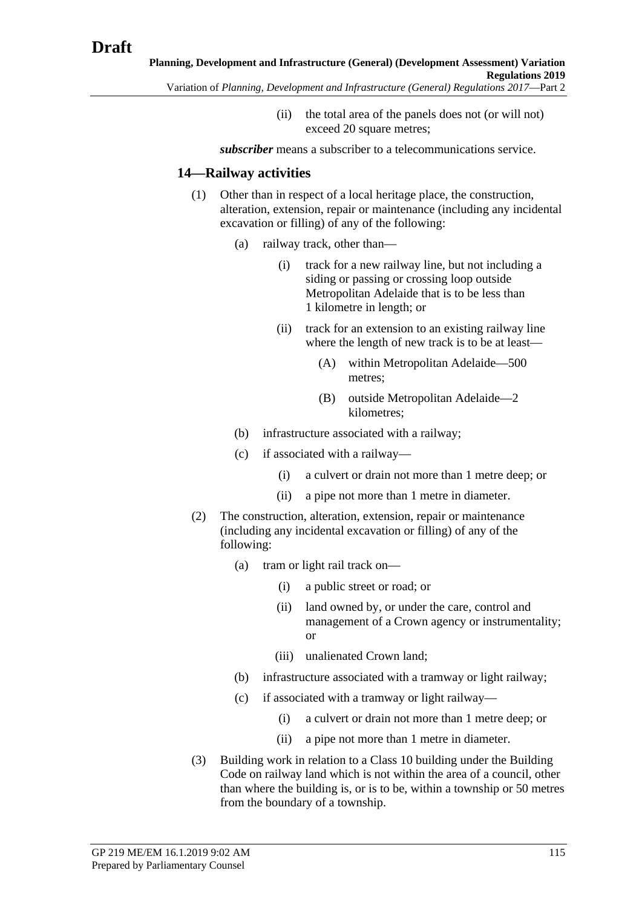(ii) the total area of the panels does not (or will not) exceed 20 square metres;

***subscriber*** means a subscriber to a telecommunications service.

### 14—Railway activities

(1) Other than in respect of a local heritage place, the construction, alteration, extension, repair or maintenance (including any incidental excavation or filling) of any of the following:

(a) railway track, other than—

(i) track for a new railway line, but not including a siding or passing or crossing loop outside Metropolitan Adelaide that is to be less than 1 kilometre in length; or

(ii) track for an extension to an existing railway line where the length of new track is to be at least—

(A) within Metropolitan Adelaide—500 metres;

(B) outside Metropolitan Adelaide—2 kilometres;

(b) infrastructure associated with a railway;

(c) if associated with a railway—

(i) a culvert or drain not more than 1 metre deep; or

(ii) a pipe not more than 1 metre in diameter.

(2) The construction, alteration, extension, repair or maintenance (including any incidental excavation or filling) of any of the following:

(a) tram or light rail track on—

(i) a public street or road; or

(ii) land owned by, or under the care, control and management of a Crown agency or instrumentality; or

(iii) unalienated Crown land;

(b) infrastructure associated with a tramway or light railway;

(c) if associated with a tramway or light railway—

(i) a culvert or drain not more than 1 metre deep; or

(ii) a pipe not more than 1 metre in diameter.

(3) Building work in relation to a Class 10 building under the Building Code on railway land which is not within the area of a council, other than where the building is, or is to be, within a township or 50 metres from the boundary of a township.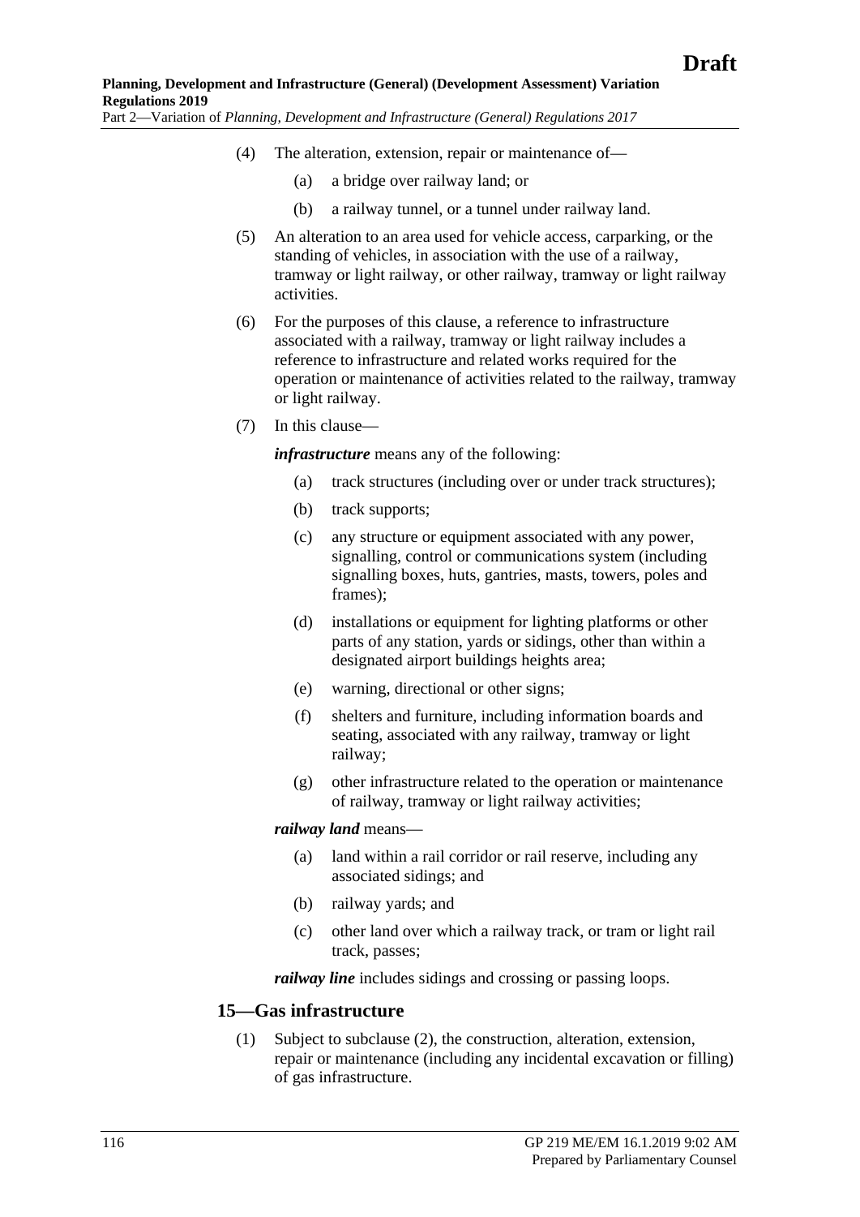(4) The alteration, extension, repair or maintenance of—

(a) a bridge over railway land; or

(b) a railway tunnel, or a tunnel under railway land.

(5) An alteration to an area used for vehicle access, carparking, or the standing of vehicles, in association with the use of a railway, tramway or light railway, or other railway, tramway or light railway activities.

(6) For the purposes of this clause, a reference to infrastructure associated with a railway, tramway or light railway includes a reference to infrastructure and related works required for the operation or maintenance of activities related to the railway, tramway or light railway.

(7) In this clause—

***infrastructure*** means any of the following:

(a) track structures (including over or under track structures);

(b) track supports;

(c) any structure or equipment associated with any power, signalling, control or communications system (including signalling boxes, huts, gantries, masts, towers, poles and frames);

(d) installations or equipment for lighting platforms or other parts of any station, yards or sidings, other than within a designated airport buildings heights area;

(e) warning, directional or other signs;

(f) shelters and furniture, including information boards and seating, associated with any railway, tramway or light railway;

(g) other infrastructure related to the operation or maintenance of railway, tramway or light railway activities;

***railway land*** means—

(a) land within a rail corridor or rail reserve, including any associated sidings; and

(b) railway yards; and

(c) other land over which a railway track, or tram or light rail track, passes;

***railway line*** includes sidings and crossing or passing loops.

## 15—Gas infrastructure

(1) Subject to subclause (2), the construction, alteration, extension, repair or maintenance (including any incidental excavation or filling) of gas infrastructure.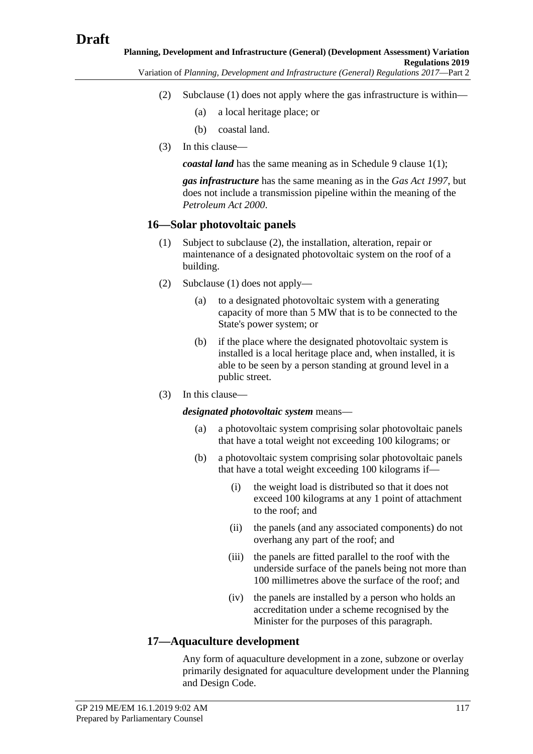(2) Subclause (1) does not apply where the gas infrastructure is within—

(a) a local heritage place; or

(b) coastal land.

(3) In this clause—

***coastal land*** has the same meaning as in Schedule 9 clause 1(1);

***gas infrastructure*** has the same meaning as in the *Gas Act 1997*, but does not include a transmission pipeline within the meaning of the *Petroleum Act 2000*.

## 16—Solar photovoltaic panels

(1) Subject to subclause (2), the installation, alteration, repair or maintenance of a designated photovoltaic system on the roof of a building.

(2) Subclause (1) does not apply—

(a) to a designated photovoltaic system with a generating capacity of more than 5 MW that is to be connected to the State's power system; or

(b) if the place where the designated photovoltaic system is installed is a local heritage place and, when installed, it is able to be seen by a person standing at ground level in a public street.

(3) In this clause—

***designated photovoltaic system*** means—

(a) a photovoltaic system comprising solar photovoltaic panels that have a total weight not exceeding 100 kilograms; or

(b) a photovoltaic system comprising solar photovoltaic panels that have a total weight exceeding 100 kilograms if—

(i) the weight load is distributed so that it does not exceed 100 kilograms at any 1 point of attachment to the roof; and

(ii) the panels (and any associated components) do not overhang any part of the roof; and

(iii) the panels are fitted parallel to the roof with the underside surface of the panels being not more than 100 millimetres above the surface of the roof; and

(iv) the panels are installed by a person who holds an accreditation under a scheme recognised by the Minister for the purposes of this paragraph.

## 17—Aquaculture development

Any form of aquaculture development in a zone, subzone or overlay primarily designated for aquaculture development under the Planning and Design Code.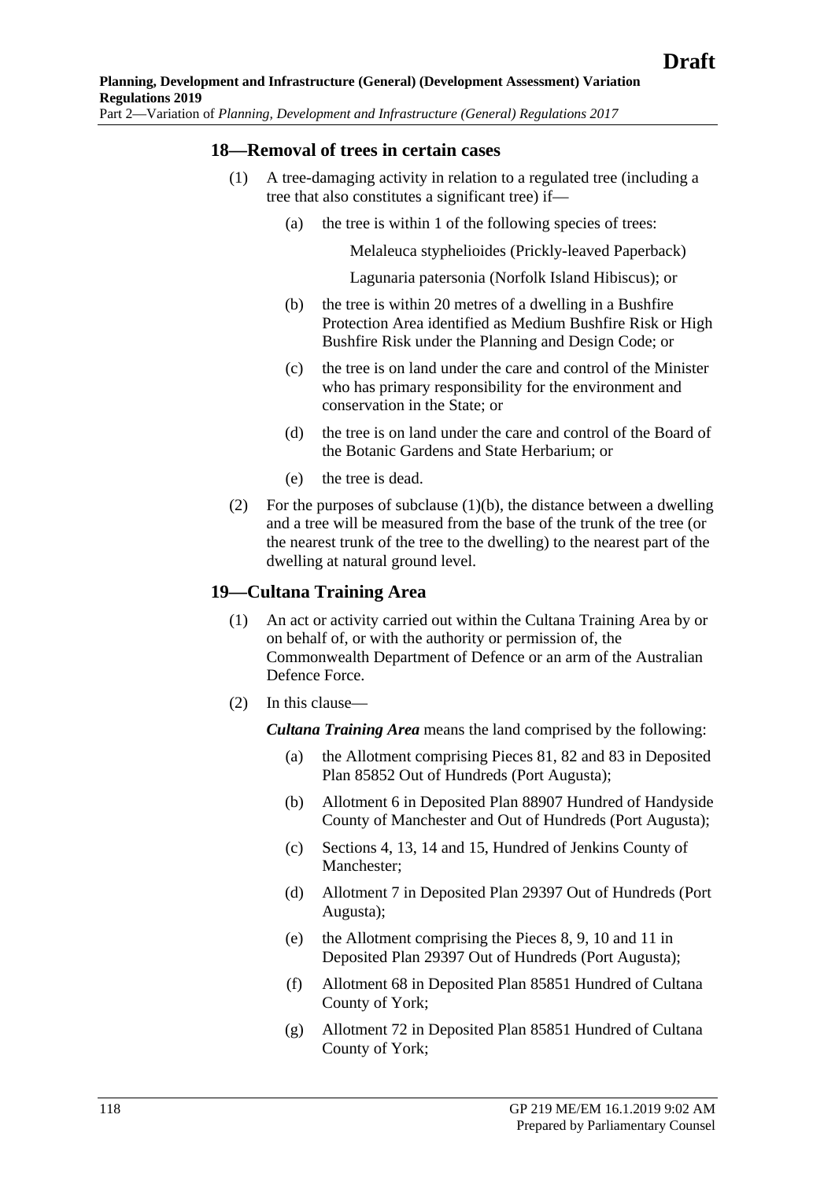## 18—Removal of trees in certain cases

(1) A tree-damaging activity in relation to a regulated tree (including a tree that also constitutes a significant tree) if—

  (a) the tree is within 1 of the following species of trees:

    Melaleuca styphelioides (Prickly-leaved Paperback)

    Lagunaria patersonia (Norfolk Island Hibiscus); or

  (b) the tree is within 20 metres of a dwelling in a Bushfire Protection Area identified as Medium Bushfire Risk or High Bushfire Risk under the Planning and Design Code; or

  (c) the tree is on land under the care and control of the Minister who has primary responsibility for the environment and conservation in the State; or

  (d) the tree is on land under the care and control of the Board of the Botanic Gardens and State Herbarium; or

  (e) the tree is dead.

(2) For the purposes of subclause (1)(b), the distance between a dwelling and a tree will be measured from the base of the trunk of the tree (or the nearest trunk of the tree to the dwelling) to the nearest part of the dwelling at natural ground level.

## 19—Cultana Training Area

(1) An act or activity carried out within the Cultana Training Area by or on behalf of, or with the authority or permission of, the Commonwealth Department of Defence or an arm of the Australian Defence Force.

(2) In this clause—

***Cultana Training Area*** means the land comprised by the following:

  (a) the Allotment comprising Pieces 81, 82 and 83 in Deposited Plan 85852 Out of Hundreds (Port Augusta);

  (b) Allotment 6 in Deposited Plan 88907 Hundred of Handyside County of Manchester and Out of Hundreds (Port Augusta);

  (c) Sections 4, 13, 14 and 15, Hundred of Jenkins County of Manchester;

  (d) Allotment 7 in Deposited Plan 29397 Out of Hundreds (Port Augusta);

  (e) the Allotment comprising the Pieces 8, 9, 10 and 11 in Deposited Plan 29397 Out of Hundreds (Port Augusta);

  (f) Allotment 68 in Deposited Plan 85851 Hundred of Cultana County of York;

  (g) Allotment 72 in Deposited Plan 85851 Hundred of Cultana County of York;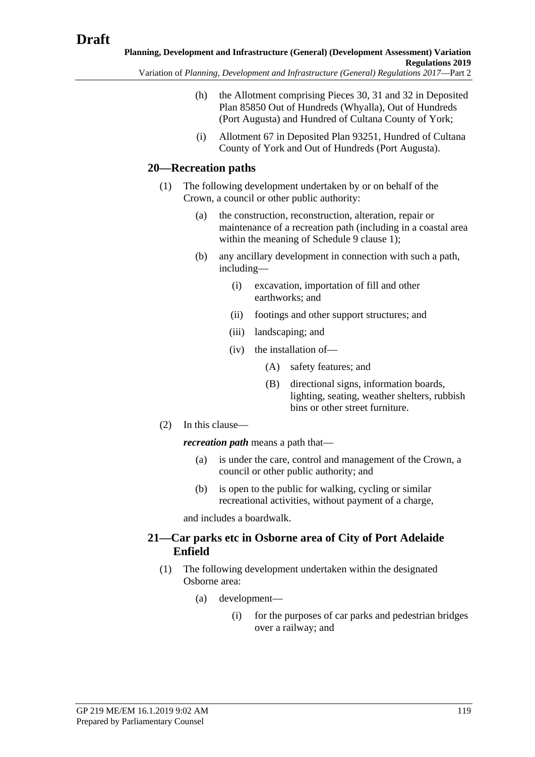(h) the Allotment comprising Pieces 30, 31 and 32 in Deposited Plan 85850 Out of Hundreds (Whyalla), Out of Hundreds (Port Augusta) and Hundred of Cultana County of York;

(i) Allotment 67 in Deposited Plan 93251, Hundred of Cultana County of York and Out of Hundreds (Port Augusta).

## 20—Recreation paths

(1) The following development undertaken by or on behalf of the Crown, a council or other public authority:

(a) the construction, reconstruction, alteration, repair or maintenance of a recreation path (including in a coastal area within the meaning of Schedule 9 clause 1);

(b) any ancillary development in connection with such a path, including—

(i) excavation, importation of fill and other earthworks; and

(ii) footings and other support structures; and

(iii) landscaping; and

(iv) the installation of—

(A) safety features; and

(B) directional signs, information boards, lighting, seating, weather shelters, rubbish bins or other street furniture.

(2) In this clause—

***recreation path*** means a path that—

(a) is under the care, control and management of the Crown, a council or other public authority; and

(b) is open to the public for walking, cycling or similar recreational activities, without payment of a charge,

and includes a boardwalk.

## 21—Car parks etc in Osborne area of City of Port Adelaide Enfield

(1) The following development undertaken within the designated Osborne area:

(a) development—

(i) for the purposes of car parks and pedestrian bridges over a railway; and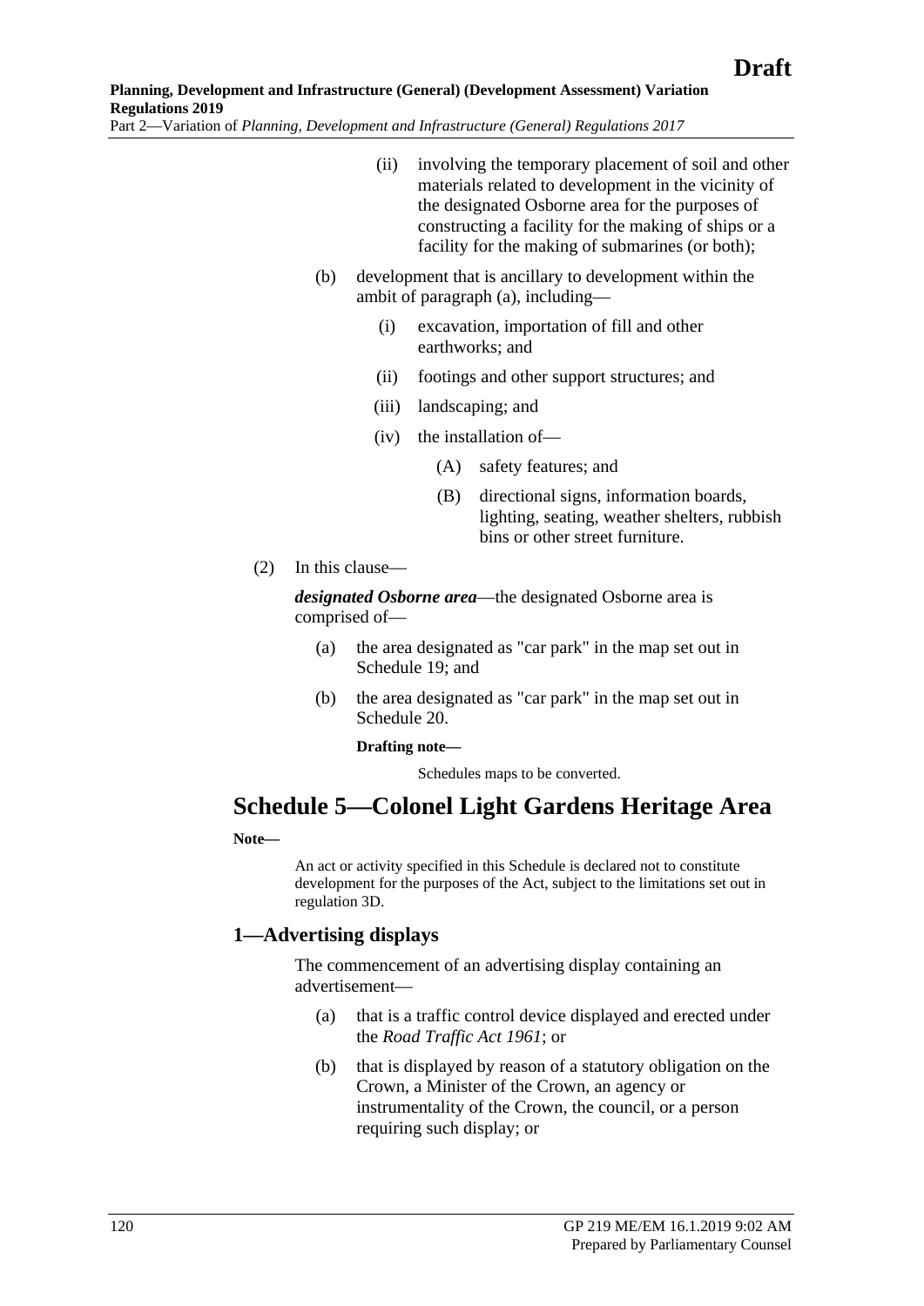(ii) involving the temporary placement of soil and other materials related to development in the vicinity of the designated Osborne area for the purposes of constructing a facility for the making of ships or a facility for the making of submarines (or both);

(b) development that is ancillary to development within the ambit of paragraph (a), including—

(i) excavation, importation of fill and other earthworks; and

(ii) footings and other support structures; and

(iii) landscaping; and

(iv) the installation of—

(A) safety features; and

(B) directional signs, information boards, lighting, seating, weather shelters, rubbish bins or other street furniture.

(2) In this clause—

***designated Osborne area***—the designated Osborne area is comprised of—

(a) the area designated as "car park" in the map set out in Schedule 19; and

(b) the area designated as "car park" in the map set out in Schedule 20.

**Drafting note—**

Schedules maps to be converted.

# Schedule 5—Colonel Light Gardens Heritage Area

**Note—**

An act or activity specified in this Schedule is declared not to constitute development for the purposes of the Act, subject to the limitations set out in regulation 3D.

## 1—Advertising displays

The commencement of an advertising display containing an advertisement—

(a) that is a traffic control device displayed and erected under the *Road Traffic Act 1961*; or

(b) that is displayed by reason of a statutory obligation on the Crown, a Minister of the Crown, an agency or instrumentality of the Crown, the council, or a person requiring such display; or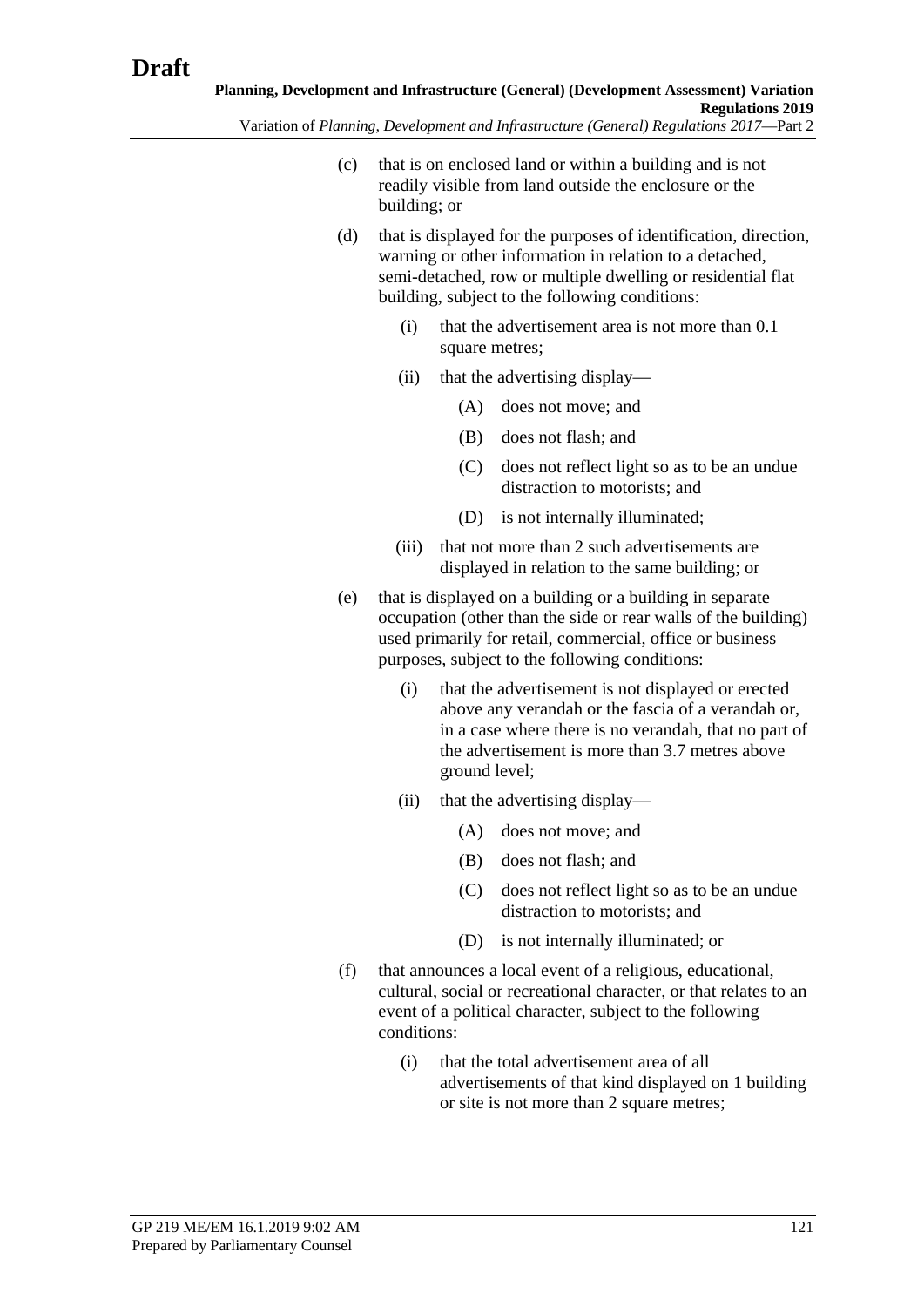(c) that is on enclosed land or within a building and is not readily visible from land outside the enclosure or the building; or

(d) that is displayed for the purposes of identification, direction, warning or other information in relation to a detached, semi-detached, row or multiple dwelling or residential flat building, subject to the following conditions:

    (i) that the advertisement area is not more than 0.1 square metres;

    (ii) that the advertising display—

        (A) does not move; and

        (B) does not flash; and

        (C) does not reflect light so as to be an undue distraction to motorists; and

        (D) is not internally illuminated;

    (iii) that not more than 2 such advertisements are displayed in relation to the same building; or

(e) that is displayed on a building or a building in separate occupation (other than the side or rear walls of the building) used primarily for retail, commercial, office or business purposes, subject to the following conditions:

    (i) that the advertisement is not displayed or erected above any verandah or the fascia of a verandah or, in a case where there is no verandah, that no part of the advertisement is more than 3.7 metres above ground level;

    (ii) that the advertising display—

        (A) does not move; and

        (B) does not flash; and

        (C) does not reflect light so as to be an undue distraction to motorists; and

        (D) is not internally illuminated; or

(f) that announces a local event of a religious, educational, cultural, social or recreational character, or that relates to an event of a political character, subject to the following conditions:

    (i) that the total advertisement area of all advertisements of that kind displayed on 1 building or site is not more than 2 square metres;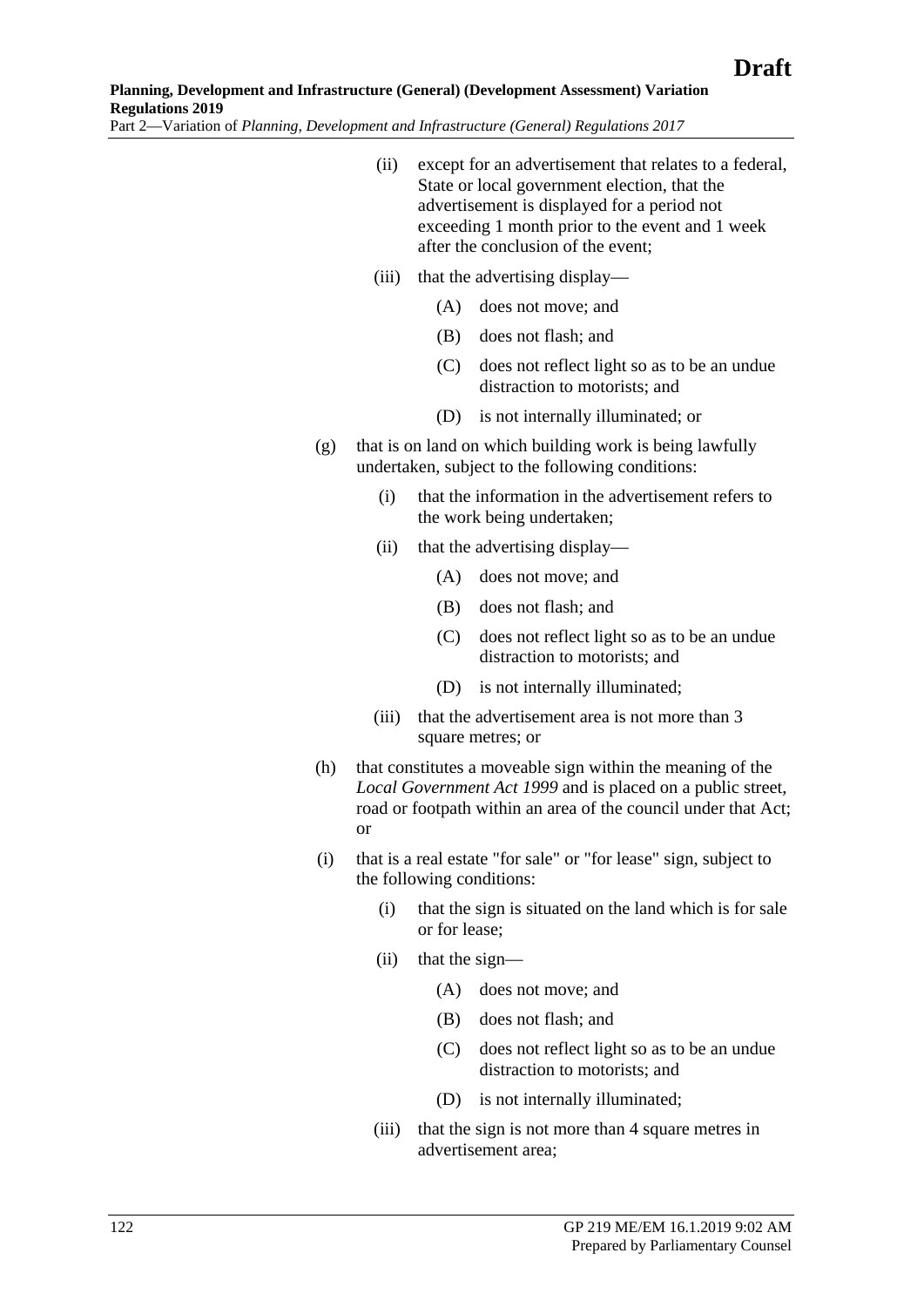(ii) except for an advertisement that relates to a federal, State or local government election, that the advertisement is displayed for a period not exceeding 1 month prior to the event and 1 week after the conclusion of the event;

(iii) that the advertising display—

(A) does not move; and

(B) does not flash; and

(C) does not reflect light so as to be an undue distraction to motorists; and

(D) is not internally illuminated; or

(g) that is on land on which building work is being lawfully undertaken, subject to the following conditions:

(i) that the information in the advertisement refers to the work being undertaken;

(ii) that the advertising display—

(A) does not move; and

(B) does not flash; and

(C) does not reflect light so as to be an undue distraction to motorists; and

(D) is not internally illuminated;

(iii) that the advertisement area is not more than 3 square metres; or

(h) that constitutes a moveable sign within the meaning of the *Local Government Act 1999* and is placed on a public street, road or footpath within an area of the council under that Act; or

(i) that is a real estate "for sale" or "for lease" sign, subject to the following conditions:

(i) that the sign is situated on the land which is for sale or for lease;

(ii) that the sign—

(A) does not move; and

(B) does not flash; and

(C) does not reflect light so as to be an undue distraction to motorists; and

(D) is not internally illuminated;

(iii) that the sign is not more than 4 square metres in advertisement area;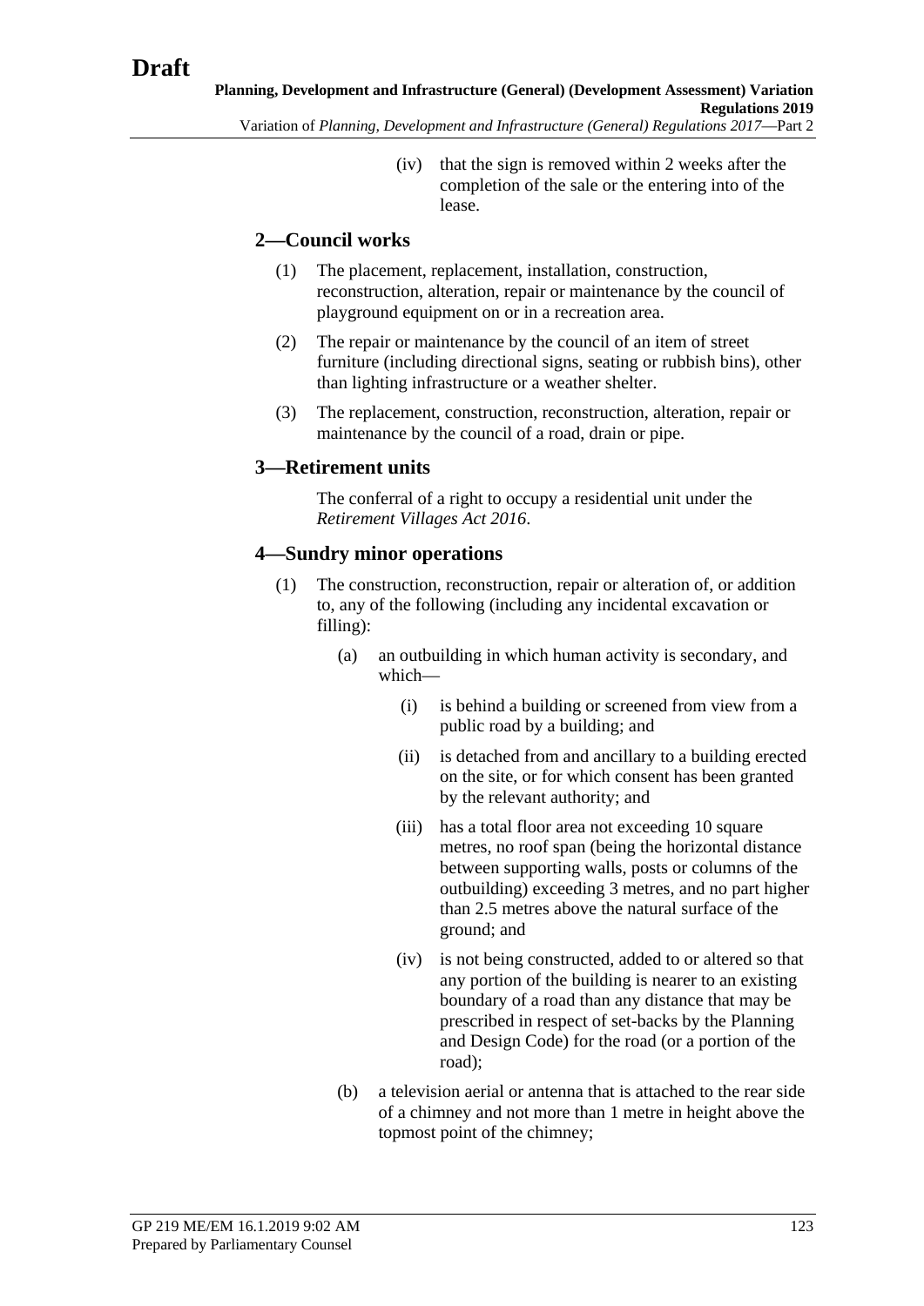(iv) that the sign is removed within 2 weeks after the completion of the sale or the entering into of the lease.

## 2—Council works

(1) The placement, replacement, installation, construction, reconstruction, alteration, repair or maintenance by the council of playground equipment on or in a recreation area.

(2) The repair or maintenance by the council of an item of street furniture (including directional signs, seating or rubbish bins), other than lighting infrastructure or a weather shelter.

(3) The replacement, construction, reconstruction, alteration, repair or maintenance by the council of a road, drain or pipe.

## 3—Retirement units

The conferral of a right to occupy a residential unit under the *Retirement Villages Act 2016*.

## 4—Sundry minor operations

(1) The construction, reconstruction, repair or alteration of, or addition to, any of the following (including any incidental excavation or filling):

(a) an outbuilding in which human activity is secondary, and which—

(i) is behind a building or screened from view from a public road by a building; and

(ii) is detached from and ancillary to a building erected on the site, or for which consent has been granted by the relevant authority; and

(iii) has a total floor area not exceeding 10 square metres, no roof span (being the horizontal distance between supporting walls, posts or columns of the outbuilding) exceeding 3 metres, and no part higher than 2.5 metres above the natural surface of the ground; and

(iv) is not being constructed, added to or altered so that any portion of the building is nearer to an existing boundary of a road than any distance that may be prescribed in respect of set-backs by the Planning and Design Code) for the road (or a portion of the road);

(b) a television aerial or antenna that is attached to the rear side of a chimney and not more than 1 metre in height above the topmost point of the chimney;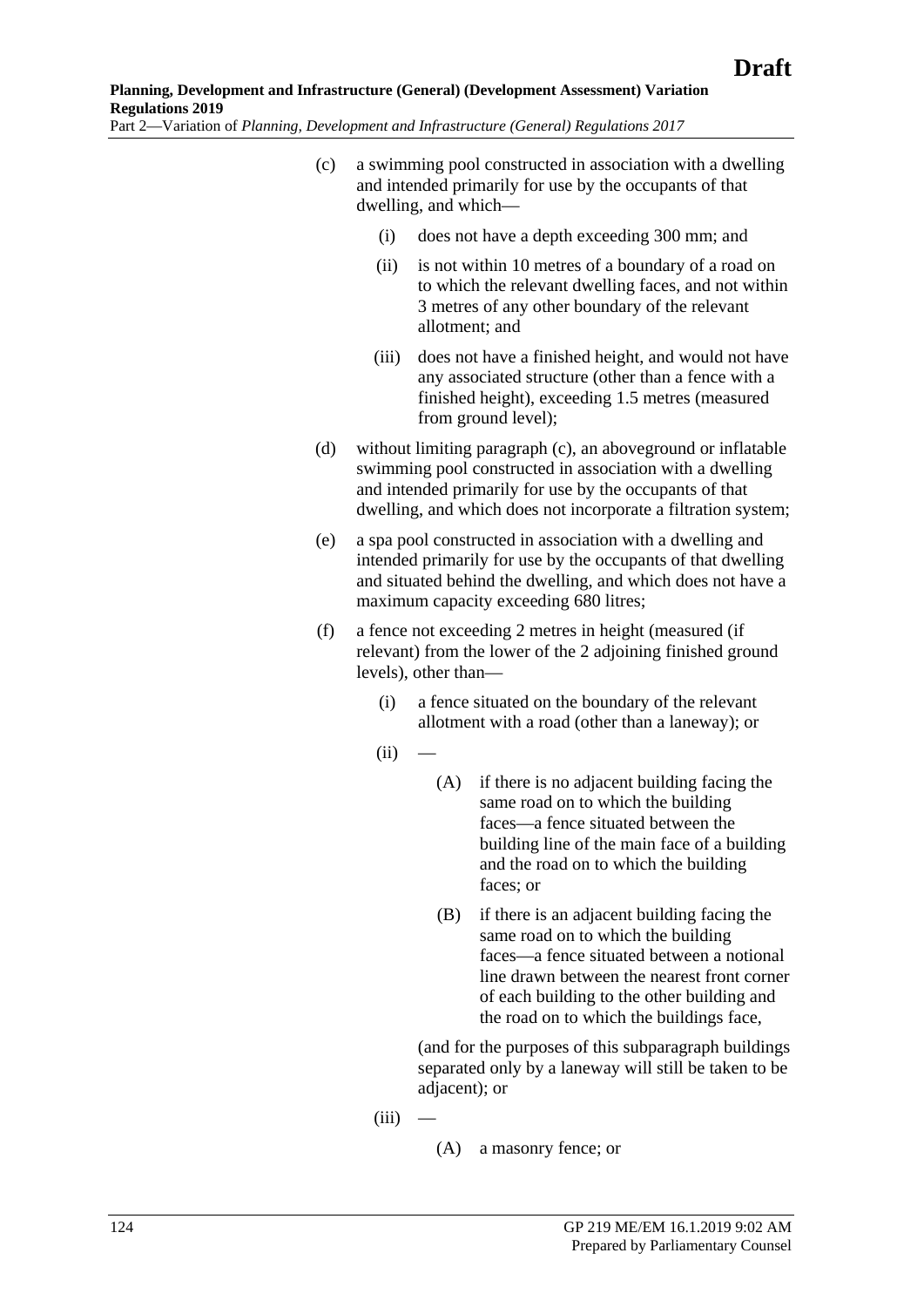(c) a swimming pool constructed in association with a dwelling and intended primarily for use by the occupants of that dwelling, and which—

(i) does not have a depth exceeding 300 mm; and

(ii) is not within 10 metres of a boundary of a road on to which the relevant dwelling faces, and not within 3 metres of any other boundary of the relevant allotment; and

(iii) does not have a finished height, and would not have any associated structure (other than a fence with a finished height), exceeding 1.5 metres (measured from ground level);

(d) without limiting paragraph (c), an aboveground or inflatable swimming pool constructed in association with a dwelling and intended primarily for use by the occupants of that dwelling, and which does not incorporate a filtration system;

(e) a spa pool constructed in association with a dwelling and intended primarily for use by the occupants of that dwelling and situated behind the dwelling, and which does not have a maximum capacity exceeding 680 litres;

(f) a fence not exceeding 2 metres in height (measured (if relevant) from the lower of the 2 adjoining finished ground levels), other than—

(i) a fence situated on the boundary of the relevant allotment with a road (other than a laneway); or

(ii) —

(A) if there is no adjacent building facing the same road on to which the building faces—a fence situated between the building line of the main face of a building and the road on to which the building faces; or

(B) if there is an adjacent building facing the same road on to which the building faces—a fence situated between a notional line drawn between the nearest front corner of each building to the other building and the road on to which the buildings face,

(and for the purposes of this subparagraph buildings separated only by a laneway will still be taken to be adjacent); or

(iii) —

(A) a masonry fence; or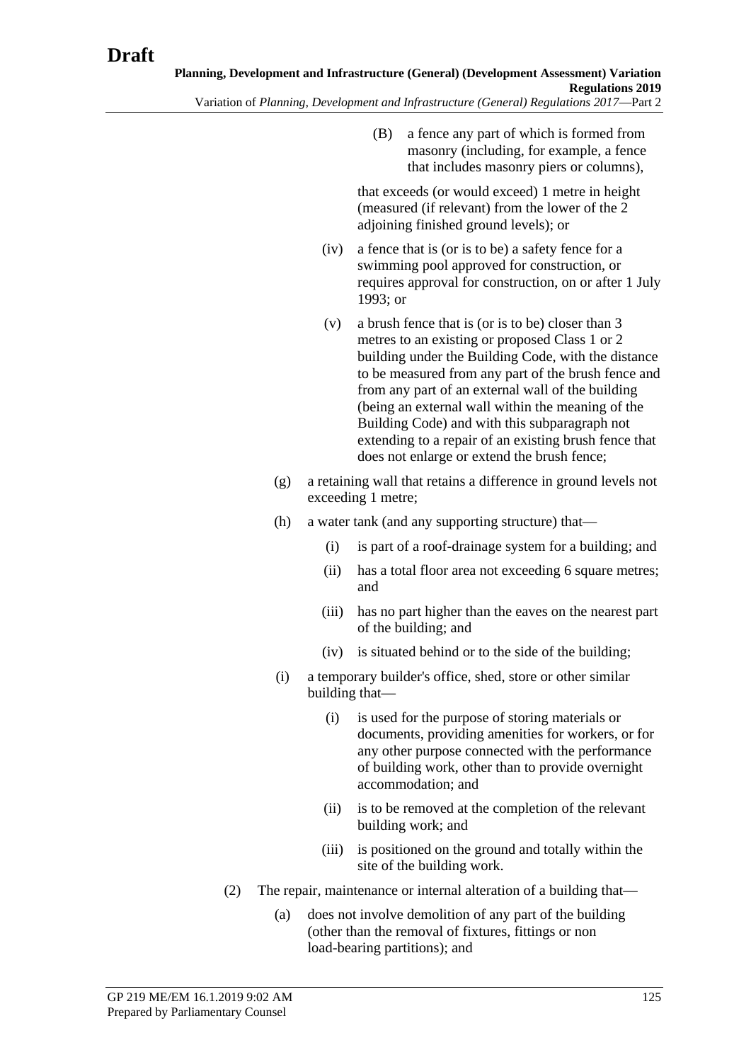(B) a fence any part of which is formed from masonry (including, for example, a fence that includes masonry piers or columns),

that exceeds (or would exceed) 1 metre in height (measured (if relevant) from the lower of the 2 adjoining finished ground levels); or

(iv) a fence that is (or is to be) a safety fence for a swimming pool approved for construction, or requires approval for construction, on or after 1 July 1993; or

(v) a brush fence that is (or is to be) closer than 3 metres to an existing or proposed Class 1 or 2 building under the Building Code, with the distance to be measured from any part of the brush fence and from any part of an external wall of the building (being an external wall within the meaning of the Building Code) and with this subparagraph not extending to a repair of an existing brush fence that does not enlarge or extend the brush fence;

(g) a retaining wall that retains a difference in ground levels not exceeding 1 metre;

(h) a water tank (and any supporting structure) that—

(i) is part of a roof-drainage system for a building; and

(ii) has a total floor area not exceeding 6 square metres; and

(iii) has no part higher than the eaves on the nearest part of the building; and

(iv) is situated behind or to the side of the building;

(i) a temporary builder's office, shed, store or other similar building that—

(i) is used for the purpose of storing materials or documents, providing amenities for workers, or for any other purpose connected with the performance of building work, other than to provide overnight accommodation; and

(ii) is to be removed at the completion of the relevant building work; and

(iii) is positioned on the ground and totally within the site of the building work.

(2) The repair, maintenance or internal alteration of a building that—

(a) does not involve demolition of any part of the building (other than the removal of fixtures, fittings or non load-bearing partitions); and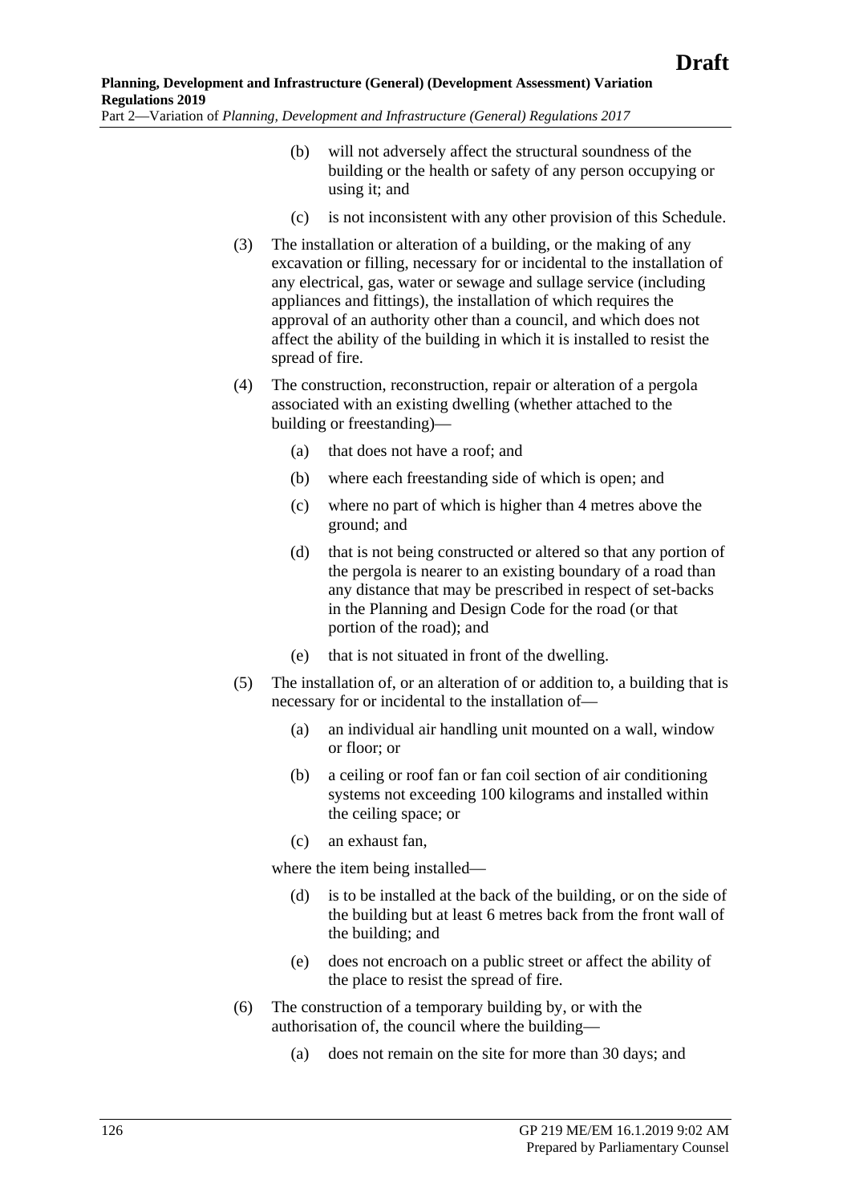(b) will not adversely affect the structural soundness of the building or the health or safety of any person occupying or using it; and

(c) is not inconsistent with any other provision of this Schedule.

(3) The installation or alteration of a building, or the making of any excavation or filling, necessary for or incidental to the installation of any electrical, gas, water or sewage and sullage service (including appliances and fittings), the installation of which requires the approval of an authority other than a council, and which does not affect the ability of the building in which it is installed to resist the spread of fire.

(4) The construction, reconstruction, repair or alteration of a pergola associated with an existing dwelling (whether attached to the building or freestanding)—

(a) that does not have a roof; and

(b) where each freestanding side of which is open; and

(c) where no part of which is higher than 4 metres above the ground; and

(d) that is not being constructed or altered so that any portion of the pergola is nearer to an existing boundary of a road than any distance that may be prescribed in respect of set-backs in the Planning and Design Code for the road (or that portion of the road); and

(e) that is not situated in front of the dwelling.

(5) The installation of, or an alteration of or addition to, a building that is necessary for or incidental to the installation of—

(a) an individual air handling unit mounted on a wall, window or floor; or

(b) a ceiling or roof fan or fan coil section of air conditioning systems not exceeding 100 kilograms and installed within the ceiling space; or

(c) an exhaust fan,

where the item being installed—

(d) is to be installed at the back of the building, or on the side of the building but at least 6 metres back from the front wall of the building; and

(e) does not encroach on a public street or affect the ability of the place to resist the spread of fire.

(6) The construction of a temporary building by, or with the authorisation of, the council where the building—

(a) does not remain on the site for more than 30 days; and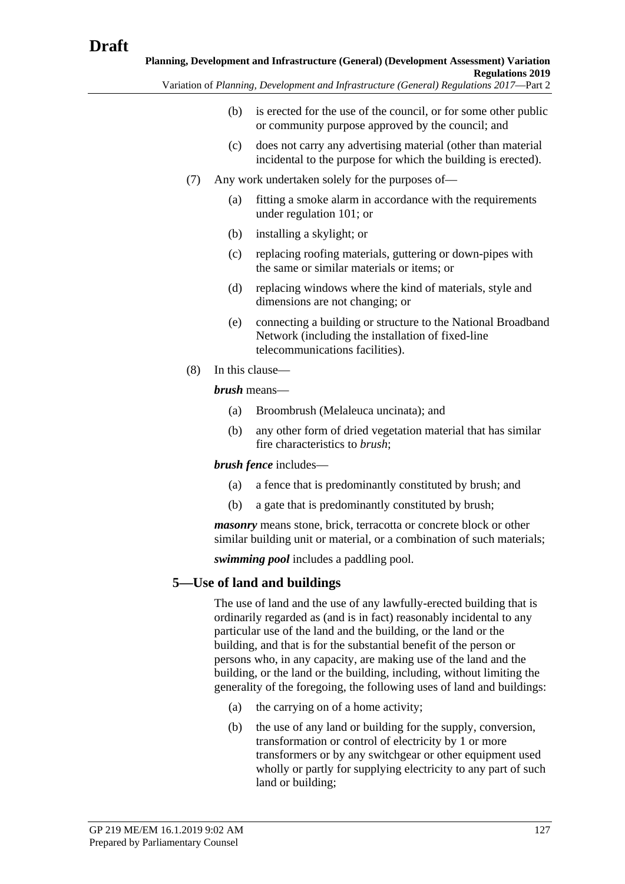(b) is erected for the use of the council, or for some other public or community purpose approved by the council; and

(c) does not carry any advertising material (other than material incidental to the purpose for which the building is erected).

(7) Any work undertaken solely for the purposes of—

(a) fitting a smoke alarm in accordance with the requirements under regulation 101; or

(b) installing a skylight; or

(c) replacing roofing materials, guttering or down-pipes with the same or similar materials or items; or

(d) replacing windows where the kind of materials, style and dimensions are not changing; or

(e) connecting a building or structure to the National Broadband Network (including the installation of fixed-line telecommunications facilities).

(8) In this clause—

***brush*** means—

(a) Broombrush (Melaleuca uncinata); and

(b) any other form of dried vegetation material that has similar fire characteristics to *brush*;

***brush fence*** includes—

(a) a fence that is predominantly constituted by brush; and

(b) a gate that is predominantly constituted by brush;

***masonry*** means stone, brick, terracotta or concrete block or other similar building unit or material, or a combination of such materials;

***swimming pool*** includes a paddling pool.

## 5—Use of land and buildings

The use of land and the use of any lawfully-erected building that is ordinarily regarded as (and is in fact) reasonably incidental to any particular use of the land and the building, or the land or the building, and that is for the substantial benefit of the person or persons who, in any capacity, are making use of the land and the building, or the land or the building, including, without limiting the generality of the foregoing, the following uses of land and buildings:

(a) the carrying on of a home activity;

(b) the use of any land or building for the supply, conversion, transformation or control of electricity by 1 or more transformers or by any switchgear or other equipment used wholly or partly for supplying electricity to any part of such land or building;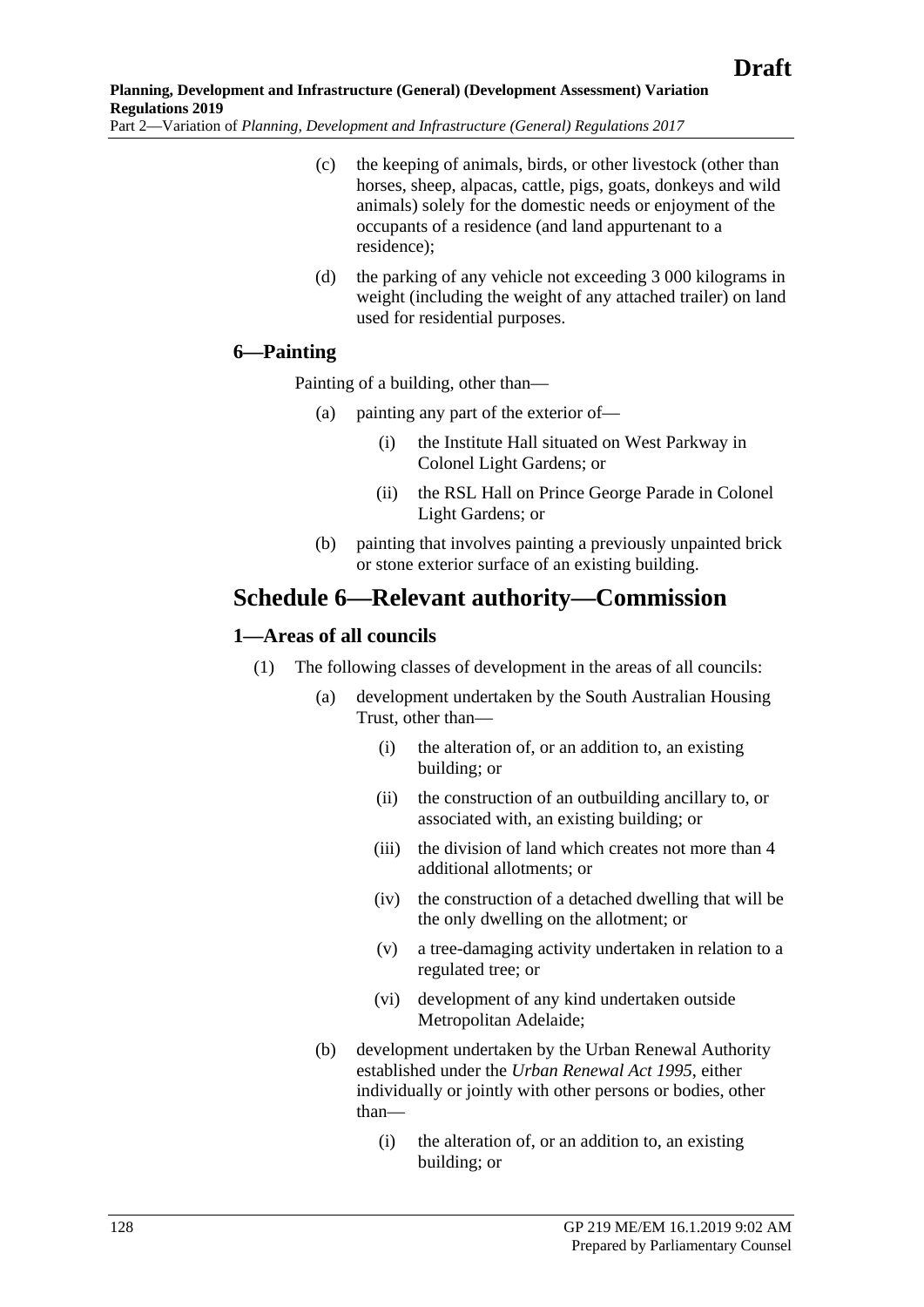(c) the keeping of animals, birds, or other livestock (other than horses, sheep, alpacas, cattle, pigs, goats, donkeys and wild animals) solely for the domestic needs or enjoyment of the occupants of a residence (and land appurtenant to a residence);

(d) the parking of any vehicle not exceeding 3 000 kilograms in weight (including the weight of any attached trailer) on land used for residential purposes.

### 6—Painting

Painting of a building, other than—

(a) painting any part of the exterior of—

(i) the Institute Hall situated on West Parkway in Colonel Light Gardens; or

(ii) the RSL Hall on Prince George Parade in Colonel Light Gardens; or

(b) painting that involves painting a previously unpainted brick or stone exterior surface of an existing building.

## Schedule 6—Relevant authority—Commission

### 1—Areas of all councils

(1) The following classes of development in the areas of all councils:

(a) development undertaken by the South Australian Housing Trust, other than—

(i) the alteration of, or an addition to, an existing building; or

(ii) the construction of an outbuilding ancillary to, or associated with, an existing building; or

(iii) the division of land which creates not more than 4 additional allotments; or

(iv) the construction of a detached dwelling that will be the only dwelling on the allotment; or

(v) a tree-damaging activity undertaken in relation to a regulated tree; or

(vi) development of any kind undertaken outside Metropolitan Adelaide;

(b) development undertaken by the Urban Renewal Authority established under the *Urban Renewal Act 1995*, either individually or jointly with other persons or bodies, other than—

(i) the alteration of, or an addition to, an existing building; or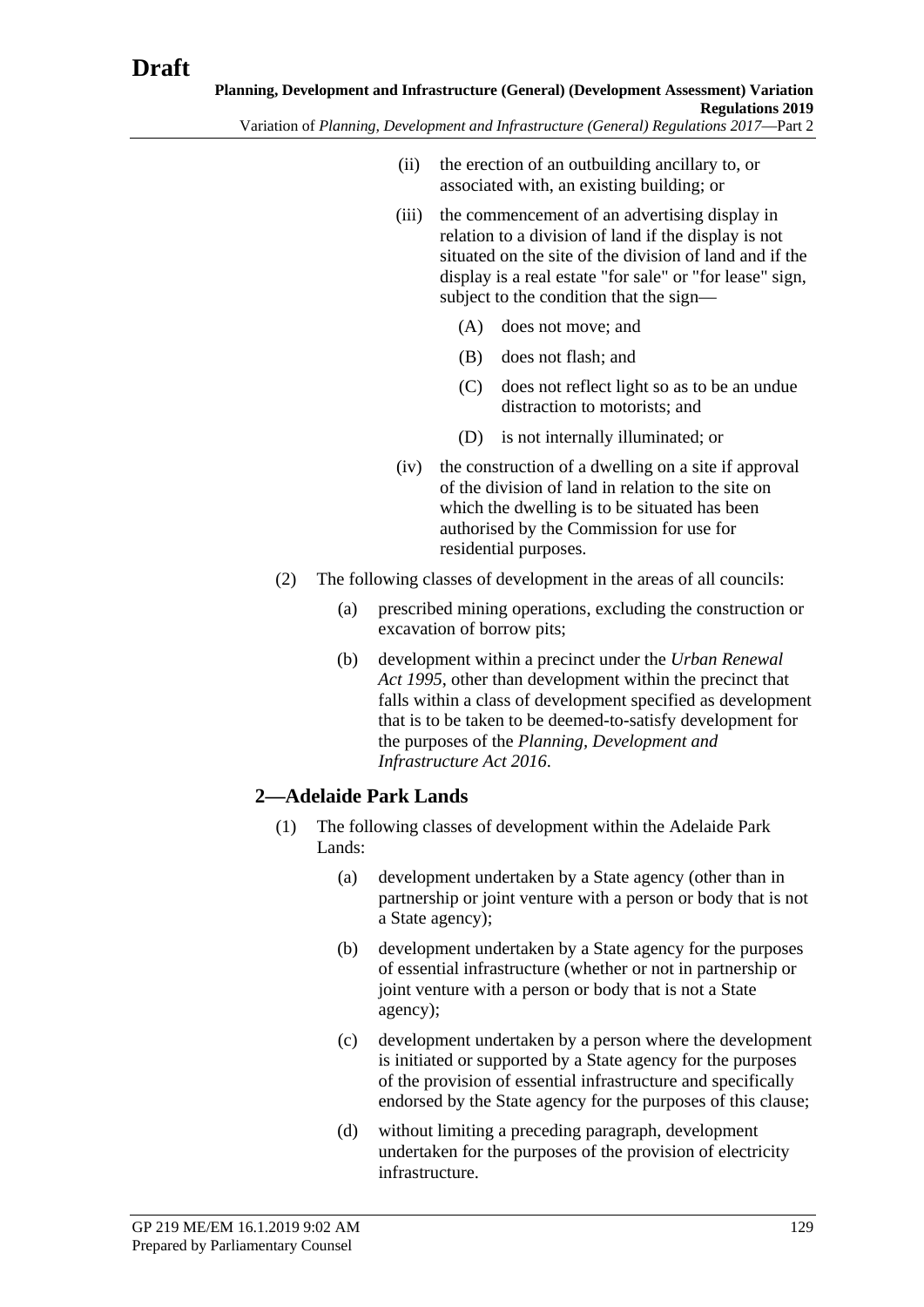(ii) the erection of an outbuilding ancillary to, or associated with, an existing building; or

(iii) the commencement of an advertising display in relation to a division of land if the display is not situated on the site of the division of land and if the display is a real estate "for sale" or "for lease" sign, subject to the condition that the sign—

(A) does not move; and

(B) does not flash; and

(C) does not reflect light so as to be an undue distraction to motorists; and

(D) is not internally illuminated; or

(iv) the construction of a dwelling on a site if approval of the division of land in relation to the site on which the dwelling is to be situated has been authorised by the Commission for use for residential purposes.

(2) The following classes of development in the areas of all councils:

(a) prescribed mining operations, excluding the construction or excavation of borrow pits;

(b) development within a precinct under the *Urban Renewal Act 1995*, other than development within the precinct that falls within a class of development specified as development that is to be taken to be deemed-to-satisfy development for the purposes of the *Planning, Development and Infrastructure Act 2016*.

## 2—Adelaide Park Lands

(1) The following classes of development within the Adelaide Park Lands:

(a) development undertaken by a State agency (other than in partnership or joint venture with a person or body that is not a State agency);

(b) development undertaken by a State agency for the purposes of essential infrastructure (whether or not in partnership or joint venture with a person or body that is not a State agency);

(c) development undertaken by a person where the development is initiated or supported by a State agency for the purposes of the provision of essential infrastructure and specifically endorsed by the State agency for the purposes of this clause;

(d) without limiting a preceding paragraph, development undertaken for the purposes of the provision of electricity infrastructure.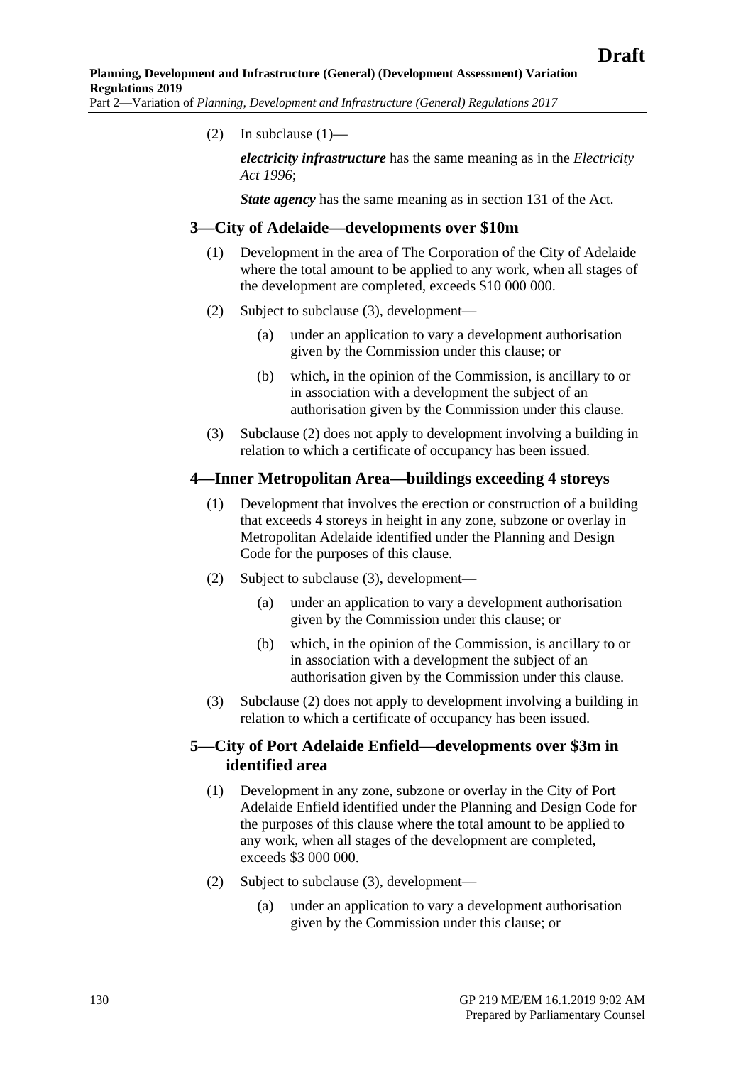(2) In subclause (1)—

***electricity infrastructure*** has the same meaning as in the *Electricity Act 1996*;

***State agency*** has the same meaning as in section 131 of the Act.

### 3—City of Adelaide—developments over $10m

(1) Development in the area of The Corporation of the City of Adelaide where the total amount to be applied to any work, when all stages of the development are completed, exceeds $10 000 000.

(2) Subject to subclause (3), development—

- (a) under an application to vary a development authorisation given by the Commission under this clause; or
- (b) which, in the opinion of the Commission, is ancillary to or in association with a development the subject of an authorisation given by the Commission under this clause.

(3) Subclause (2) does not apply to development involving a building in relation to which a certificate of occupancy has been issued.

### 4—Inner Metropolitan Area—buildings exceeding 4 storeys

(1) Development that involves the erection or construction of a building that exceeds 4 storeys in height in any zone, subzone or overlay in Metropolitan Adelaide identified under the Planning and Design Code for the purposes of this clause.

(2) Subject to subclause (3), development—

- (a) under an application to vary a development authorisation given by the Commission under this clause; or
- (b) which, in the opinion of the Commission, is ancillary to or in association with a development the subject of an authorisation given by the Commission under this clause.

(3) Subclause (2) does not apply to development involving a building in relation to which a certificate of occupancy has been issued.

### 5—City of Port Adelaide Enfield—developments over $3m in identified area

(1) Development in any zone, subzone or overlay in the City of Port Adelaide Enfield identified under the Planning and Design Code for the purposes of this clause where the total amount to be applied to any work, when all stages of the development are completed, exceeds $3 000 000.

(2) Subject to subclause (3), development—

- (a) under an application to vary a development authorisation given by the Commission under this clause; or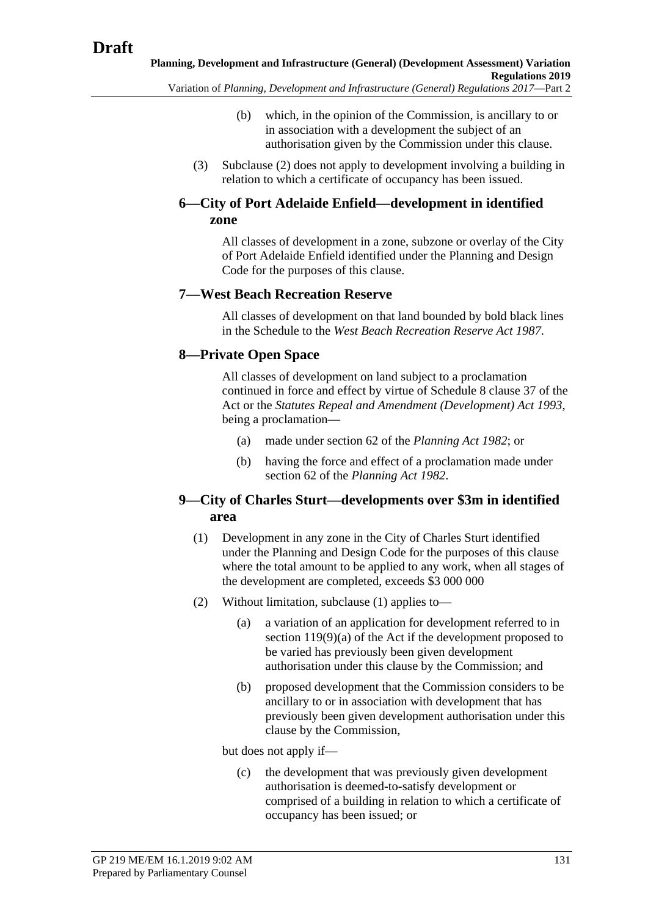(b) which, in the opinion of the Commission, is ancillary to or in association with a development the subject of an authorisation given by the Commission under this clause.

(3) Subclause (2) does not apply to development involving a building in relation to which a certificate of occupancy has been issued.

## 6—City of Port Adelaide Enfield—development in identified zone

All classes of development in a zone, subzone or overlay of the City of Port Adelaide Enfield identified under the Planning and Design Code for the purposes of this clause.

## 7—West Beach Recreation Reserve

All classes of development on that land bounded by bold black lines in the Schedule to the *West Beach Recreation Reserve Act 1987*.

## 8—Private Open Space

All classes of development on land subject to a proclamation continued in force and effect by virtue of Schedule 8 clause 37 of the Act or the *Statutes Repeal and Amendment (Development) Act 1993*, being a proclamation—

(a) made under section 62 of the *Planning Act 1982*; or

(b) having the force and effect of a proclamation made under section 62 of the *Planning Act 1982*.

## 9—City of Charles Sturt—developments over $3m in identified area

(1) Development in any zone in the City of Charles Sturt identified under the Planning and Design Code for the purposes of this clause where the total amount to be applied to any work, when all stages of the development are completed, exceeds $3 000 000

(2) Without limitation, subclause (1) applies to—

(a) a variation of an application for development referred to in section 119(9)(a) of the Act if the development proposed to be varied has previously been given development authorisation under this clause by the Commission; and

(b) proposed development that the Commission considers to be ancillary to or in association with development that has previously been given development authorisation under this clause by the Commission,

but does not apply if—

(c) the development that was previously given development authorisation is deemed-to-satisfy development or comprised of a building in relation to which a certificate of occupancy has been issued; or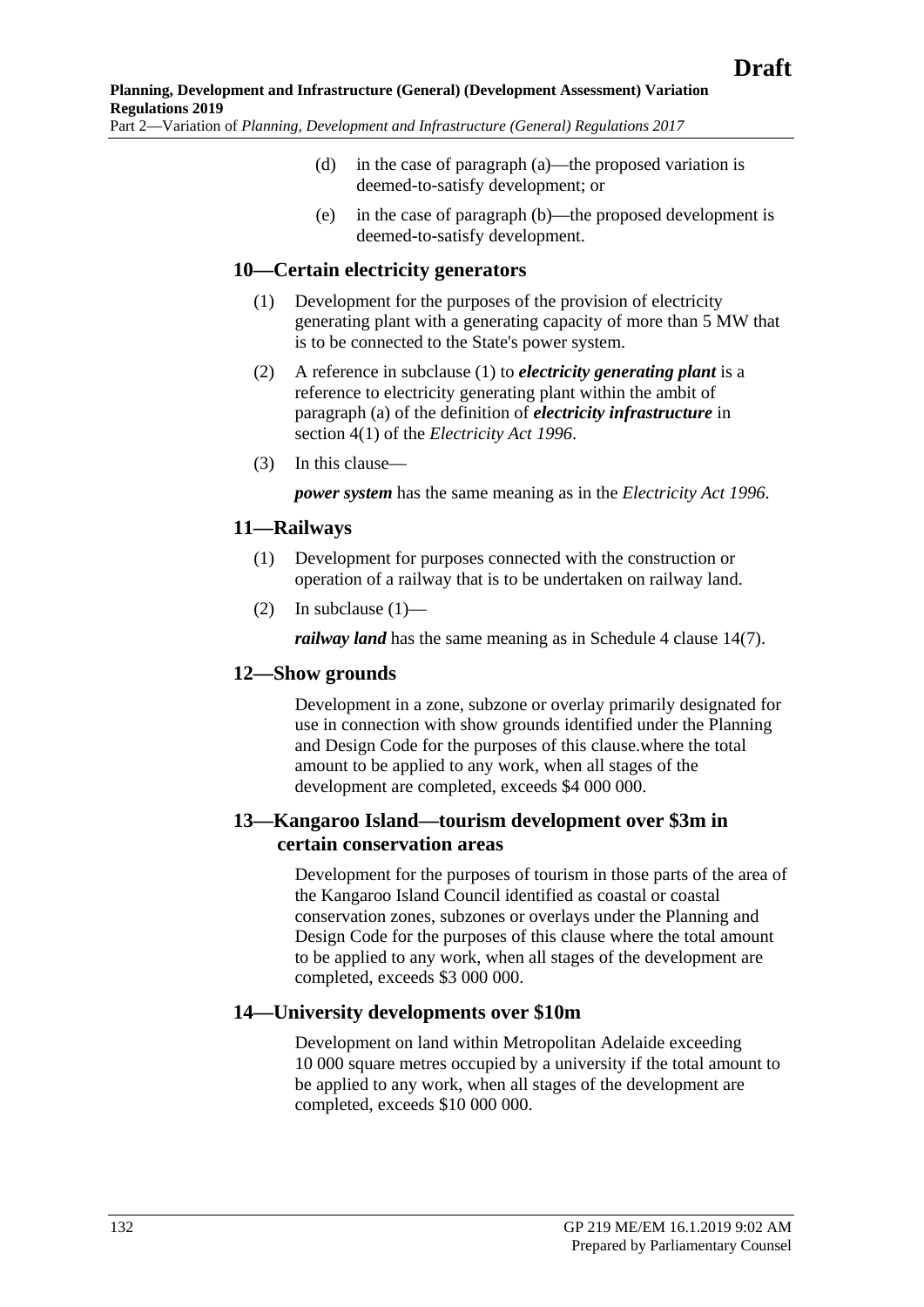(d) in the case of paragraph (a)—the proposed variation is deemed-to-satisfy development; or

(e) in the case of paragraph (b)—the proposed development is deemed-to-satisfy development.

## 10—Certain electricity generators

(1) Development for the purposes of the provision of electricity generating plant with a generating capacity of more than 5 MW that is to be connected to the State's power system.

(2) A reference in subclause (1) to ***electricity generating plant*** is a reference to electricity generating plant within the ambit of paragraph (a) of the definition of ***electricity infrastructure*** in section 4(1) of the *Electricity Act 1996*.

(3) In this clause—

***power system*** has the same meaning as in the *Electricity Act 1996*.

## 11—Railways

(1) Development for purposes connected with the construction or operation of a railway that is to be undertaken on railway land.

(2) In subclause (1)—

***railway land*** has the same meaning as in Schedule 4 clause 14(7).

## 12—Show grounds

Development in a zone, subzone or overlay primarily designated for use in connection with show grounds identified under the Planning and Design Code for the purposes of this clause.where the total amount to be applied to any work, when all stages of the development are completed, exceeds $4 000 000.

## 13—Kangaroo Island—tourism development over $3m in certain conservation areas

Development for the purposes of tourism in those parts of the area of the Kangaroo Island Council identified as coastal or coastal conservation zones, subzones or overlays under the Planning and Design Code for the purposes of this clause where the total amount to be applied to any work, when all stages of the development are completed, exceeds $3 000 000.

## 14—University developments over $10m

Development on land within Metropolitan Adelaide exceeding 10 000 square metres occupied by a university if the total amount to be applied to any work, when all stages of the development are completed, exceeds $10 000 000.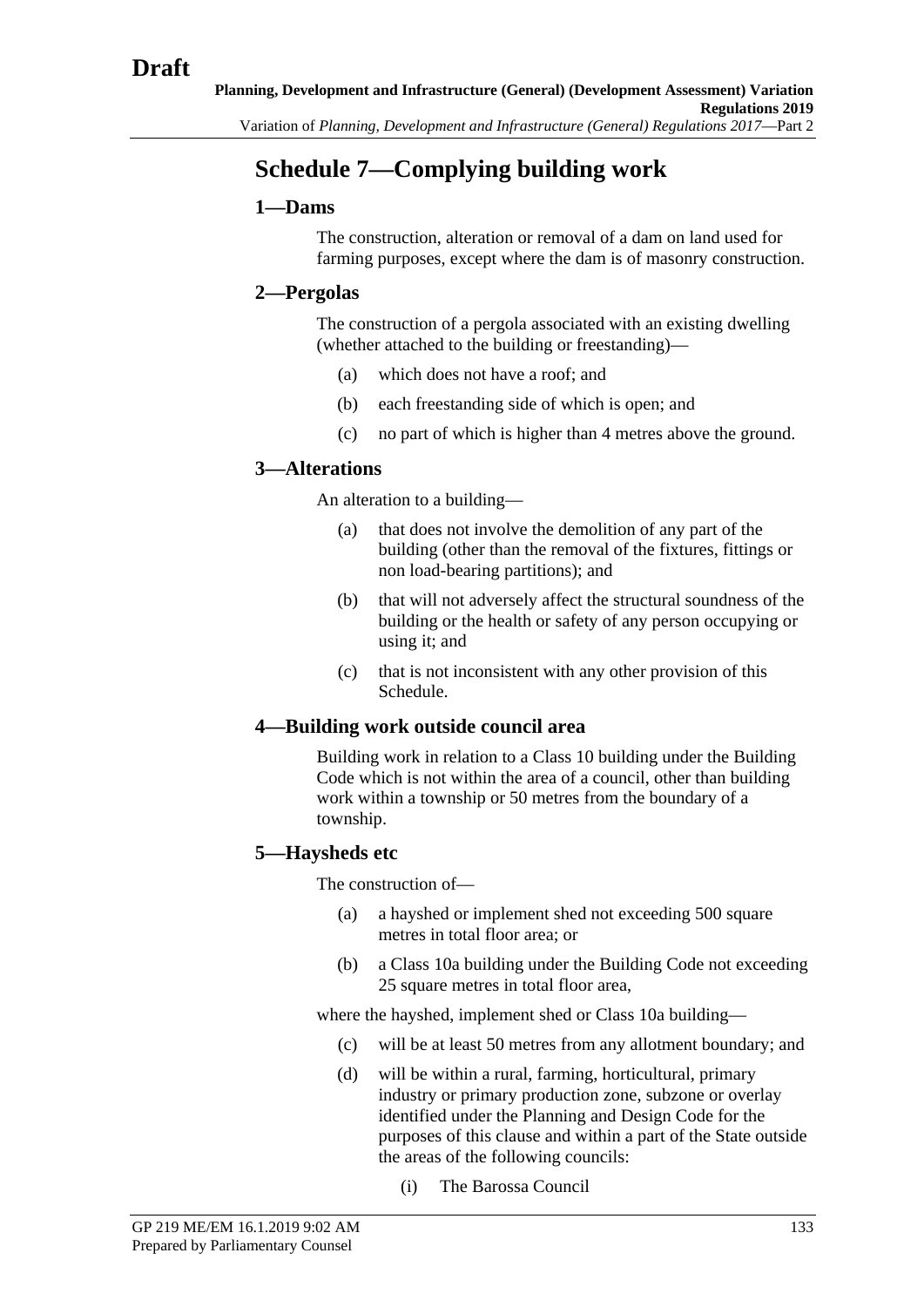# Schedule 7—Complying building work

## 1—Dams

The construction, alteration or removal of a dam on land used for farming purposes, except where the dam is of masonry construction.

## 2—Pergolas

The construction of a pergola associated with an existing dwelling (whether attached to the building or freestanding)—

(a) which does not have a roof; and

(b) each freestanding side of which is open; and

(c) no part of which is higher than 4 metres above the ground.

## 3—Alterations

An alteration to a building—

(a) that does not involve the demolition of any part of the building (other than the removal of the fixtures, fittings or non load-bearing partitions); and

(b) that will not adversely affect the structural soundness of the building or the health or safety of any person occupying or using it; and

(c) that is not inconsistent with any other provision of this Schedule.

## 4—Building work outside council area

Building work in relation to a Class 10 building under the Building Code which is not within the area of a council, other than building work within a township or 50 metres from the boundary of a township.

## 5—Haysheds etc

The construction of—

(a) a hayshed or implement shed not exceeding 500 square metres in total floor area; or

(b) a Class 10a building under the Building Code not exceeding 25 square metres in total floor area,

where the hayshed, implement shed or Class 10a building—

(c) will be at least 50 metres from any allotment boundary; and

(d) will be within a rural, farming, horticultural, primary industry or primary production zone, subzone or overlay identified under the Planning and Design Code for the purposes of this clause and within a part of the State outside the areas of the following councils:

(i) The Barossa Council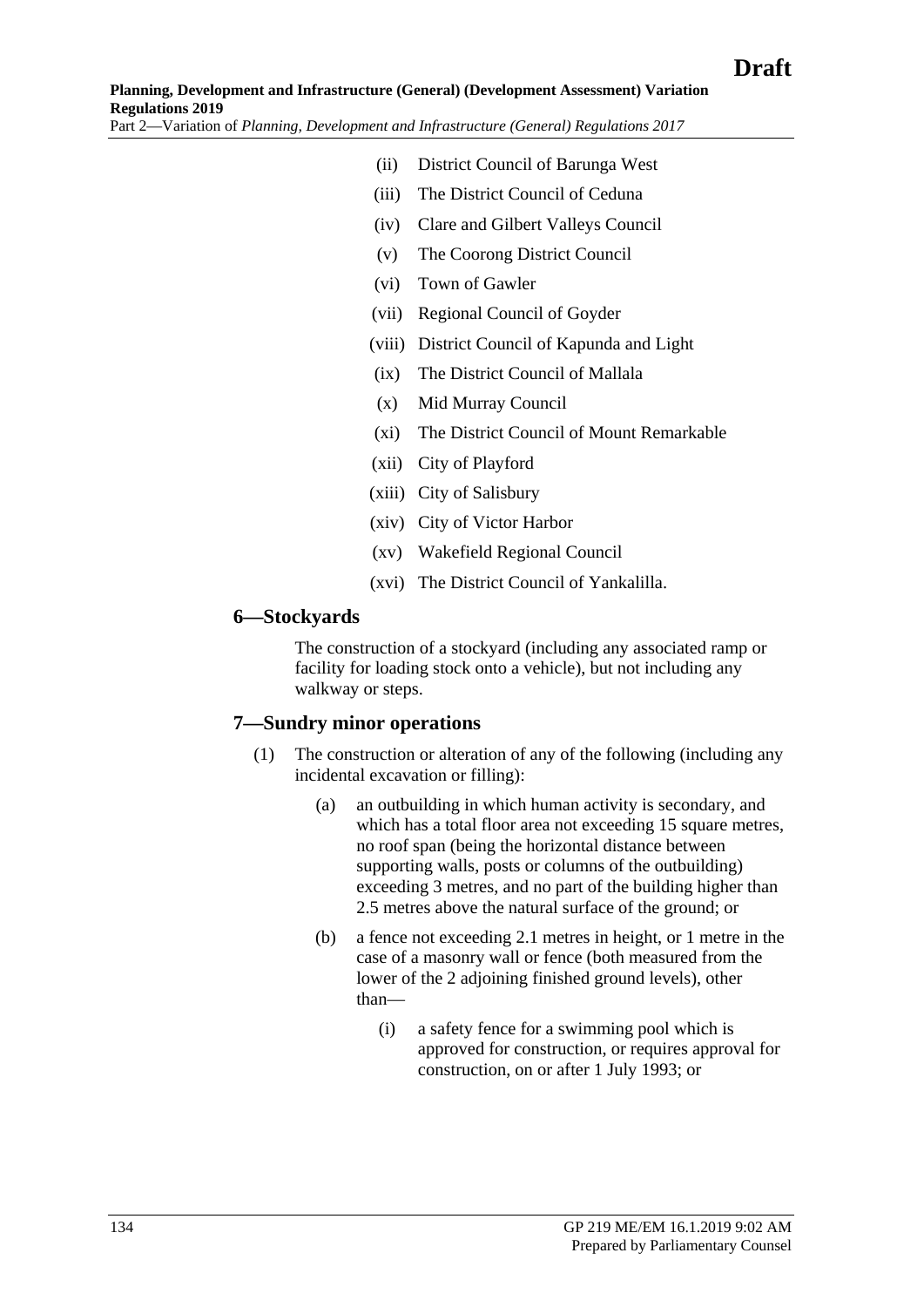(ii) District Council of Barunga West

(iii) The District Council of Ceduna

(iv) Clare and Gilbert Valleys Council

(v) The Coorong District Council

(vi) Town of Gawler

(vii) Regional Council of Goyder

(viii) District Council of Kapunda and Light

(ix) The District Council of Mallala

(x) Mid Murray Council

(xi) The District Council of Mount Remarkable

(xii) City of Playford

(xiii) City of Salisbury

(xiv) City of Victor Harbor

(xv) Wakefield Regional Council

(xvi) The District Council of Yankalilla.

### 6—Stockyards

The construction of a stockyard (including any associated ramp or facility for loading stock onto a vehicle), but not including any walkway or steps.

### 7—Sundry minor operations

(1) The construction or alteration of any of the following (including any incidental excavation or filling):

(a) an outbuilding in which human activity is secondary, and which has a total floor area not exceeding 15 square metres, no roof span (being the horizontal distance between supporting walls, posts or columns of the outbuilding) exceeding 3 metres, and no part of the building higher than 2.5 metres above the natural surface of the ground; or

(b) a fence not exceeding 2.1 metres in height, or 1 metre in the case of a masonry wall or fence (both measured from the lower of the 2 adjoining finished ground levels), other than—

(i) a safety fence for a swimming pool which is approved for construction, or requires approval for construction, on or after 1 July 1993; or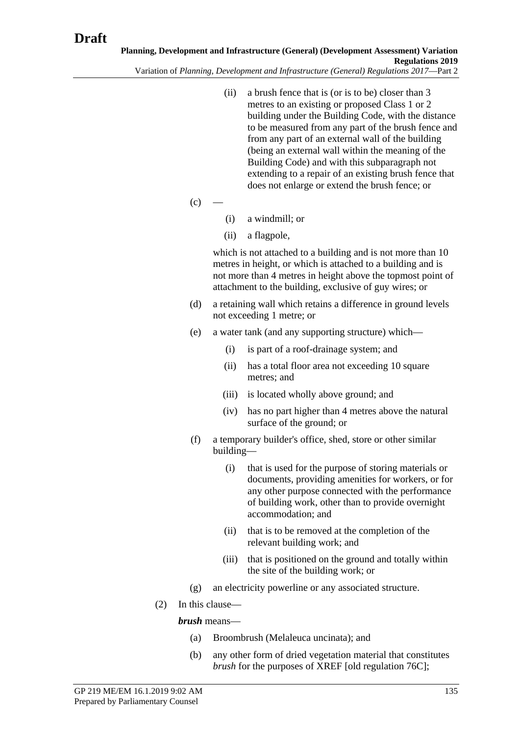(ii) a brush fence that is (or is to be) closer than 3 metres to an existing or proposed Class 1 or 2 building under the Building Code, with the distance to be measured from any part of the brush fence and from any part of an external wall of the building (being an external wall within the meaning of the Building Code) and with this subparagraph not extending to a repair of an existing brush fence that does not enlarge or extend the brush fence; or

(c) —

(i) a windmill; or

(ii) a flagpole,

which is not attached to a building and is not more than 10 metres in height, or which is attached to a building and is not more than 4 metres in height above the topmost point of attachment to the building, exclusive of guy wires; or

(d) a retaining wall which retains a difference in ground levels not exceeding 1 metre; or

(e) a water tank (and any supporting structure) which—

(i) is part of a roof-drainage system; and

(ii) has a total floor area not exceeding 10 square metres; and

(iii) is located wholly above ground; and

(iv) has no part higher than 4 metres above the natural surface of the ground; or

(f) a temporary builder's office, shed, store or other similar building—

(i) that is used for the purpose of storing materials or documents, providing amenities for workers, or for any other purpose connected with the performance of building work, other than to provide overnight accommodation; and

(ii) that is to be removed at the completion of the relevant building work; and

(iii) that is positioned on the ground and totally within the site of the building work; or

(g) an electricity powerline or any associated structure.

(2) In this clause—

***brush*** means—

(a) Broombrush (Melaleuca uncinata); and

(b) any other form of dried vegetation material that constitutes *brush* for the purposes of XREF [old regulation 76C];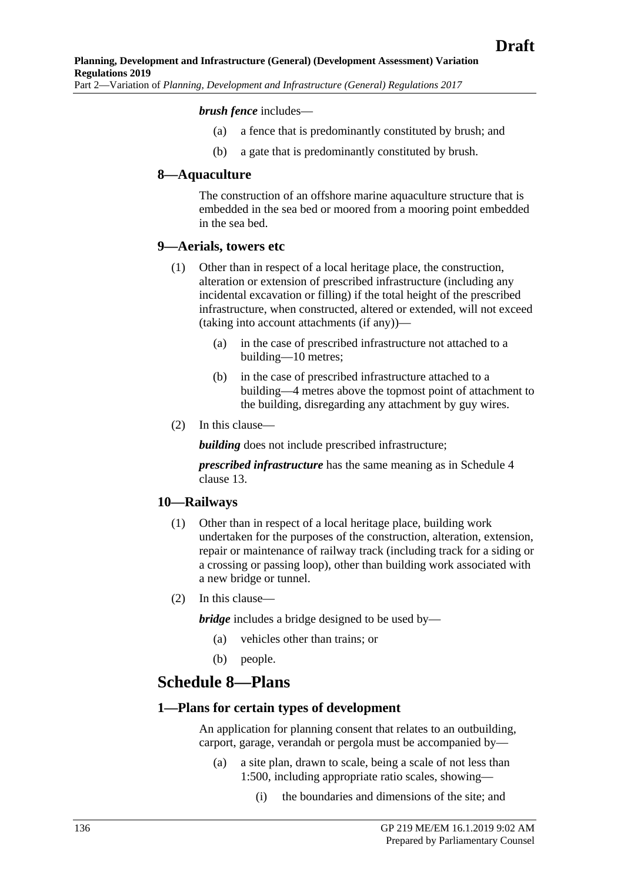***brush fence*** includes—

(a) a fence that is predominantly constituted by brush; and

(b) a gate that is predominantly constituted by brush.

### 8—Aquaculture

The construction of an offshore marine aquaculture structure that is embedded in the sea bed or moored from a mooring point embedded in the sea bed.

### 9—Aerials, towers etc

(1) Other than in respect of a local heritage place, the construction, alteration or extension of prescribed infrastructure (including any incidental excavation or filling) if the total height of the prescribed infrastructure, when constructed, altered or extended, will not exceed (taking into account attachments (if any))—

(a) in the case of prescribed infrastructure not attached to a building—10 metres;

(b) in the case of prescribed infrastructure attached to a building—4 metres above the topmost point of attachment to the building, disregarding any attachment by guy wires.

(2) In this clause—

***building*** does not include prescribed infrastructure;

***prescribed infrastructure*** has the same meaning as in Schedule 4 clause 13.

### 10—Railways

(1) Other than in respect of a local heritage place, building work undertaken for the purposes of the construction, alteration, extension, repair or maintenance of railway track (including track for a siding or a crossing or passing loop), other than building work associated with a new bridge or tunnel.

(2) In this clause—

***bridge*** includes a bridge designed to be used by—

(a) vehicles other than trains; or

(b) people.

## Schedule 8—Plans

### 1—Plans for certain types of development

An application for planning consent that relates to an outbuilding, carport, garage, verandah or pergola must be accompanied by—

(a) a site plan, drawn to scale, being a scale of not less than 1:500, including appropriate ratio scales, showing—

(i) the boundaries and dimensions of the site; and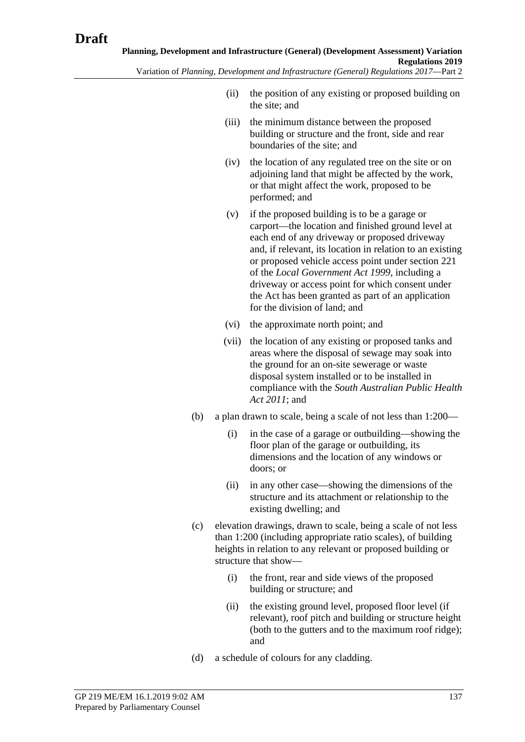- (ii) the position of any existing or proposed building on the site; and
- (iii) the minimum distance between the proposed building or structure and the front, side and rear boundaries of the site; and
- (iv) the location of any regulated tree on the site or on adjoining land that might be affected by the work, or that might affect the work, proposed to be performed; and
- (v) if the proposed building is to be a garage or carport—the location and finished ground level at each end of any driveway or proposed driveway and, if relevant, its location in relation to an existing or proposed vehicle access point under section 221 of the *Local Government Act 1999*, including a driveway or access point for which consent under the Act has been granted as part of an application for the division of land; and
- (vi) the approximate north point; and
- (vii) the location of any existing or proposed tanks and areas where the disposal of sewage may soak into the ground for an on-site sewerage or waste disposal system installed or to be installed in compliance with the *South Australian Public Health Act 2011*; and

(b) a plan drawn to scale, being a scale of not less than 1:200—

- (i) in the case of a garage or outbuilding—showing the floor plan of the garage or outbuilding, its dimensions and the location of any windows or doors; or
- (ii) in any other case—showing the dimensions of the structure and its attachment or relationship to the existing dwelling; and

(c) elevation drawings, drawn to scale, being a scale of not less than 1:200 (including appropriate ratio scales), of building heights in relation to any relevant or proposed building or structure that show—

- (i) the front, rear and side views of the proposed building or structure; and
- (ii) the existing ground level, proposed floor level (if relevant), roof pitch and building or structure height (both to the gutters and to the maximum roof ridge); and

(d) a schedule of colours for any cladding.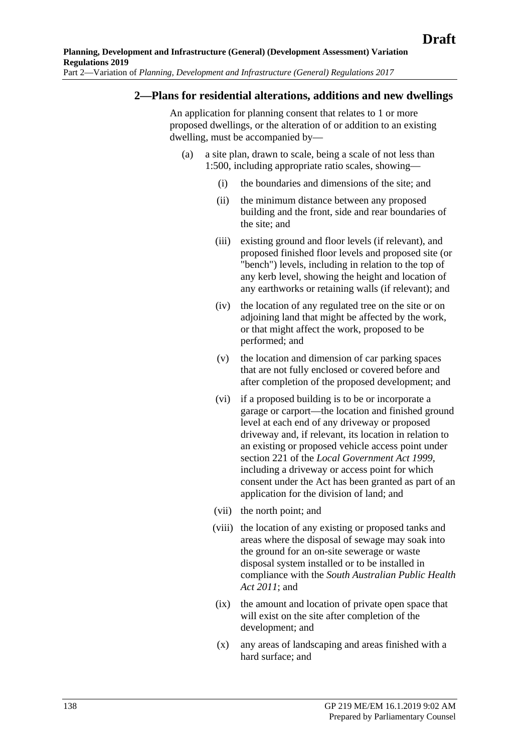## 2—Plans for residential alterations, additions and new dwellings

An application for planning consent that relates to 1 or more proposed dwellings, or the alteration of or addition to an existing dwelling, must be accompanied by—

(a) a site plan, drawn to scale, being a scale of not less than 1:500, including appropriate ratio scales, showing—

  (i) the boundaries and dimensions of the site; and

  (ii) the minimum distance between any proposed building and the front, side and rear boundaries of the site; and

  (iii) existing ground and floor levels (if relevant), and proposed finished floor levels and proposed site (or "bench") levels, including in relation to the top of any kerb level, showing the height and location of any earthworks or retaining walls (if relevant); and

  (iv) the location of any regulated tree on the site or on adjoining land that might be affected by the work, or that might affect the work, proposed to be performed; and

  (v) the location and dimension of car parking spaces that are not fully enclosed or covered before and after completion of the proposed development; and

  (vi) if a proposed building is to be or incorporate a garage or carport—the location and finished ground level at each end of any driveway or proposed driveway and, if relevant, its location in relation to an existing or proposed vehicle access point under section 221 of the *Local Government Act 1999*, including a driveway or access point for which consent under the Act has been granted as part of an application for the division of land; and

  (vii) the north point; and

  (viii) the location of any existing or proposed tanks and areas where the disposal of sewage may soak into the ground for an on-site sewerage or waste disposal system installed or to be installed in compliance with the *South Australian Public Health Act 2011*; and

  (ix) the amount and location of private open space that will exist on the site after completion of the development; and

  (x) any areas of landscaping and areas finished with a hard surface; and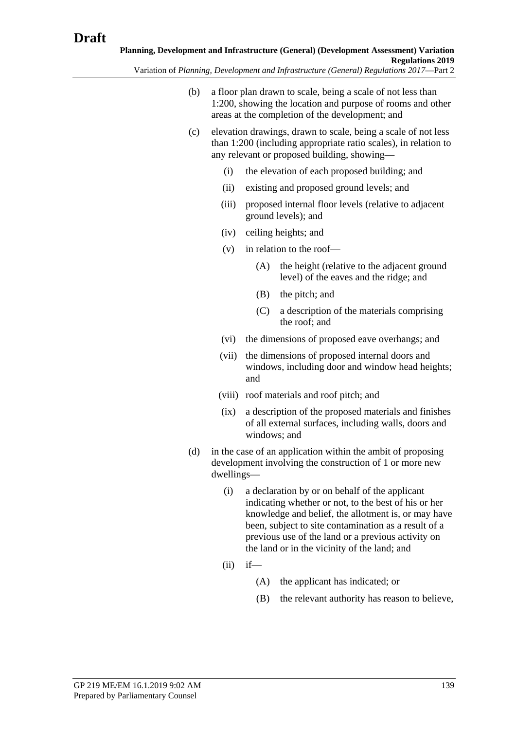(b) a floor plan drawn to scale, being a scale of not less than 1:200, showing the location and purpose of rooms and other areas at the completion of the development; and

(c) elevation drawings, drawn to scale, being a scale of not less than 1:200 (including appropriate ratio scales), in relation to any relevant or proposed building, showing—

(i) the elevation of each proposed building; and

(ii) existing and proposed ground levels; and

(iii) proposed internal floor levels (relative to adjacent ground levels); and

(iv) ceiling heights; and

(v) in relation to the roof—

(A) the height (relative to the adjacent ground level) of the eaves and the ridge; and

(B) the pitch; and

(C) a description of the materials comprising the roof; and

(vi) the dimensions of proposed eave overhangs; and

(vii) the dimensions of proposed internal doors and windows, including door and window head heights; and

(viii) roof materials and roof pitch; and

(ix) a description of the proposed materials and finishes of all external surfaces, including walls, doors and windows; and

(d) in the case of an application within the ambit of proposing development involving the construction of 1 or more new dwellings—

(i) a declaration by or on behalf of the applicant indicating whether or not, to the best of his or her knowledge and belief, the allotment is, or may have been, subject to site contamination as a result of a previous use of the land or a previous activity on the land or in the vicinity of the land; and

(ii) if—

(A) the applicant has indicated; or

(B) the relevant authority has reason to believe,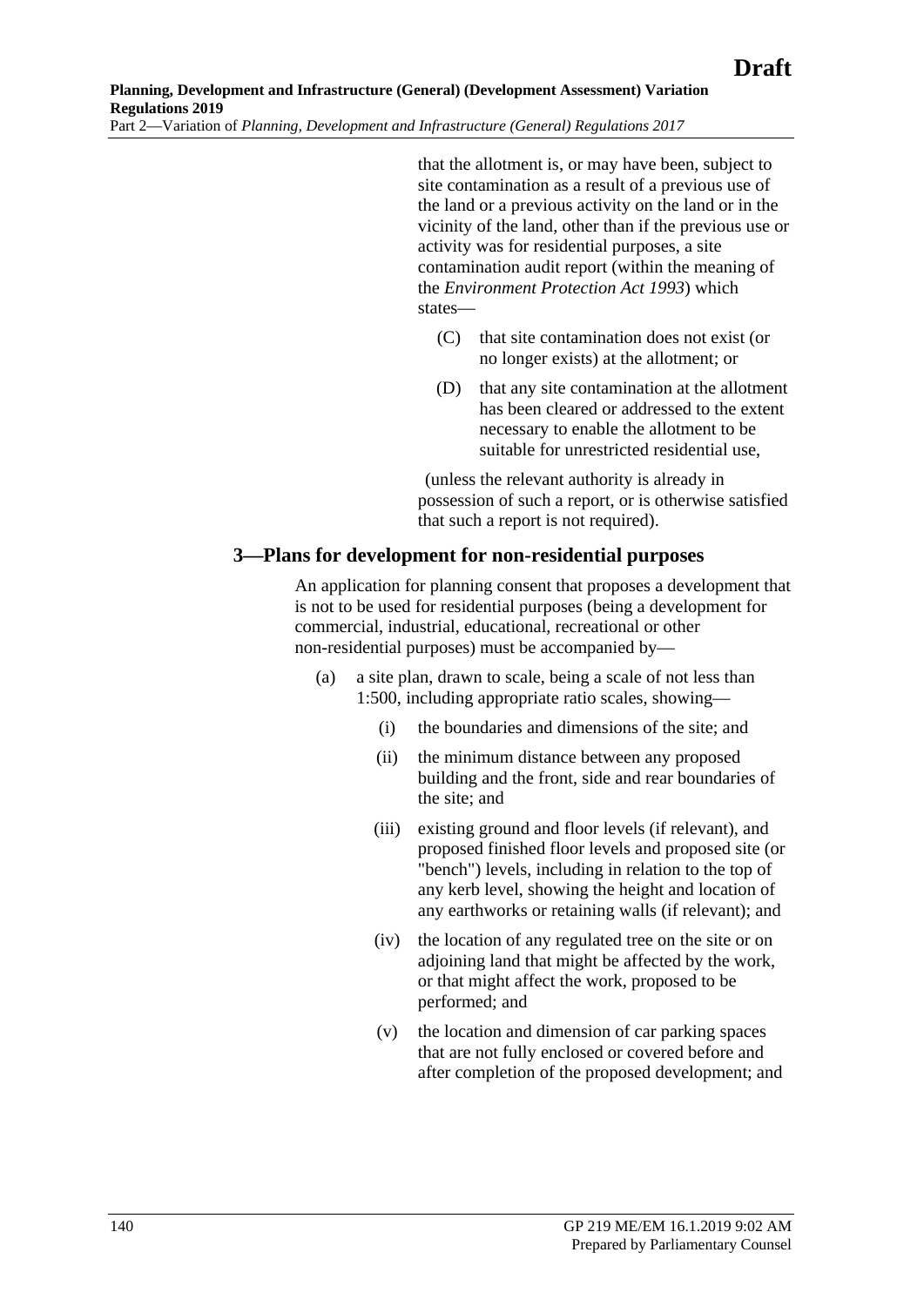that the allotment is, or may have been, subject to site contamination as a result of a previous use of the land or a previous activity on the land or in the vicinity of the land, other than if the previous use or activity was for residential purposes, a site contamination audit report (within the meaning of the *Environment Protection Act 1993*) which states—

(C) that site contamination does not exist (or no longer exists) at the allotment; or

(D) that any site contamination at the allotment has been cleared or addressed to the extent necessary to enable the allotment to be suitable for unrestricted residential use,

(unless the relevant authority is already in possession of such a report, or is otherwise satisfied that such a report is not required).

## 3—Plans for development for non-residential purposes

An application for planning consent that proposes a development that is not to be used for residential purposes (being a development for commercial, industrial, educational, recreational or other non-residential purposes) must be accompanied by—

(a) a site plan, drawn to scale, being a scale of not less than 1:500, including appropriate ratio scales, showing—

(i) the boundaries and dimensions of the site; and

(ii) the minimum distance between any proposed building and the front, side and rear boundaries of the site; and

(iii) existing ground and floor levels (if relevant), and proposed finished floor levels and proposed site (or "bench") levels, including in relation to the top of any kerb level, showing the height and location of any earthworks or retaining walls (if relevant); and

(iv) the location of any regulated tree on the site or on adjoining land that might be affected by the work, or that might affect the work, proposed to be performed; and

(v) the location and dimension of car parking spaces that are not fully enclosed or covered before and after completion of the proposed development; and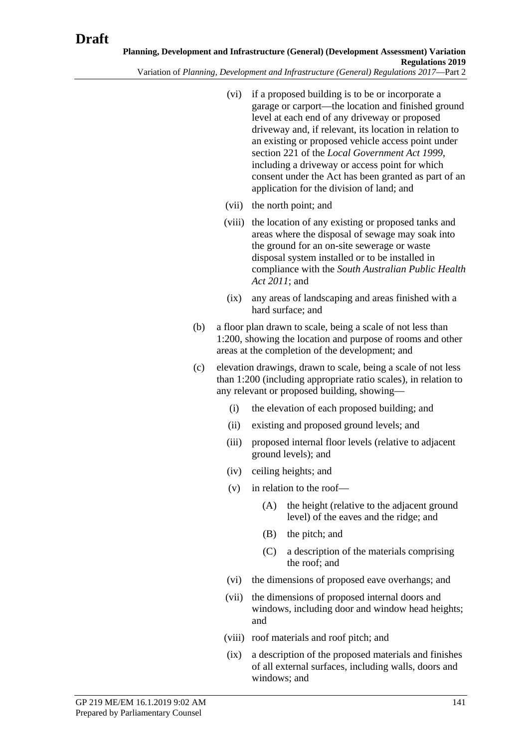(vi) if a proposed building is to be or incorporate a garage or carport—the location and finished ground level at each end of any driveway or proposed driveway and, if relevant, its location in relation to an existing or proposed vehicle access point under section 221 of the *Local Government Act 1999*, including a driveway or access point for which consent under the Act has been granted as part of an application for the division of land; and

(vii) the north point; and

(viii) the location of any existing or proposed tanks and areas where the disposal of sewage may soak into the ground for an on-site sewerage or waste disposal system installed or to be installed in compliance with the *South Australian Public Health Act 2011*; and

(ix) any areas of landscaping and areas finished with a hard surface; and

(b) a floor plan drawn to scale, being a scale of not less than 1:200, showing the location and purpose of rooms and other areas at the completion of the development; and

(c) elevation drawings, drawn to scale, being a scale of not less than 1:200 (including appropriate ratio scales), in relation to any relevant or proposed building, showing—

(i) the elevation of each proposed building; and

(ii) existing and proposed ground levels; and

(iii) proposed internal floor levels (relative to adjacent ground levels); and

(iv) ceiling heights; and

(v) in relation to the roof—

(A) the height (relative to the adjacent ground level) of the eaves and the ridge; and

(B) the pitch; and

(C) a description of the materials comprising the roof; and

(vi) the dimensions of proposed eave overhangs; and

(vii) the dimensions of proposed internal doors and windows, including door and window head heights; and

(viii) roof materials and roof pitch; and

(ix) a description of the proposed materials and finishes of all external surfaces, including walls, doors and windows; and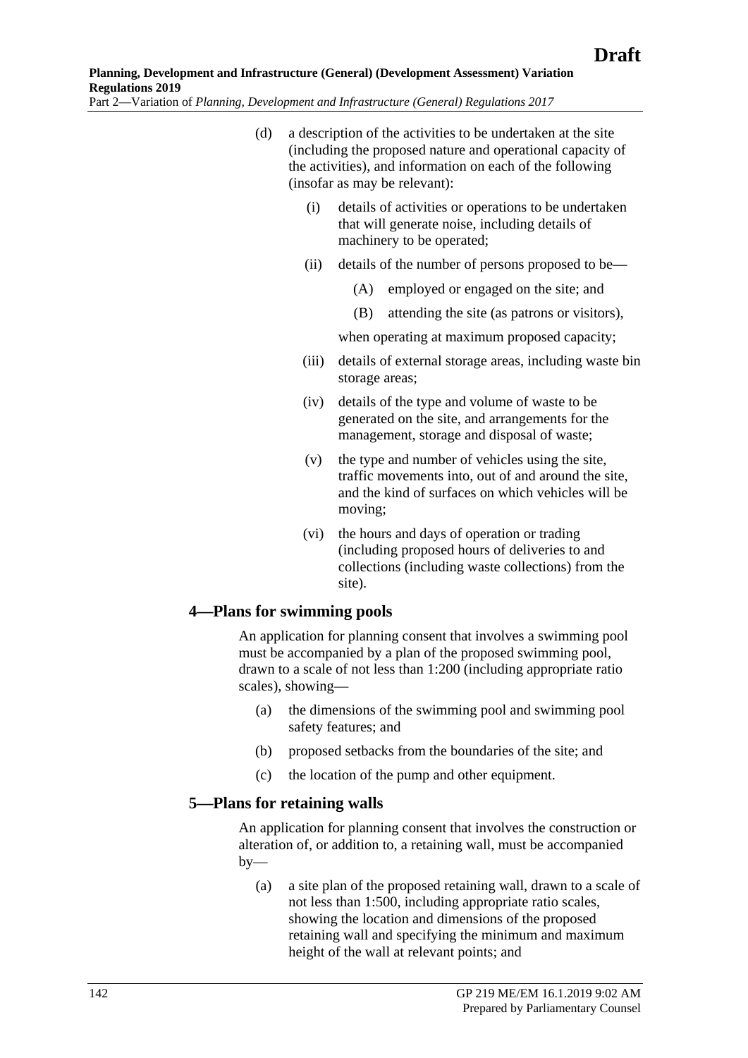(d) a description of the activities to be undertaken at the site (including the proposed nature and operational capacity of the activities), and information on each of the following (insofar as may be relevant):

   (i) details of activities or operations to be undertaken that will generate noise, including details of machinery to be operated;

   (ii) details of the number of persons proposed to be—

      (A) employed or engaged on the site; and

      (B) attending the site (as patrons or visitors),

   when operating at maximum proposed capacity;

   (iii) details of external storage areas, including waste bin storage areas;

   (iv) details of the type and volume of waste to be generated on the site, and arrangements for the management, storage and disposal of waste;

   (v) the type and number of vehicles using the site, traffic movements into, out of and around the site, and the kind of surfaces on which vehicles will be moving;

   (vi) the hours and days of operation or trading (including proposed hours of deliveries to and collections (including waste collections) from the site).

## 4—Plans for swimming pools

An application for planning consent that involves a swimming pool must be accompanied by a plan of the proposed swimming pool, drawn to a scale of not less than 1:200 (including appropriate ratio scales), showing—

(a) the dimensions of the swimming pool and swimming pool safety features; and

(b) proposed setbacks from the boundaries of the site; and

(c) the location of the pump and other equipment.

## 5—Plans for retaining walls

An application for planning consent that involves the construction or alteration of, or addition to, a retaining wall, must be accompanied by—

(a) a site plan of the proposed retaining wall, drawn to a scale of not less than 1:500, including appropriate ratio scales, showing the location and dimensions of the proposed retaining wall and specifying the minimum and maximum height of the wall at relevant points; and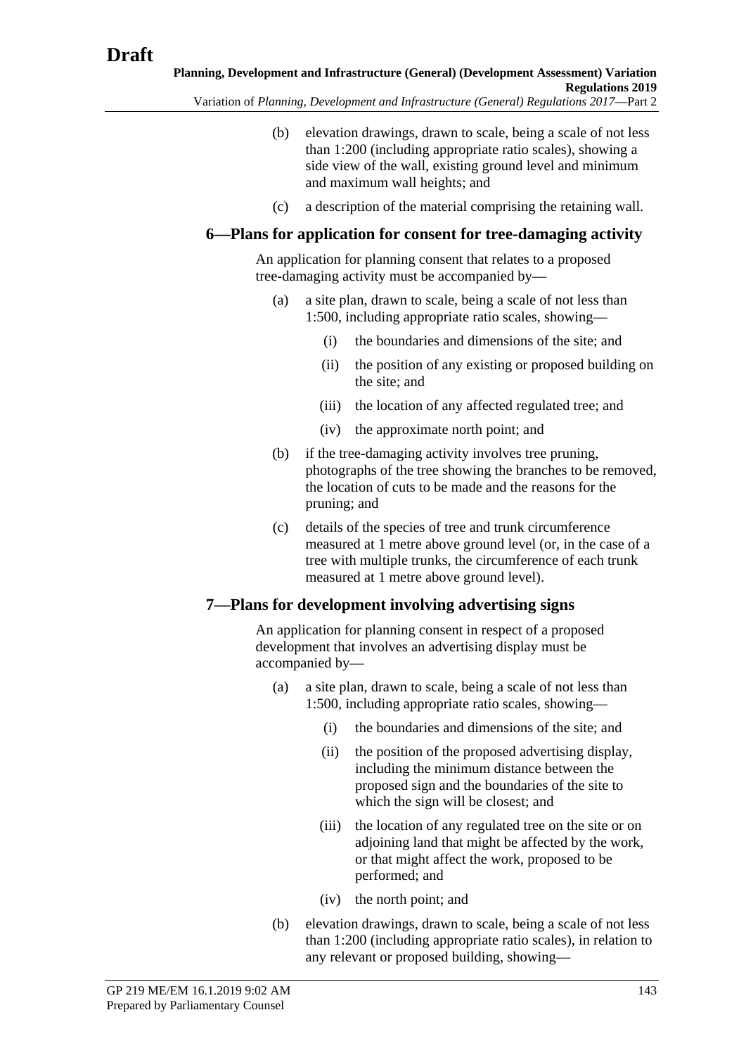(b) elevation drawings, drawn to scale, being a scale of not less than 1:200 (including appropriate ratio scales), showing a side view of the wall, existing ground level and minimum and maximum wall heights; and

(c) a description of the material comprising the retaining wall.

## 6—Plans for application for consent for tree-damaging activity

An application for planning consent that relates to a proposed tree-damaging activity must be accompanied by—

(a) a site plan, drawn to scale, being a scale of not less than 1:500, including appropriate ratio scales, showing—

(i) the boundaries and dimensions of the site; and

(ii) the position of any existing or proposed building on the site; and

(iii) the location of any affected regulated tree; and

(iv) the approximate north point; and

(b) if the tree-damaging activity involves tree pruning, photographs of the tree showing the branches to be removed, the location of cuts to be made and the reasons for the pruning; and

(c) details of the species of tree and trunk circumference measured at 1 metre above ground level (or, in the case of a tree with multiple trunks, the circumference of each trunk measured at 1 metre above ground level).

## 7—Plans for development involving advertising signs

An application for planning consent in respect of a proposed development that involves an advertising display must be accompanied by—

(a) a site plan, drawn to scale, being a scale of not less than 1:500, including appropriate ratio scales, showing—

(i) the boundaries and dimensions of the site; and

(ii) the position of the proposed advertising display, including the minimum distance between the proposed sign and the boundaries of the site to which the sign will be closest; and

(iii) the location of any regulated tree on the site or on adjoining land that might be affected by the work, or that might affect the work, proposed to be performed; and

(iv) the north point; and

(b) elevation drawings, drawn to scale, being a scale of not less than 1:200 (including appropriate ratio scales), in relation to any relevant or proposed building, showing—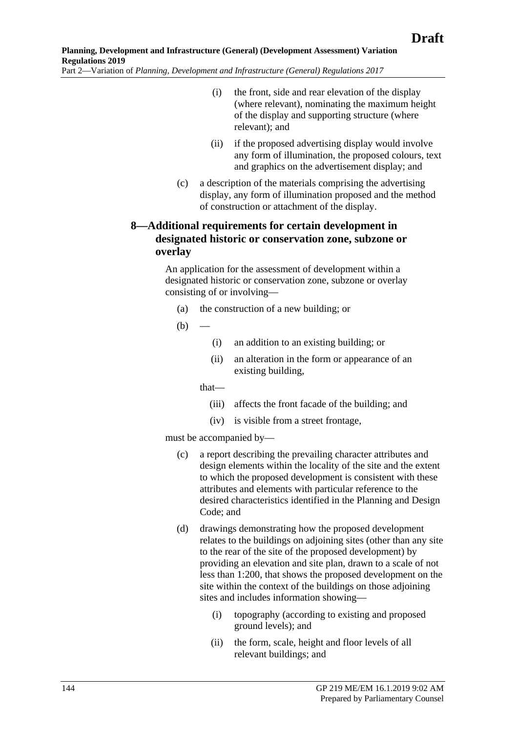(i) the front, side and rear elevation of the display (where relevant), nominating the maximum height of the display and supporting structure (where relevant); and

(ii) if the proposed advertising display would involve any form of illumination, the proposed colours, text and graphics on the advertisement display; and

(c) a description of the materials comprising the advertising display, any form of illumination proposed and the method of construction or attachment of the display.

### 8—Additional requirements for certain development in designated historic or conservation zone, subzone or overlay

An application for the assessment of development within a designated historic or conservation zone, subzone or overlay consisting of or involving—

(a) the construction of a new building; or

(b) —

(i) an addition to an existing building; or

(ii) an alteration in the form or appearance of an existing building,

that—

(iii) affects the front facade of the building; and

(iv) is visible from a street frontage,

must be accompanied by—

(c) a report describing the prevailing character attributes and design elements within the locality of the site and the extent to which the proposed development is consistent with these attributes and elements with particular reference to the desired characteristics identified in the Planning and Design Code; and

(d) drawings demonstrating how the proposed development relates to the buildings on adjoining sites (other than any site to the rear of the site of the proposed development) by providing an elevation and site plan, drawn to a scale of not less than 1:200, that shows the proposed development on the site within the context of the buildings on those adjoining sites and includes information showing—

(i) topography (according to existing and proposed ground levels); and

(ii) the form, scale, height and floor levels of all relevant buildings; and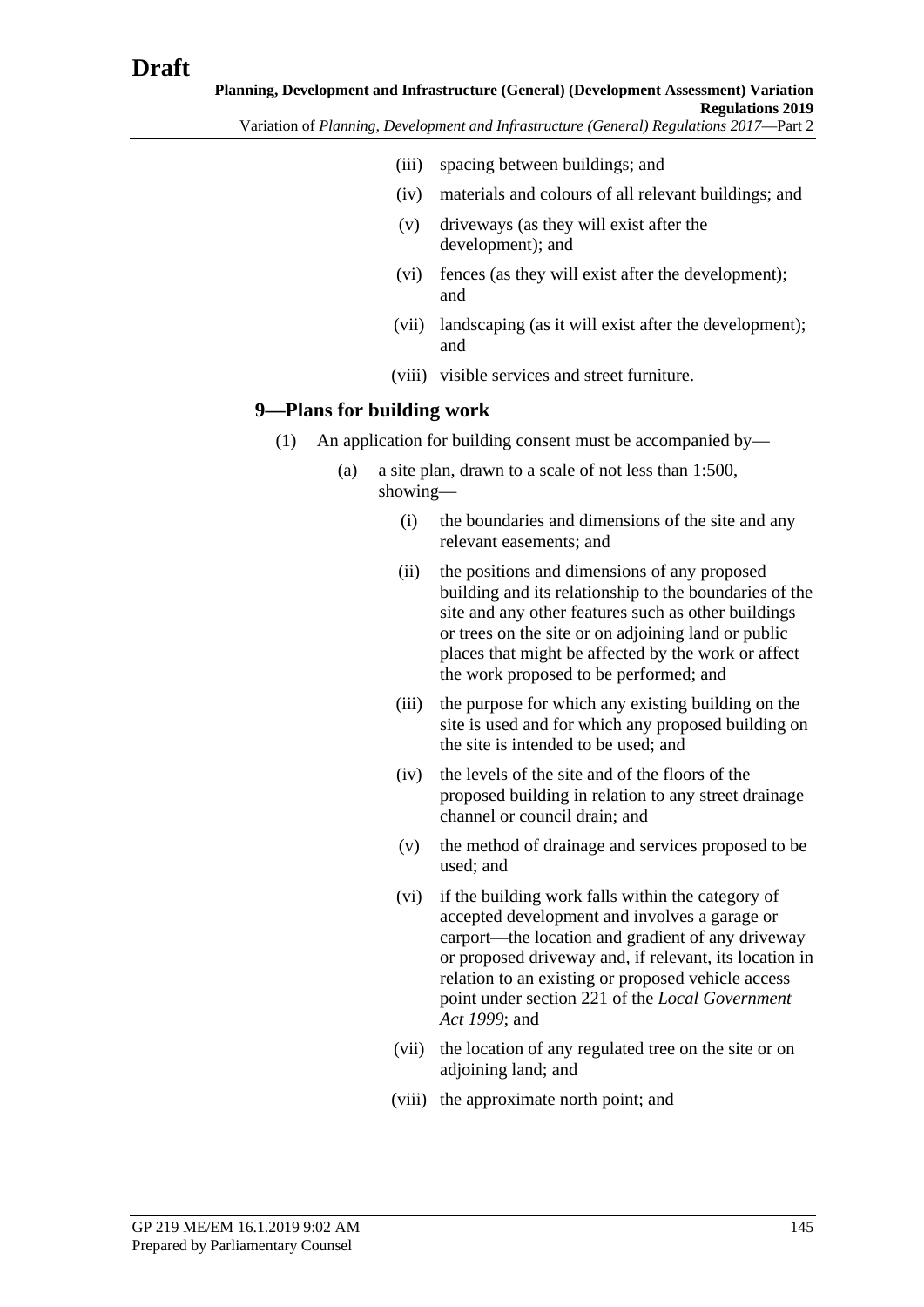(iii) spacing between buildings; and

(iv) materials and colours of all relevant buildings; and

(v) driveways (as they will exist after the development); and

(vi) fences (as they will exist after the development); and

(vii) landscaping (as it will exist after the development); and

(viii) visible services and street furniture.

## 9—Plans for building work

(1) An application for building consent must be accompanied by—

(a) a site plan, drawn to a scale of not less than 1:500, showing—

(i) the boundaries and dimensions of the site and any relevant easements; and

(ii) the positions and dimensions of any proposed building and its relationship to the boundaries of the site and any other features such as other buildings or trees on the site or on adjoining land or public places that might be affected by the work or affect the work proposed to be performed; and

(iii) the purpose for which any existing building on the site is used and for which any proposed building on the site is intended to be used; and

(iv) the levels of the site and of the floors of the proposed building in relation to any street drainage channel or council drain; and

(v) the method of drainage and services proposed to be used; and

(vi) if the building work falls within the category of accepted development and involves a garage or carport—the location and gradient of any driveway or proposed driveway and, if relevant, its location in relation to an existing or proposed vehicle access point under section 221 of the *Local Government Act 1999*; and

(vii) the location of any regulated tree on the site or on adjoining land; and

(viii) the approximate north point; and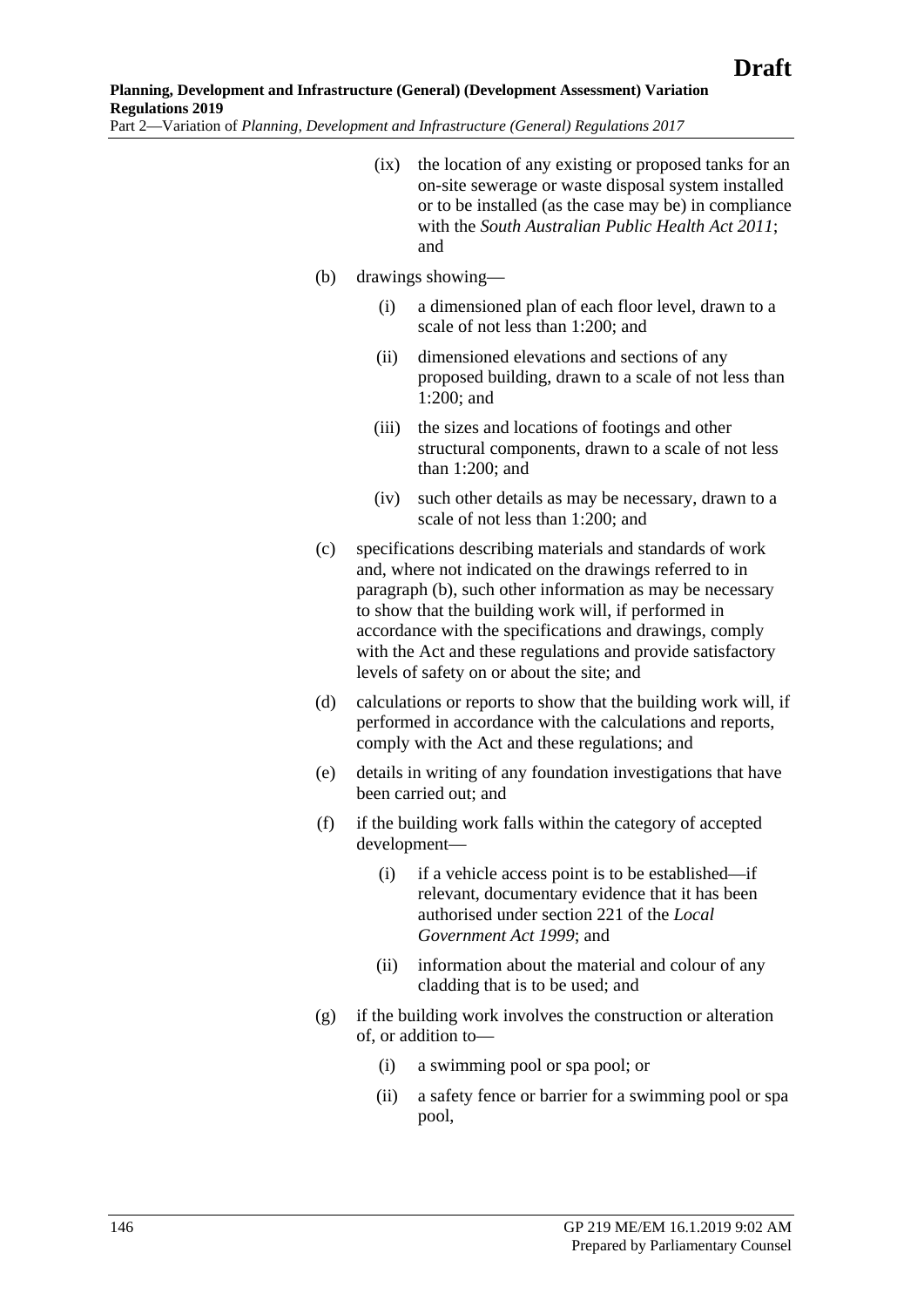(ix) the location of any existing or proposed tanks for an on-site sewerage or waste disposal system installed or to be installed (as the case may be) in compliance with the *South Australian Public Health Act 2011*; and

(b) drawings showing—

(i) a dimensioned plan of each floor level, drawn to a scale of not less than 1:200; and

(ii) dimensioned elevations and sections of any proposed building, drawn to a scale of not less than 1:200; and

(iii) the sizes and locations of footings and other structural components, drawn to a scale of not less than 1:200; and

(iv) such other details as may be necessary, drawn to a scale of not less than 1:200; and

(c) specifications describing materials and standards of work and, where not indicated on the drawings referred to in paragraph (b), such other information as may be necessary to show that the building work will, if performed in accordance with the specifications and drawings, comply with the Act and these regulations and provide satisfactory levels of safety on or about the site; and

(d) calculations or reports to show that the building work will, if performed in accordance with the calculations and reports, comply with the Act and these regulations; and

(e) details in writing of any foundation investigations that have been carried out; and

(f) if the building work falls within the category of accepted development—

(i) if a vehicle access point is to be established—if relevant, documentary evidence that it has been authorised under section 221 of the *Local Government Act 1999*; and

(ii) information about the material and colour of any cladding that is to be used; and

(g) if the building work involves the construction or alteration of, or addition to—

(i) a swimming pool or spa pool; or

(ii) a safety fence or barrier for a swimming pool or spa pool,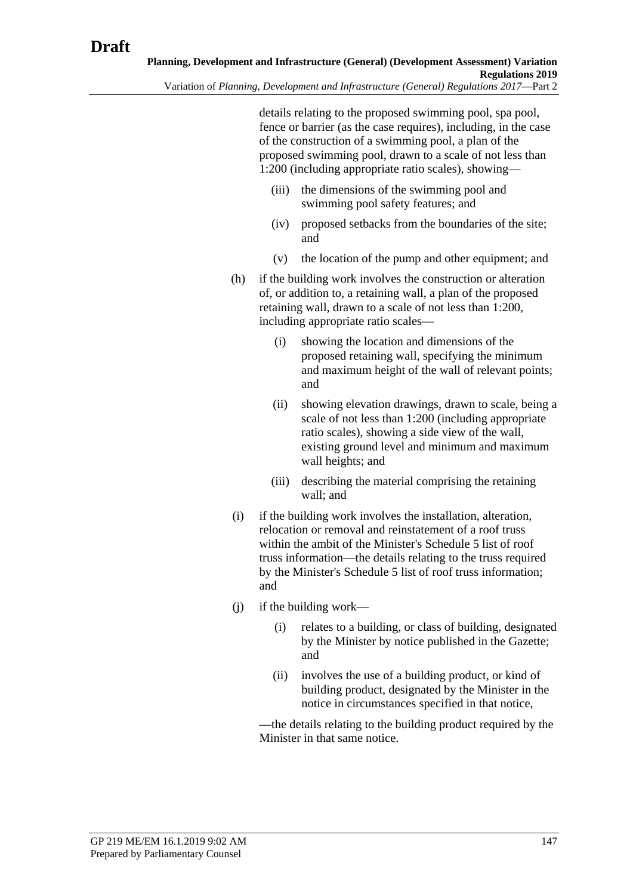details relating to the proposed swimming pool, spa pool, fence or barrier (as the case requires), including, in the case of the construction of a swimming pool, a plan of the proposed swimming pool, drawn to a scale of not less than 1:200 (including appropriate ratio scales), showing—

(iii) the dimensions of the swimming pool and swimming pool safety features; and

(iv) proposed setbacks from the boundaries of the site; and

(v) the location of the pump and other equipment; and

(h) if the building work involves the construction or alteration of, or addition to, a retaining wall, a plan of the proposed retaining wall, drawn to a scale of not less than 1:200, including appropriate ratio scales—

(i) showing the location and dimensions of the proposed retaining wall, specifying the minimum and maximum height of the wall of relevant points; and

(ii) showing elevation drawings, drawn to scale, being a scale of not less than 1:200 (including appropriate ratio scales), showing a side view of the wall, existing ground level and minimum and maximum wall heights; and

(iii) describing the material comprising the retaining wall; and

(i) if the building work involves the installation, alteration, relocation or removal and reinstatement of a roof truss within the ambit of the Minister's Schedule 5 list of roof truss information—the details relating to the truss required by the Minister's Schedule 5 list of roof truss information; and

(j) if the building work—

(i) relates to a building, or class of building, designated by the Minister by notice published in the Gazette; and

(ii) involves the use of a building product, or kind of building product, designated by the Minister in the notice in circumstances specified in that notice,

—the details relating to the building product required by the Minister in that same notice.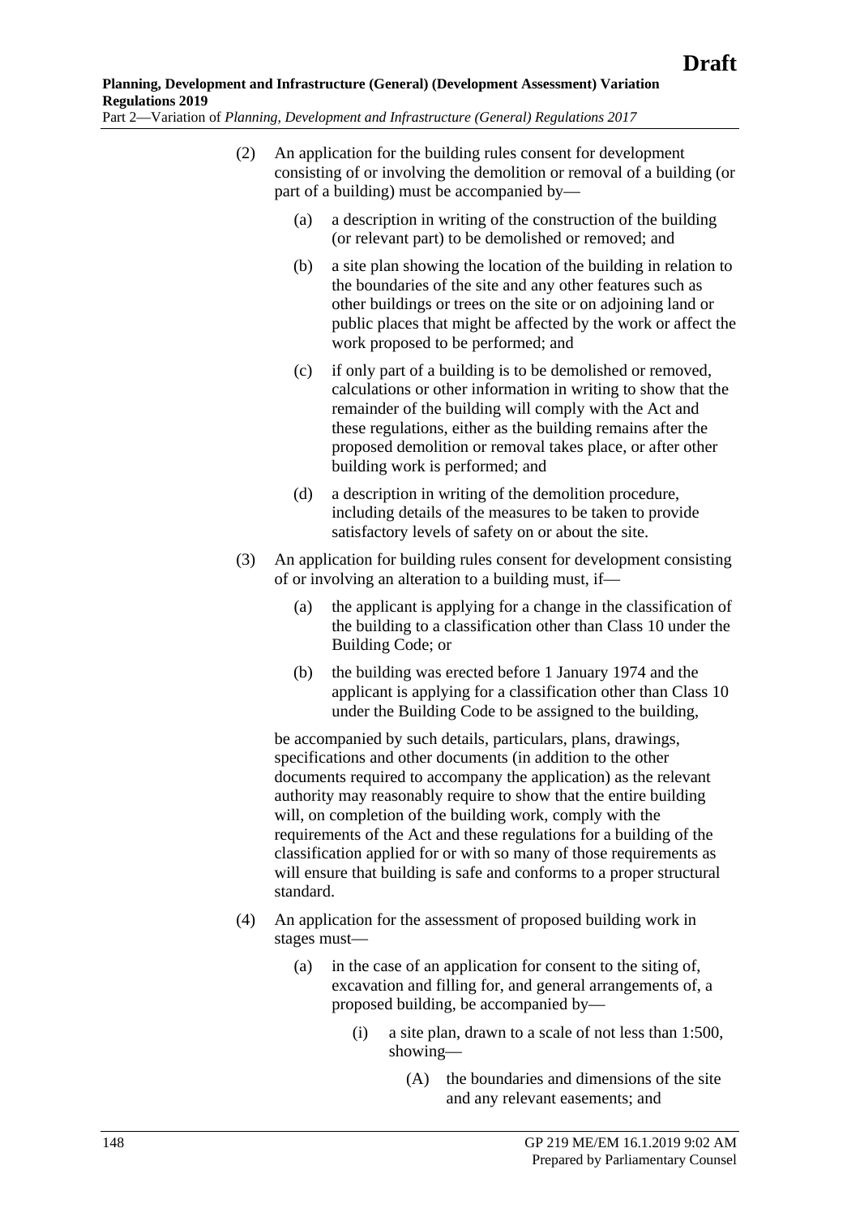(2) An application for the building rules consent for development consisting of or involving the demolition or removal of a building (or part of a building) must be accompanied by—

(a) a description in writing of the construction of the building (or relevant part) to be demolished or removed; and

(b) a site plan showing the location of the building in relation to the boundaries of the site and any other features such as other buildings or trees on the site or on adjoining land or public places that might be affected by the work or affect the work proposed to be performed; and

(c) if only part of a building is to be demolished or removed, calculations or other information in writing to show that the remainder of the building will comply with the Act and these regulations, either as the building remains after the proposed demolition or removal takes place, or after other building work is performed; and

(d) a description in writing of the demolition procedure, including details of the measures to be taken to provide satisfactory levels of safety on or about the site.

(3) An application for building rules consent for development consisting of or involving an alteration to a building must, if—

(a) the applicant is applying for a change in the classification of the building to a classification other than Class 10 under the Building Code; or

(b) the building was erected before 1 January 1974 and the applicant is applying for a classification other than Class 10 under the Building Code to be assigned to the building,

be accompanied by such details, particulars, plans, drawings, specifications and other documents (in addition to the other documents required to accompany the application) as the relevant authority may reasonably require to show that the entire building will, on completion of the building work, comply with the requirements of the Act and these regulations for a building of the classification applied for or with so many of those requirements as will ensure that building is safe and conforms to a proper structural standard.

(4) An application for the assessment of proposed building work in stages must—

(a) in the case of an application for consent to the siting of, excavation and filling for, and general arrangements of, a proposed building, be accompanied by—

(i) a site plan, drawn to a scale of not less than 1:500, showing—

(A) the boundaries and dimensions of the site and any relevant easements; and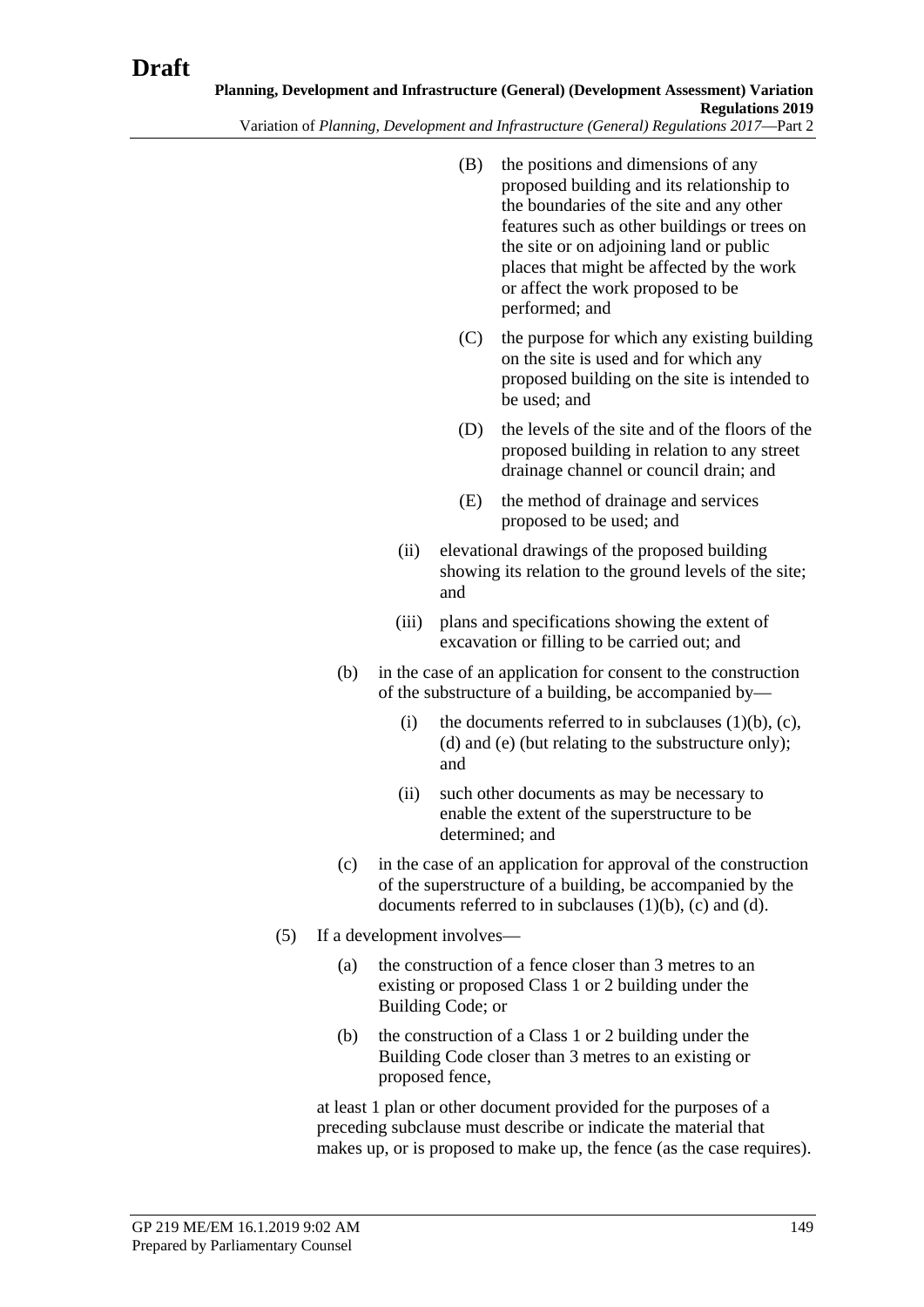(B) the positions and dimensions of any proposed building and its relationship to the boundaries of the site and any other features such as other buildings or trees on the site or on adjoining land or public places that might be affected by the work or affect the work proposed to be performed; and

(C) the purpose for which any existing building on the site is used and for which any proposed building on the site is intended to be used; and

(D) the levels of the site and of the floors of the proposed building in relation to any street drainage channel or council drain; and

(E) the method of drainage and services proposed to be used; and

(ii) elevational drawings of the proposed building showing its relation to the ground levels of the site; and

(iii) plans and specifications showing the extent of excavation or filling to be carried out; and

(b) in the case of an application for consent to the construction of the substructure of a building, be accompanied by—

(i) the documents referred to in subclauses (1)(b), (c), (d) and (e) (but relating to the substructure only); and

(ii) such other documents as may be necessary to enable the extent of the superstructure to be determined; and

(c) in the case of an application for approval of the construction of the superstructure of a building, be accompanied by the documents referred to in subclauses (1)(b), (c) and (d).

(5) If a development involves—

(a) the construction of a fence closer than 3 metres to an existing or proposed Class 1 or 2 building under the Building Code; or

(b) the construction of a Class 1 or 2 building under the Building Code closer than 3 metres to an existing or proposed fence,

at least 1 plan or other document provided for the purposes of a preceding subclause must describe or indicate the material that makes up, or is proposed to make up, the fence (as the case requires).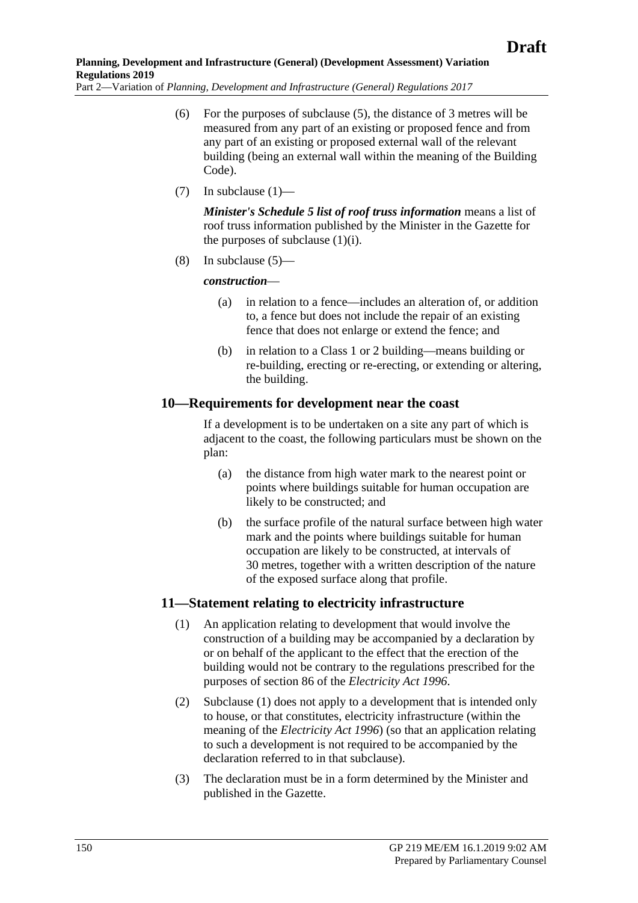(6) For the purposes of subclause (5), the distance of 3 metres will be measured from any part of an existing or proposed fence and from any part of an existing or proposed external wall of the relevant building (being an external wall within the meaning of the Building Code).

(7) In subclause (1)—

***Minister's Schedule 5 list of roof truss information*** means a list of roof truss information published by the Minister in the Gazette for the purposes of subclause (1)(i).

(8) In subclause (5)—

***construction***—

(a) in relation to a fence—includes an alteration of, or addition to, a fence but does not include the repair of an existing fence that does not enlarge or extend the fence; and

(b) in relation to a Class 1 or 2 building—means building or re-building, erecting or re-erecting, or extending or altering, the building.

## 10—Requirements for development near the coast

If a development is to be undertaken on a site any part of which is adjacent to the coast, the following particulars must be shown on the plan:

(a) the distance from high water mark to the nearest point or points where buildings suitable for human occupation are likely to be constructed; and

(b) the surface profile of the natural surface between high water mark and the points where buildings suitable for human occupation are likely to be constructed, at intervals of 30 metres, together with a written description of the nature of the exposed surface along that profile.

## 11—Statement relating to electricity infrastructure

(1) An application relating to development that would involve the construction of a building may be accompanied by a declaration by or on behalf of the applicant to the effect that the erection of the building would not be contrary to the regulations prescribed for the purposes of section 86 of the *Electricity Act 1996*.

(2) Subclause (1) does not apply to a development that is intended only to house, or that constitutes, electricity infrastructure (within the meaning of the *Electricity Act 1996*) (so that an application relating to such a development is not required to be accompanied by the declaration referred to in that subclause).

(3) The declaration must be in a form determined by the Minister and published in the Gazette.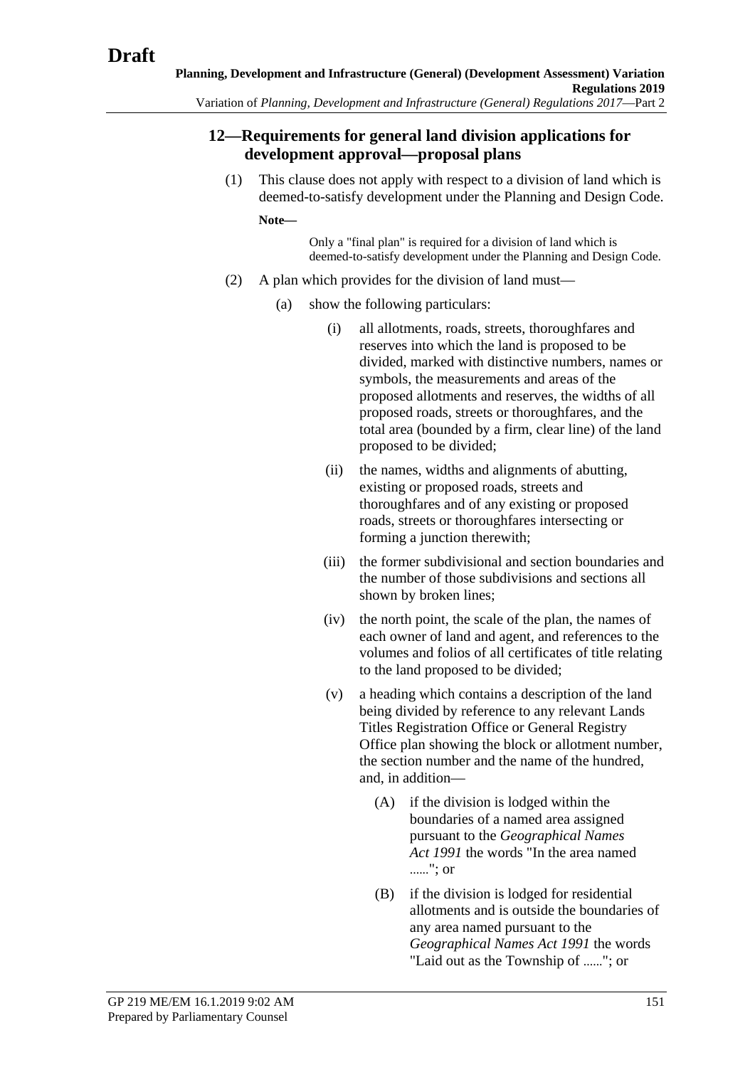## 12—Requirements for general land division applications for development approval—proposal plans

(1) This clause does not apply with respect to a division of land which is deemed-to-satisfy development under the Planning and Design Code.

**Note—**

Only a "final plan" is required for a division of land which is deemed-to-satisfy development under the Planning and Design Code.

(2) A plan which provides for the division of land must—

(a) show the following particulars:

(i) all allotments, roads, streets, thoroughfares and reserves into which the land is proposed to be divided, marked with distinctive numbers, names or symbols, the measurements and areas of the proposed allotments and reserves, the widths of all proposed roads, streets or thoroughfares, and the total area (bounded by a firm, clear line) of the land proposed to be divided;

(ii) the names, widths and alignments of abutting, existing or proposed roads, streets and thoroughfares and of any existing or proposed roads, streets or thoroughfares intersecting or forming a junction therewith;

(iii) the former subdivisional and section boundaries and the number of those subdivisions and sections all shown by broken lines;

(iv) the north point, the scale of the plan, the names of each owner of land and agent, and references to the volumes and folios of all certificates of title relating to the land proposed to be divided;

(v) a heading which contains a description of the land being divided by reference to any relevant Lands Titles Registration Office or General Registry Office plan showing the block or allotment number, the section number and the name of the hundred, and, in addition—

(A) if the division is lodged within the boundaries of a named area assigned pursuant to the *Geographical Names Act 1991* the words "In the area named ......"; or

(B) if the division is lodged for residential allotments and is outside the boundaries of any area named pursuant to the *Geographical Names Act 1991* the words "Laid out as the Township of ......"; or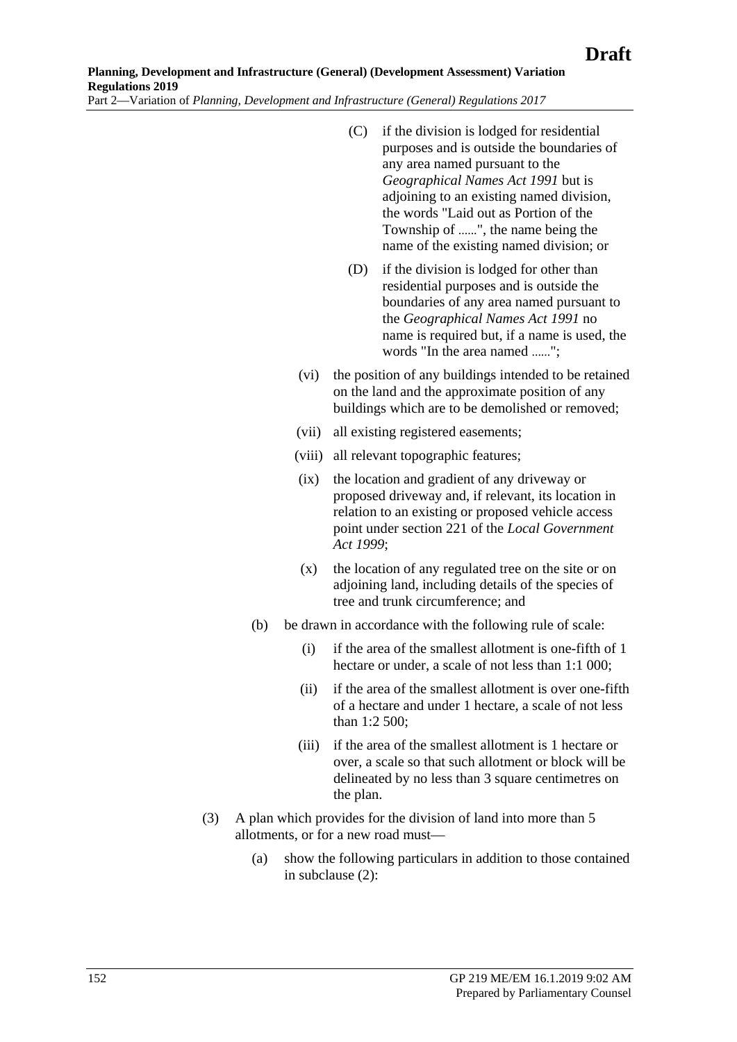(C) if the division is lodged for residential purposes and is outside the boundaries of any area named pursuant to the *Geographical Names Act 1991* but is adjoining to an existing named division, the words "Laid out as Portion of the Township of ......", the name being the name of the existing named division; or

(D) if the division is lodged for other than residential purposes and is outside the boundaries of any area named pursuant to the *Geographical Names Act 1991* no name is required but, if a name is used, the words "In the area named ......";

(vi) the position of any buildings intended to be retained on the land and the approximate position of any buildings which are to be demolished or removed;

(vii) all existing registered easements;

(viii) all relevant topographic features;

(ix) the location and gradient of any driveway or proposed driveway and, if relevant, its location in relation to an existing or proposed vehicle access point under section 221 of the *Local Government Act 1999*;

(x) the location of any regulated tree on the site or on adjoining land, including details of the species of tree and trunk circumference; and

(b) be drawn in accordance with the following rule of scale:

(i) if the area of the smallest allotment is one-fifth of 1 hectare or under, a scale of not less than 1:1 000;

(ii) if the area of the smallest allotment is over one-fifth of a hectare and under 1 hectare, a scale of not less than 1:2 500;

(iii) if the area of the smallest allotment is 1 hectare or over, a scale so that such allotment or block will be delineated by no less than 3 square centimetres on the plan.

(3) A plan which provides for the division of land into more than 5 allotments, or for a new road must—

(a) show the following particulars in addition to those contained in subclause (2):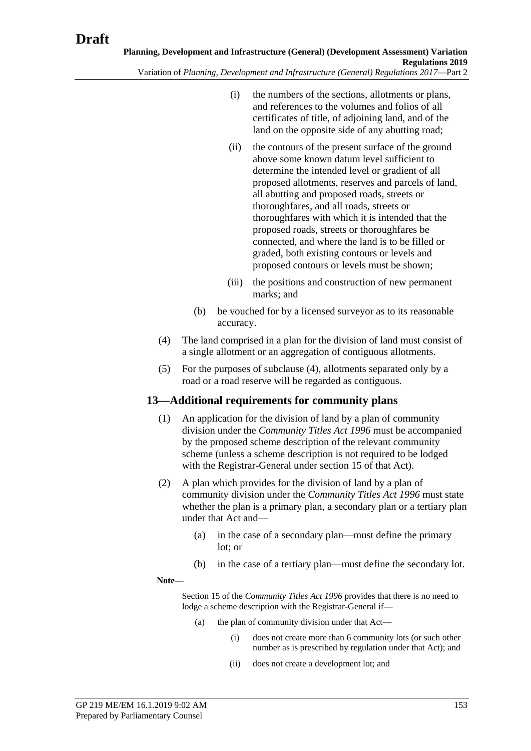(i) the numbers of the sections, allotments or plans, and references to the volumes and folios of all certificates of title, of adjoining land, and of the land on the opposite side of any abutting road;

(ii) the contours of the present surface of the ground above some known datum level sufficient to determine the intended level or gradient of all proposed allotments, reserves and parcels of land, all abutting and proposed roads, streets or thoroughfares, and all roads, streets or thoroughfares with which it is intended that the proposed roads, streets or thoroughfares be connected, and where the land is to be filled or graded, both existing contours or levels and proposed contours or levels must be shown;

(iii) the positions and construction of new permanent marks; and

(b) be vouched for by a licensed surveyor as to its reasonable accuracy.

(4) The land comprised in a plan for the division of land must consist of a single allotment or an aggregation of contiguous allotments.

(5) For the purposes of subclause (4), allotments separated only by a road or a road reserve will be regarded as contiguous.

## 13—Additional requirements for community plans

(1) An application for the division of land by a plan of community division under the *Community Titles Act 1996* must be accompanied by the proposed scheme description of the relevant community scheme (unless a scheme description is not required to be lodged with the Registrar-General under section 15 of that Act).

(2) A plan which provides for the division of land by a plan of community division under the *Community Titles Act 1996* must state whether the plan is a primary plan, a secondary plan or a tertiary plan under that Act and—

(a) in the case of a secondary plan—must define the primary lot; or

(b) in the case of a tertiary plan—must define the secondary lot.

**Note—**

Section 15 of the *Community Titles Act 1996* provides that there is no need to lodge a scheme description with the Registrar-General if—

(a) the plan of community division under that Act—

(i) does not create more than 6 community lots (or such other number as is prescribed by regulation under that Act); and

(ii) does not create a development lot; and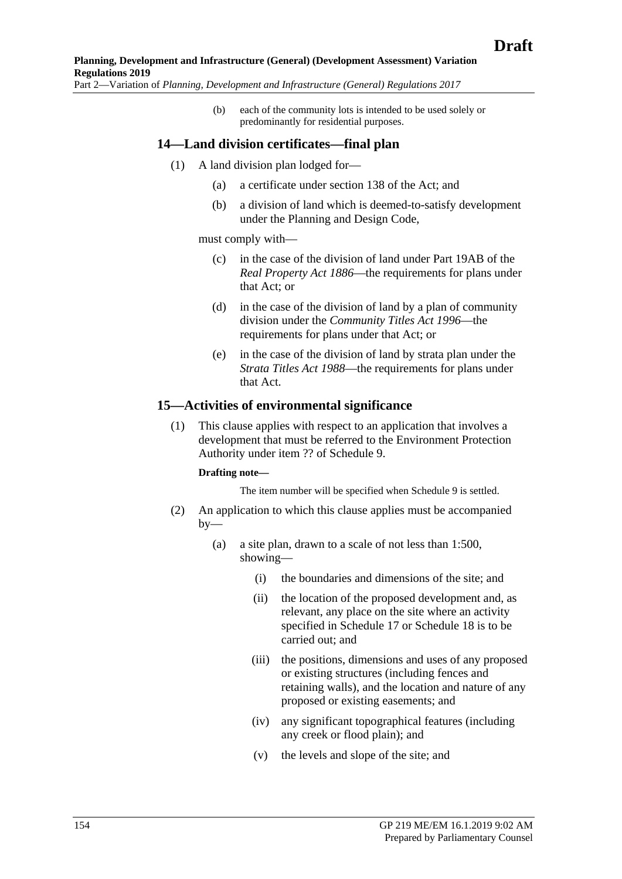(b) each of the community lots is intended to be used solely or predominantly for residential purposes.

## 14—Land division certificates—final plan

(1) A land division plan lodged for—

(a) a certificate under section 138 of the Act; and

(b) a division of land which is deemed-to-satisfy development under the Planning and Design Code,

must comply with—

(c) in the case of the division of land under Part 19AB of the *Real Property Act 1886*—the requirements for plans under that Act; or

(d) in the case of the division of land by a plan of community division under the *Community Titles Act 1996*—the requirements for plans under that Act; or

(e) in the case of the division of land by strata plan under the *Strata Titles Act 1988*—the requirements for plans under that Act.

## 15—Activities of environmental significance

(1) This clause applies with respect to an application that involves a development that must be referred to the Environment Protection Authority under item ?? of Schedule 9.

**Drafting note—**

The item number will be specified when Schedule 9 is settled.

(2) An application to which this clause applies must be accompanied by—

(a) a site plan, drawn to a scale of not less than 1:500, showing—

(i) the boundaries and dimensions of the site; and

(ii) the location of the proposed development and, as relevant, any place on the site where an activity specified in Schedule 17 or Schedule 18 is to be carried out; and

(iii) the positions, dimensions and uses of any proposed or existing structures (including fences and retaining walls), and the location and nature of any proposed or existing easements; and

(iv) any significant topographical features (including any creek or flood plain); and

(v) the levels and slope of the site; and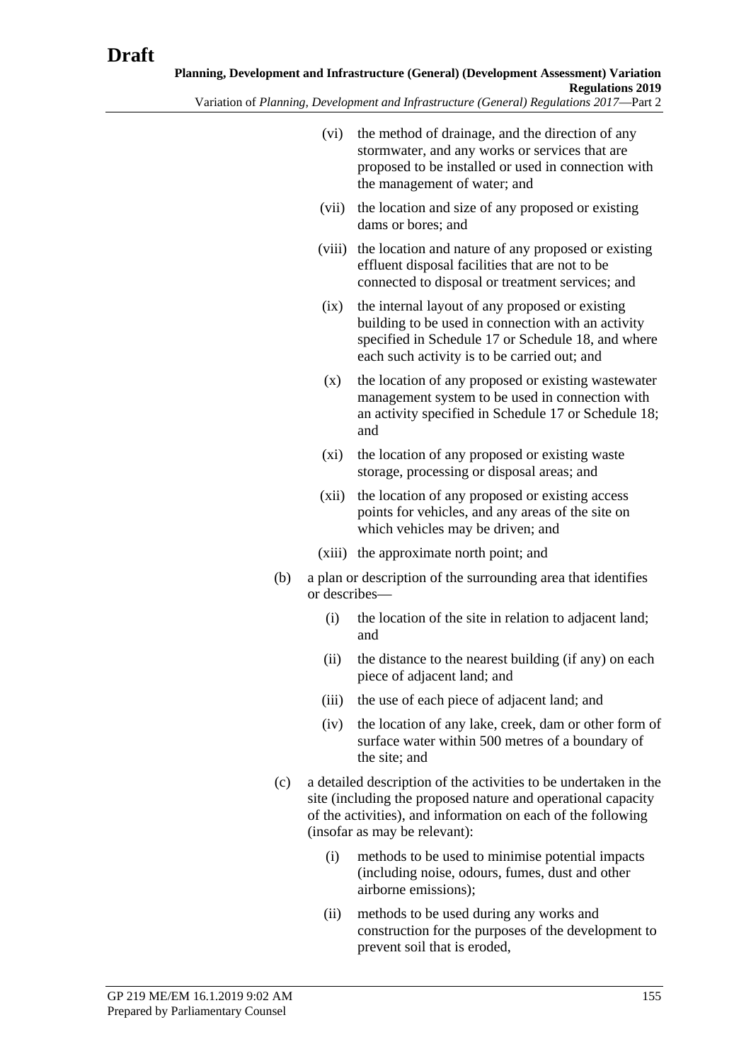(vi) the method of drainage, and the direction of any stormwater, and any works or services that are proposed to be installed or used in connection with the management of water; and

(vii) the location and size of any proposed or existing dams or bores; and

(viii) the location and nature of any proposed or existing effluent disposal facilities that are not to be connected to disposal or treatment services; and

(ix) the internal layout of any proposed or existing building to be used in connection with an activity specified in Schedule 17 or Schedule 18, and where each such activity is to be carried out; and

(x) the location of any proposed or existing wastewater management system to be used in connection with an activity specified in Schedule 17 or Schedule 18; and

(xi) the location of any proposed or existing waste storage, processing or disposal areas; and

(xii) the location of any proposed or existing access points for vehicles, and any areas of the site on which vehicles may be driven; and

(xiii) the approximate north point; and

(b) a plan or description of the surrounding area that identifies or describes—

(i) the location of the site in relation to adjacent land; and

(ii) the distance to the nearest building (if any) on each piece of adjacent land; and

(iii) the use of each piece of adjacent land; and

(iv) the location of any lake, creek, dam or other form of surface water within 500 metres of a boundary of the site; and

(c) a detailed description of the activities to be undertaken in the site (including the proposed nature and operational capacity of the activities), and information on each of the following (insofar as may be relevant):

(i) methods to be used to minimise potential impacts (including noise, odours, fumes, dust and other airborne emissions);

(ii) methods to be used during any works and construction for the purposes of the development to prevent soil that is eroded,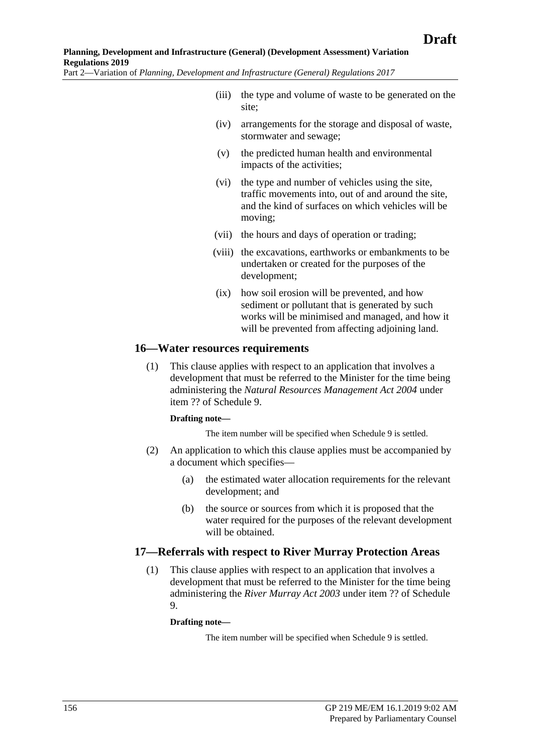(iii) the type and volume of waste to be generated on the site;

(iv) arrangements for the storage and disposal of waste, stormwater and sewage;

(v) the predicted human health and environmental impacts of the activities;

(vi) the type and number of vehicles using the site, traffic movements into, out of and around the site, and the kind of surfaces on which vehicles will be moving;

(vii) the hours and days of operation or trading;

(viii) the excavations, earthworks or embankments to be undertaken or created for the purposes of the development;

(ix) how soil erosion will be prevented, and how sediment or pollutant that is generated by such works will be minimised and managed, and how it will be prevented from affecting adjoining land.

## 16—Water resources requirements

(1) This clause applies with respect to an application that involves a development that must be referred to the Minister for the time being administering the *Natural Resources Management Act 2004* under item ?? of Schedule 9.

**Drafting note—**

The item number will be specified when Schedule 9 is settled.

(2) An application to which this clause applies must be accompanied by a document which specifies—

(a) the estimated water allocation requirements for the relevant development; and

(b) the source or sources from which it is proposed that the water required for the purposes of the relevant development will be obtained.

## 17—Referrals with respect to River Murray Protection Areas

(1) This clause applies with respect to an application that involves a development that must be referred to the Minister for the time being administering the *River Murray Act 2003* under item ?? of Schedule 9.

**Drafting note—**

The item number will be specified when Schedule 9 is settled.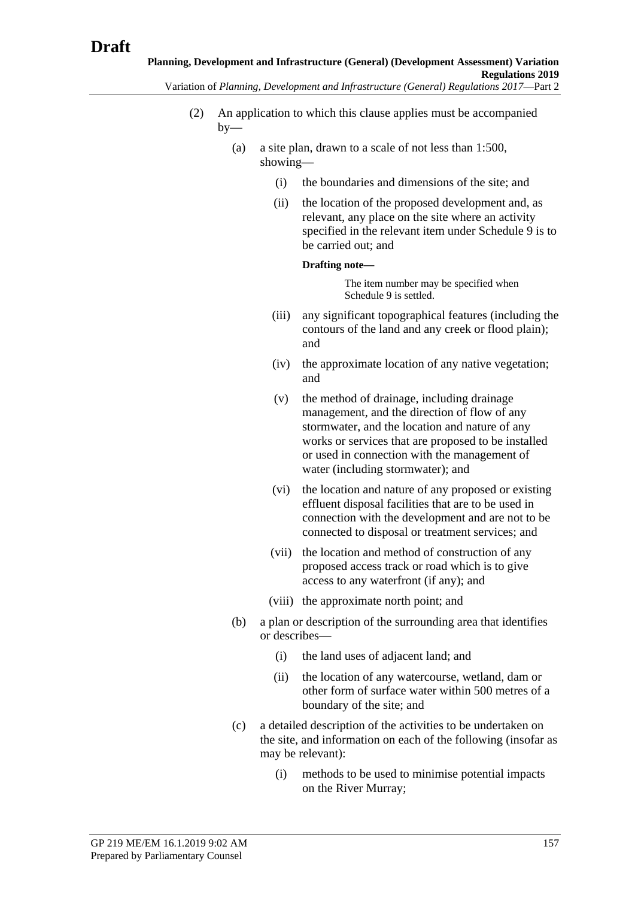(2) An application to which this clause applies must be accompanied by—

(a) a site plan, drawn to a scale of not less than 1:500, showing—

(i) the boundaries and dimensions of the site; and

(ii) the location of the proposed development and, as relevant, any place on the site where an activity specified in the relevant item under Schedule 9 is to be carried out; and

**Drafting note—**

The item number may be specified when Schedule 9 is settled.

(iii) any significant topographical features (including the contours of the land and any creek or flood plain); and

(iv) the approximate location of any native vegetation; and

(v) the method of drainage, including drainage management, and the direction of flow of any stormwater, and the location and nature of any works or services that are proposed to be installed or used in connection with the management of water (including stormwater); and

(vi) the location and nature of any proposed or existing effluent disposal facilities that are to be used in connection with the development and are not to be connected to disposal or treatment services; and

(vii) the location and method of construction of any proposed access track or road which is to give access to any waterfront (if any); and

(viii) the approximate north point; and

(b) a plan or description of the surrounding area that identifies or describes—

(i) the land uses of adjacent land; and

(ii) the location of any watercourse, wetland, dam or other form of surface water within 500 metres of a boundary of the site; and

(c) a detailed description of the activities to be undertaken on the site, and information on each of the following (insofar as may be relevant):

(i) methods to be used to minimise potential impacts on the River Murray;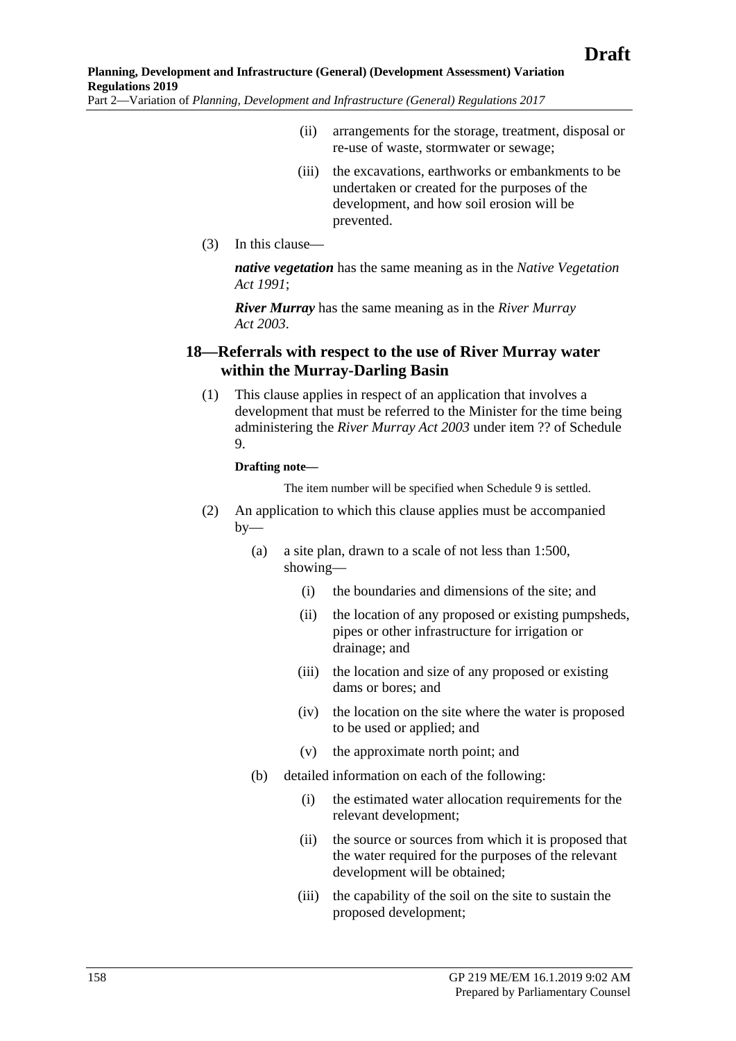(ii) arrangements for the storage, treatment, disposal or re-use of waste, stormwater or sewage;

(iii) the excavations, earthworks or embankments to be undertaken or created for the purposes of the development, and how soil erosion will be prevented.

(3) In this clause—

***native vegetation*** has the same meaning as in the *Native Vegetation Act 1991*;

***River Murray*** has the same meaning as in the *River Murray Act 2003*.

## 18—Referrals with respect to the use of River Murray water within the Murray-Darling Basin

(1) This clause applies in respect of an application that involves a development that must be referred to the Minister for the time being administering the *River Murray Act 2003* under item ?? of Schedule 9.

**Drafting note—**

The item number will be specified when Schedule 9 is settled.

(2) An application to which this clause applies must be accompanied by—

(a) a site plan, drawn to a scale of not less than 1:500, showing—

(i) the boundaries and dimensions of the site; and

(ii) the location of any proposed or existing pumpsheds, pipes or other infrastructure for irrigation or drainage; and

(iii) the location and size of any proposed or existing dams or bores; and

(iv) the location on the site where the water is proposed to be used or applied; and

(v) the approximate north point; and

(b) detailed information on each of the following:

(i) the estimated water allocation requirements for the relevant development;

(ii) the source or sources from which it is proposed that the water required for the purposes of the relevant development will be obtained;

(iii) the capability of the soil on the site to sustain the proposed development;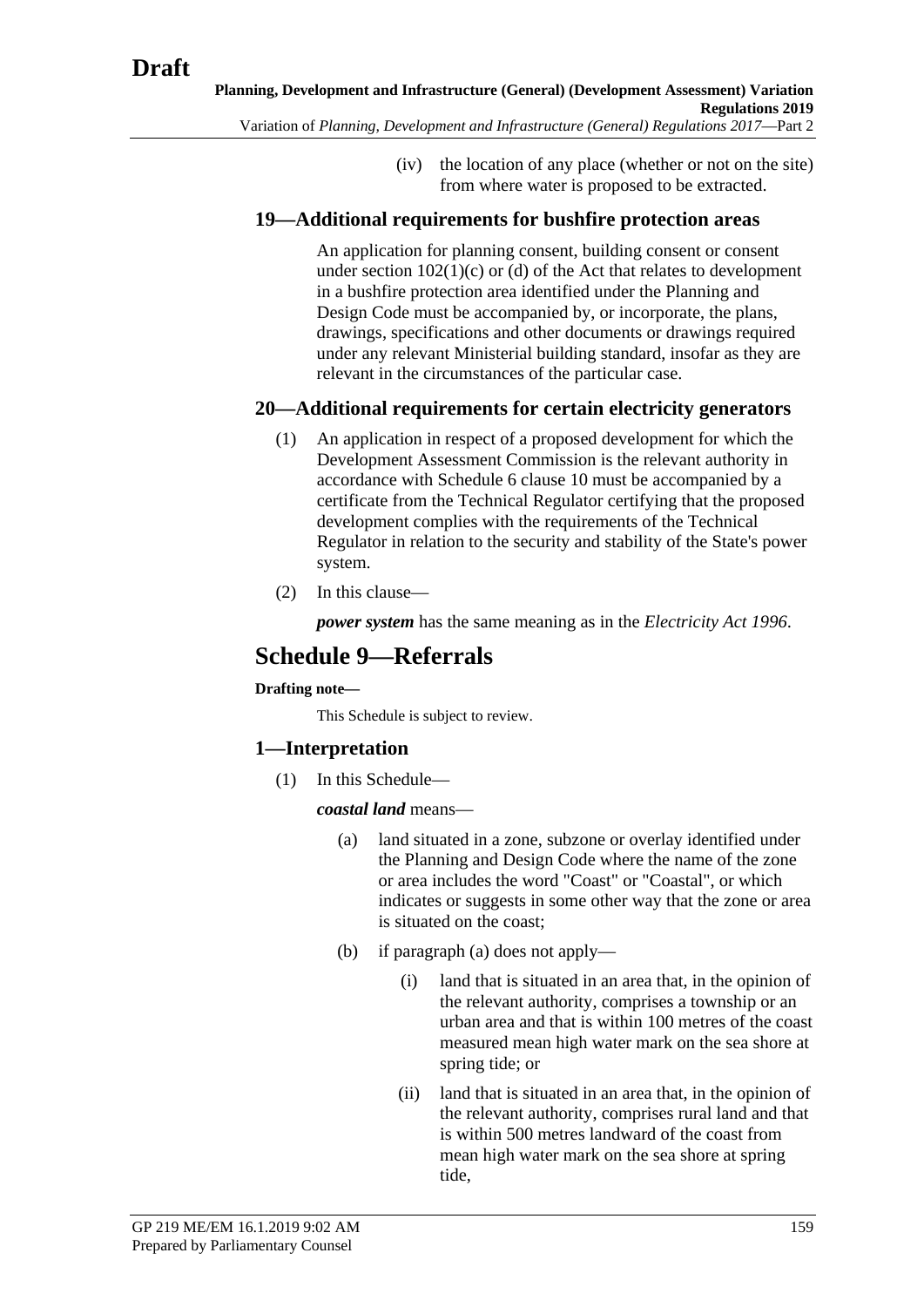(iv) the location of any place (whether or not on the site) from where water is proposed to be extracted.

### 19—Additional requirements for bushfire protection areas

An application for planning consent, building consent or consent under section 102(1)(c) or (d) of the Act that relates to development in a bushfire protection area identified under the Planning and Design Code must be accompanied by, or incorporate, the plans, drawings, specifications and other documents or drawings required under any relevant Ministerial building standard, insofar as they are relevant in the circumstances of the particular case.

### 20—Additional requirements for certain electricity generators

(1) An application in respect of a proposed development for which the Development Assessment Commission is the relevant authority in accordance with Schedule 6 clause 10 must be accompanied by a certificate from the Technical Regulator certifying that the proposed development complies with the requirements of the Technical Regulator in relation to the security and stability of the State's power system.

(2) In this clause—

***power system*** has the same meaning as in the *Electricity Act 1996*.

## Schedule 9—Referrals

**Drafting note—**

This Schedule is subject to review.

### 1—Interpretation

(1) In this Schedule—

***coastal land*** means—

(a) land situated in a zone, subzone or overlay identified under the Planning and Design Code where the name of the zone or area includes the word "Coast" or "Coastal", or which indicates or suggests in some other way that the zone or area is situated on the coast;

(b) if paragraph (a) does not apply—

(i) land that is situated in an area that, in the opinion of the relevant authority, comprises a township or an urban area and that is within 100 metres of the coast measured mean high water mark on the sea shore at spring tide; or

(ii) land that is situated in an area that, in the opinion of the relevant authority, comprises rural land and that is within 500 metres landward of the coast from mean high water mark on the sea shore at spring tide,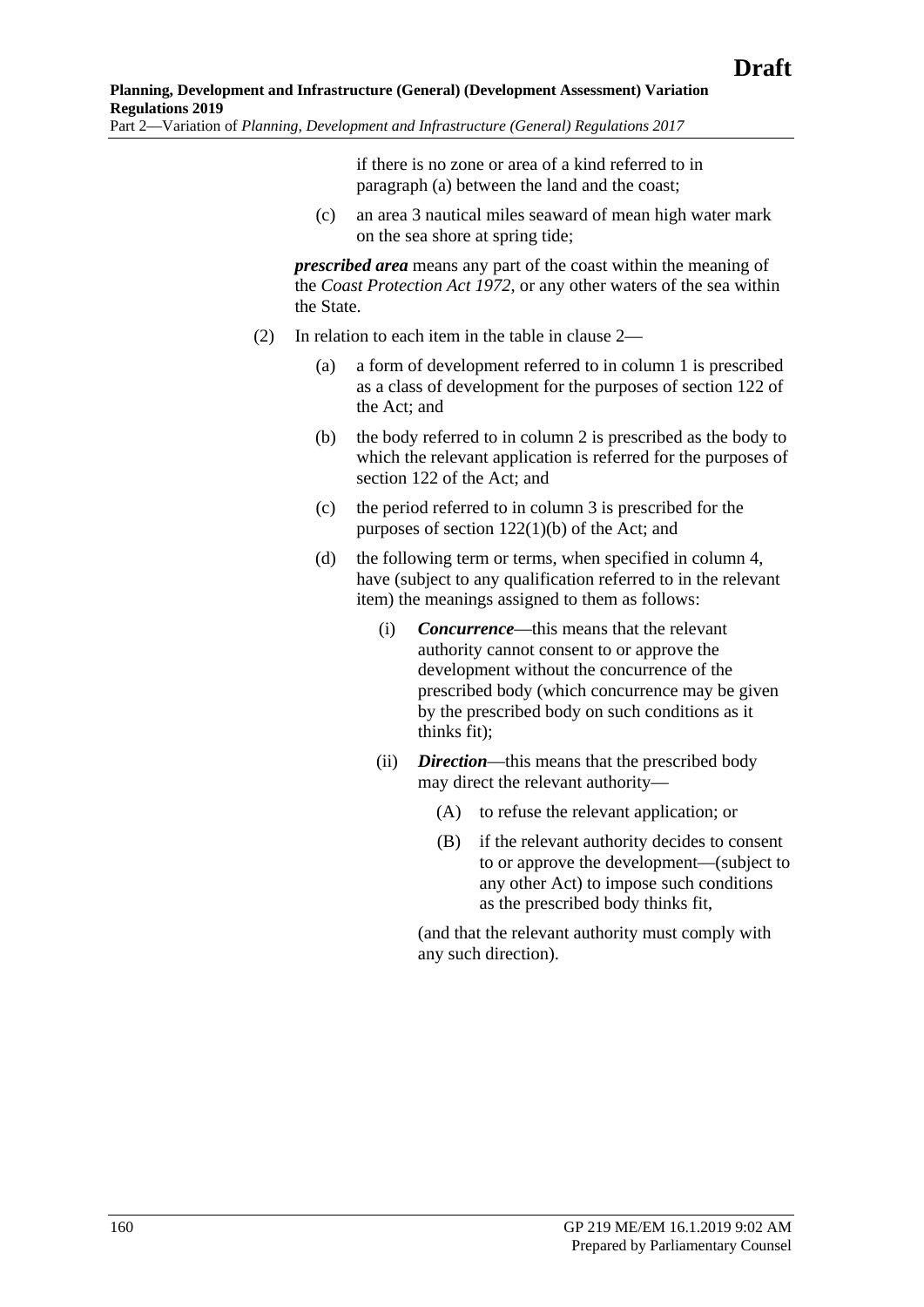if there is no zone or area of a kind referred to in paragraph (a) between the land and the coast;

(c) an area 3 nautical miles seaward of mean high water mark on the sea shore at spring tide;

***prescribed area*** means any part of the coast within the meaning of the *Coast Protection Act 1972*, or any other waters of the sea within the State.

(2) In relation to each item in the table in clause 2—

(a) a form of development referred to in column 1 is prescribed as a class of development for the purposes of section 122 of the Act; and

(b) the body referred to in column 2 is prescribed as the body to which the relevant application is referred for the purposes of section 122 of the Act; and

(c) the period referred to in column 3 is prescribed for the purposes of section 122(1)(b) of the Act; and

(d) the following term or terms, when specified in column 4, have (subject to any qualification referred to in the relevant item) the meanings assigned to them as follows:

(i) ***Concurrence***—this means that the relevant authority cannot consent to or approve the development without the concurrence of the prescribed body (which concurrence may be given by the prescribed body on such conditions as it thinks fit);

(ii) ***Direction***—this means that the prescribed body may direct the relevant authority—

(A) to refuse the relevant application; or

(B) if the relevant authority decides to consent to or approve the development—(subject to any other Act) to impose such conditions as the prescribed body thinks fit,

(and that the relevant authority must comply with any such direction).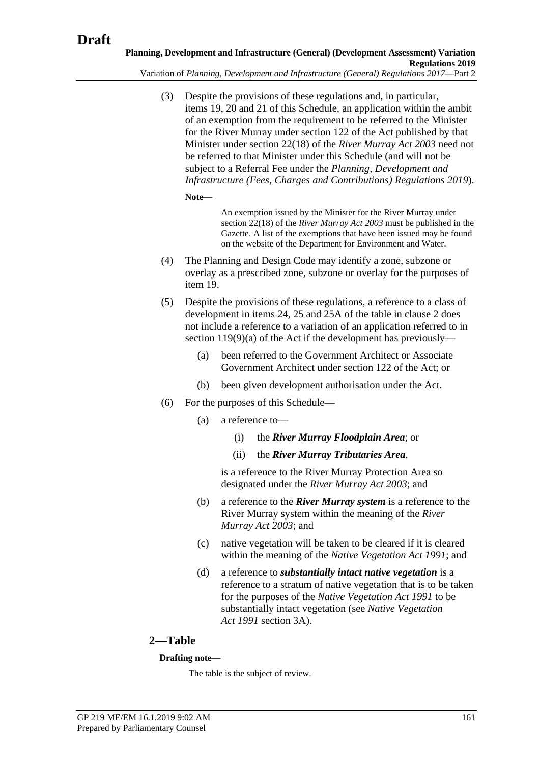(3) Despite the provisions of these regulations and, in particular, items 19, 20 and 21 of this Schedule, an application within the ambit of an exemption from the requirement to be referred to the Minister for the River Murray under section 122 of the Act published by that Minister under section 22(18) of the *River Murray Act 2003* need not be referred to that Minister under this Schedule (and will not be subject to a Referral Fee under the *Planning, Development and Infrastructure (Fees, Charges and Contributions) Regulations 2019*).

**Note—**

An exemption issued by the Minister for the River Murray under section 22(18) of the *River Murray Act 2003* must be published in the Gazette. A list of the exemptions that have been issued may be found on the website of the Department for Environment and Water.

(4) The Planning and Design Code may identify a zone, subzone or overlay as a prescribed zone, subzone or overlay for the purposes of item 19.

(5) Despite the provisions of these regulations, a reference to a class of development in items 24, 25 and 25A of the table in clause 2 does not include a reference to a variation of an application referred to in section 119(9)(a) of the Act if the development has previously—

(a) been referred to the Government Architect or Associate Government Architect under section 122 of the Act; or

(b) been given development authorisation under the Act.

(6) For the purposes of this Schedule—

(a) a reference to—

(i) the ***River Murray Floodplain Area***; or

(ii) the ***River Murray Tributaries Area***,

is a reference to the River Murray Protection Area so designated under the *River Murray Act 2003*; and

(b) a reference to the ***River Murray system*** is a reference to the River Murray system within the meaning of the *River Murray Act 2003*; and

(c) native vegetation will be taken to be cleared if it is cleared within the meaning of the *Native Vegetation Act 1991*; and

(d) a reference to ***substantially intact native vegetation*** is a reference to a stratum of native vegetation that is to be taken for the purposes of the *Native Vegetation Act 1991* to be substantially intact vegetation (see *Native Vegetation Act 1991* section 3A).

## 2—Table

**Drafting note—**

The table is the subject of review.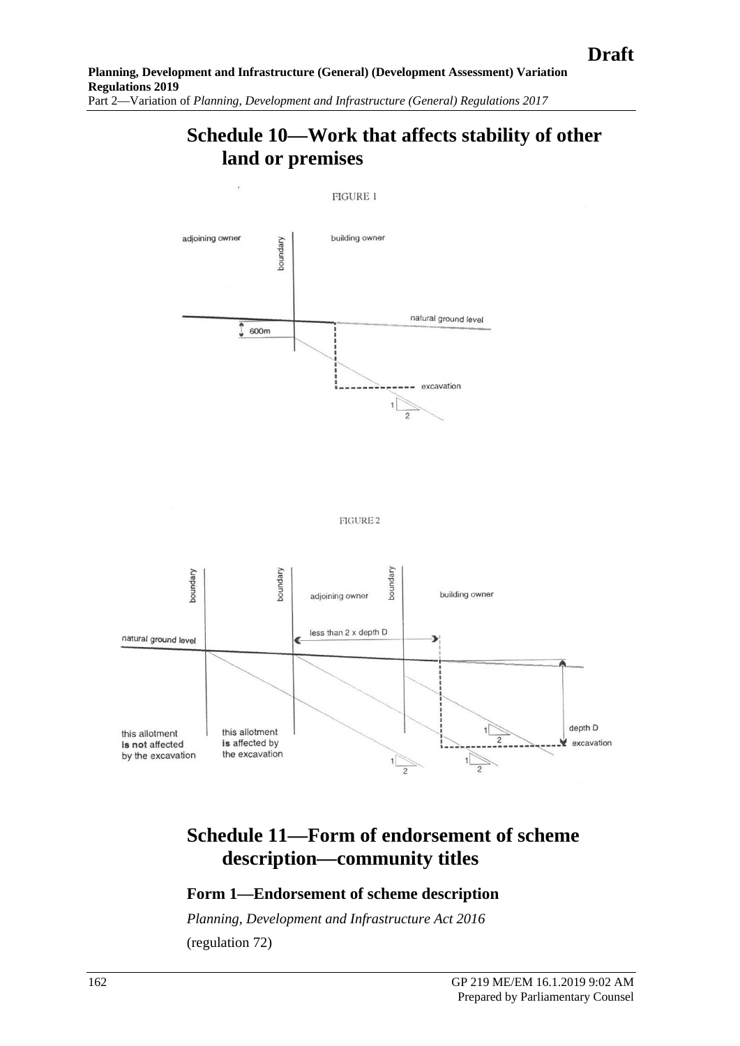# Schedule 10—Work that affects stability of other land or premises

FIGURE 1

adjoining owner | boundary | building owner

natural ground level

600m

excavation

1 / 2

FIGURE 2

boundary | boundary | adjoining owner | boundary | building owner

natural ground level

less than 2 x depth D

depth D

excavation

this allotment **is not** affected by the excavation

this allotment **is** affected by the excavation

1 / 2

# Schedule 11—Form of endorsement of scheme description—community titles

## Form 1—Endorsement of scheme description

*Planning, Development and Infrastructure Act 2016*

(regulation 72)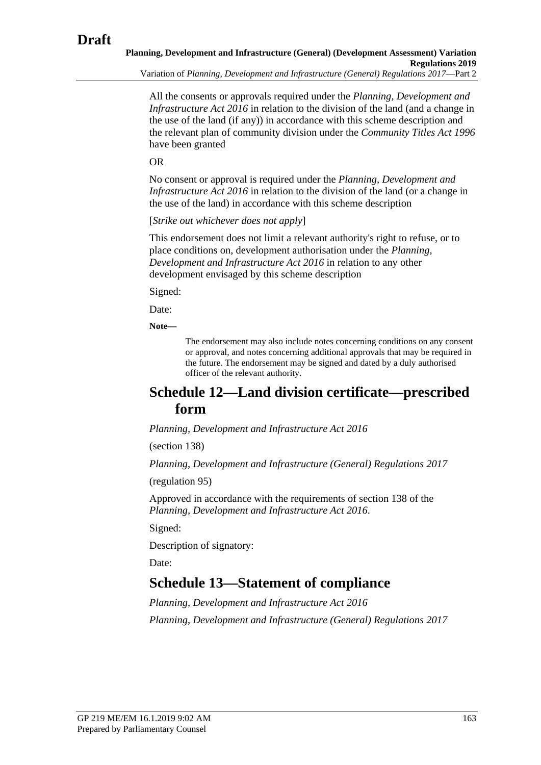All the consents or approvals required under the *Planning, Development and Infrastructure Act 2016* in relation to the division of the land (and a change in the use of the land (if any)) in accordance with this scheme description and the relevant plan of community division under the *Community Titles Act 1996* have been granted

OR

No consent or approval is required under the *Planning, Development and Infrastructure Act 2016* in relation to the division of the land (or a change in the use of the land) in accordance with this scheme description

[*Strike out whichever does not apply*]

This endorsement does not limit a relevant authority's right to refuse, or to place conditions on, development authorisation under the *Planning, Development and Infrastructure Act 2016* in relation to any other development envisaged by this scheme description

Signed:

Date:

**Note—**

The endorsement may also include notes concerning conditions on any consent or approval, and notes concerning additional approvals that may be required in the future. The endorsement may be signed and dated by a duly authorised officer of the relevant authority.

# Schedule 12—Land division certificate—prescribed form

*Planning, Development and Infrastructure Act 2016*

(section 138)

*Planning, Development and Infrastructure (General) Regulations 2017*

(regulation 95)

Approved in accordance with the requirements of section 138 of the *Planning, Development and Infrastructure Act 2016*.

Signed:

Description of signatory:

Date:

# Schedule 13—Statement of compliance

*Planning, Development and Infrastructure Act 2016*

*Planning, Development and Infrastructure (General) Regulations 2017*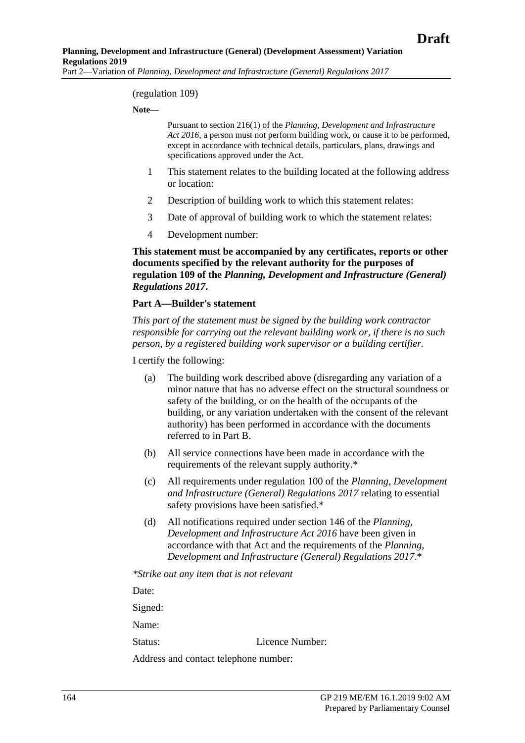(regulation 109)

**Note—**

Pursuant to section 216(1) of the *Planning, Development and Infrastructure Act 2016*, a person must not perform building work, or cause it to be performed, except in accordance with technical details, particulars, plans, drawings and specifications approved under the Act.

1 This statement relates to the building located at the following address or location:

2 Description of building work to which this statement relates:

3 Date of approval of building work to which the statement relates:

4 Development number:

**This statement must be accompanied by any certificates, reports or other documents specified by the relevant authority for the purposes of regulation 109 of the *Planning, Development and Infrastructure (General) Regulations 2017*.**

**Part A—Builder's statement**

*This part of the statement must be signed by the building work contractor responsible for carrying out the relevant building work or, if there is no such person, by a registered building work supervisor or a building certifier.*

I certify the following:

(a) The building work described above (disregarding any variation of a minor nature that has no adverse effect on the structural soundness or safety of the building, or on the health of the occupants of the building, or any variation undertaken with the consent of the relevant authority) has been performed in accordance with the documents referred to in Part B.

(b) All service connections have been made in accordance with the requirements of the relevant supply authority.*

(c) All requirements under regulation 100 of the *Planning, Development and Infrastructure (General) Regulations 2017* relating to essential safety provisions have been satisfied.*

(d) All notifications required under section 146 of the *Planning, Development and Infrastructure Act 2016* have been given in accordance with that Act and the requirements of the *Planning, Development and Infrastructure (General) Regulations 2017*.*

*\*Strike out any item that is not relevant*

Date:

Signed:

Name:

Status: Licence Number:

Address and contact telephone number: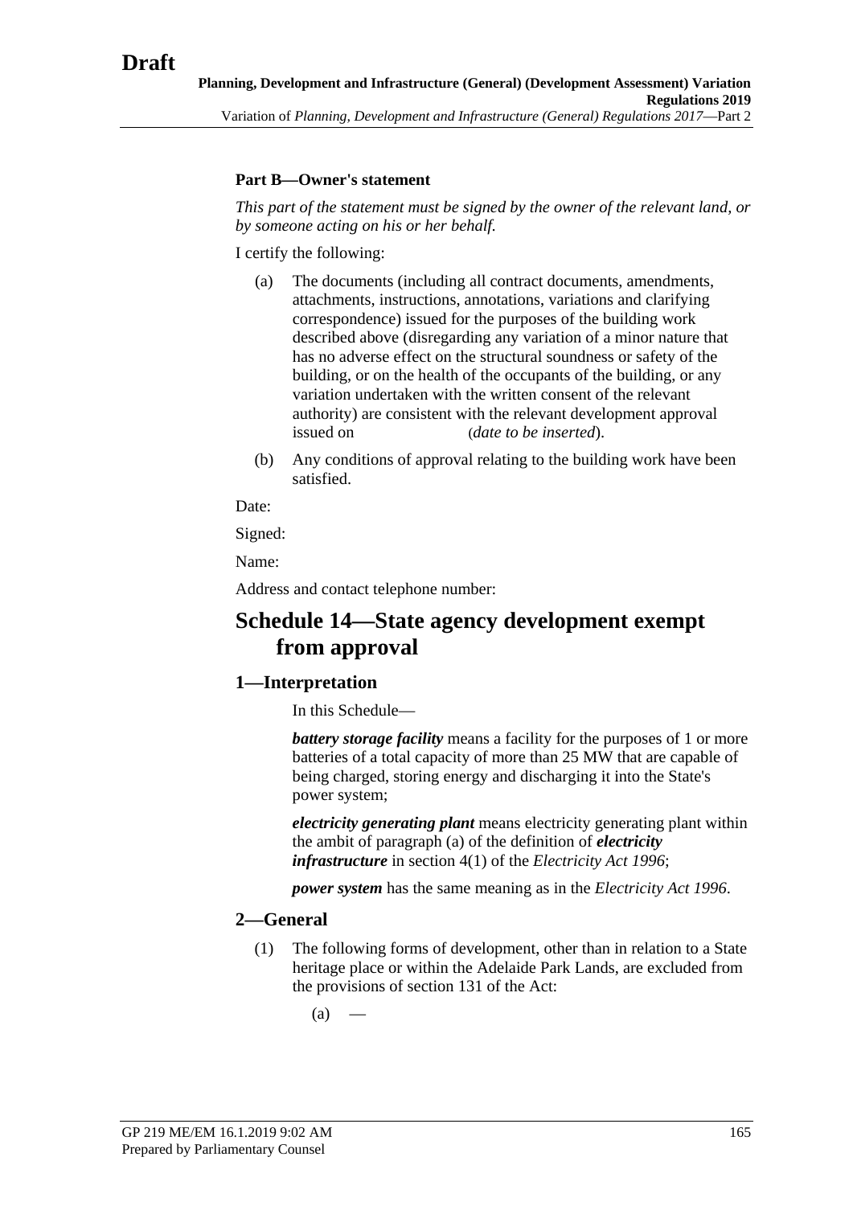**Part B—Owner's statement**

*This part of the statement must be signed by the owner of the relevant land, or by someone acting on his or her behalf.*

I certify the following:

(a) The documents (including all contract documents, amendments, attachments, instructions, annotations, variations and clarifying correspondence) issued for the purposes of the building work described above (disregarding any variation of a minor nature that has no adverse effect on the structural soundness or safety of the building, or on the health of the occupants of the building, or any variation undertaken with the written consent of the relevant authority) are consistent with the relevant development approval issued on (*date to be inserted*).

(b) Any conditions of approval relating to the building work have been satisfied.

Date:

Signed:

Name:

Address and contact telephone number:

# Schedule 14—State agency development exempt from approval

## 1—Interpretation

In this Schedule—

***battery storage facility*** means a facility for the purposes of 1 or more batteries of a total capacity of more than 25 MW that are capable of being charged, storing energy and discharging it into the State's power system;

***electricity generating plant*** means electricity generating plant within the ambit of paragraph (a) of the definition of ***electricity infrastructure*** in section 4(1) of the *Electricity Act 1996*;

***power system*** has the same meaning as in the *Electricity Act 1996*.

## 2—General

(1) The following forms of development, other than in relation to a State heritage place or within the Adelaide Park Lands, are excluded from the provisions of section 131 of the Act:

(a) —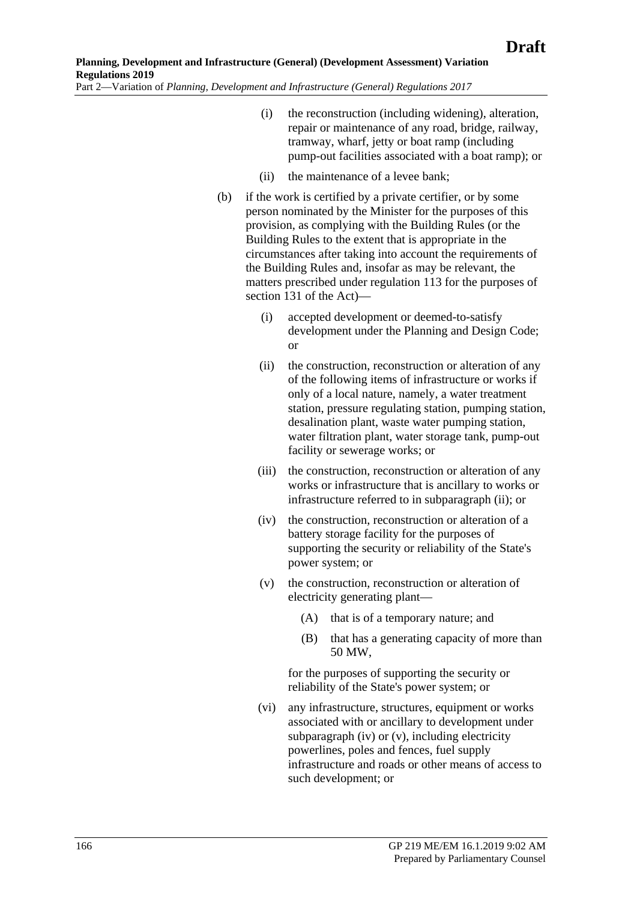(i) the reconstruction (including widening), alteration, repair or maintenance of any road, bridge, railway, tramway, wharf, jetty or boat ramp (including pump-out facilities associated with a boat ramp); or

(ii) the maintenance of a levee bank;

(b) if the work is certified by a private certifier, or by some person nominated by the Minister for the purposes of this provision, as complying with the Building Rules (or the Building Rules to the extent that is appropriate in the circumstances after taking into account the requirements of the Building Rules and, insofar as may be relevant, the matters prescribed under regulation 113 for the purposes of section 131 of the Act)—

(i) accepted development or deemed-to-satisfy development under the Planning and Design Code; or

(ii) the construction, reconstruction or alteration of any of the following items of infrastructure or works if only of a local nature, namely, a water treatment station, pressure regulating station, pumping station, desalination plant, waste water pumping station, water filtration plant, water storage tank, pump-out facility or sewerage works; or

(iii) the construction, reconstruction or alteration of any works or infrastructure that is ancillary to works or infrastructure referred to in subparagraph (ii); or

(iv) the construction, reconstruction or alteration of a battery storage facility for the purposes of supporting the security or reliability of the State's power system; or

(v) the construction, reconstruction or alteration of electricity generating plant—

(A) that is of a temporary nature; and

(B) that has a generating capacity of more than 50 MW,

for the purposes of supporting the security or reliability of the State's power system; or

(vi) any infrastructure, structures, equipment or works associated with or ancillary to development under subparagraph (iv) or (v), including electricity powerlines, poles and fences, fuel supply infrastructure and roads or other means of access to such development; or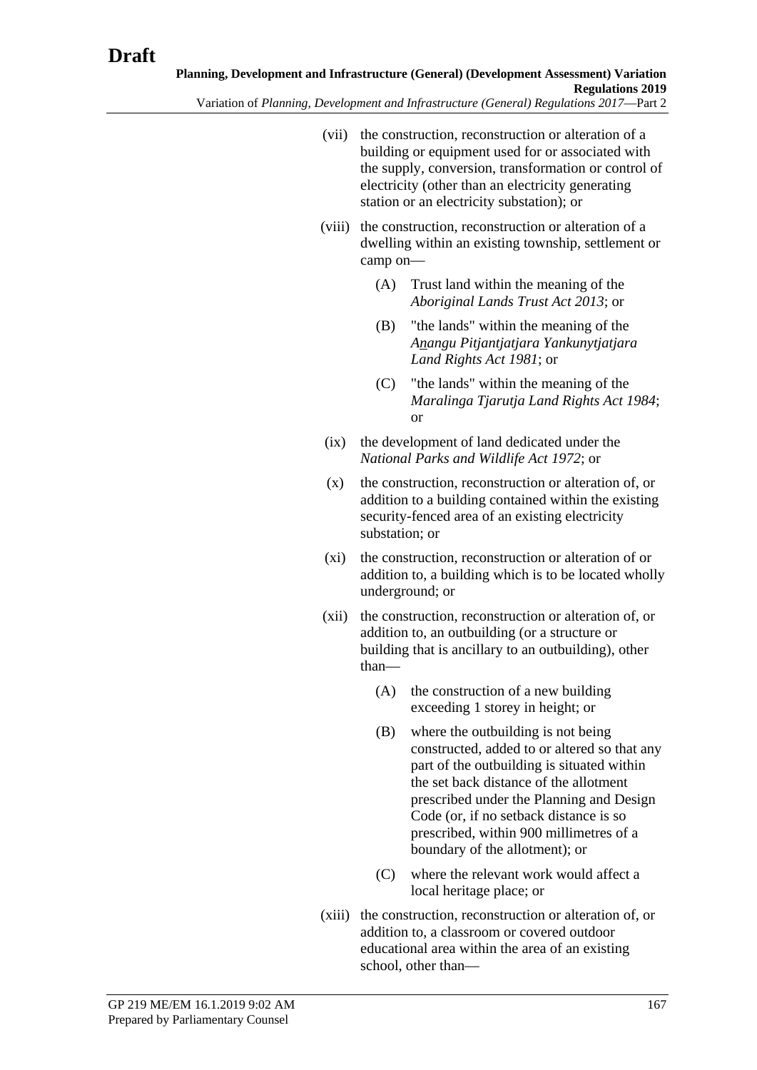(vii) the construction, reconstruction or alteration of a building or equipment used for or associated with the supply, conversion, transformation or control of electricity (other than an electricity generating station or an electricity substation); or

(viii) the construction, reconstruction or alteration of a dwelling within an existing township, settlement or camp on—

(A) Trust land within the meaning of the *Aboriginal Lands Trust Act 2013*; or

(B) "the lands" within the meaning of the *Anangu Pitjantjatjara Yankunytjatjara Land Rights Act 1981*; or

(C) "the lands" within the meaning of the *Maralinga Tjarutja Land Rights Act 1984*; or

(ix) the development of land dedicated under the *National Parks and Wildlife Act 1972*; or

(x) the construction, reconstruction or alteration of, or addition to a building contained within the existing security-fenced area of an existing electricity substation; or

(xi) the construction, reconstruction or alteration of or addition to, a building which is to be located wholly underground; or

(xii) the construction, reconstruction or alteration of, or addition to, an outbuilding (or a structure or building that is ancillary to an outbuilding), other than—

(A) the construction of a new building exceeding 1 storey in height; or

(B) where the outbuilding is not being constructed, added to or altered so that any part of the outbuilding is situated within the set back distance of the allotment prescribed under the Planning and Design Code (or, if no setback distance is so prescribed, within 900 millimetres of a boundary of the allotment); or

(C) where the relevant work would affect a local heritage place; or

(xiii) the construction, reconstruction or alteration of, or addition to, a classroom or covered outdoor educational area within the area of an existing school, other than—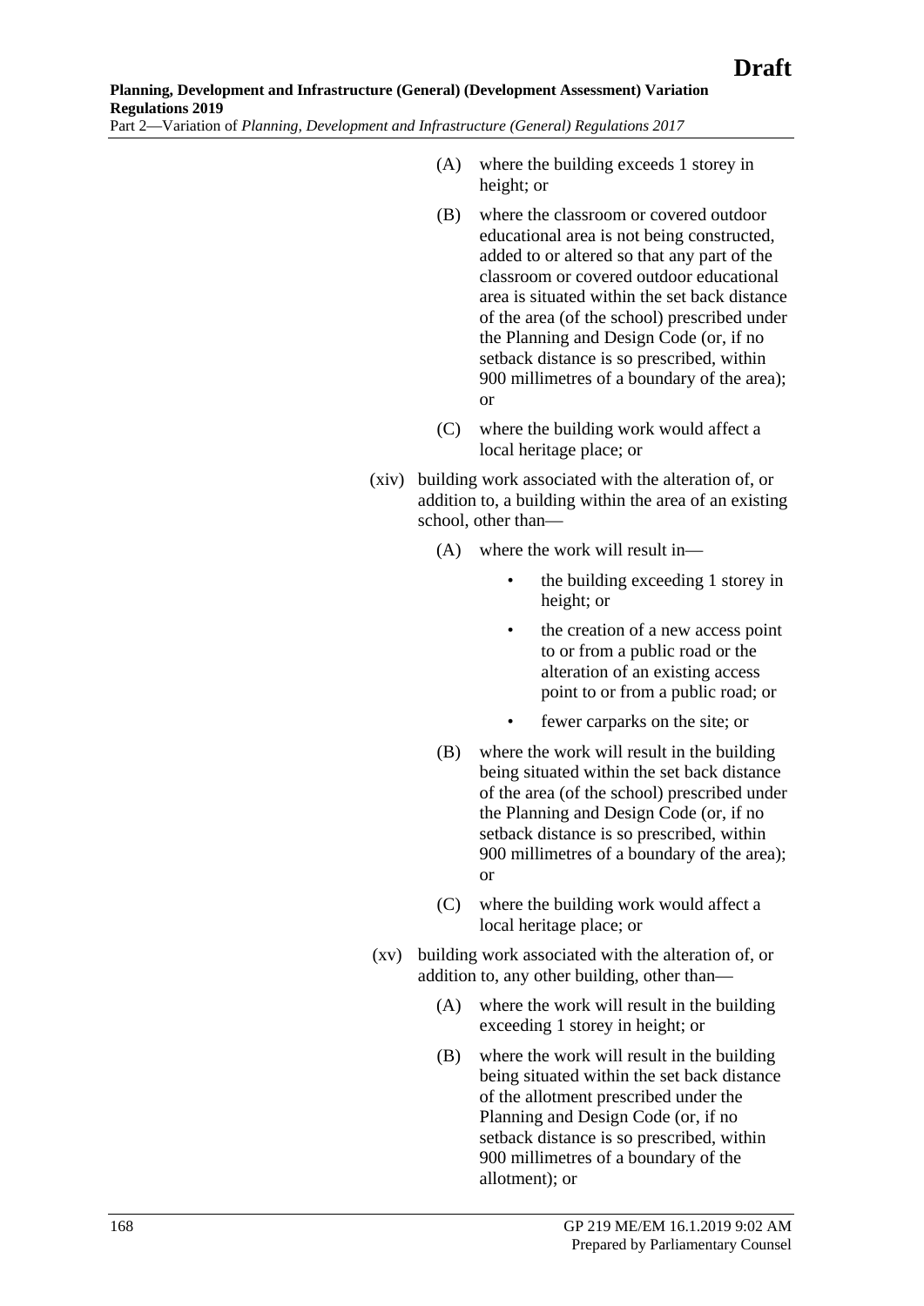(A) where the building exceeds 1 storey in height; or

(B) where the classroom or covered outdoor educational area is not being constructed, added to or altered so that any part of the classroom or covered outdoor educational area is situated within the set back distance of the area (of the school) prescribed under the Planning and Design Code (or, if no setback distance is so prescribed, within 900 millimetres of a boundary of the area); or

(C) where the building work would affect a local heritage place; or

(xiv) building work associated with the alteration of, or addition to, a building within the area of an existing school, other than—

(A) where the work will result in—

- the building exceeding 1 storey in height; or
- the creation of a new access point to or from a public road or the alteration of an existing access point to or from a public road; or
- fewer carparks on the site; or

(B) where the work will result in the building being situated within the set back distance of the area (of the school) prescribed under the Planning and Design Code (or, if no setback distance is so prescribed, within 900 millimetres of a boundary of the area); or

(C) where the building work would affect a local heritage place; or

(xv) building work associated with the alteration of, or addition to, any other building, other than—

(A) where the work will result in the building exceeding 1 storey in height; or

(B) where the work will result in the building being situated within the set back distance of the allotment prescribed under the Planning and Design Code (or, if no setback distance is so prescribed, within 900 millimetres of a boundary of the allotment); or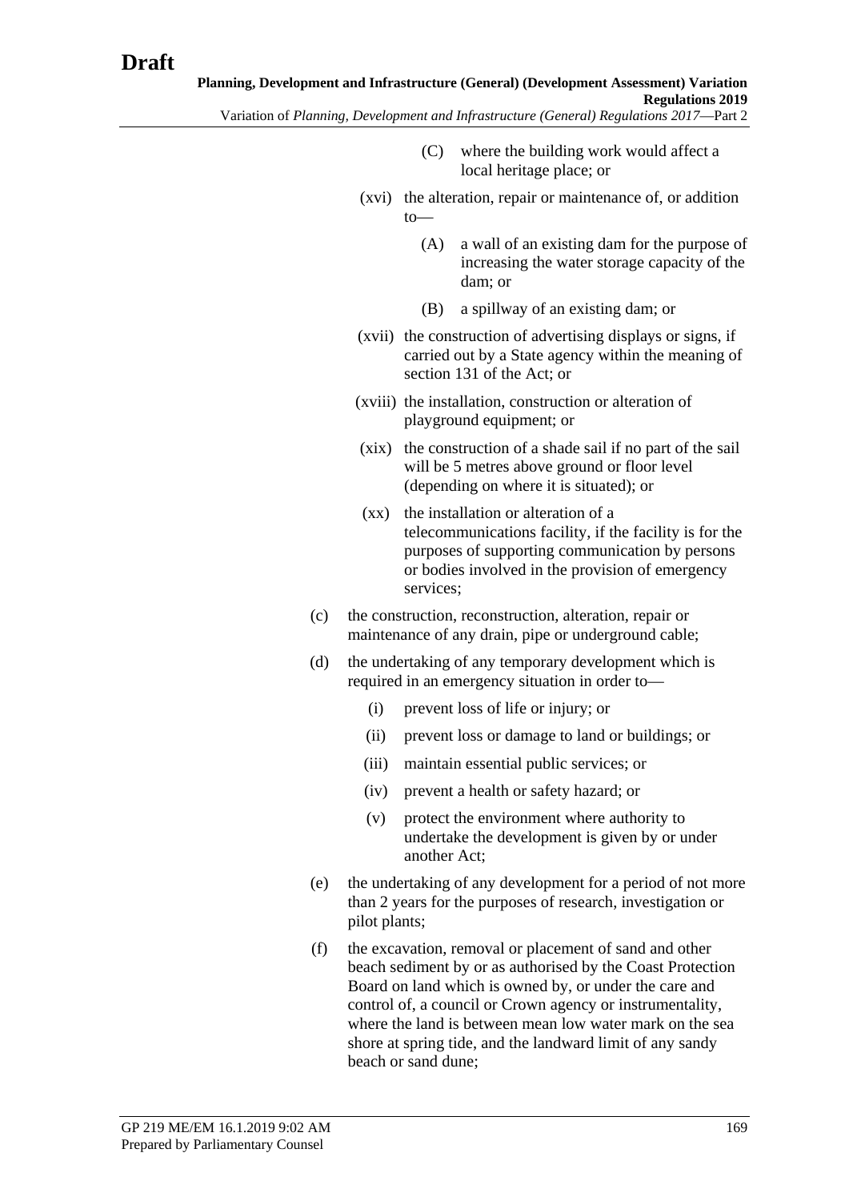(C) where the building work would affect a local heritage place; or

(xvi) the alteration, repair or maintenance of, or addition to—

(A) a wall of an existing dam for the purpose of increasing the water storage capacity of the dam; or

(B) a spillway of an existing dam; or

(xvii) the construction of advertising displays or signs, if carried out by a State agency within the meaning of section 131 of the Act; or

(xviii) the installation, construction or alteration of playground equipment; or

(xix) the construction of a shade sail if no part of the sail will be 5 metres above ground or floor level (depending on where it is situated); or

(xx) the installation or alteration of a telecommunications facility, if the facility is for the purposes of supporting communication by persons or bodies involved in the provision of emergency services;

(c) the construction, reconstruction, alteration, repair or maintenance of any drain, pipe or underground cable;

(d) the undertaking of any temporary development which is required in an emergency situation in order to—

(i) prevent loss of life or injury; or

(ii) prevent loss or damage to land or buildings; or

(iii) maintain essential public services; or

(iv) prevent a health or safety hazard; or

(v) protect the environment where authority to undertake the development is given by or under another Act;

(e) the undertaking of any development for a period of not more than 2 years for the purposes of research, investigation or pilot plants;

(f) the excavation, removal or placement of sand and other beach sediment by or as authorised by the Coast Protection Board on land which is owned by, or under the care and control of, a council or Crown agency or instrumentality, where the land is between mean low water mark on the sea shore at spring tide, and the landward limit of any sandy beach or sand dune;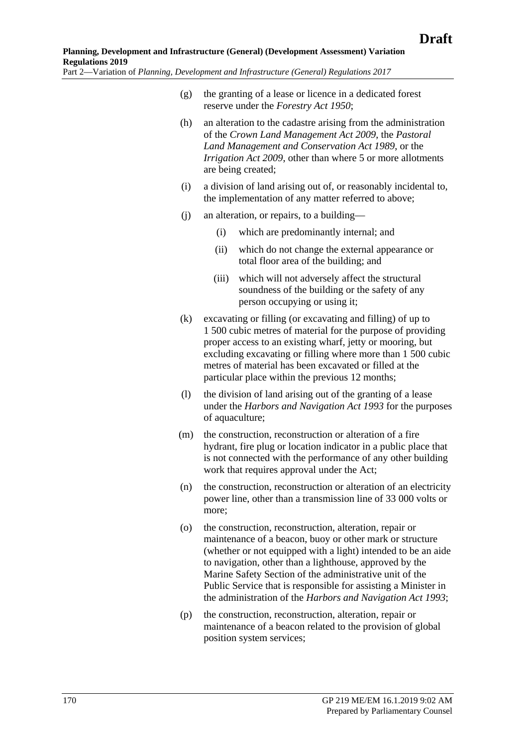(g) the granting of a lease or licence in a dedicated forest reserve under the *Forestry Act 1950*;

(h) an alteration to the cadastre arising from the administration of the *Crown Land Management Act 2009*, the *Pastoral Land Management and Conservation Act 1989*, or the *Irrigation Act 2009*, other than where 5 or more allotments are being created;

(i) a division of land arising out of, or reasonably incidental to, the implementation of any matter referred to above;

(j) an alteration, or repairs, to a building—

  (i) which are predominantly internal; and

  (ii) which do not change the external appearance or total floor area of the building; and

  (iii) which will not adversely affect the structural soundness of the building or the safety of any person occupying or using it;

(k) excavating or filling (or excavating and filling) of up to 1 500 cubic metres of material for the purpose of providing proper access to an existing wharf, jetty or mooring, but excluding excavating or filling where more than 1 500 cubic metres of material has been excavated or filled at the particular place within the previous 12 months;

(l) the division of land arising out of the granting of a lease under the *Harbors and Navigation Act 1993* for the purposes of aquaculture;

(m) the construction, reconstruction or alteration of a fire hydrant, fire plug or location indicator in a public place that is not connected with the performance of any other building work that requires approval under the Act;

(n) the construction, reconstruction or alteration of an electricity power line, other than a transmission line of 33 000 volts or more;

(o) the construction, reconstruction, alteration, repair or maintenance of a beacon, buoy or other mark or structure (whether or not equipped with a light) intended to be an aide to navigation, other than a lighthouse, approved by the Marine Safety Section of the administrative unit of the Public Service that is responsible for assisting a Minister in the administration of the *Harbors and Navigation Act 1993*;

(p) the construction, reconstruction, alteration, repair or maintenance of a beacon related to the provision of global position system services;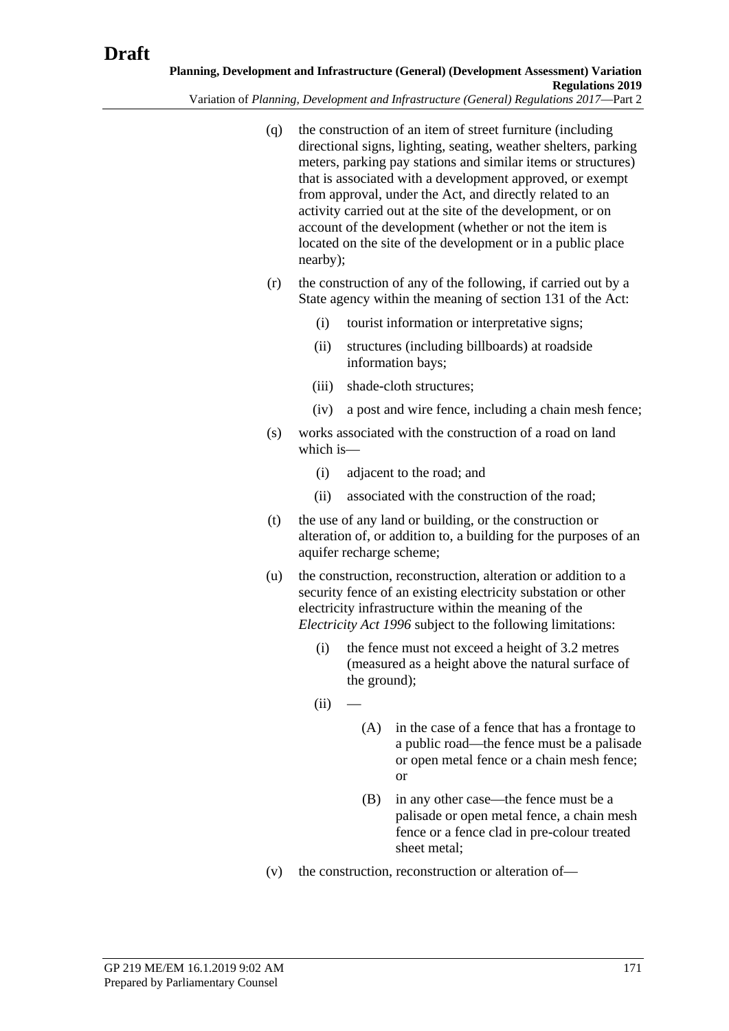(q) the construction of an item of street furniture (including directional signs, lighting, seating, weather shelters, parking meters, parking pay stations and similar items or structures) that is associated with a development approved, or exempt from approval, under the Act, and directly related to an activity carried out at the site of the development, or on account of the development (whether or not the item is located on the site of the development or in a public place nearby);

(r) the construction of any of the following, if carried out by a State agency within the meaning of section 131 of the Act:

  (i) tourist information or interpretative signs;

  (ii) structures (including billboards) at roadside information bays;

  (iii) shade-cloth structures;

  (iv) a post and wire fence, including a chain mesh fence;

(s) works associated with the construction of a road on land which is—

  (i) adjacent to the road; and

  (ii) associated with the construction of the road;

(t) the use of any land or building, or the construction or alteration of, or addition to, a building for the purposes of an aquifer recharge scheme;

(u) the construction, reconstruction, alteration or addition to a security fence of an existing electricity substation or other electricity infrastructure within the meaning of the *Electricity Act 1996* subject to the following limitations:

  (i) the fence must not exceed a height of 3.2 metres (measured as a height above the natural surface of the ground);

  (ii) —

    (A) in the case of a fence that has a frontage to a public road—the fence must be a palisade or open metal fence or a chain mesh fence; or

    (B) in any other case—the fence must be a palisade or open metal fence, a chain mesh fence or a fence clad in pre-colour treated sheet metal;

(v) the construction, reconstruction or alteration of—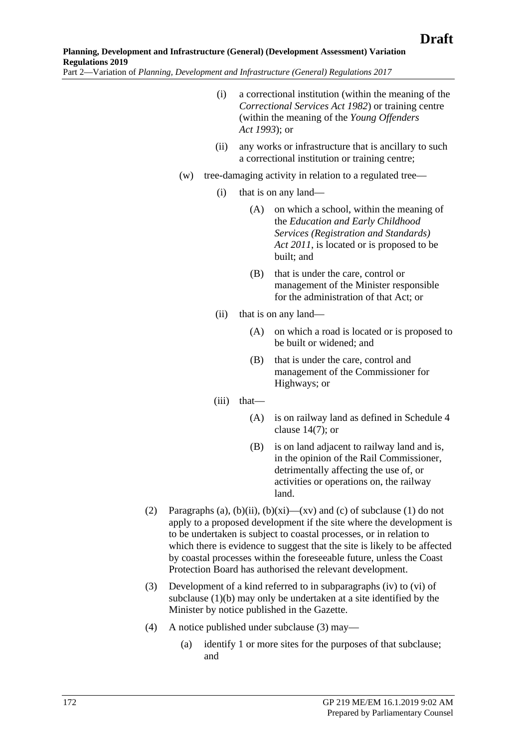(i) a correctional institution (within the meaning of the *Correctional Services Act 1982*) or training centre (within the meaning of the *Young Offenders Act 1993*); or

(ii) any works or infrastructure that is ancillary to such a correctional institution or training centre;

(w) tree-damaging activity in relation to a regulated tree—

(i) that is on any land—

(A) on which a school, within the meaning of the *Education and Early Childhood Services (Registration and Standards) Act 2011*, is located or is proposed to be built; and

(B) that is under the care, control or management of the Minister responsible for the administration of that Act; or

(ii) that is on any land—

(A) on which a road is located or is proposed to be built or widened; and

(B) that is under the care, control and management of the Commissioner for Highways; or

(iii) that—

(A) is on railway land as defined in Schedule 4 clause 14(7); or

(B) is on land adjacent to railway land and is, in the opinion of the Rail Commissioner, detrimentally affecting the use of, or activities or operations on, the railway land.

(2) Paragraphs (a), (b)(ii), (b)(xi)—(xv) and (c) of subclause (1) do not apply to a proposed development if the site where the development is to be undertaken is subject to coastal processes, or in relation to which there is evidence to suggest that the site is likely to be affected by coastal processes within the foreseeable future, unless the Coast Protection Board has authorised the relevant development.

(3) Development of a kind referred to in subparagraphs (iv) to (vi) of subclause (1)(b) may only be undertaken at a site identified by the Minister by notice published in the Gazette.

(4) A notice published under subclause (3) may—

(a) identify 1 or more sites for the purposes of that subclause; and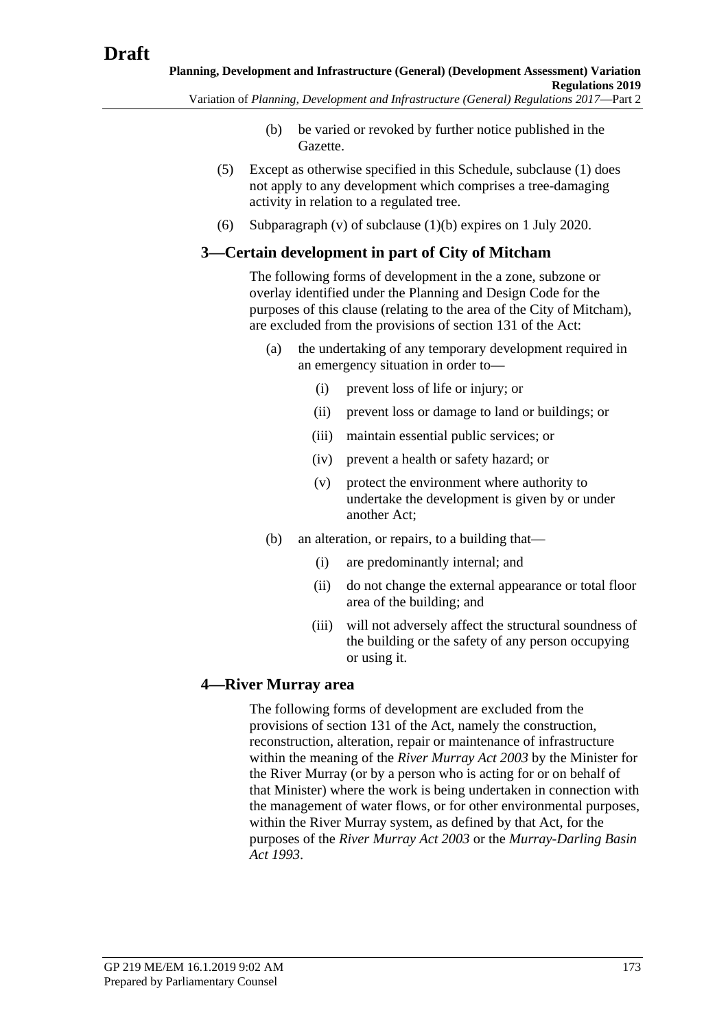(b) be varied or revoked by further notice published in the Gazette.

(5) Except as otherwise specified in this Schedule, subclause (1) does not apply to any development which comprises a tree-damaging activity in relation to a regulated tree.

(6) Subparagraph (v) of subclause (1)(b) expires on 1 July 2020.

## 3—Certain development in part of City of Mitcham

The following forms of development in the a zone, subzone or overlay identified under the Planning and Design Code for the purposes of this clause (relating to the area of the City of Mitcham), are excluded from the provisions of section 131 of the Act:

(a) the undertaking of any temporary development required in an emergency situation in order to—

(i) prevent loss of life or injury; or

(ii) prevent loss or damage to land or buildings; or

(iii) maintain essential public services; or

(iv) prevent a health or safety hazard; or

(v) protect the environment where authority to undertake the development is given by or under another Act;

(b) an alteration, or repairs, to a building that—

(i) are predominantly internal; and

(ii) do not change the external appearance or total floor area of the building; and

(iii) will not adversely affect the structural soundness of the building or the safety of any person occupying or using it.

## 4—River Murray area

The following forms of development are excluded from the provisions of section 131 of the Act, namely the construction, reconstruction, alteration, repair or maintenance of infrastructure within the meaning of the *River Murray Act 2003* by the Minister for the River Murray (or by a person who is acting for or on behalf of that Minister) where the work is being undertaken in connection with the management of water flows, or for other environmental purposes, within the River Murray system, as defined by that Act, for the purposes of the *River Murray Act 2003* or the *Murray-Darling Basin Act 1993*.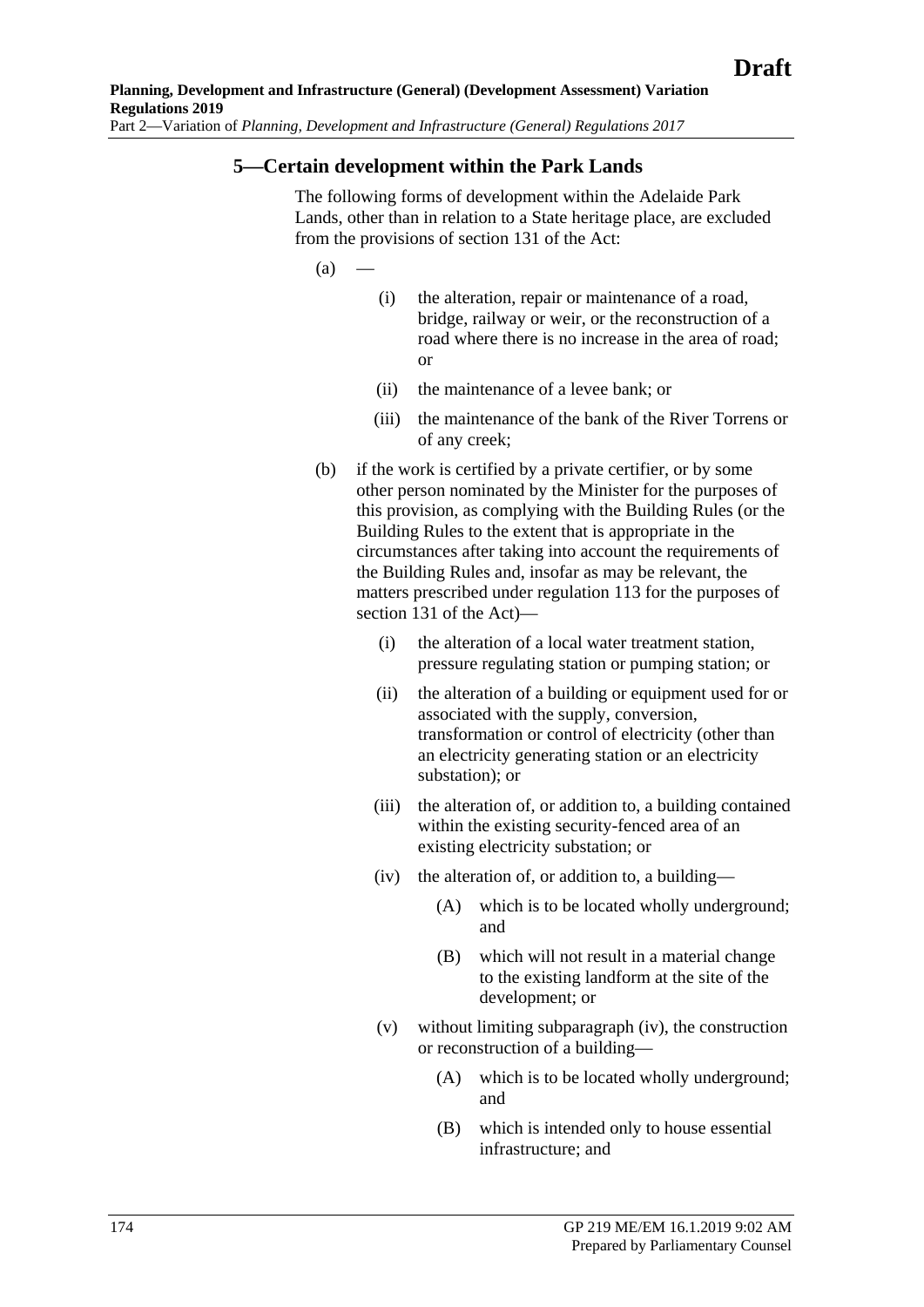## 5—Certain development within the Park Lands

The following forms of development within the Adelaide Park Lands, other than in relation to a State heritage place, are excluded from the provisions of section 131 of the Act:

(a) —

  (i) the alteration, repair or maintenance of a road, bridge, railway or weir, or the reconstruction of a road where there is no increase in the area of road; or

  (ii) the maintenance of a levee bank; or

  (iii) the maintenance of the bank of the River Torrens or of any creek;

(b) if the work is certified by a private certifier, or by some other person nominated by the Minister for the purposes of this provision, as complying with the Building Rules (or the Building Rules to the extent that is appropriate in the circumstances after taking into account the requirements of the Building Rules and, insofar as may be relevant, the matters prescribed under regulation 113 for the purposes of section 131 of the Act)—

  (i) the alteration of a local water treatment station, pressure regulating station or pumping station; or

  (ii) the alteration of a building or equipment used for or associated with the supply, conversion, transformation or control of electricity (other than an electricity generating station or an electricity substation); or

  (iii) the alteration of, or addition to, a building contained within the existing security-fenced area of an existing electricity substation; or

  (iv) the alteration of, or addition to, a building—

    (A) which is to be located wholly underground; and

    (B) which will not result in a material change to the existing landform at the site of the development; or

  (v) without limiting subparagraph (iv), the construction or reconstruction of a building—

    (A) which is to be located wholly underground; and

    (B) which is intended only to house essential infrastructure; and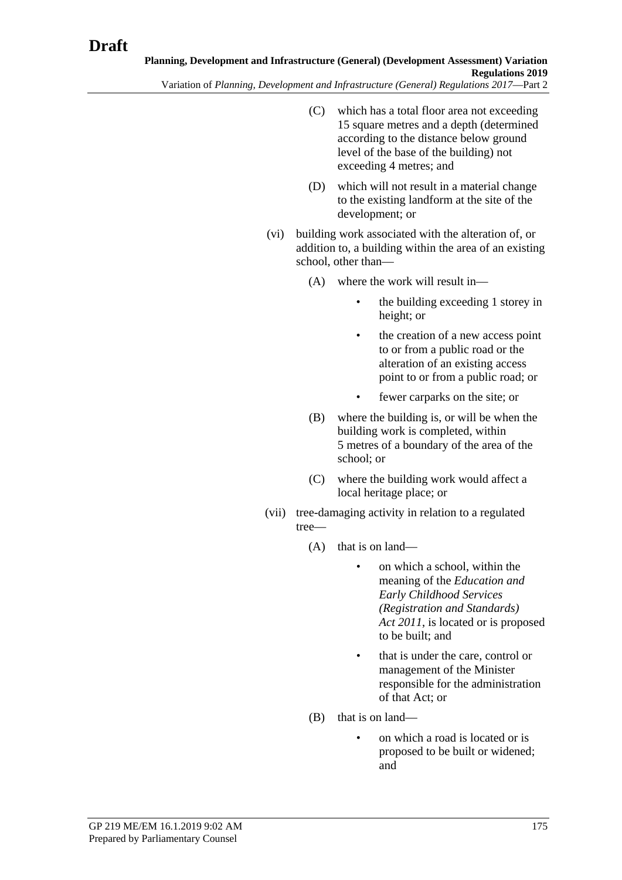(C) which has a total floor area not exceeding 15 square metres and a depth (determined according to the distance below ground level of the base of the building) not exceeding 4 metres; and

(D) which will not result in a material change to the existing landform at the site of the development; or

(vi) building work associated with the alteration of, or addition to, a building within the area of an existing school, other than—

(A) where the work will result in—

- the building exceeding 1 storey in height; or
- the creation of a new access point to or from a public road or the alteration of an existing access point to or from a public road; or
- fewer carparks on the site; or

(B) where the building is, or will be when the building work is completed, within 5 metres of a boundary of the area of the school; or

(C) where the building work would affect a local heritage place; or

(vii) tree-damaging activity in relation to a regulated tree—

(A) that is on land—

- on which a school, within the meaning of the *Education and Early Childhood Services (Registration and Standards) Act 2011*, is located or is proposed to be built; and
- that is under the care, control or management of the Minister responsible for the administration of that Act; or

(B) that is on land—

- on which a road is located or is proposed to be built or widened; and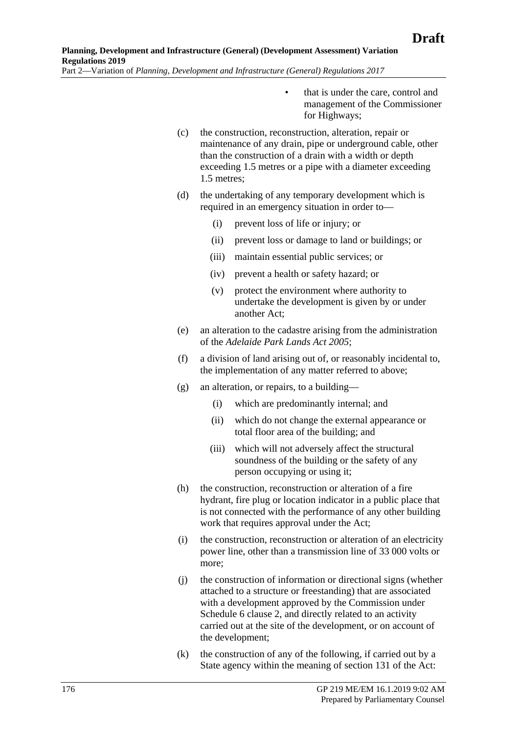- that is under the care, control and management of the Commissioner for Highways;

(c) the construction, reconstruction, alteration, repair or maintenance of any drain, pipe or underground cable, other than the construction of a drain with a width or depth exceeding 1.5 metres or a pipe with a diameter exceeding 1.5 metres;

(d) the undertaking of any temporary development which is required in an emergency situation in order to—

  (i) prevent loss of life or injury; or

  (ii) prevent loss or damage to land or buildings; or

  (iii) maintain essential public services; or

  (iv) prevent a health or safety hazard; or

  (v) protect the environment where authority to undertake the development is given by or under another Act;

(e) an alteration to the cadastre arising from the administration of the *Adelaide Park Lands Act 2005*;

(f) a division of land arising out of, or reasonably incidental to, the implementation of any matter referred to above;

(g) an alteration, or repairs, to a building—

  (i) which are predominantly internal; and

  (ii) which do not change the external appearance or total floor area of the building; and

  (iii) which will not adversely affect the structural soundness of the building or the safety of any person occupying or using it;

(h) the construction, reconstruction or alteration of a fire hydrant, fire plug or location indicator in a public place that is not connected with the performance of any other building work that requires approval under the Act;

(i) the construction, reconstruction or alteration of an electricity power line, other than a transmission line of 33 000 volts or more;

(j) the construction of information or directional signs (whether attached to a structure or freestanding) that are associated with a development approved by the Commission under Schedule 6 clause 2, and directly related to an activity carried out at the site of the development, or on account of the development;

(k) the construction of any of the following, if carried out by a State agency within the meaning of section 131 of the Act: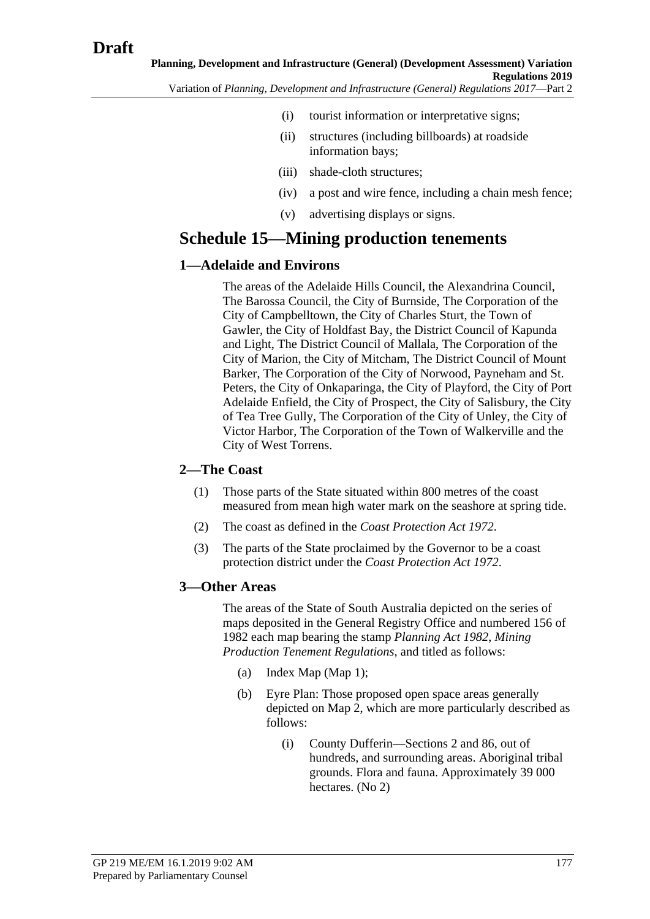(i) tourist information or interpretative signs;

(ii) structures (including billboards) at roadside information bays;

(iii) shade-cloth structures;

(iv) a post and wire fence, including a chain mesh fence;

(v) advertising displays or signs.

# Schedule 15—Mining production tenements

## 1—Adelaide and Environs

The areas of the Adelaide Hills Council, the Alexandrina Council, The Barossa Council, the City of Burnside, The Corporation of the City of Campbelltown, the City of Charles Sturt, the Town of Gawler, the City of Holdfast Bay, the District Council of Kapunda and Light, The District Council of Mallala, The Corporation of the City of Marion, the City of Mitcham, The District Council of Mount Barker, The Corporation of the City of Norwood, Payneham and St. Peters, the City of Onkaparinga, the City of Playford, the City of Port Adelaide Enfield, the City of Prospect, the City of Salisbury, the City of Tea Tree Gully, The Corporation of the City of Unley, the City of Victor Harbor, The Corporation of the Town of Walkerville and the City of West Torrens.

## 2—The Coast

(1) Those parts of the State situated within 800 metres of the coast measured from mean high water mark on the seashore at spring tide.

(2) The coast as defined in the *Coast Protection Act 1972*.

(3) The parts of the State proclaimed by the Governor to be a coast protection district under the *Coast Protection Act 1972*.

## 3—Other Areas

The areas of the State of South Australia depicted on the series of maps deposited in the General Registry Office and numbered 156 of 1982 each map bearing the stamp *Planning Act 1982, Mining Production Tenement Regulations*, and titled as follows:

(a) Index Map (Map 1);

(b) Eyre Plan: Those proposed open space areas generally depicted on Map 2, which are more particularly described as follows:

(i) County Dufferin—Sections 2 and 86, out of hundreds, and surrounding areas. Aboriginal tribal grounds. Flora and fauna. Approximately 39 000 hectares. (No 2)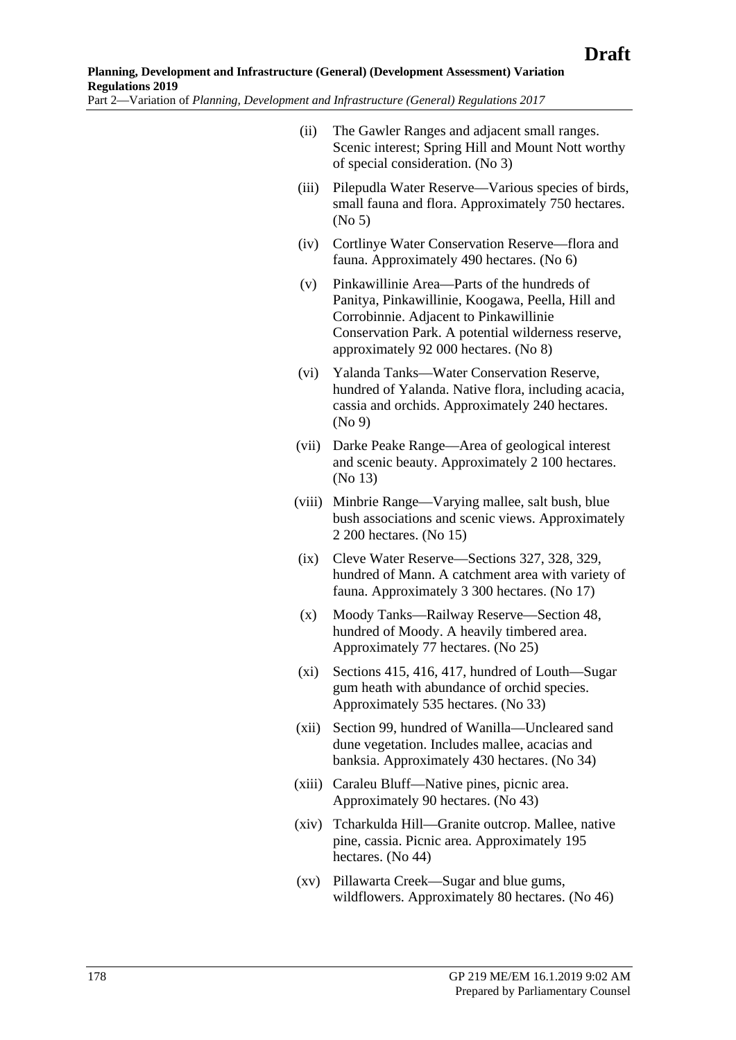(ii) The Gawler Ranges and adjacent small ranges. Scenic interest; Spring Hill and Mount Nott worthy of special consideration. (No 3)

(iii) Pilepudla Water Reserve—Various species of birds, small fauna and flora. Approximately 750 hectares. (No 5)

(iv) Cortlinye Water Conservation Reserve—flora and fauna. Approximately 490 hectares. (No 6)

(v) Pinkawillinie Area—Parts of the hundreds of Panitya, Pinkawillinie, Koogawa, Peella, Hill and Corrobinnie. Adjacent to Pinkawillinie Conservation Park. A potential wilderness reserve, approximately 92 000 hectares. (No 8)

(vi) Yalanda Tanks—Water Conservation Reserve, hundred of Yalanda. Native flora, including acacia, cassia and orchids. Approximately 240 hectares. (No 9)

(vii) Darke Peake Range—Area of geological interest and scenic beauty. Approximately 2 100 hectares. (No 13)

(viii) Minbrie Range—Varying mallee, salt bush, blue bush associations and scenic views. Approximately 2 200 hectares. (No 15)

(ix) Cleve Water Reserve—Sections 327, 328, 329, hundred of Mann. A catchment area with variety of fauna. Approximately 3 300 hectares. (No 17)

(x) Moody Tanks—Railway Reserve—Section 48, hundred of Moody. A heavily timbered area. Approximately 77 hectares. (No 25)

(xi) Sections 415, 416, 417, hundred of Louth—Sugar gum heath with abundance of orchid species. Approximately 535 hectares. (No 33)

(xii) Section 99, hundred of Wanilla—Uncleared sand dune vegetation. Includes mallee, acacias and banksia. Approximately 430 hectares. (No 34)

(xiii) Caraleu Bluff—Native pines, picnic area. Approximately 90 hectares. (No 43)

(xiv) Tcharkulda Hill—Granite outcrop. Mallee, native pine, cassia. Picnic area. Approximately 195 hectares. (No 44)

(xv) Pillawarta Creek—Sugar and blue gums, wildflowers. Approximately 80 hectares. (No 46)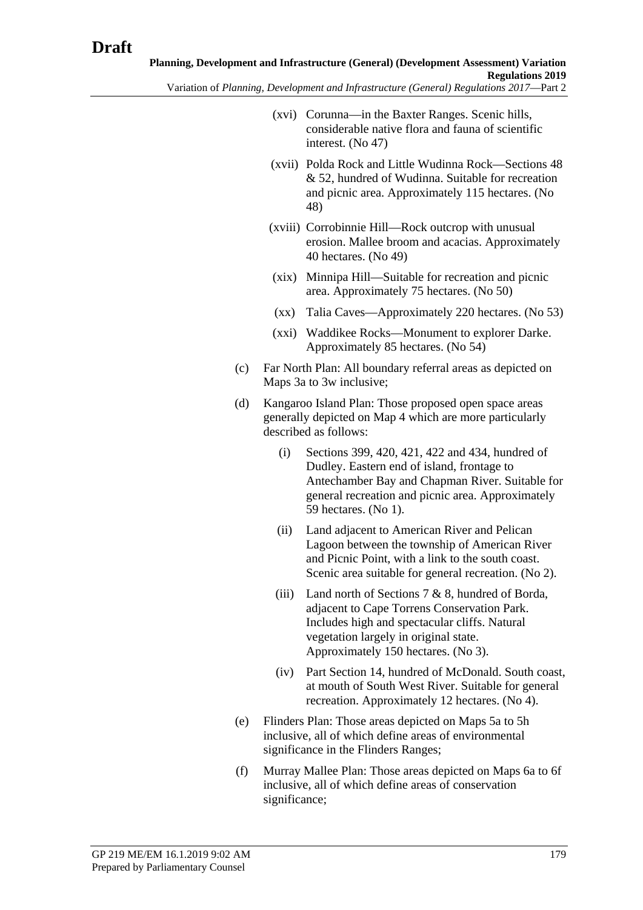(xvi) Corunna—in the Baxter Ranges. Scenic hills, considerable native flora and fauna of scientific interest. (No 47)

(xvii) Polda Rock and Little Wudinna Rock—Sections 48 & 52, hundred of Wudinna. Suitable for recreation and picnic area. Approximately 115 hectares. (No 48)

(xviii) Corrobinnie Hill—Rock outcrop with unusual erosion. Mallee broom and acacias. Approximately 40 hectares. (No 49)

(xix) Minnipa Hill—Suitable for recreation and picnic area. Approximately 75 hectares. (No 50)

(xx) Talia Caves—Approximately 220 hectares. (No 53)

(xxi) Waddikee Rocks—Monument to explorer Darke. Approximately 85 hectares. (No 54)

(c) Far North Plan: All boundary referral areas as depicted on Maps 3a to 3w inclusive;

(d) Kangaroo Island Plan: Those proposed open space areas generally depicted on Map 4 which are more particularly described as follows:

(i) Sections 399, 420, 421, 422 and 434, hundred of Dudley. Eastern end of island, frontage to Antechamber Bay and Chapman River. Suitable for general recreation and picnic area. Approximately 59 hectares. (No 1).

(ii) Land adjacent to American River and Pelican Lagoon between the township of American River and Picnic Point, with a link to the south coast. Scenic area suitable for general recreation. (No 2).

(iii) Land north of Sections 7 & 8, hundred of Borda, adjacent to Cape Torrens Conservation Park. Includes high and spectacular cliffs. Natural vegetation largely in original state. Approximately 150 hectares. (No 3).

(iv) Part Section 14, hundred of McDonald. South coast, at mouth of South West River. Suitable for general recreation. Approximately 12 hectares. (No 4).

(e) Flinders Plan: Those areas depicted on Maps 5a to 5h inclusive, all of which define areas of environmental significance in the Flinders Ranges;

(f) Murray Mallee Plan: Those areas depicted on Maps 6a to 6f inclusive, all of which define areas of conservation significance;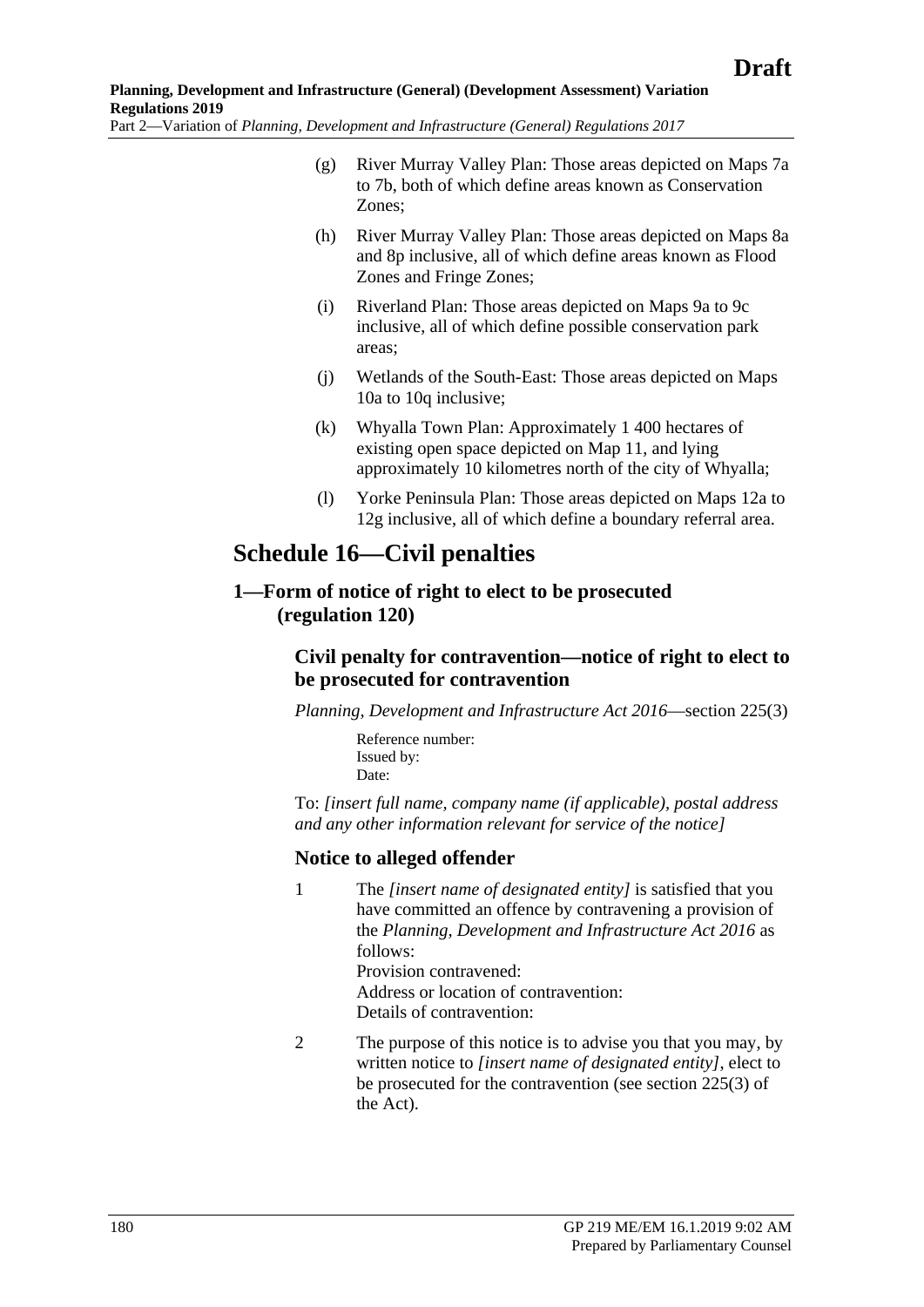(g) River Murray Valley Plan: Those areas depicted on Maps 7a to 7b, both of which define areas known as Conservation Zones;

(h) River Murray Valley Plan: Those areas depicted on Maps 8a and 8p inclusive, all of which define areas known as Flood Zones and Fringe Zones;

(i) Riverland Plan: Those areas depicted on Maps 9a to 9c inclusive, all of which define possible conservation park areas;

(j) Wetlands of the South-East: Those areas depicted on Maps 10a to 10q inclusive;

(k) Whyalla Town Plan: Approximately 1 400 hectares of existing open space depicted on Map 11, and lying approximately 10 kilometres north of the city of Whyalla;

(l) Yorke Peninsula Plan: Those areas depicted on Maps 12a to 12g inclusive, all of which define a boundary referral area.

# Schedule 16—Civil penalties

## 1—Form of notice of right to elect to be prosecuted (regulation 120)

### Civil penalty for contravention—notice of right to elect to be prosecuted for contravention

*Planning, Development and Infrastructure Act 2016*—section 225(3)

Reference number:
Issued by:
Date:

To: *[insert full name, company name (if applicable), postal address and any other information relevant for service of the notice]*

### Notice to alleged offender

1 The *[insert name of designated entity]* is satisfied that you have committed an offence by contravening a provision of the *Planning, Development and Infrastructure Act 2016* as follows:
Provision contravened:
Address or location of contravention:
Details of contravention:

2 The purpose of this notice is to advise you that you may, by written notice to *[insert name of designated entity]*, elect to be prosecuted for the contravention (see section 225(3) of the Act).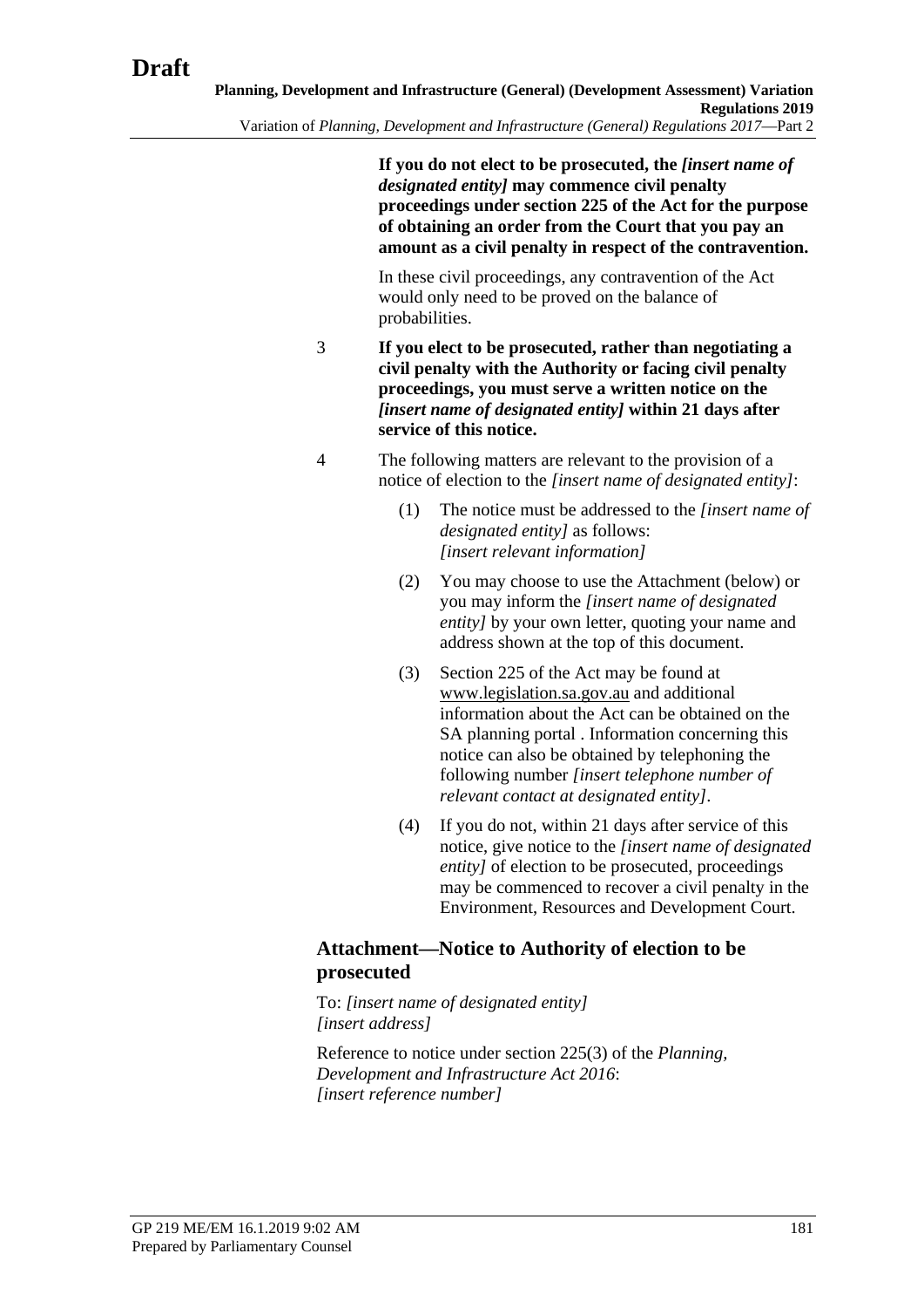**If you do not elect to be prosecuted, the *[insert name of designated entity]* may commence civil penalty proceedings under section 225 of the Act for the purpose of obtaining an order from the Court that you pay an amount as a civil penalty in respect of the contravention.**

In these civil proceedings, any contravention of the Act would only need to be proved on the balance of probabilities.

3 **If you elect to be prosecuted, rather than negotiating a civil penalty with the Authority or facing civil penalty proceedings, you must serve a written notice on the *[insert name of designated entity]* within 21 days after service of this notice.**

4 The following matters are relevant to the provision of a notice of election to the *[insert name of designated entity]*:

(1) The notice must be addressed to the *[insert name of designated entity]* as follows:
*[insert relevant information]*

(2) You may choose to use the Attachment (below) or you may inform the *[insert name of designated entity]* by your own letter, quoting your name and address shown at the top of this document.

(3) Section 225 of the Act may be found at www.legislation.sa.gov.au and additional information about the Act can be obtained on the SA planning portal . Information concerning this notice can also be obtained by telephoning the following number *[insert telephone number of relevant contact at designated entity]*.

(4) If you do not, within 21 days after service of this notice, give notice to the *[insert name of designated entity]* of election to be prosecuted, proceedings may be commenced to recover a civil penalty in the Environment, Resources and Development Court.

## Attachment—Notice to Authority of election to be prosecuted

To: *[insert name of designated entity]*
*[insert address]*

Reference to notice under section 225(3) of the *Planning, Development and Infrastructure Act 2016*:
*[insert reference number]*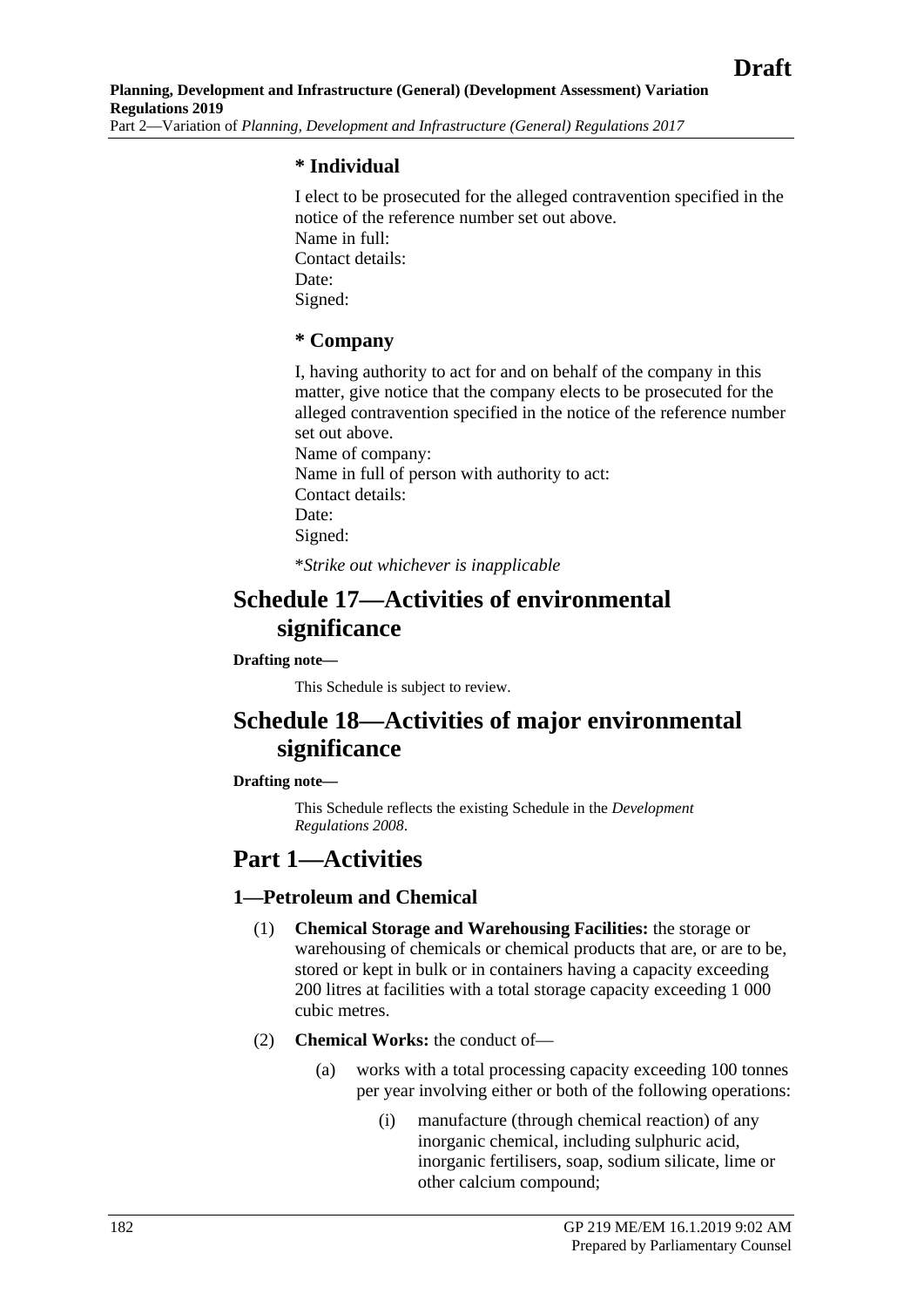### * Individual

I elect to be prosecuted for the alleged contravention specified in the notice of the reference number set out above.
Name in full:
Contact details:
Date:
Signed:

### * Company

I, having authority to act for and on behalf of the company in this matter, give notice that the company elects to be prosecuted for the alleged contravention specified in the notice of the reference number set out above.
Name of company:
Name in full of person with authority to act:
Contact details:
Date:
Signed:

\**Strike out whichever is inapplicable*

# Schedule 17—Activities of environmental significance

**Drafting note—**

This Schedule is subject to review.

# Schedule 18—Activities of major environmental significance

**Drafting note—**

This Schedule reflects the existing Schedule in the *Development Regulations 2008*.

# Part 1—Activities

## 1—Petroleum and Chemical

(1) **Chemical Storage and Warehousing Facilities:** the storage or warehousing of chemicals or chemical products that are, or are to be, stored or kept in bulk or in containers having a capacity exceeding 200 litres at facilities with a total storage capacity exceeding 1 000 cubic metres.

(2) **Chemical Works:** the conduct of—

(a) works with a total processing capacity exceeding 100 tonnes per year involving either or both of the following operations:

(i) manufacture (through chemical reaction) of any inorganic chemical, including sulphuric acid, inorganic fertilisers, soap, sodium silicate, lime or other calcium compound;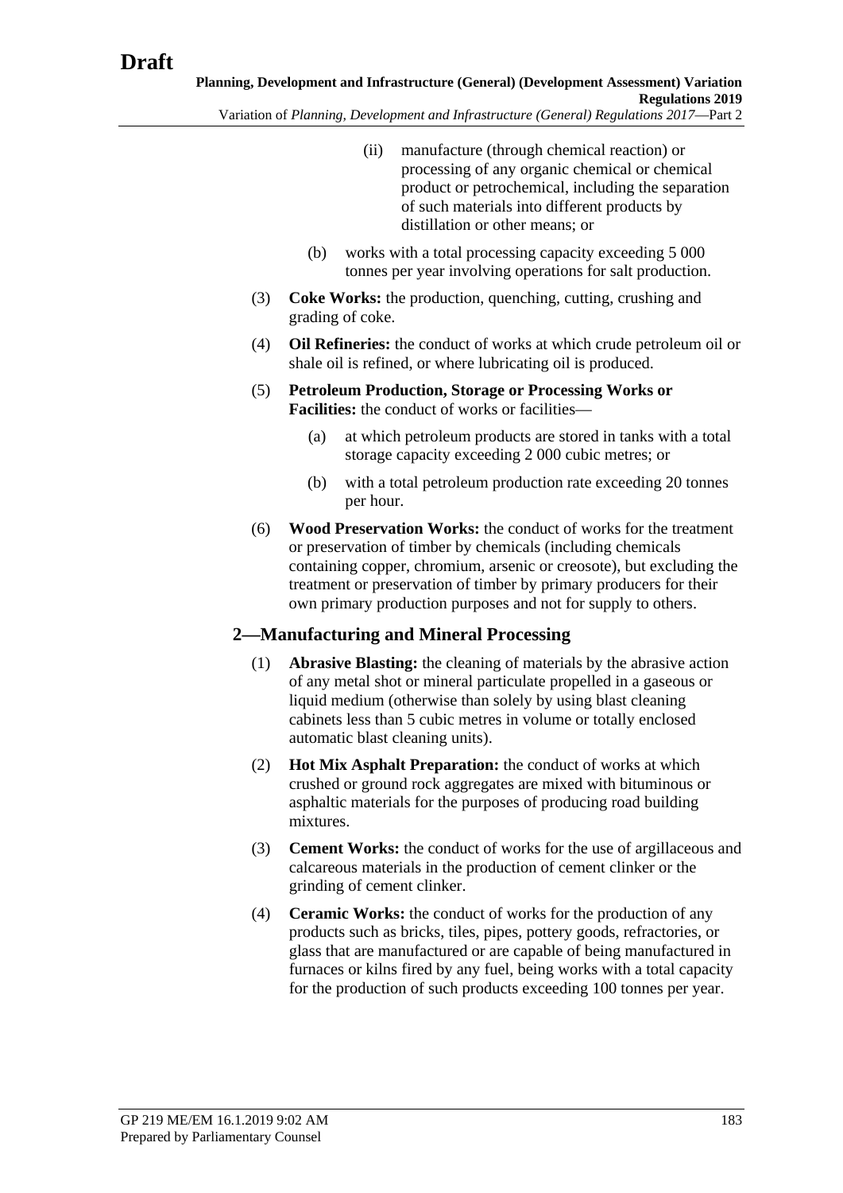(ii) manufacture (through chemical reaction) or processing of any organic chemical or chemical product or petrochemical, including the separation of such materials into different products by distillation or other means; or

(b) works with a total processing capacity exceeding 5 000 tonnes per year involving operations for salt production.

(3) **Coke Works:** the production, quenching, cutting, crushing and grading of coke.

(4) **Oil Refineries:** the conduct of works at which crude petroleum oil or shale oil is refined, or where lubricating oil is produced.

(5) **Petroleum Production, Storage or Processing Works or Facilities:** the conduct of works or facilities—

(a) at which petroleum products are stored in tanks with a total storage capacity exceeding 2 000 cubic metres; or

(b) with a total petroleum production rate exceeding 20 tonnes per hour.

(6) **Wood Preservation Works:** the conduct of works for the treatment or preservation of timber by chemicals (including chemicals containing copper, chromium, arsenic or creosote), but excluding the treatment or preservation of timber by primary producers for their own primary production purposes and not for supply to others.

## 2—Manufacturing and Mineral Processing

(1) **Abrasive Blasting:** the cleaning of materials by the abrasive action of any metal shot or mineral particulate propelled in a gaseous or liquid medium (otherwise than solely by using blast cleaning cabinets less than 5 cubic metres in volume or totally enclosed automatic blast cleaning units).

(2) **Hot Mix Asphalt Preparation:** the conduct of works at which crushed or ground rock aggregates are mixed with bituminous or asphaltic materials for the purposes of producing road building mixtures.

(3) **Cement Works:** the conduct of works for the use of argillaceous and calcareous materials in the production of cement clinker or the grinding of cement clinker.

(4) **Ceramic Works:** the conduct of works for the production of any products such as bricks, tiles, pipes, pottery goods, refractories, or glass that are manufactured or are capable of being manufactured in furnaces or kilns fired by any fuel, being works with a total capacity for the production of such products exceeding 100 tonnes per year.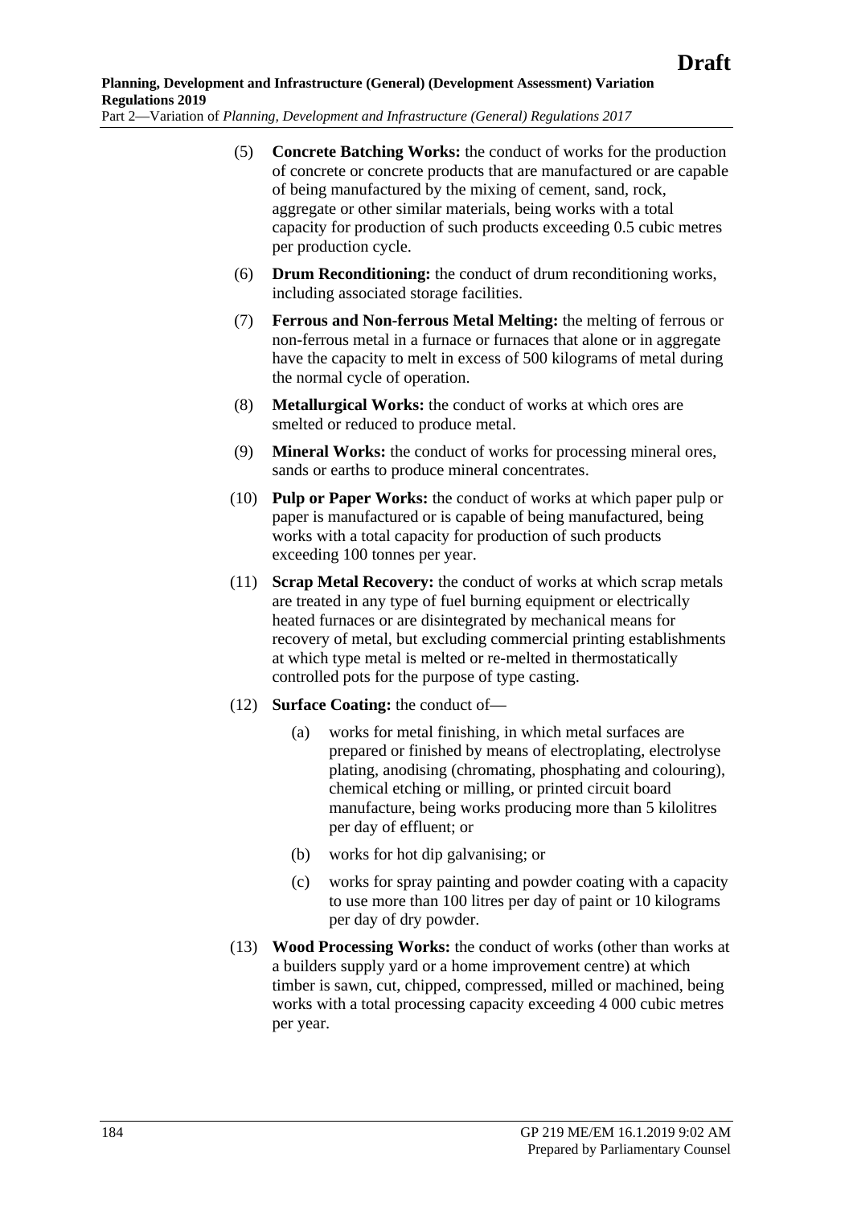(5) **Concrete Batching Works:** the conduct of works for the production of concrete or concrete products that are manufactured or are capable of being manufactured by the mixing of cement, sand, rock, aggregate or other similar materials, being works with a total capacity for production of such products exceeding 0.5 cubic metres per production cycle.

(6) **Drum Reconditioning:** the conduct of drum reconditioning works, including associated storage facilities.

(7) **Ferrous and Non-ferrous Metal Melting:** the melting of ferrous or non-ferrous metal in a furnace or furnaces that alone or in aggregate have the capacity to melt in excess of 500 kilograms of metal during the normal cycle of operation.

(8) **Metallurgical Works:** the conduct of works at which ores are smelted or reduced to produce metal.

(9) **Mineral Works:** the conduct of works for processing mineral ores, sands or earths to produce mineral concentrates.

(10) **Pulp or Paper Works:** the conduct of works at which paper pulp or paper is manufactured or is capable of being manufactured, being works with a total capacity for production of such products exceeding 100 tonnes per year.

(11) **Scrap Metal Recovery:** the conduct of works at which scrap metals are treated in any type of fuel burning equipment or electrically heated furnaces or are disintegrated by mechanical means for recovery of metal, but excluding commercial printing establishments at which type metal is melted or re-melted in thermostatically controlled pots for the purpose of type casting.

(12) **Surface Coating:** the conduct of—

- (a) works for metal finishing, in which metal surfaces are prepared or finished by means of electroplating, electrolyse plating, anodising (chromating, phosphating and colouring), chemical etching or milling, or printed circuit board manufacture, being works producing more than 5 kilolitres per day of effluent; or
- (b) works for hot dip galvanising; or
- (c) works for spray painting and powder coating with a capacity to use more than 100 litres per day of paint or 10 kilograms per day of dry powder.

(13) **Wood Processing Works:** the conduct of works (other than works at a builders supply yard or a home improvement centre) at which timber is sawn, cut, chipped, compressed, milled or machined, being works with a total processing capacity exceeding 4 000 cubic metres per year.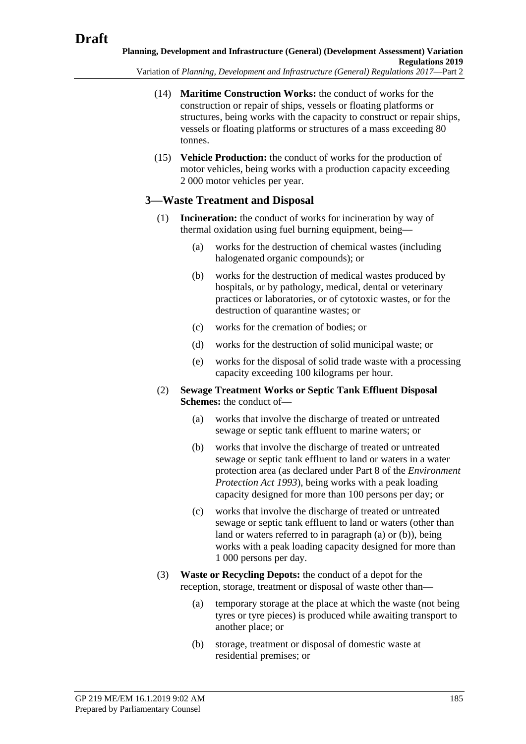(14) **Maritime Construction Works:** the conduct of works for the construction or repair of ships, vessels or floating platforms or structures, being works with the capacity to construct or repair ships, vessels or floating platforms or structures of a mass exceeding 80 tonnes.

(15) **Vehicle Production:** the conduct of works for the production of motor vehicles, being works with a production capacity exceeding 2 000 motor vehicles per year.

## 3—Waste Treatment and Disposal

(1) **Incineration:** the conduct of works for incineration by way of thermal oxidation using fuel burning equipment, being—

- (a) works for the destruction of chemical wastes (including halogenated organic compounds); or
- (b) works for the destruction of medical wastes produced by hospitals, or by pathology, medical, dental or veterinary practices or laboratories, or of cytotoxic wastes, or for the destruction of quarantine wastes; or
- (c) works for the cremation of bodies; or
- (d) works for the destruction of solid municipal waste; or
- (e) works for the disposal of solid trade waste with a processing capacity exceeding 100 kilograms per hour.

(2) **Sewage Treatment Works or Septic Tank Effluent Disposal Schemes:** the conduct of—

- (a) works that involve the discharge of treated or untreated sewage or septic tank effluent to marine waters; or
- (b) works that involve the discharge of treated or untreated sewage or septic tank effluent to land or waters in a water protection area (as declared under Part 8 of the *Environment Protection Act 1993*), being works with a peak loading capacity designed for more than 100 persons per day; or
- (c) works that involve the discharge of treated or untreated sewage or septic tank effluent to land or waters (other than land or waters referred to in paragraph (a) or (b)), being works with a peak loading capacity designed for more than 1 000 persons per day.

(3) **Waste or Recycling Depots:** the conduct of a depot for the reception, storage, treatment or disposal of waste other than—

- (a) temporary storage at the place at which the waste (not being tyres or tyre pieces) is produced while awaiting transport to another place; or
- (b) storage, treatment or disposal of domestic waste at residential premises; or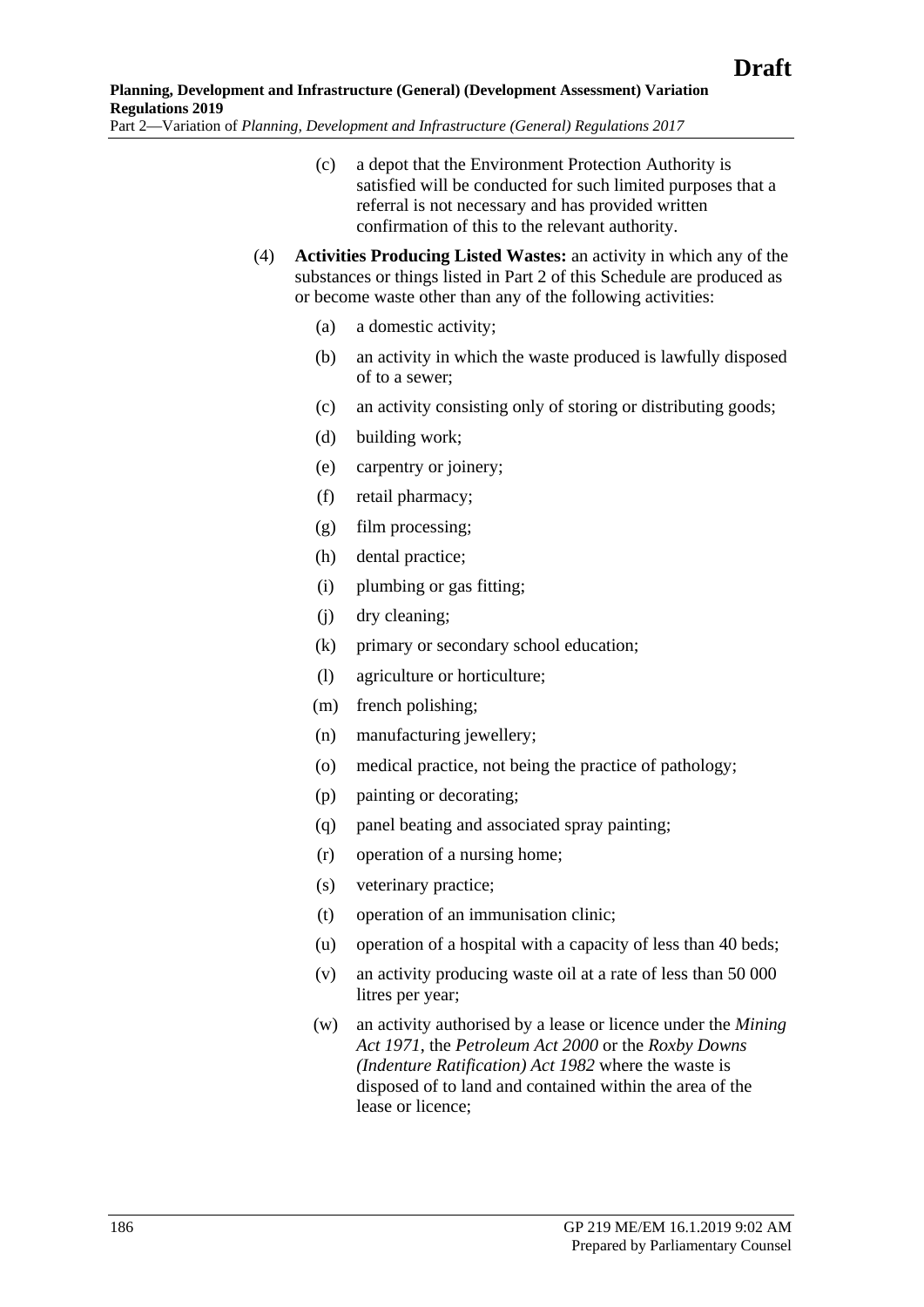(c) a depot that the Environment Protection Authority is satisfied will be conducted for such limited purposes that a referral is not necessary and has provided written confirmation of this to the relevant authority.

(4) **Activities Producing Listed Wastes:** an activity in which any of the substances or things listed in Part 2 of this Schedule are produced as or become waste other than any of the following activities:

(a) a domestic activity;

(b) an activity in which the waste produced is lawfully disposed of to a sewer;

(c) an activity consisting only of storing or distributing goods;

(d) building work;

(e) carpentry or joinery;

(f) retail pharmacy;

(g) film processing;

(h) dental practice;

(i) plumbing or gas fitting;

(j) dry cleaning;

(k) primary or secondary school education;

(l) agriculture or horticulture;

(m) french polishing;

(n) manufacturing jewellery;

(o) medical practice, not being the practice of pathology;

(p) painting or decorating;

(q) panel beating and associated spray painting;

(r) operation of a nursing home;

(s) veterinary practice;

(t) operation of an immunisation clinic;

(u) operation of a hospital with a capacity of less than 40 beds;

(v) an activity producing waste oil at a rate of less than 50 000 litres per year;

(w) an activity authorised by a lease or licence under the *Mining Act 1971*, the *Petroleum Act 2000* or the *Roxby Downs (Indenture Ratification) Act 1982* where the waste is disposed of to land and contained within the area of the lease or licence;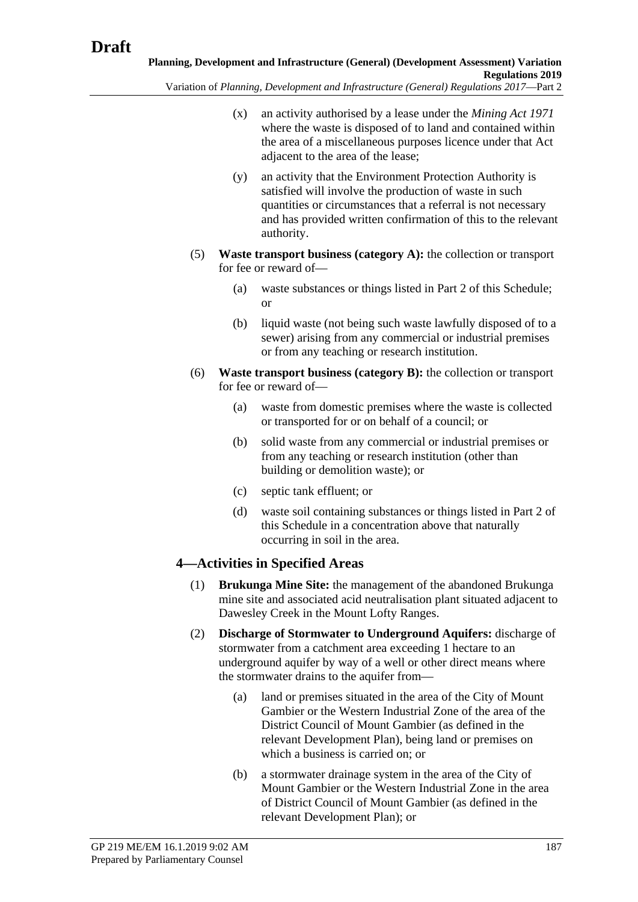(x) an activity authorised by a lease under the *Mining Act 1971* where the waste is disposed of to land and contained within the area of a miscellaneous purposes licence under that Act adjacent to the area of the lease;

(y) an activity that the Environment Protection Authority is satisfied will involve the production of waste in such quantities or circumstances that a referral is not necessary and has provided written confirmation of this to the relevant authority.

(5) **Waste transport business (category A):** the collection or transport for fee or reward of—

(a) waste substances or things listed in Part 2 of this Schedule; or

(b) liquid waste (not being such waste lawfully disposed of to a sewer) arising from any commercial or industrial premises or from any teaching or research institution.

(6) **Waste transport business (category B):** the collection or transport for fee or reward of—

(a) waste from domestic premises where the waste is collected or transported for or on behalf of a council; or

(b) solid waste from any commercial or industrial premises or from any teaching or research institution (other than building or demolition waste); or

(c) septic tank effluent; or

(d) waste soil containing substances or things listed in Part 2 of this Schedule in a concentration above that naturally occurring in soil in the area.

## 4—Activities in Specified Areas

(1) **Brukunga Mine Site:** the management of the abandoned Brukunga mine site and associated acid neutralisation plant situated adjacent to Dawesley Creek in the Mount Lofty Ranges.

(2) **Discharge of Stormwater to Underground Aquifers:** discharge of stormwater from a catchment area exceeding 1 hectare to an underground aquifer by way of a well or other direct means where the stormwater drains to the aquifer from—

(a) land or premises situated in the area of the City of Mount Gambier or the Western Industrial Zone of the area of the District Council of Mount Gambier (as defined in the relevant Development Plan), being land or premises on which a business is carried on; or

(b) a stormwater drainage system in the area of the City of Mount Gambier or the Western Industrial Zone in the area of District Council of Mount Gambier (as defined in the relevant Development Plan); or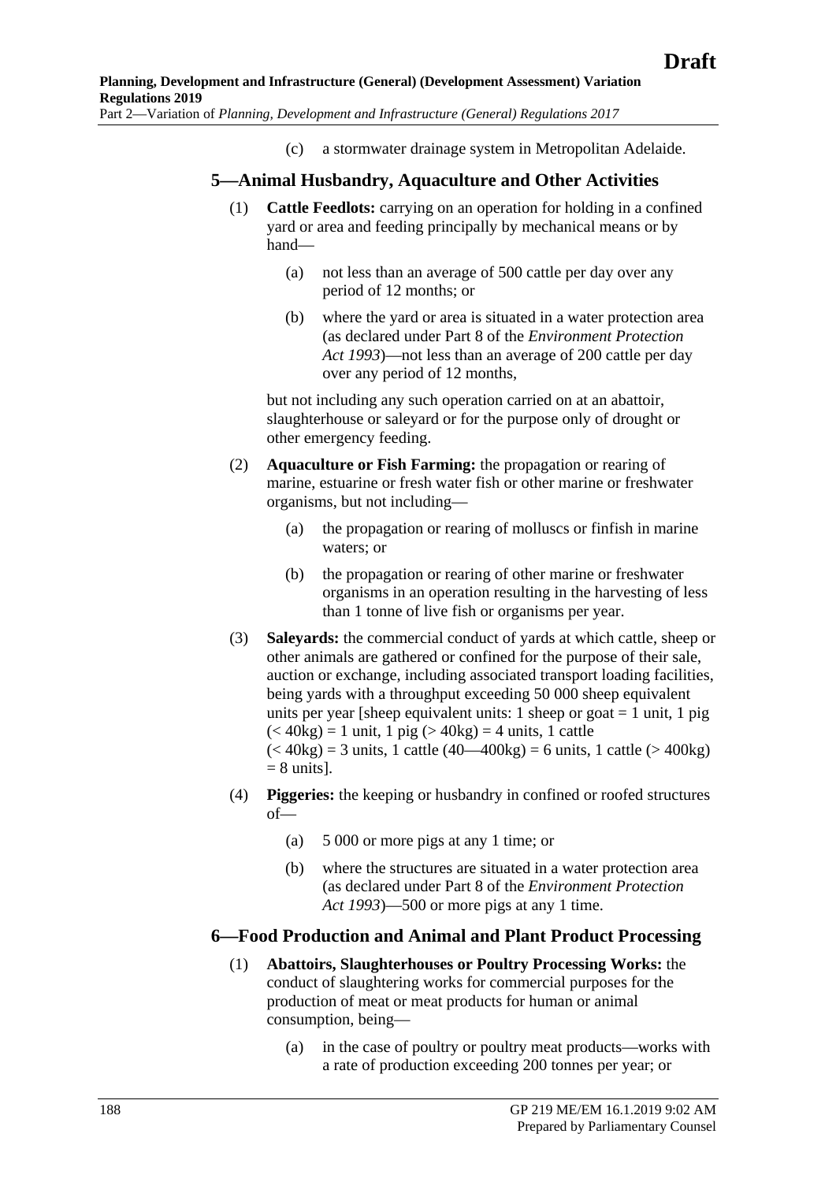(c) a stormwater drainage system in Metropolitan Adelaide.

## 5—Animal Husbandry, Aquaculture and Other Activities

(1) **Cattle Feedlots:** carrying on an operation for holding in a confined yard or area and feeding principally by mechanical means or by hand—

(a) not less than an average of 500 cattle per day over any period of 12 months; or

(b) where the yard or area is situated in a water protection area (as declared under Part 8 of the *Environment Protection Act 1993*)—not less than an average of 200 cattle per day over any period of 12 months,

but not including any such operation carried on at an abattoir, slaughterhouse or saleyard or for the purpose only of drought or other emergency feeding.

(2) **Aquaculture or Fish Farming:** the propagation or rearing of marine, estuarine or fresh water fish or other marine or freshwater organisms, but not including—

(a) the propagation or rearing of molluscs or finfish in marine waters; or

(b) the propagation or rearing of other marine or freshwater organisms in an operation resulting in the harvesting of less than 1 tonne of live fish or organisms per year.

(3) **Saleyards:** the commercial conduct of yards at which cattle, sheep or other animals are gathered or confined for the purpose of their sale, auction or exchange, including associated transport loading facilities, being yards with a throughput exceeding 50 000 sheep equivalent units per year [sheep equivalent units: 1 sheep or goat = 1 unit, 1 pig (< 40kg) = 1 unit, 1 pig (> 40kg) = 4 units, 1 cattle (< 40kg) = 3 units, 1 cattle (40—400kg) = 6 units, 1 cattle (> 400kg) = 8 units].

(4) **Piggeries:** the keeping or husbandry in confined or roofed structures of—

(a) 5 000 or more pigs at any 1 time; or

(b) where the structures are situated in a water protection area (as declared under Part 8 of the *Environment Protection Act 1993*)—500 or more pigs at any 1 time.

## 6—Food Production and Animal and Plant Product Processing

(1) **Abattoirs, Slaughterhouses or Poultry Processing Works:** the conduct of slaughtering works for commercial purposes for the production of meat or meat products for human or animal consumption, being—

(a) in the case of poultry or poultry meat products—works with a rate of production exceeding 200 tonnes per year; or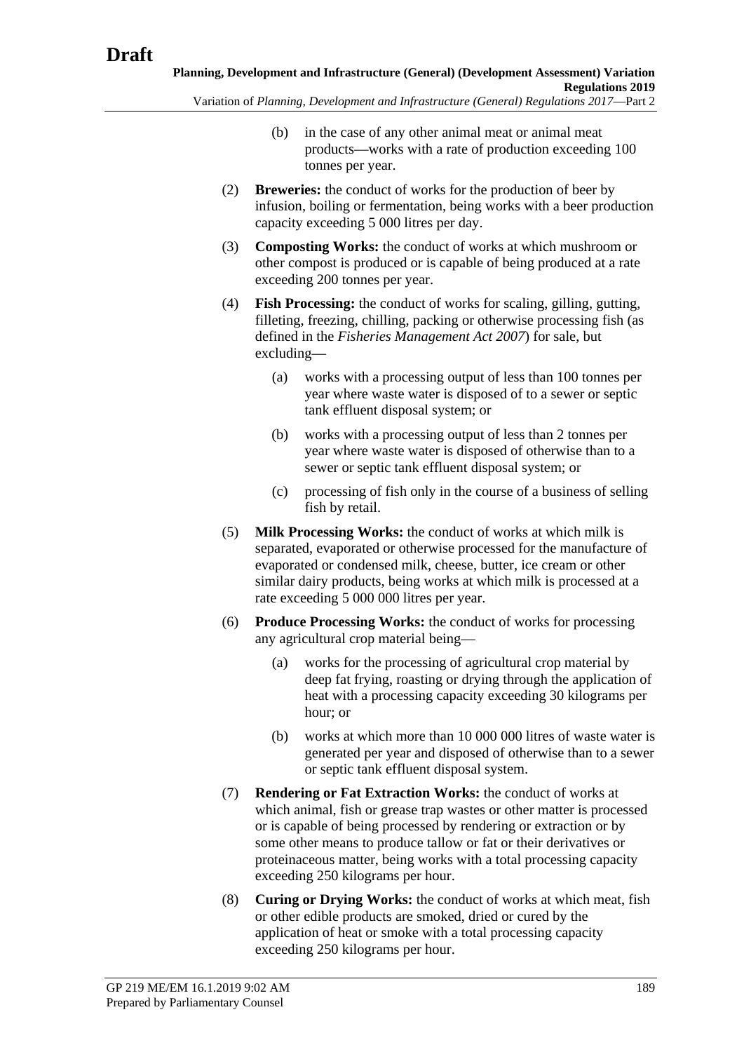(b) in the case of any other animal meat or animal meat products—works with a rate of production exceeding 100 tonnes per year.

(2) **Breweries:** the conduct of works for the production of beer by infusion, boiling or fermentation, being works with a beer production capacity exceeding 5 000 litres per day.

(3) **Composting Works:** the conduct of works at which mushroom or other compost is produced or is capable of being produced at a rate exceeding 200 tonnes per year.

(4) **Fish Processing:** the conduct of works for scaling, gilling, gutting, filleting, freezing, chilling, packing or otherwise processing fish (as defined in the *Fisheries Management Act 2007*) for sale, but excluding—

(a) works with a processing output of less than 100 tonnes per year where waste water is disposed of to a sewer or septic tank effluent disposal system; or

(b) works with a processing output of less than 2 tonnes per year where waste water is disposed of otherwise than to a sewer or septic tank effluent disposal system; or

(c) processing of fish only in the course of a business of selling fish by retail.

(5) **Milk Processing Works:** the conduct of works at which milk is separated, evaporated or otherwise processed for the manufacture of evaporated or condensed milk, cheese, butter, ice cream or other similar dairy products, being works at which milk is processed at a rate exceeding 5 000 000 litres per year.

(6) **Produce Processing Works:** the conduct of works for processing any agricultural crop material being—

(a) works for the processing of agricultural crop material by deep fat frying, roasting or drying through the application of heat with a processing capacity exceeding 30 kilograms per hour; or

(b) works at which more than 10 000 000 litres of waste water is generated per year and disposed of otherwise than to a sewer or septic tank effluent disposal system.

(7) **Rendering or Fat Extraction Works:** the conduct of works at which animal, fish or grease trap wastes or other matter is processed or is capable of being processed by rendering or extraction or by some other means to produce tallow or fat or their derivatives or proteinaceous matter, being works with a total processing capacity exceeding 250 kilograms per hour.

(8) **Curing or Drying Works:** the conduct of works at which meat, fish or other edible products are smoked, dried or cured by the application of heat or smoke with a total processing capacity exceeding 250 kilograms per hour.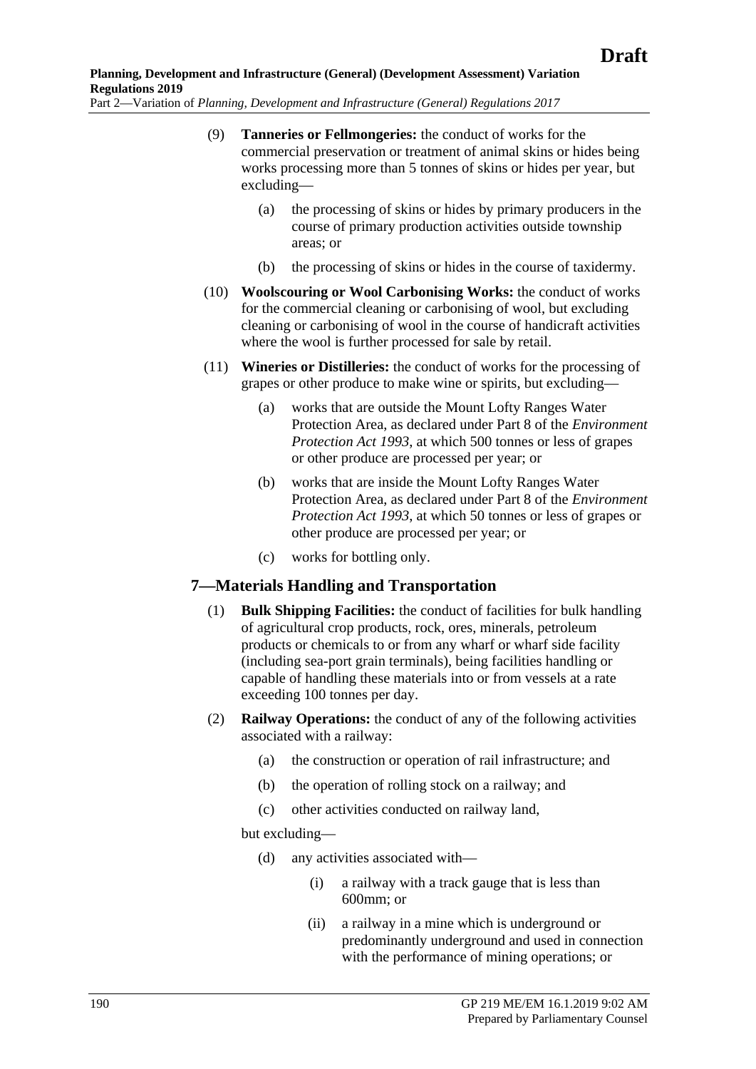(9) **Tanneries or Fellmongeries:** the conduct of works for the commercial preservation or treatment of animal skins or hides being works processing more than 5 tonnes of skins or hides per year, but excluding—

(a) the processing of skins or hides by primary producers in the course of primary production activities outside township areas; or

(b) the processing of skins or hides in the course of taxidermy.

(10) **Woolscouring or Wool Carbonising Works:** the conduct of works for the commercial cleaning or carbonising of wool, but excluding cleaning or carbonising of wool in the course of handicraft activities where the wool is further processed for sale by retail.

(11) **Wineries or Distilleries:** the conduct of works for the processing of grapes or other produce to make wine or spirits, but excluding—

(a) works that are outside the Mount Lofty Ranges Water Protection Area, as declared under Part 8 of the *Environment Protection Act 1993*, at which 500 tonnes or less of grapes or other produce are processed per year; or

(b) works that are inside the Mount Lofty Ranges Water Protection Area, as declared under Part 8 of the *Environment Protection Act 1993*, at which 50 tonnes or less of grapes or other produce are processed per year; or

(c) works for bottling only.

## 7—Materials Handling and Transportation

(1) **Bulk Shipping Facilities:** the conduct of facilities for bulk handling of agricultural crop products, rock, ores, minerals, petroleum products or chemicals to or from any wharf or wharf side facility (including sea-port grain terminals), being facilities handling or capable of handling these materials into or from vessels at a rate exceeding 100 tonnes per day.

(2) **Railway Operations:** the conduct of any of the following activities associated with a railway:

(a) the construction or operation of rail infrastructure; and

(b) the operation of rolling stock on a railway; and

(c) other activities conducted on railway land,

but excluding—

(d) any activities associated with—

(i) a railway with a track gauge that is less than 600mm; or

(ii) a railway in a mine which is underground or predominantly underground and used in connection with the performance of mining operations; or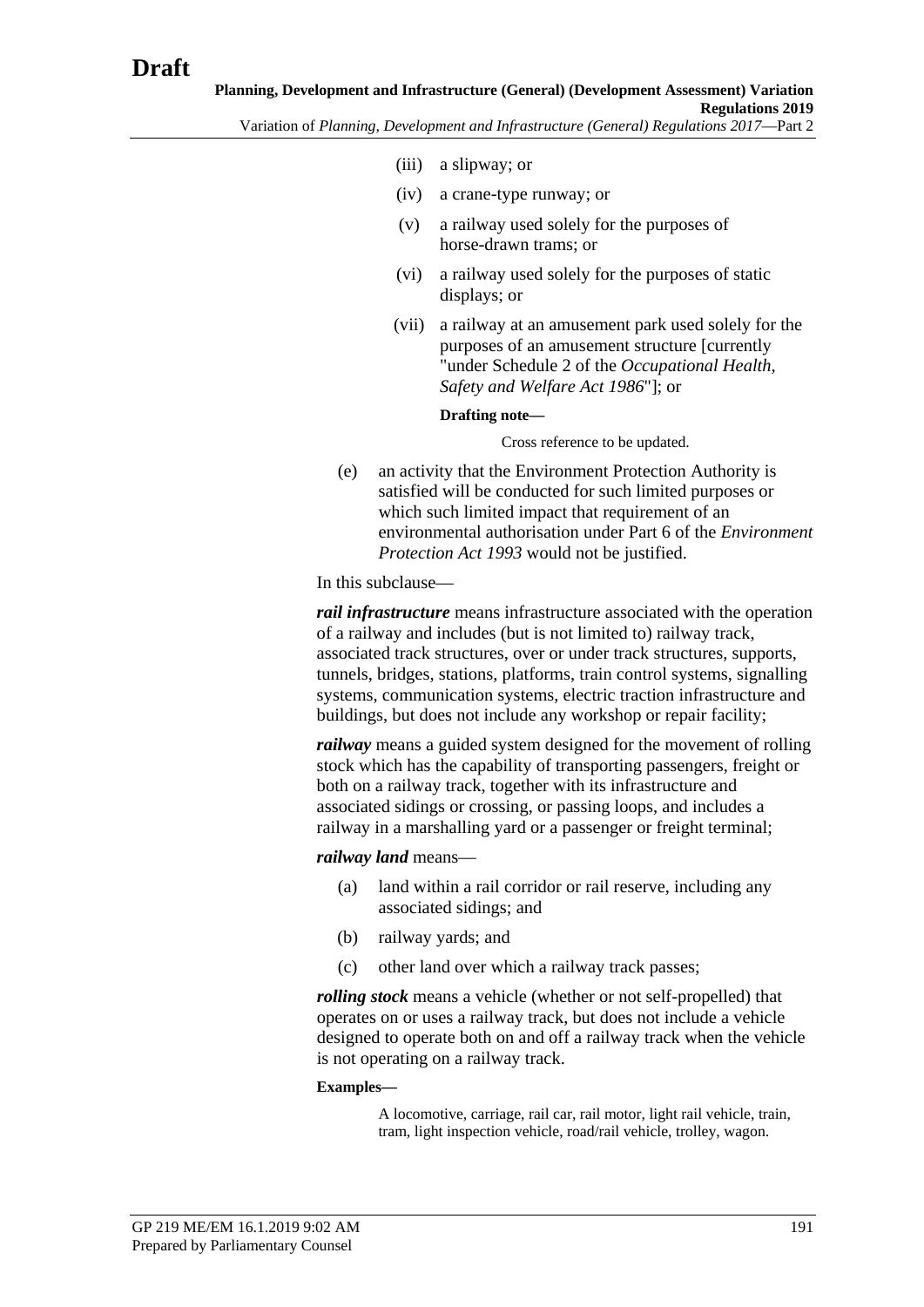(iii) a slipway; or

(iv) a crane-type runway; or

(v) a railway used solely for the purposes of horse-drawn trams; or

(vi) a railway used solely for the purposes of static displays; or

(vii) a railway at an amusement park used solely for the purposes of an amusement structure [currently "under Schedule 2 of the *Occupational Health, Safety and Welfare Act 1986*"]; or

**Drafting note—**

Cross reference to be updated.

(e) an activity that the Environment Protection Authority is satisfied will be conducted for such limited purposes or which such limited impact that requirement of an environmental authorisation under Part 6 of the *Environment Protection Act 1993* would not be justified.

In this subclause—

***rail infrastructure*** means infrastructure associated with the operation of a railway and includes (but is not limited to) railway track, associated track structures, over or under track structures, supports, tunnels, bridges, stations, platforms, train control systems, signalling systems, communication systems, electric traction infrastructure and buildings, but does not include any workshop or repair facility;

***railway*** means a guided system designed for the movement of rolling stock which has the capability of transporting passengers, freight or both on a railway track, together with its infrastructure and associated sidings or crossing, or passing loops, and includes a railway in a marshalling yard or a passenger or freight terminal;

***railway land*** means—

(a) land within a rail corridor or rail reserve, including any associated sidings; and

(b) railway yards; and

(c) other land over which a railway track passes;

***rolling stock*** means a vehicle (whether or not self-propelled) that operates on or uses a railway track, but does not include a vehicle designed to operate both on and off a railway track when the vehicle is not operating on a railway track.

**Examples—**

A locomotive, carriage, rail car, rail motor, light rail vehicle, train, tram, light inspection vehicle, road/rail vehicle, trolley, wagon.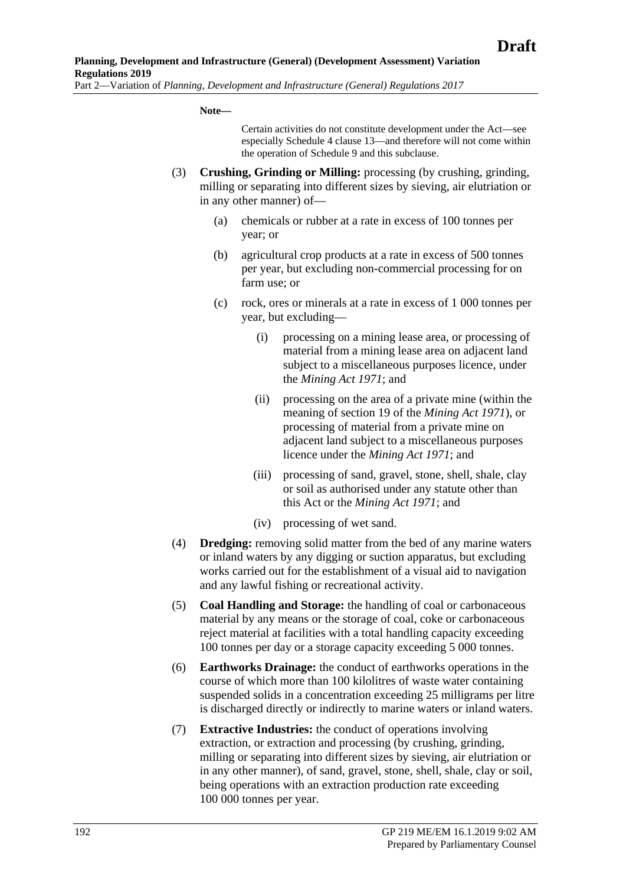**Note—**

Certain activities do not constitute development under the Act—see especially Schedule 4 clause 13—and therefore will not come within the operation of Schedule 9 and this subclause.

(3) **Crushing, Grinding or Milling:** processing (by crushing, grinding, milling or separating into different sizes by sieving, air elutriation or in any other manner) of—

(a) chemicals or rubber at a rate in excess of 100 tonnes per year; or

(b) agricultural crop products at a rate in excess of 500 tonnes per year, but excluding non-commercial processing for on farm use; or

(c) rock, ores or minerals at a rate in excess of 1 000 tonnes per year, but excluding—

(i) processing on a mining lease area, or processing of material from a mining lease area on adjacent land subject to a miscellaneous purposes licence, under the *Mining Act 1971*; and

(ii) processing on the area of a private mine (within the meaning of section 19 of the *Mining Act 1971*), or processing of material from a private mine on adjacent land subject to a miscellaneous purposes licence under the *Mining Act 1971*; and

(iii) processing of sand, gravel, stone, shell, shale, clay or soil as authorised under any statute other than this Act or the *Mining Act 1971*; and

(iv) processing of wet sand.

(4) **Dredging:** removing solid matter from the bed of any marine waters or inland waters by any digging or suction apparatus, but excluding works carried out for the establishment of a visual aid to navigation and any lawful fishing or recreational activity.

(5) **Coal Handling and Storage:** the handling of coal or carbonaceous material by any means or the storage of coal, coke or carbonaceous reject material at facilities with a total handling capacity exceeding 100 tonnes per day or a storage capacity exceeding 5 000 tonnes.

(6) **Earthworks Drainage:** the conduct of earthworks operations in the course of which more than 100 kilolitres of waste water containing suspended solids in a concentration exceeding 25 milligrams per litre is discharged directly or indirectly to marine waters or inland waters.

(7) **Extractive Industries:** the conduct of operations involving extraction, or extraction and processing (by crushing, grinding, milling or separating into different sizes by sieving, air elutriation or in any other manner), of sand, gravel, stone, shell, shale, clay or soil, being operations with an extraction production rate exceeding 100 000 tonnes per year.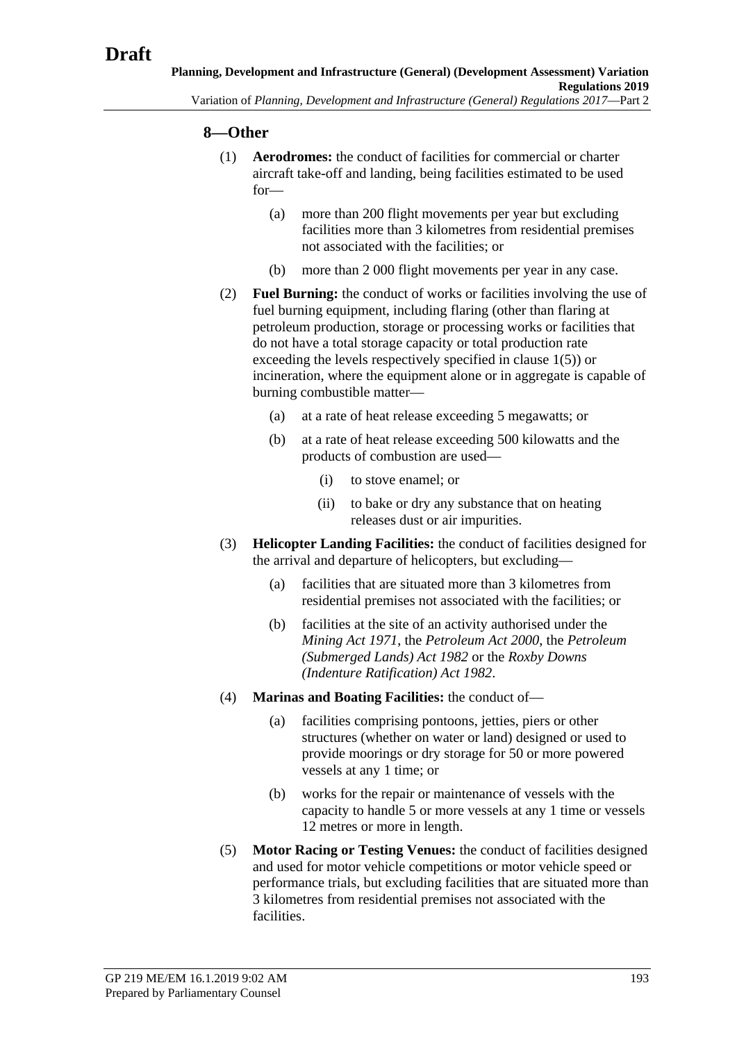### 8—Other

(1) **Aerodromes:** the conduct of facilities for commercial or charter aircraft take-off and landing, being facilities estimated to be used for—

 (a) more than 200 flight movements per year but excluding facilities more than 3 kilometres from residential premises not associated with the facilities; or

 (b) more than 2 000 flight movements per year in any case.

(2) **Fuel Burning:** the conduct of works or facilities involving the use of fuel burning equipment, including flaring (other than flaring at petroleum production, storage or processing works or facilities that do not have a total storage capacity or total production rate exceeding the levels respectively specified in clause 1(5)) or incineration, where the equipment alone or in aggregate is capable of burning combustible matter—

 (a) at a rate of heat release exceeding 5 megawatts; or

 (b) at a rate of heat release exceeding 500 kilowatts and the products of combustion are used—

  (i) to stove enamel; or

  (ii) to bake or dry any substance that on heating releases dust or air impurities.

(3) **Helicopter Landing Facilities:** the conduct of facilities designed for the arrival and departure of helicopters, but excluding—

 (a) facilities that are situated more than 3 kilometres from residential premises not associated with the facilities; or

 (b) facilities at the site of an activity authorised under the *Mining Act 1971*, the *Petroleum Act 2000*, the *Petroleum (Submerged Lands) Act 1982* or the *Roxby Downs (Indenture Ratification) Act 1982*.

(4) **Marinas and Boating Facilities:** the conduct of—

 (a) facilities comprising pontoons, jetties, piers or other structures (whether on water or land) designed or used to provide moorings or dry storage for 50 or more powered vessels at any 1 time; or

 (b) works for the repair or maintenance of vessels with the capacity to handle 5 or more vessels at any 1 time or vessels 12 metres or more in length.

(5) **Motor Racing or Testing Venues:** the conduct of facilities designed and used for motor vehicle competitions or motor vehicle speed or performance trials, but excluding facilities that are situated more than 3 kilometres from residential premises not associated with the facilities.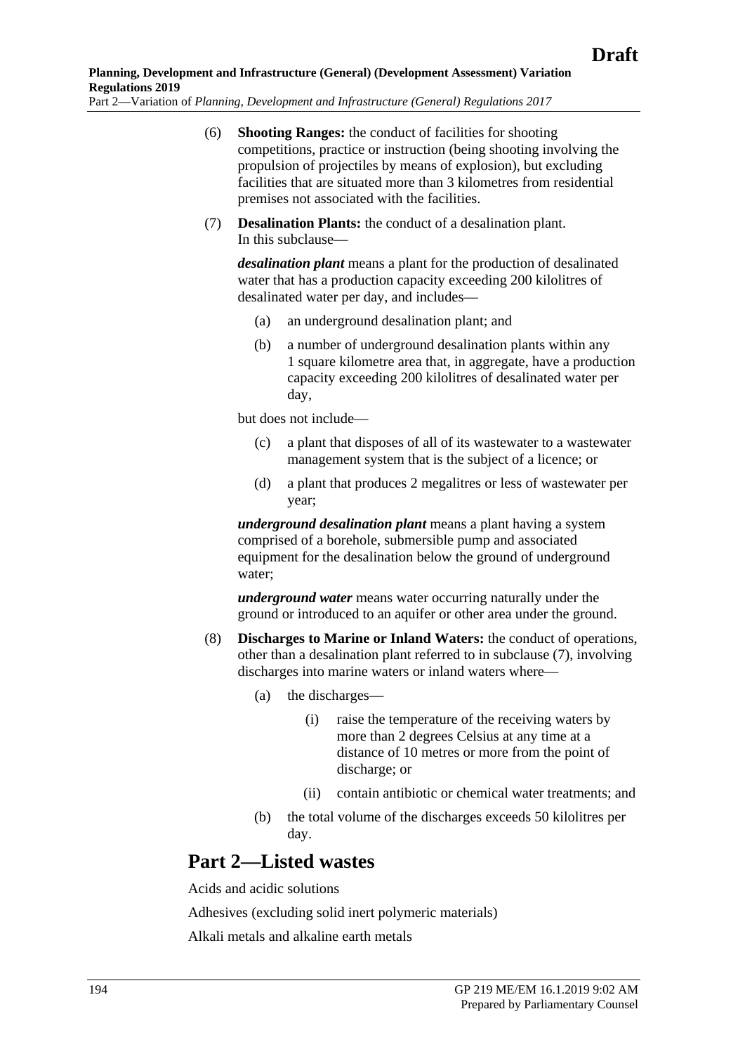(6) **Shooting Ranges:** the conduct of facilities for shooting competitions, practice or instruction (being shooting involving the propulsion of projectiles by means of explosion), but excluding facilities that are situated more than 3 kilometres from residential premises not associated with the facilities.

(7) **Desalination Plants:** the conduct of a desalination plant. In this subclause—

***desalination plant*** means a plant for the production of desalinated water that has a production capacity exceeding 200 kilolitres of desalinated water per day, and includes—

- (a) an underground desalination plant; and
- (b) a number of underground desalination plants within any 1 square kilometre area that, in aggregate, have a production capacity exceeding 200 kilolitres of desalinated water per day,

but does not include—

- (c) a plant that disposes of all of its wastewater to a wastewater management system that is the subject of a licence; or
- (d) a plant that produces 2 megalitres or less of wastewater per year;

***underground desalination plant*** means a plant having a system comprised of a borehole, submersible pump and associated equipment for the desalination below the ground of underground water;

***underground water*** means water occurring naturally under the ground or introduced to an aquifer or other area under the ground.

(8) **Discharges to Marine or Inland Waters:** the conduct of operations, other than a desalination plant referred to in subclause (7), involving discharges into marine waters or inland waters where—

- (a) the discharges—
  - (i) raise the temperature of the receiving waters by more than 2 degrees Celsius at any time at a distance of 10 metres or more from the point of discharge; or
  - (ii) contain antibiotic or chemical water treatments; and
- (b) the total volume of the discharges exceeds 50 kilolitres per day.

## Part 2—Listed wastes

Acids and acidic solutions

Adhesives (excluding solid inert polymeric materials)

Alkali metals and alkaline earth metals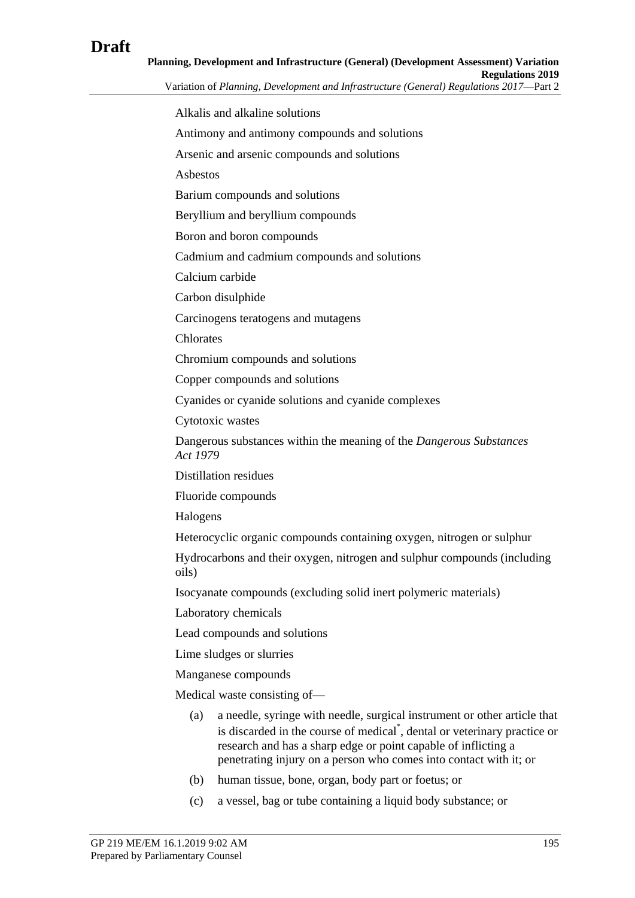Alkalis and alkaline solutions

Antimony and antimony compounds and solutions

Arsenic and arsenic compounds and solutions

Asbestos

Barium compounds and solutions

Beryllium and beryllium compounds

Boron and boron compounds

Cadmium and cadmium compounds and solutions

Calcium carbide

Carbon disulphide

Carcinogens teratogens and mutagens

Chlorates

Chromium compounds and solutions

Copper compounds and solutions

Cyanides or cyanide solutions and cyanide complexes

Cytotoxic wastes

Dangerous substances within the meaning of the *Dangerous Substances Act 1979*

Distillation residues

Fluoride compounds

Halogens

Heterocyclic organic compounds containing oxygen, nitrogen or sulphur

Hydrocarbons and their oxygen, nitrogen and sulphur compounds (including oils)

Isocyanate compounds (excluding solid inert polymeric materials)

Laboratory chemicals

Lead compounds and solutions

Lime sludges or slurries

Manganese compounds

Medical waste consisting of—

(a) a needle, syringe with needle, surgical instrument or other article that is discarded in the course of medical*, dental or veterinary practice or research and has a sharp edge or point capable of inflicting a penetrating injury on a person who comes into contact with it; or

(b) human tissue, bone, organ, body part or foetus; or

(c) a vessel, bag or tube containing a liquid body substance; or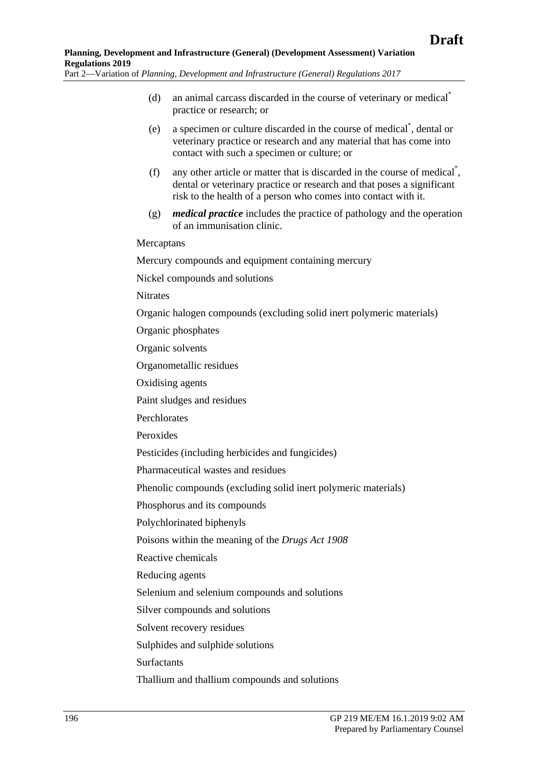(d) an animal carcass discarded in the course of veterinary or medical* practice or research; or

(e) a specimen or culture discarded in the course of medical*, dental or veterinary practice or research and any material that has come into contact with such a specimen or culture; or

(f) any other article or matter that is discarded in the course of medical*, dental or veterinary practice or research and that poses a significant risk to the health of a person who comes into contact with it.

(g) ***medical practice*** includes the practice of pathology and the operation of an immunisation clinic.

Mercaptans

Mercury compounds and equipment containing mercury

Nickel compounds and solutions

Nitrates

Organic halogen compounds (excluding solid inert polymeric materials)

Organic phosphates

Organic solvents

Organometallic residues

Oxidising agents

Paint sludges and residues

Perchlorates

Peroxides

Pesticides (including herbicides and fungicides)

Pharmaceutical wastes and residues

Phenolic compounds (excluding solid inert polymeric materials)

Phosphorus and its compounds

Polychlorinated biphenyls

Poisons within the meaning of the *Drugs Act 1908*

Reactive chemicals

Reducing agents

Selenium and selenium compounds and solutions

Silver compounds and solutions

Solvent recovery residues

Sulphides and sulphide solutions

Surfactants

Thallium and thallium compounds and solutions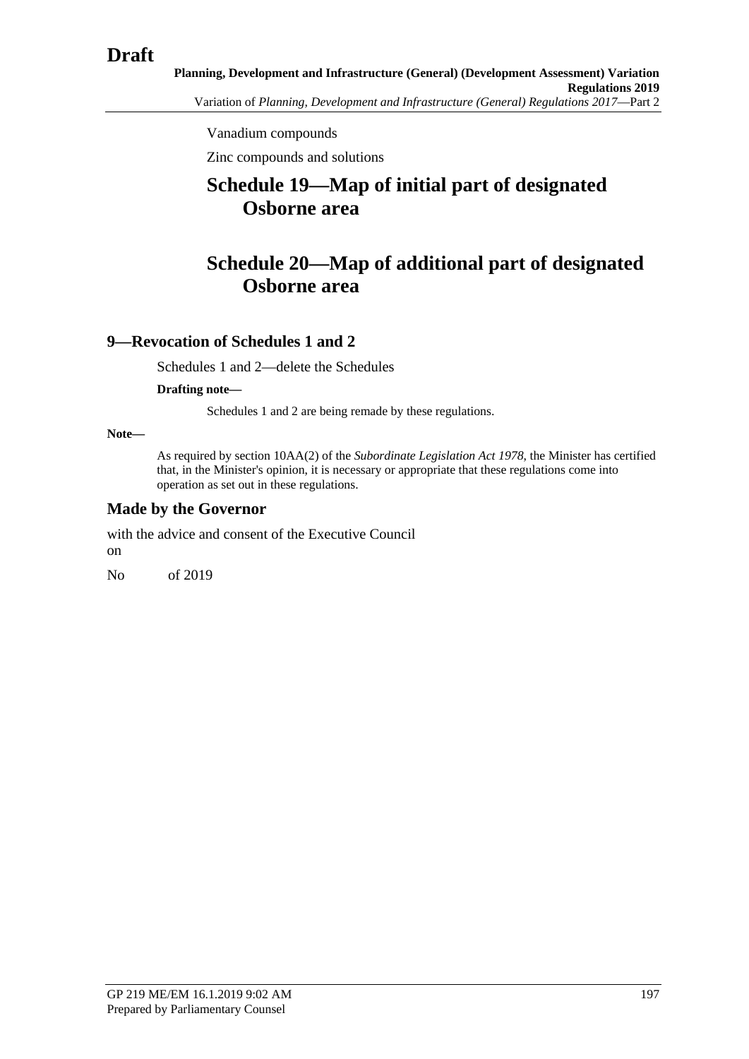Vanadium compounds

Zinc compounds and solutions

# Schedule 19—Map of initial part of designated Osborne area

# Schedule 20—Map of additional part of designated Osborne area

## 9—Revocation of Schedules 1 and 2

Schedules 1 and 2—delete the Schedules

**Drafting note—**

Schedules 1 and 2 are being remade by these regulations.

**Note—**

As required by section 10AA(2) of the *Subordinate Legislation Act 1978*, the Minister has certified that, in the Minister's opinion, it is necessary or appropriate that these regulations come into operation as set out in these regulations.

## Made by the Governor

with the advice and consent of the Executive Council
on

No of 2019